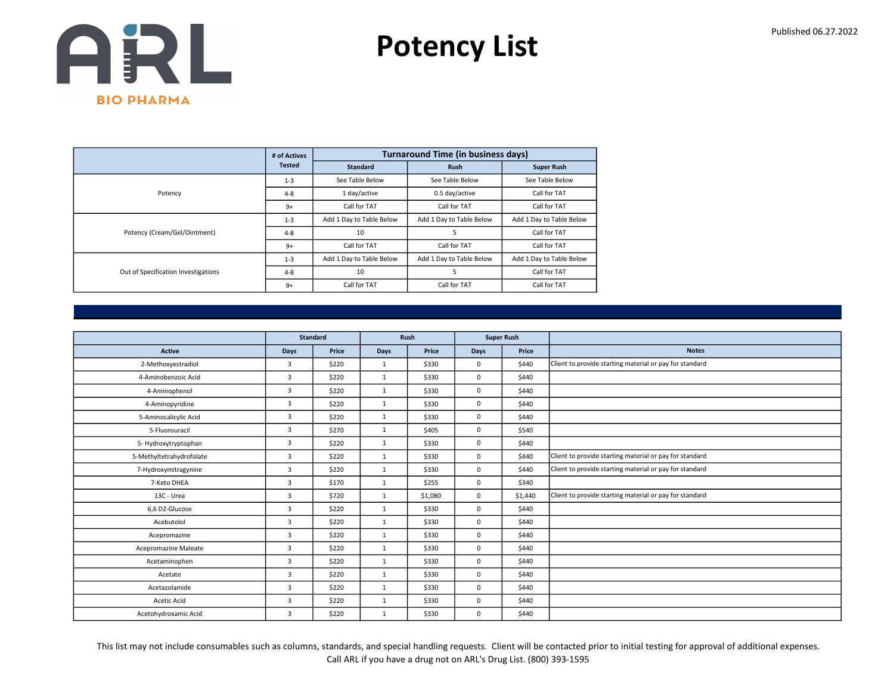ARL BIO PHARMA

# Potency List

Published 06.27.2022

| | # of Actives Tested | Turnaround Time (in business days) | | |
|---|---|---|---|---|
| | | Standard | Rush | Super Rush |
| Potency | 1-3 | See Table Below | See Table Below | See Table Below |
| | 4-8 | 1 day/active | 0.5 day/active | Call for TAT |
| | 9+ | Call for TAT | Call for TAT | Call for TAT |
| Potency (Cream/Gel/Ointment) | 1-3 | Add 1 Day to Table Below | Add 1 Day to Table Below | Add 1 Day to Table Below |
| | 4-8 | 10 | 5 | Call for TAT |
| | 9+ | Call for TAT | Call for TAT | Call for TAT |
| Out of Specification Investigations | 1-3 | Add 1 Day to Table Below | Add 1 Day to Table Below | Add 1 Day to Table Below |
| | 4-8 | 10 | 5 | Call for TAT |
| | 9+ | Call for TAT | Call for TAT | Call for TAT |

| | Standard | | Rush | | Super Rush | | |
|---|---|---|---|---|---|---|---|
| Active | Days | Price | Days | Price | Days | Price | Notes |
| 2-Methoxyestradiol | 3 | $220 | 1 | $330 | 0 | $440 | Client to provide starting material or pay for standard |
| 4-Aminobenzoic Acid | 3 | $220 | 1 | $330 | 0 | $440 | |
| 4-Aminophenol | 3 | $220 | 1 | $330 | 0 | $440 | |
| 4-Aminopyridine | 3 | $220 | 1 | $330 | 0 | $440 | |
| 5-Aminosalicylic Acid | 3 | $220 | 1 | $330 | 0 | $440 | |
| 5-Fluorouracil | 3 | $270 | 1 | $405 | 0 | $540 | |
| 5- Hydroxytryptophan | 3 | $220 | 1 | $330 | 0 | $440 | |
| 5-Methyltetrahydrofolate | 3 | $220 | 1 | $330 | 0 | $440 | Client to provide starting material or pay for standard |
| 7-Hydroxymitragynine | 3 | $220 | 1 | $330 | 0 | $440 | Client to provide starting material or pay for standard |
| 7-Keto DHEA | 3 | $170 | 1 | $255 | 0 | $340 | |
| 13C - Urea | 3 | $720 | 1 | $1,080 | 0 | $1,440 | Client to provide starting material or pay for standard |
| 6,6 D2-Glucose | 3 | $220 | 1 | $330 | 0 | $440 | |
| Acebutolol | 3 | $220 | 1 | $330 | 0 | $440 | |
| Acepromazine | 3 | $220 | 1 | $330 | 0 | $440 | |
| Acepromazine Maleate | 3 | $220 | 1 | $330 | 0 | $440 | |
| Acetaminophen | 3 | $220 | 1 | $330 | 0 | $440 | |
| Acetate | 3 | $220 | 1 | $330 | 0 | $440 | |
| Acetazolamide | 3 | $220 | 1 | $330 | 0 | $440 | |
| Acetic Acid | 3 | $220 | 1 | $330 | 0 | $440 | |
| Acetohydroxamic Acid | 3 | $220 | 1 | $330 | 0 | $440 | |

This list may not include consumables such as columns, standards, and special handling requests. Client will be contacted prior to initial testing for approval of additional expenses.
Call ARL if you have a drug not on ARL's Drug List. (800) 393-1595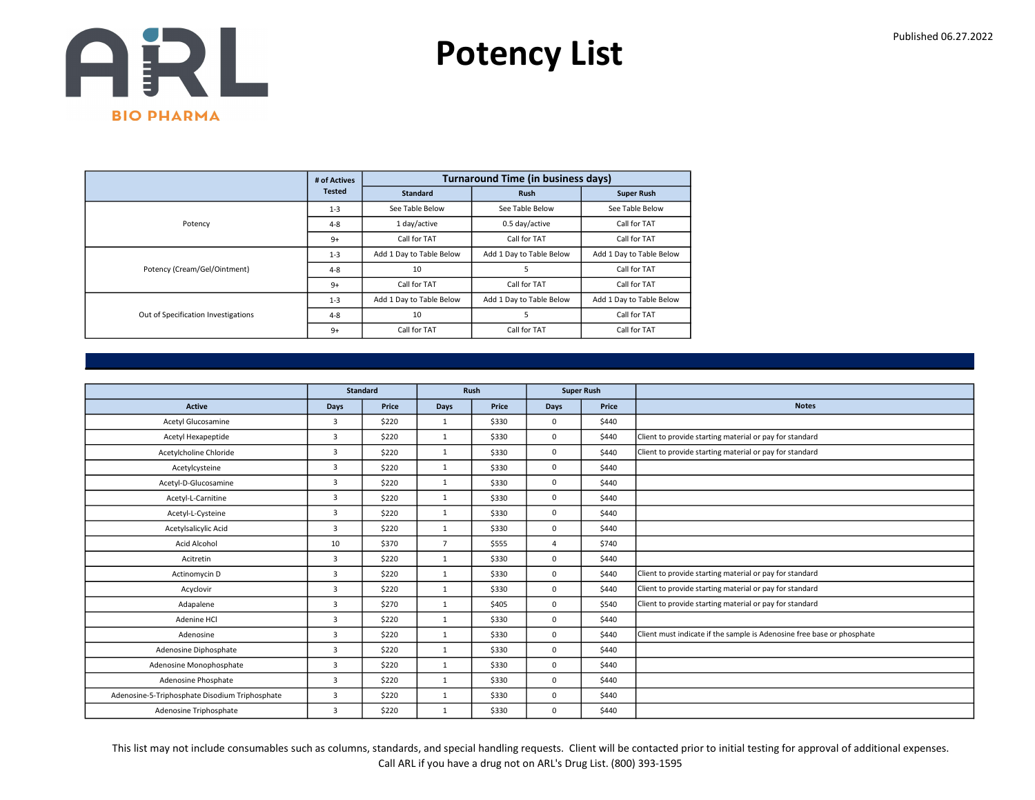# Potency List

Published 06.27.2022

| | # of Actives Tested | Turnaround Time (in business days) | | |
|---|---|---|---|---|
| | | Standard | Rush | Super Rush |
| Potency | 1-3 | See Table Below | See Table Below | See Table Below |
| | 4-8 | 1 day/active | 0.5 day/active | Call for TAT |
| | 9+ | Call for TAT | Call for TAT | Call for TAT |
| Potency (Cream/Gel/Ointment) | 1-3 | Add 1 Day to Table Below | Add 1 Day to Table Below | Add 1 Day to Table Below |
| | 4-8 | 10 | 5 | Call for TAT |
| | 9+ | Call for TAT | Call for TAT | Call for TAT |
| Out of Specification Investigations | 1-3 | Add 1 Day to Table Below | Add 1 Day to Table Below | Add 1 Day to Table Below |
| | 4-8 | 10 | 5 | Call for TAT |
| | 9+ | Call for TAT | Call for TAT | Call for TAT |

| | Standard | | Rush | | Super Rush | | |
|---|---|---|---|---|---|---|---|
| Active | Days | Price | Days | Price | Days | Price | Notes |
| Acetyl Glucosamine | 3 | $220 | 1 | $330 | 0 | $440 | |
| Acetyl Hexapeptide | 3 | $220 | 1 | $330 | 0 | $440 | Client to provide starting material or pay for standard |
| Acetylcholine Chloride | 3 | $220 | 1 | $330 | 0 | $440 | Client to provide starting material or pay for standard |
| Acetylcysteine | 3 | $220 | 1 | $330 | 0 | $440 | |
| Acetyl-D-Glucosamine | 3 | $220 | 1 | $330 | 0 | $440 | |
| Acetyl-L-Carnitine | 3 | $220 | 1 | $330 | 0 | $440 | |
| Acetyl-L-Cysteine | 3 | $220 | 1 | $330 | 0 | $440 | |
| Acetylsalicylic Acid | 3 | $220 | 1 | $330 | 0 | $440 | |
| Acid Alcohol | 10 | $370 | 7 | $555 | 4 | $740 | |
| Acitretin | 3 | $220 | 1 | $330 | 0 | $440 | |
| Actinomycin D | 3 | $220 | 1 | $330 | 0 | $440 | Client to provide starting material or pay for standard |
| Acyclovir | 3 | $220 | 1 | $330 | 0 | $440 | Client to provide starting material or pay for standard |
| Adapalene | 3 | $270 | 1 | $405 | 0 | $540 | Client to provide starting material or pay for standard |
| Adenine HCl | 3 | $220 | 1 | $330 | 0 | $440 | |
| Adenosine | 3 | $220 | 1 | $330 | 0 | $440 | Client must indicate if the sample is Adenosine free base or phosphate |
| Adenosine Diphosphate | 3 | $220 | 1 | $330 | 0 | $440 | |
| Adenosine Monophosphate | 3 | $220 | 1 | $330 | 0 | $440 | |
| Adenosine Phosphate | 3 | $220 | 1 | $330 | 0 | $440 | |
| Adenosine-5-Triphosphate Disodium Triphosphate | 3 | $220 | 1 | $330 | 0 | $440 | |
| Adenosine Triphosphate | 3 | $220 | 1 | $330 | 0 | $440 | |

This list may not include consumables such as columns, standards, and special handling requests. Client will be contacted prior to initial testing for approval of additional expenses.
Call ARL if you have a drug not on ARL's Drug List. (800) 393-1595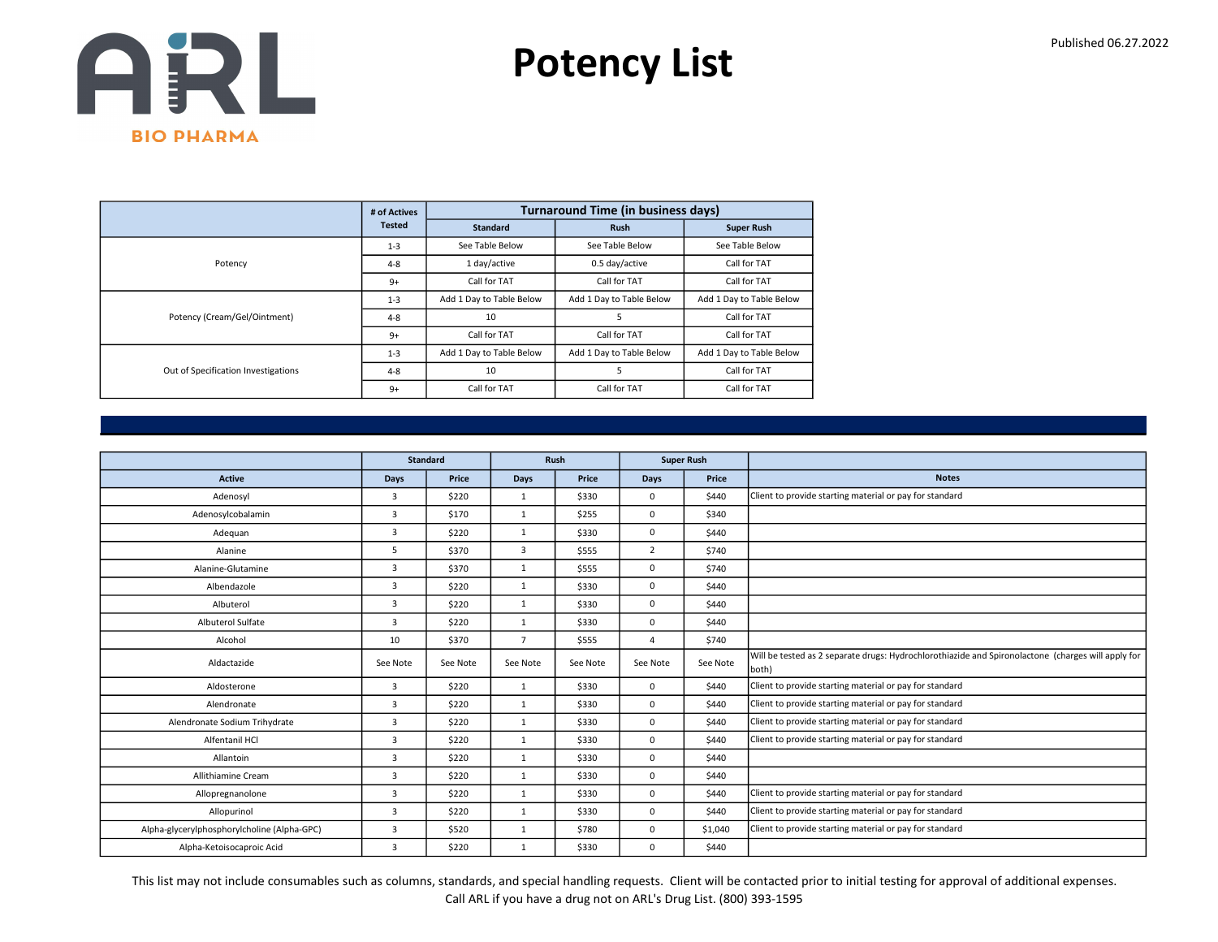# Potency List

Published 06.27.2022

|  | # of Actives Tested | Turnaround Time (in business days) | | |
|---|---|---|---|---|
|  |  | Standard | Rush | Super Rush |
| Potency | 1-3 | See Table Below | See Table Below | See Table Below |
|  | 4-8 | 1 day/active | 0.5 day/active | Call for TAT |
|  | 9+ | Call for TAT | Call for TAT | Call for TAT |
| Potency (Cream/Gel/Ointment) | 1-3 | Add 1 Day to Table Below | Add 1 Day to Table Below | Add 1 Day to Table Below |
|  | 4-8 | 10 | 5 | Call for TAT |
|  | 9+ | Call for TAT | Call for TAT | Call for TAT |
| Out of Specification Investigations | 1-3 | Add 1 Day to Table Below | Add 1 Day to Table Below | Add 1 Day to Table Below |
|  | 4-8 | 10 | 5 | Call for TAT |
|  | 9+ | Call for TAT | Call for TAT | Call for TAT |

|  | Standard | | Rush | | Super Rush | |  |
|---|---|---|---|---|---|---|---|
| Active | Days | Price | Days | Price | Days | Price | Notes |
| Adenosyl | 3 | $220 | 1 | $330 | 0 | $440 | Client to provide starting material or pay for standard |
| Adenosylcobalamin | 3 | $170 | 1 | $255 | 0 | $340 |  |
| Adequan | 3 | $220 | 1 | $330 | 0 | $440 |  |
| Alanine | 5 | $370 | 3 | $555 | 2 | $740 |  |
| Alanine-Glutamine | 3 | $370 | 1 | $555 | 0 | $740 |  |
| Albendazole | 3 | $220 | 1 | $330 | 0 | $440 |  |
| Albuterol | 3 | $220 | 1 | $330 | 0 | $440 |  |
| Albuterol Sulfate | 3 | $220 | 1 | $330 | 0 | $440 |  |
| Alcohol | 10 | $370 | 7 | $555 | 4 | $740 |  |
| Aldactazide | See Note | See Note | See Note | See Note | See Note | See Note | Will be tested as 2 separate drugs: Hydrochlorothiazide and Spironolactone (charges will apply for both) |
| Aldosterone | 3 | $220 | 1 | $330 | 0 | $440 | Client to provide starting material or pay for standard |
| Alendronate | 3 | $220 | 1 | $330 | 0 | $440 | Client to provide starting material or pay for standard |
| Alendronate Sodium Trihydrate | 3 | $220 | 1 | $330 | 0 | $440 | Client to provide starting material or pay for standard |
| Alfentanil HCl | 3 | $220 | 1 | $330 | 0 | $440 | Client to provide starting material or pay for standard |
| Allantoin | 3 | $220 | 1 | $330 | 0 | $440 |  |
| Allithiamine Cream | 3 | $220 | 1 | $330 | 0 | $440 |  |
| Allopregnanolone | 3 | $220 | 1 | $330 | 0 | $440 | Client to provide starting material or pay for standard |
| Allopurinol | 3 | $220 | 1 | $330 | 0 | $440 | Client to provide starting material or pay for standard |
| Alpha-glycerylphosphorylcholine (Alpha-GPC) | 3 | $520 | 1 | $780 | 0 | $1,040 | Client to provide starting material or pay for standard |
| Alpha-Ketoisocaproic Acid | 3 | $220 | 1 | $330 | 0 | $440 |  |

This list may not include consumables such as columns, standards, and special handling requests. Client will be contacted prior to initial testing for approval of additional expenses.
Call ARL if you have a drug not on ARL's Drug List. (800) 393-1595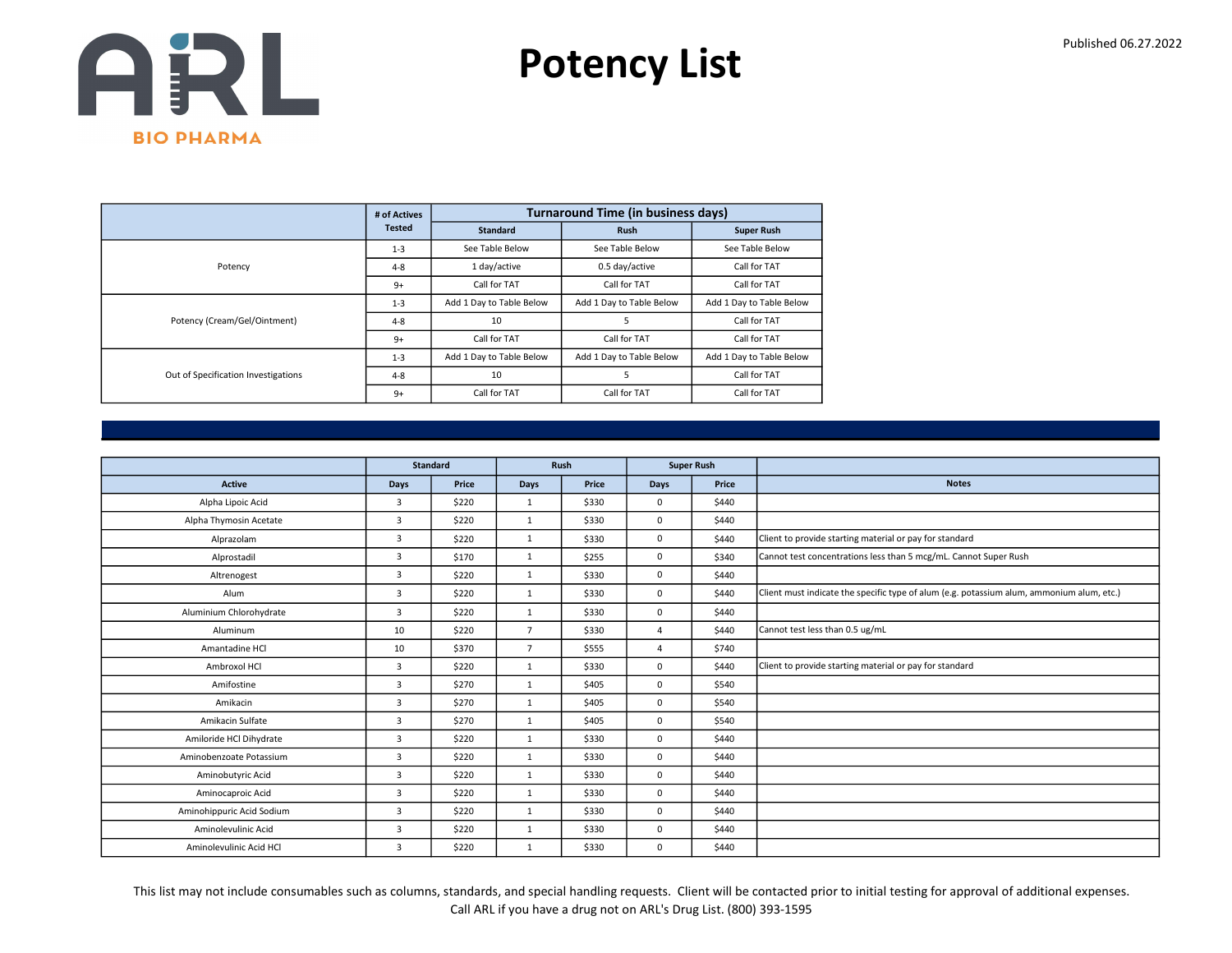ARL BIO PHARMA

# Potency List

Published 06.27.2022

| | # of Actives Tested | Turnaround Time (in business days) | | |
|---|---|---|---|---|
| | | Standard | Rush | Super Rush |
| Potency | 1-3 | See Table Below | See Table Below | See Table Below |
| | 4-8 | 1 day/active | 0.5 day/active | Call for TAT |
| | 9+ | Call for TAT | Call for TAT | Call for TAT |
| Potency (Cream/Gel/Ointment) | 1-3 | Add 1 Day to Table Below | Add 1 Day to Table Below | Add 1 Day to Table Below |
| | 4-8 | 10 | 5 | Call for TAT |
| | 9+ | Call for TAT | Call for TAT | Call for TAT |
| Out of Specification Investigations | 1-3 | Add 1 Day to Table Below | Add 1 Day to Table Below | Add 1 Day to Table Below |
| | 4-8 | 10 | 5 | Call for TAT |
| | 9+ | Call for TAT | Call for TAT | Call for TAT |

| | Standard | | Rush | | Super Rush | | |
|---|---|---|---|---|---|---|---|
| Active | Days | Price | Days | Price | Days | Price | Notes |
| Alpha Lipoic Acid | 3 | $220 | 1 | $330 | 0 | $440 | |
| Alpha Thymosin Acetate | 3 | $220 | 1 | $330 | 0 | $440 | |
| Alprazolam | 3 | $220 | 1 | $330 | 0 | $440 | Client to provide starting material or pay for standard |
| Alprostadil | 3 | $170 | 1 | $255 | 0 | $340 | Cannot test concentrations less than 5 mcg/mL. Cannot Super Rush |
| Altrenogest | 3 | $220 | 1 | $330 | 0 | $440 | |
| Alum | 3 | $220 | 1 | $330 | 0 | $440 | Client must indicate the specific type of alum (e.g. potassium alum, ammonium alum, etc.) |
| Aluminium Chlorohydrate | 3 | $220 | 1 | $330 | 0 | $440 | |
| Aluminum | 10 | $220 | 7 | $330 | 4 | $440 | Cannot test less than 0.5 ug/mL |
| Amantadine HCl | 10 | $370 | 7 | $555 | 4 | $740 | |
| Ambroxol HCl | 3 | $220 | 1 | $330 | 0 | $440 | Client to provide starting material or pay for standard |
| Amifostine | 3 | $270 | 1 | $405 | 0 | $540 | |
| Amikacin | 3 | $270 | 1 | $405 | 0 | $540 | |
| Amikacin Sulfate | 3 | $270 | 1 | $405 | 0 | $540 | |
| Amiloride HCl Dihydrate | 3 | $220 | 1 | $330 | 0 | $440 | |
| Aminobenzoate Potassium | 3 | $220 | 1 | $330 | 0 | $440 | |
| Aminobutyric Acid | 3 | $220 | 1 | $330 | 0 | $440 | |
| Aminocaproic Acid | 3 | $220 | 1 | $330 | 0 | $440 | |
| Aminohippuric Acid Sodium | 3 | $220 | 1 | $330 | 0 | $440 | |
| Aminolevulinic Acid | 3 | $220 | 1 | $330 | 0 | $440 | |
| Aminolevulinic Acid HCl | 3 | $220 | 1 | $330 | 0 | $440 | |

This list may not include consumables such as columns, standards, and special handling requests. Client will be contacted prior to initial testing for approval of additional expenses.
Call ARL if you have a drug not on ARL's Drug List. (800) 393-1595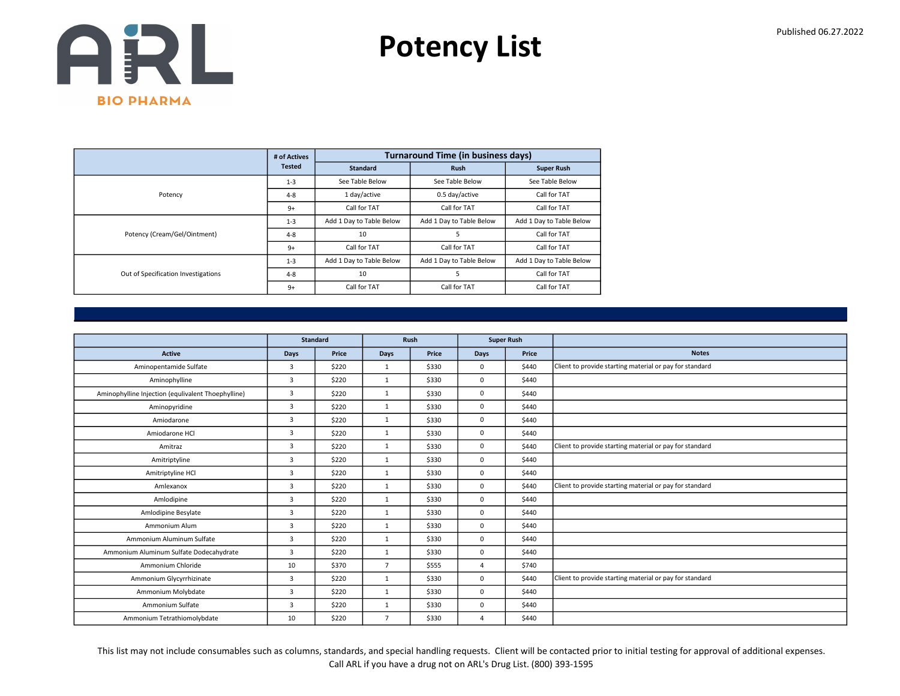# Potency List

Published 06.27.2022

| | # of Actives Tested | Turnaround Time (in business days) | | |
|---|---|---|---|---|
| | | Standard | Rush | Super Rush |
| Potency | 1-3 | See Table Below | See Table Below | See Table Below |
| | 4-8 | 1 day/active | 0.5 day/active | Call for TAT |
| | 9+ | Call for TAT | Call for TAT | Call for TAT |
| Potency (Cream/Gel/Ointment) | 1-3 | Add 1 Day to Table Below | Add 1 Day to Table Below | Add 1 Day to Table Below |
| | 4-8 | 10 | 5 | Call for TAT |
| | 9+ | Call for TAT | Call for TAT | Call for TAT |
| Out of Specification Investigations | 1-3 | Add 1 Day to Table Below | Add 1 Day to Table Below | Add 1 Day to Table Below |
| | 4-8 | 10 | 5 | Call for TAT |
| | 9+ | Call for TAT | Call for TAT | Call for TAT |

| | Standard | | Rush | | Super Rush | | |
|---|---|---|---|---|---|---|---|
| Active | Days | Price | Days | Price | Days | Price | Notes |
| Aminopentamide Sulfate | 3 | $220 | 1 | $330 | 0 | $440 | Client to provide starting material or pay for standard |
| Aminophylline | 3 | $220 | 1 | $330 | 0 | $440 | |
| Aminophylline Injection (equlivalent Thoephylline) | 3 | $220 | 1 | $330 | 0 | $440 | |
| Aminopyridine | 3 | $220 | 1 | $330 | 0 | $440 | |
| Amiodarone | 3 | $220 | 1 | $330 | 0 | $440 | |
| Amiodarone HCl | 3 | $220 | 1 | $330 | 0 | $440 | |
| Amitraz | 3 | $220 | 1 | $330 | 0 | $440 | Client to provide starting material or pay for standard |
| Amitriptyline | 3 | $220 | 1 | $330 | 0 | $440 | |
| Amitriptyline HCl | 3 | $220 | 1 | $330 | 0 | $440 | |
| Amlexanox | 3 | $220 | 1 | $330 | 0 | $440 | Client to provide starting material or pay for standard |
| Amlodipine | 3 | $220 | 1 | $330 | 0 | $440 | |
| Amlodipine Besylate | 3 | $220 | 1 | $330 | 0 | $440 | |
| Ammonium Alum | 3 | $220 | 1 | $330 | 0 | $440 | |
| Ammonium Aluminum Sulfate | 3 | $220 | 1 | $330 | 0 | $440 | |
| Ammonium Aluminum Sulfate Dodecahydrate | 3 | $220 | 1 | $330 | 0 | $440 | |
| Ammonium Chloride | 10 | $370 | 7 | $555 | 4 | $740 | |
| Ammonium Glycyrrhizinate | 3 | $220 | 1 | $330 | 0 | $440 | Client to provide starting material or pay for standard |
| Ammonium Molybdate | 3 | $220 | 1 | $330 | 0 | $440 | |
| Ammonium Sulfate | 3 | $220 | 1 | $330 | 0 | $440 | |
| Ammonium Tetrathiomolybdate | 10 | $220 | 7 | $330 | 4 | $440 | |

This list may not include consumables such as columns, standards, and special handling requests. Client will be contacted prior to initial testing for approval of additional expenses.
Call ARL if you have a drug not on ARL's Drug List. (800) 393-1595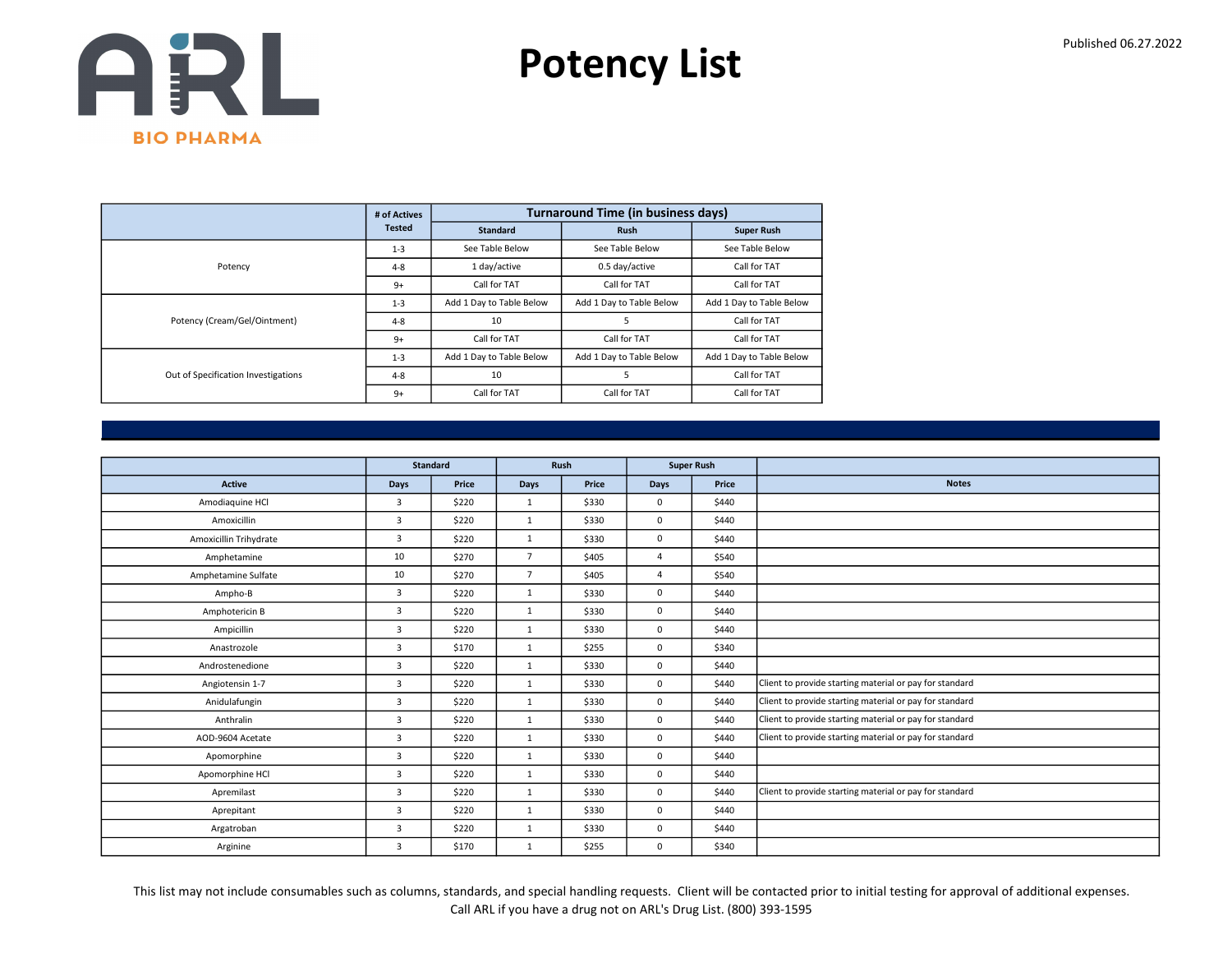# Potency List

Published 06.27.2022

| | # of Actives Tested | Turnaround Time (in business days) | | |
|---|---|---|---|---|
| | | Standard | Rush | Super Rush |
| Potency | 1-3 | See Table Below | See Table Below | See Table Below |
| | 4-8 | 1 day/active | 0.5 day/active | Call for TAT |
| | 9+ | Call for TAT | Call for TAT | Call for TAT |
| Potency (Cream/Gel/Ointment) | 1-3 | Add 1 Day to Table Below | Add 1 Day to Table Below | Add 1 Day to Table Below |
| | 4-8 | 10 | 5 | Call for TAT |
| | 9+ | Call for TAT | Call for TAT | Call for TAT |
| Out of Specification Investigations | 1-3 | Add 1 Day to Table Below | Add 1 Day to Table Below | Add 1 Day to Table Below |
| | 4-8 | 10 | 5 | Call for TAT |
| | 9+ | Call for TAT | Call for TAT | Call for TAT |

| | Standard | | Rush | | Super Rush | | |
|---|---|---|---|---|---|---|---|
| Active | Days | Price | Days | Price | Days | Price | Notes |
| Amodiaquine HCl | 3 | $220 | 1 | $330 | 0 | $440 | |
| Amoxicillin | 3 | $220 | 1 | $330 | 0 | $440 | |
| Amoxicillin Trihydrate | 3 | $220 | 1 | $330 | 0 | $440 | |
| Amphetamine | 10 | $270 | 7 | $405 | 4 | $540 | |
| Amphetamine Sulfate | 10 | $270 | 7 | $405 | 4 | $540 | |
| Ampho-B | 3 | $220 | 1 | $330 | 0 | $440 | |
| Amphotericin B | 3 | $220 | 1 | $330 | 0 | $440 | |
| Ampicillin | 3 | $220 | 1 | $330 | 0 | $440 | |
| Anastrozole | 3 | $170 | 1 | $255 | 0 | $340 | |
| Androstenedione | 3 | $220 | 1 | $330 | 0 | $440 | |
| Angiotensin 1-7 | 3 | $220 | 1 | $330 | 0 | $440 | Client to provide starting material or pay for standard |
| Anidulafungin | 3 | $220 | 1 | $330 | 0 | $440 | Client to provide starting material or pay for standard |
| Anthralin | 3 | $220 | 1 | $330 | 0 | $440 | Client to provide starting material or pay for standard |
| AOD-9604 Acetate | 3 | $220 | 1 | $330 | 0 | $440 | Client to provide starting material or pay for standard |
| Apomorphine | 3 | $220 | 1 | $330 | 0 | $440 | |
| Apomorphine HCl | 3 | $220 | 1 | $330 | 0 | $440 | |
| Apremilast | 3 | $220 | 1 | $330 | 0 | $440 | Client to provide starting material or pay for standard |
| Aprepitant | 3 | $220 | 1 | $330 | 0 | $440 | |
| Argatroban | 3 | $220 | 1 | $330 | 0 | $440 | |
| Arginine | 3 | $170 | 1 | $255 | 0 | $340 | |

This list may not include consumables such as columns, standards, and special handling requests. Client will be contacted prior to initial testing for approval of additional expenses.
Call ARL if you have a drug not on ARL's Drug List. (800) 393-1595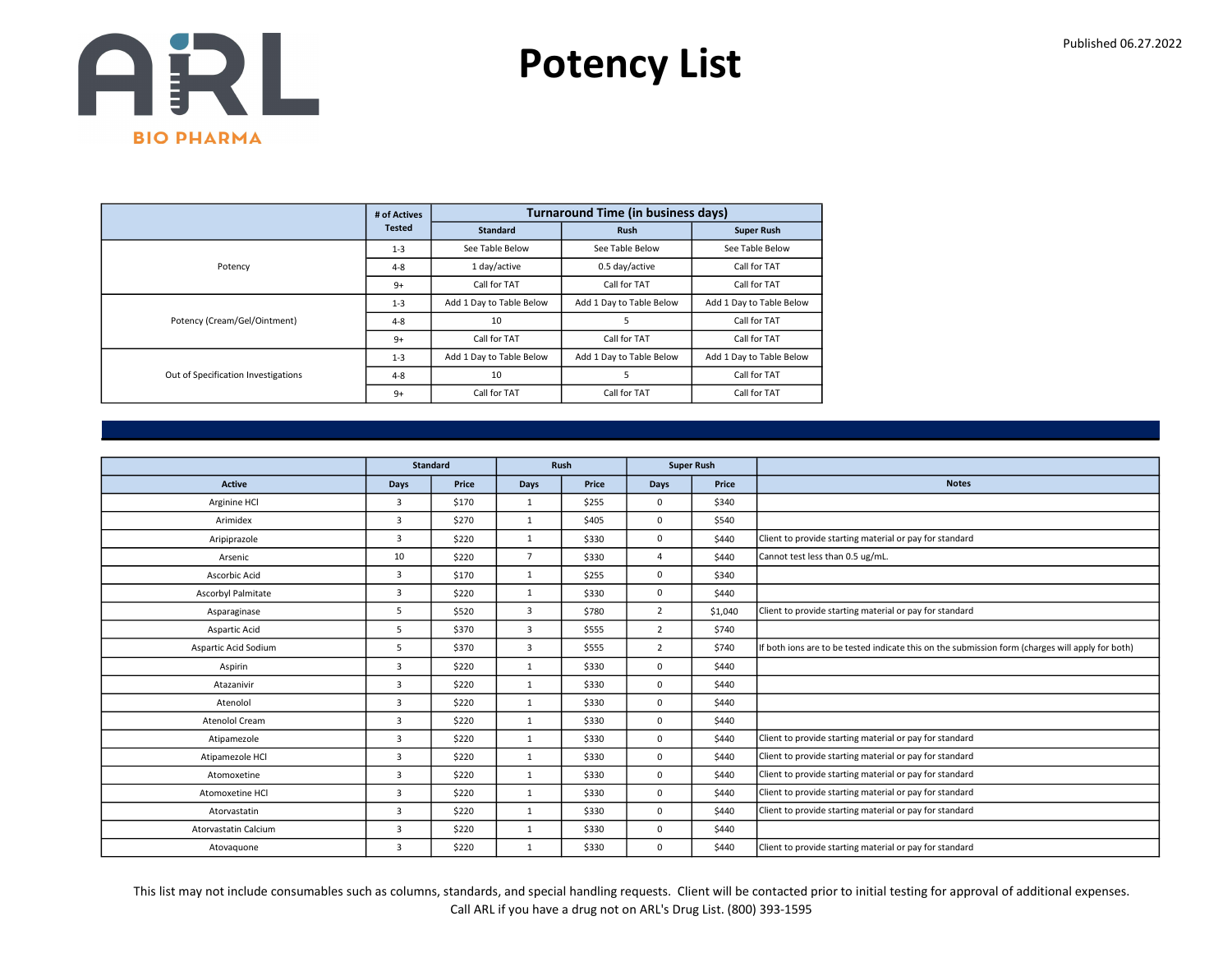# Potency List

Published 06.27.2022

| | # of Actives Tested | Turnaround Time (in business days) | | |
|---|---|---|---|---|
| | | Standard | Rush | Super Rush |
| Potency | 1-3 | See Table Below | See Table Below | See Table Below |
| | 4-8 | 1 day/active | 0.5 day/active | Call for TAT |
| | 9+ | Call for TAT | Call for TAT | Call for TAT |
| Potency (Cream/Gel/Ointment) | 1-3 | Add 1 Day to Table Below | Add 1 Day to Table Below | Add 1 Day to Table Below |
| | 4-8 | 10 | 5 | Call for TAT |
| | 9+ | Call for TAT | Call for TAT | Call for TAT |
| Out of Specification Investigations | 1-3 | Add 1 Day to Table Below | Add 1 Day to Table Below | Add 1 Day to Table Below |
| | 4-8 | 10 | 5 | Call for TAT |
| | 9+ | Call for TAT | Call for TAT | Call for TAT |

| | Standard | | Rush | | Super Rush | | |
|---|---|---|---|---|---|---|---|
| Active | Days | Price | Days | Price | Days | Price | Notes |
| Arginine HCl | 3 | $170 | 1 | $255 | 0 | $340 | |
| Arimidex | 3 | $270 | 1 | $405 | 0 | $540 | |
| Aripiprazole | 3 | $220 | 1 | $330 | 0 | $440 | Client to provide starting material or pay for standard |
| Arsenic | 10 | $220 | 7 | $330 | 4 | $440 | Cannot test less than 0.5 ug/mL. |
| Ascorbic Acid | 3 | $170 | 1 | $255 | 0 | $340 | |
| Ascorbyl Palmitate | 3 | $220 | 1 | $330 | 0 | $440 | |
| Asparaginase | 5 | $520 | 3 | $780 | 2 | $1,040 | Client to provide starting material or pay for standard |
| Aspartic Acid | 5 | $370 | 3 | $555 | 2 | $740 | |
| Aspartic Acid Sodium | 5 | $370 | 3 | $555 | 2 | $740 | If both ions are to be tested indicate this on the submission form (charges will apply for both) |
| Aspirin | 3 | $220 | 1 | $330 | 0 | $440 | |
| Atazanivir | 3 | $220 | 1 | $330 | 0 | $440 | |
| Atenolol | 3 | $220 | 1 | $330 | 0 | $440 | |
| Atenolol Cream | 3 | $220 | 1 | $330 | 0 | $440 | |
| Atipamezole | 3 | $220 | 1 | $330 | 0 | $440 | Client to provide starting material or pay for standard |
| Atipamezole HCl | 3 | $220 | 1 | $330 | 0 | $440 | Client to provide starting material or pay for standard |
| Atomoxetine | 3 | $220 | 1 | $330 | 0 | $440 | Client to provide starting material or pay for standard |
| Atomoxetine HCl | 3 | $220 | 1 | $330 | 0 | $440 | Client to provide starting material or pay for standard |
| Atorvastatin | 3 | $220 | 1 | $330 | 0 | $440 | Client to provide starting material or pay for standard |
| Atorvastatin Calcium | 3 | $220 | 1 | $330 | 0 | $440 | |
| Atovaquone | 3 | $220 | 1 | $330 | 0 | $440 | Client to provide starting material or pay for standard |

This list may not include consumables such as columns, standards, and special handling requests. Client will be contacted prior to initial testing for approval of additional expenses.
Call ARL if you have a drug not on ARL's Drug List. (800) 393-1595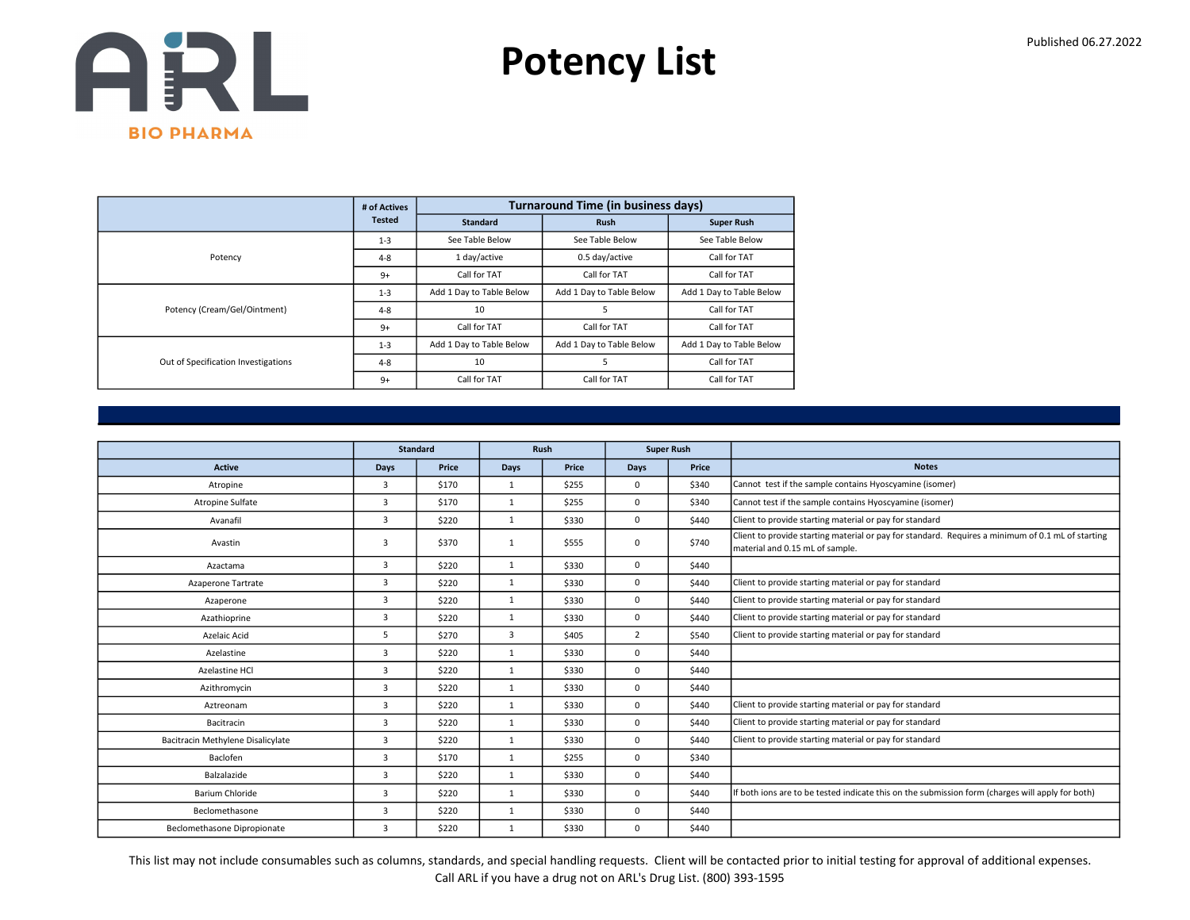# Potency List

Published 06.27.2022

ARL BIO PHARMA

| | # of Actives Tested | Turnaround Time (in business days) | | |
|---|---|---|---|---|
| | | Standard | Rush | Super Rush |
| Potency | 1-3 | See Table Below | See Table Below | See Table Below |
| | 4-8 | 1 day/active | 0.5 day/active | Call for TAT |
| | 9+ | Call for TAT | Call for TAT | Call for TAT |
| Potency (Cream/Gel/Ointment) | 1-3 | Add 1 Day to Table Below | Add 1 Day to Table Below | Add 1 Day to Table Below |
| | 4-8 | 10 | 5 | Call for TAT |
| | 9+ | Call for TAT | Call for TAT | Call for TAT |
| Out of Specification Investigations | 1-3 | Add 1 Day to Table Below | Add 1 Day to Table Below | Add 1 Day to Table Below |
| | 4-8 | 10 | 5 | Call for TAT |
| | 9+ | Call for TAT | Call for TAT | Call for TAT |

| | Standard | | Rush | | Super Rush | | |
|---|---|---|---|---|---|---|---|
| Active | Days | Price | Days | Price | Days | Price | Notes |
| Atropine | 3 | $170 | 1 | $255 | 0 | $340 | Cannot test if the sample contains Hyoscyamine (isomer) |
| Atropine Sulfate | 3 | $170 | 1 | $255 | 0 | $340 | Cannot test if the sample contains Hyoscyamine (isomer) |
| Avanafil | 3 | $220 | 1 | $330 | 0 | $440 | Client to provide starting material or pay for standard |
| Avastin | 3 | $370 | 1 | $555 | 0 | $740 | Client to provide starting material or pay for standard. Requires a minimum of 0.1 mL of starting material and 0.15 mL of sample. |
| Azactama | 3 | $220 | 1 | $330 | 0 | $440 | |
| Azaperone Tartrate | 3 | $220 | 1 | $330 | 0 | $440 | Client to provide starting material or pay for standard |
| Azaperone | 3 | $220 | 1 | $330 | 0 | $440 | Client to provide starting material or pay for standard |
| Azathioprine | 3 | $220 | 1 | $330 | 0 | $440 | Client to provide starting material or pay for standard |
| Azelaic Acid | 5 | $270 | 3 | $405 | 2 | $540 | Client to provide starting material or pay for standard |
| Azelastine | 3 | $220 | 1 | $330 | 0 | $440 | |
| Azelastine HCl | 3 | $220 | 1 | $330 | 0 | $440 | |
| Azithromycin | 3 | $220 | 1 | $330 | 0 | $440 | |
| Aztreonam | 3 | $220 | 1 | $330 | 0 | $440 | Client to provide starting material or pay for standard |
| Bacitracin | 3 | $220 | 1 | $330 | 0 | $440 | Client to provide starting material or pay for standard |
| Bacitracin Methylene Disalicylate | 3 | $220 | 1 | $330 | 0 | $440 | Client to provide starting material or pay for standard |
| Baclofen | 3 | $170 | 1 | $255 | 0 | $340 | |
| Balzalazide | 3 | $220 | 1 | $330 | 0 | $440 | |
| Barium Chloride | 3 | $220 | 1 | $330 | 0 | $440 | If both ions are to be tested indicate this on the submission form (charges will apply for both) |
| Beclomethasone | 3 | $220 | 1 | $330 | 0 | $440 | |
| Beclomethasone Dipropionate | 3 | $220 | 1 | $330 | 0 | $440 | |

This list may not include consumables such as columns, standards, and special handling requests. Client will be contacted prior to initial testing for approval of additional expenses.
Call ARL if you have a drug not on ARL's Drug List. (800) 393-1595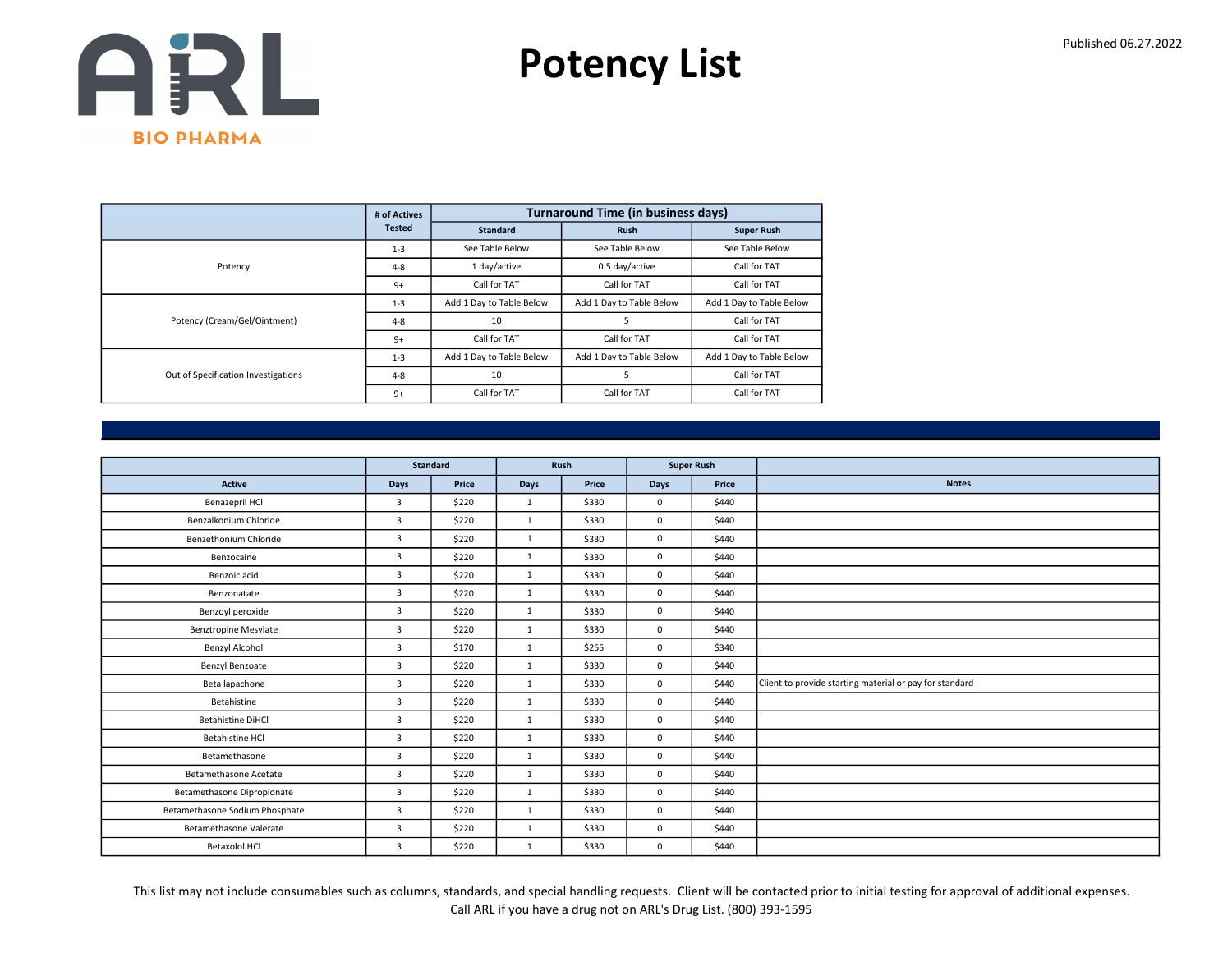# Potency List

Published 06.27.2022

| | # of Actives Tested | Turnaround Time (in business days) | | |
|---|---|---|---|---|
| | | Standard | Rush | Super Rush |
| Potency | 1-3 | See Table Below | See Table Below | See Table Below |
| | 4-8 | 1 day/active | 0.5 day/active | Call for TAT |
| | 9+ | Call for TAT | Call for TAT | Call for TAT |
| Potency (Cream/Gel/Ointment) | 1-3 | Add 1 Day to Table Below | Add 1 Day to Table Below | Add 1 Day to Table Below |
| | 4-8 | 10 | 5 | Call for TAT |
| | 9+ | Call for TAT | Call for TAT | Call for TAT |
| Out of Specification Investigations | 1-3 | Add 1 Day to Table Below | Add 1 Day to Table Below | Add 1 Day to Table Below |
| | 4-8 | 10 | 5 | Call for TAT |
| | 9+ | Call for TAT | Call for TAT | Call for TAT |

| | Standard | | Rush | | Super Rush | | |
|---|---|---|---|---|---|---|---|
| Active | Days | Price | Days | Price | Days | Price | Notes |
| Benazepril HCl | 3 | $220 | 1 | $330 | 0 | $440 | |
| Benzalkonium Chloride | 3 | $220 | 1 | $330 | 0 | $440 | |
| Benzethonium Chloride | 3 | $220 | 1 | $330 | 0 | $440 | |
| Benzocaine | 3 | $220 | 1 | $330 | 0 | $440 | |
| Benzoic acid | 3 | $220 | 1 | $330 | 0 | $440 | |
| Benzonatate | 3 | $220 | 1 | $330 | 0 | $440 | |
| Benzoyl peroxide | 3 | $220 | 1 | $330 | 0 | $440 | |
| Benztropine Mesylate | 3 | $220 | 1 | $330 | 0 | $440 | |
| Benzyl Alcohol | 3 | $170 | 1 | $255 | 0 | $340 | |
| Benzyl Benzoate | 3 | $220 | 1 | $330 | 0 | $440 | |
| Beta lapachone | 3 | $220 | 1 | $330 | 0 | $440 | Client to provide starting material or pay for standard |
| Betahistine | 3 | $220 | 1 | $330 | 0 | $440 | |
| Betahistine DiHCl | 3 | $220 | 1 | $330 | 0 | $440 | |
| Betahistine HCl | 3 | $220 | 1 | $330 | 0 | $440 | |
| Betamethasone | 3 | $220 | 1 | $330 | 0 | $440 | |
| Betamethasone Acetate | 3 | $220 | 1 | $330 | 0 | $440 | |
| Betamethasone Dipropionate | 3 | $220 | 1 | $330 | 0 | $440 | |
| Betamethasone Sodium Phosphate | 3 | $220 | 1 | $330 | 0 | $440 | |
| Betamethasone Valerate | 3 | $220 | 1 | $330 | 0 | $440 | |
| Betaxolol HCl | 3 | $220 | 1 | $330 | 0 | $440 | |

This list may not include consumables such as columns, standards, and special handling requests. Client will be contacted prior to initial testing for approval of additional expenses.
Call ARL if you have a drug not on ARL's Drug List. (800) 393-1595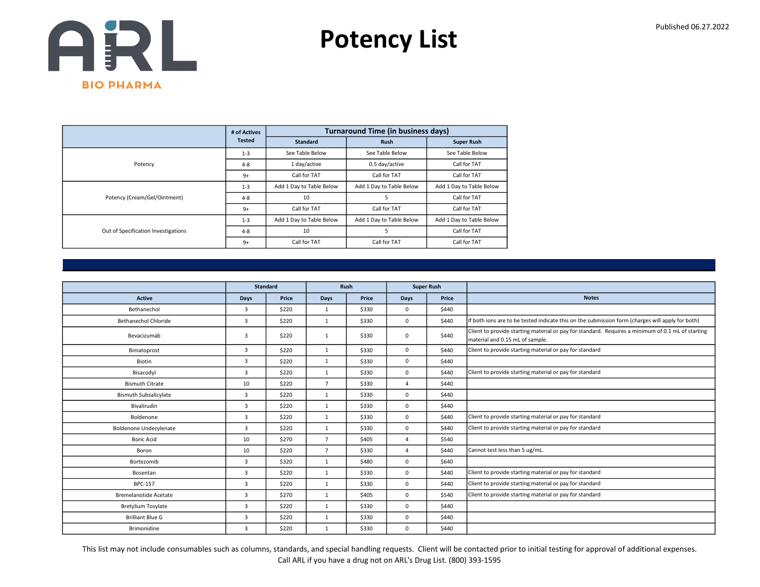# Potency List

Published 06.27.2022

| | # of Actives Tested | Turnaround Time (in business days) | | |
|---|---|---|---|---|
| | | Standard | Rush | Super Rush |
| Potency | 1-3 | See Table Below | See Table Below | See Table Below |
| | 4-8 | 1 day/active | 0.5 day/active | Call for TAT |
| | 9+ | Call for TAT | Call for TAT | Call for TAT |
| Potency (Cream/Gel/Ointment) | 1-3 | Add 1 Day to Table Below | Add 1 Day to Table Below | Add 1 Day to Table Below |
| | 4-8 | 10 | 5 | Call for TAT |
| | 9+ | Call for TAT | Call for TAT | Call for TAT |
| Out of Specification Investigations | 1-3 | Add 1 Day to Table Below | Add 1 Day to Table Below | Add 1 Day to Table Below |
| | 4-8 | 10 | 5 | Call for TAT |
| | 9+ | Call for TAT | Call for TAT | Call for TAT |

| | Standard | | Rush | | Super Rush | | |
|---|---|---|---|---|---|---|---|
| Active | Days | Price | Days | Price | Days | Price | Notes |
| Bethanechol | 3 | $220 | 1 | $330 | 0 | $440 | |
| Bethanechol Chloride | 3 | $220 | 1 | $330 | 0 | $440 | If both ions are to be tested indicate this on the submission form (charges will apply for both) |
| Bevacizumab | 3 | $220 | 1 | $330 | 0 | $440 | Client to provide starting material or pay for standard. Requires a minimum of 0.1 mL of starting material and 0.15 mL of sample. |
| Bimatoprost | 3 | $220 | 1 | $330 | 0 | $440 | Client to provide starting material or pay for standard |
| Biotin | 3 | $220 | 1 | $330 | 0 | $440 | |
| Bisacodyl | 3 | $220 | 1 | $330 | 0 | $440 | Client to provide starting material or pay for standard |
| Bismuth Citrate | 10 | $220 | 7 | $330 | 4 | $440 | |
| Bismuth Subsalicylate | 3 | $220 | 1 | $330 | 0 | $440 | |
| Bivalirudin | 3 | $220 | 1 | $330 | 0 | $440 | |
| Boldenone | 3 | $220 | 1 | $330 | 0 | $440 | Client to provide starting material or pay for standard |
| Boldenone Undecylenate | 3 | $220 | 1 | $330 | 0 | $440 | Client to provide starting material or pay for standard |
| Boric Acid | 10 | $270 | 7 | $405 | 4 | $540 | |
| Boron | 10 | $220 | 7 | $330 | 4 | $440 | Cannot test less than 5 ug/mL. |
| Bortezomib | 3 | $320 | 1 | $480 | 0 | $640 | |
| Bosentan | 3 | $220 | 1 | $330 | 0 | $440 | Client to provide starting material or pay for standard |
| BPC-157 | 3 | $220 | 1 | $330 | 0 | $440 | Client to provide starting material or pay for standard |
| Bremelanotide Acetate | 3 | $270 | 1 | $405 | 0 | $540 | Client to provide starting material or pay for standard |
| Bretylium Tosylate | 3 | $220 | 1 | $330 | 0 | $440 | |
| Brilliant Blue G | 3 | $220 | 1 | $330 | 0 | $440 | |
| Brimonidine | 3 | $220 | 1 | $330 | 0 | $440 | |

This list may not include consumables such as columns, standards, and special handling requests. Client will be contacted prior to initial testing for approval of additional expenses.
Call ARL if you have a drug not on ARL's Drug List. (800) 393-1595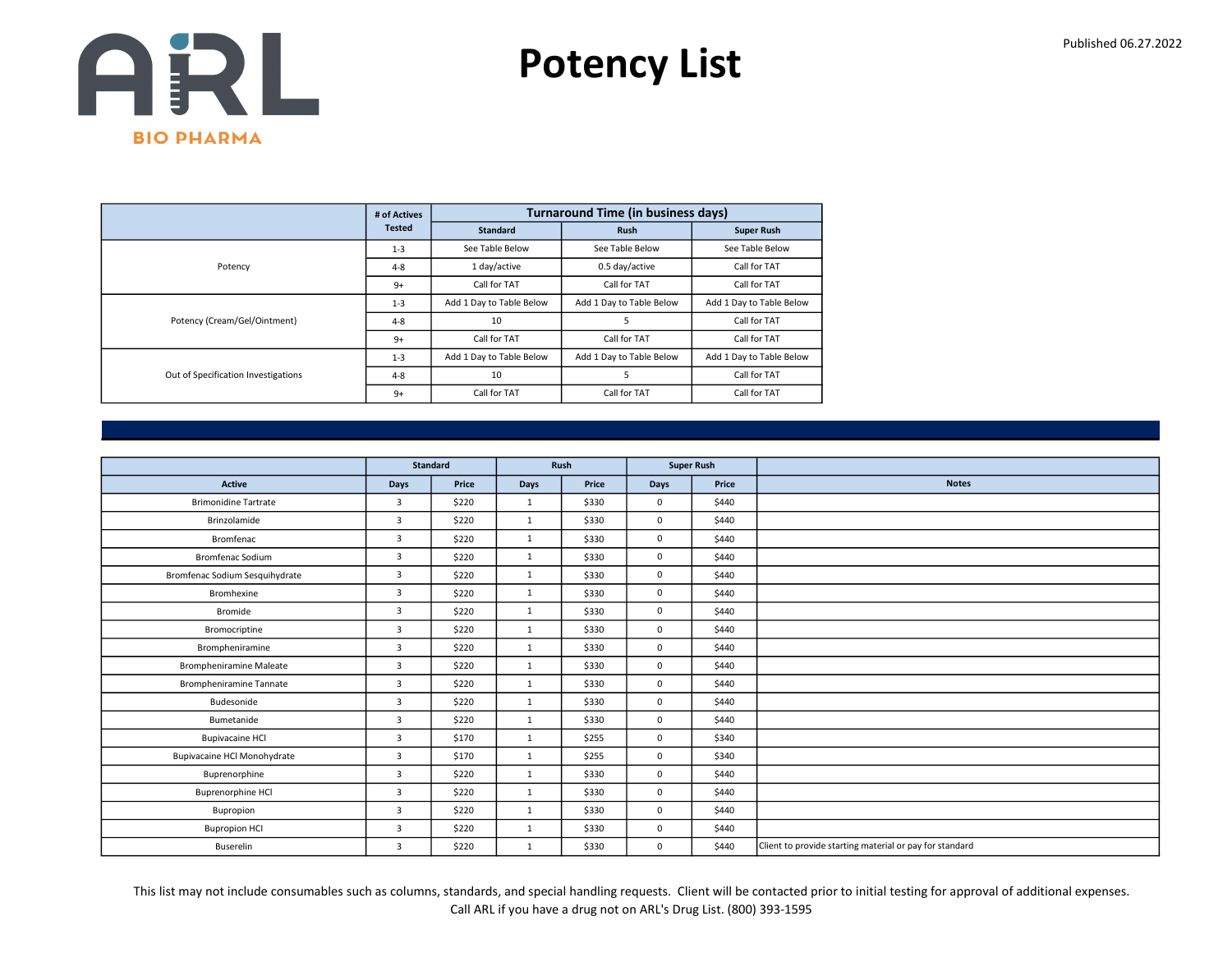# Potency List

Published 06.27.2022

| | # of Actives Tested | Turnaround Time (in business days) | | |
|---|---|---|---|---|
| | | Standard | Rush | Super Rush |
| Potency | 1-3 | See Table Below | See Table Below | See Table Below |
| | 4-8 | 1 day/active | 0.5 day/active | Call for TAT |
| | 9+ | Call for TAT | Call for TAT | Call for TAT |
| Potency (Cream/Gel/Ointment) | 1-3 | Add 1 Day to Table Below | Add 1 Day to Table Below | Add 1 Day to Table Below |
| | 4-8 | 10 | 5 | Call for TAT |
| | 9+ | Call for TAT | Call for TAT | Call for TAT |
| Out of Specification Investigations | 1-3 | Add 1 Day to Table Below | Add 1 Day to Table Below | Add 1 Day to Table Below |
| | 4-8 | 10 | 5 | Call for TAT |
| | 9+ | Call for TAT | Call for TAT | Call for TAT |

| | Standard | | Rush | | Super Rush | | |
|---|---|---|---|---|---|---|---|
| Active | Days | Price | Days | Price | Days | Price | Notes |
| Brimonidine Tartrate | 3 | $220 | 1 | $330 | 0 | $440 | |
| Brinzolamide | 3 | $220 | 1 | $330 | 0 | $440 | |
| Bromfenac | 3 | $220 | 1 | $330 | 0 | $440 | |
| Bromfenac Sodium | 3 | $220 | 1 | $330 | 0 | $440 | |
| Bromfenac Sodium Sesquihydrate | 3 | $220 | 1 | $330 | 0 | $440 | |
| Bromhexine | 3 | $220 | 1 | $330 | 0 | $440 | |
| Bromide | 3 | $220 | 1 | $330 | 0 | $440 | |
| Bromocriptine | 3 | $220 | 1 | $330 | 0 | $440 | |
| Brompheniramine | 3 | $220 | 1 | $330 | 0 | $440 | |
| Brompheniramine Maleate | 3 | $220 | 1 | $330 | 0 | $440 | |
| Brompheniramine Tannate | 3 | $220 | 1 | $330 | 0 | $440 | |
| Budesonide | 3 | $220 | 1 | $330 | 0 | $440 | |
| Bumetanide | 3 | $220 | 1 | $330 | 0 | $440 | |
| Bupivacaine HCl | 3 | $170 | 1 | $255 | 0 | $340 | |
| Bupivacaine HCl Monohydrate | 3 | $170 | 1 | $255 | 0 | $340 | |
| Buprenorphine | 3 | $220 | 1 | $330 | 0 | $440 | |
| Buprenorphine HCl | 3 | $220 | 1 | $330 | 0 | $440 | |
| Bupropion | 3 | $220 | 1 | $330 | 0 | $440 | |
| Bupropion HCl | 3 | $220 | 1 | $330 | 0 | $440 | |
| Buserelin | 3 | $220 | 1 | $330 | 0 | $440 | Client to provide starting material or pay for standard |

This list may not include consumables such as columns, standards, and special handling requests. Client will be contacted prior to initial testing for approval of additional expenses.
Call ARL if you have a drug not on ARL's Drug List. (800) 393-1595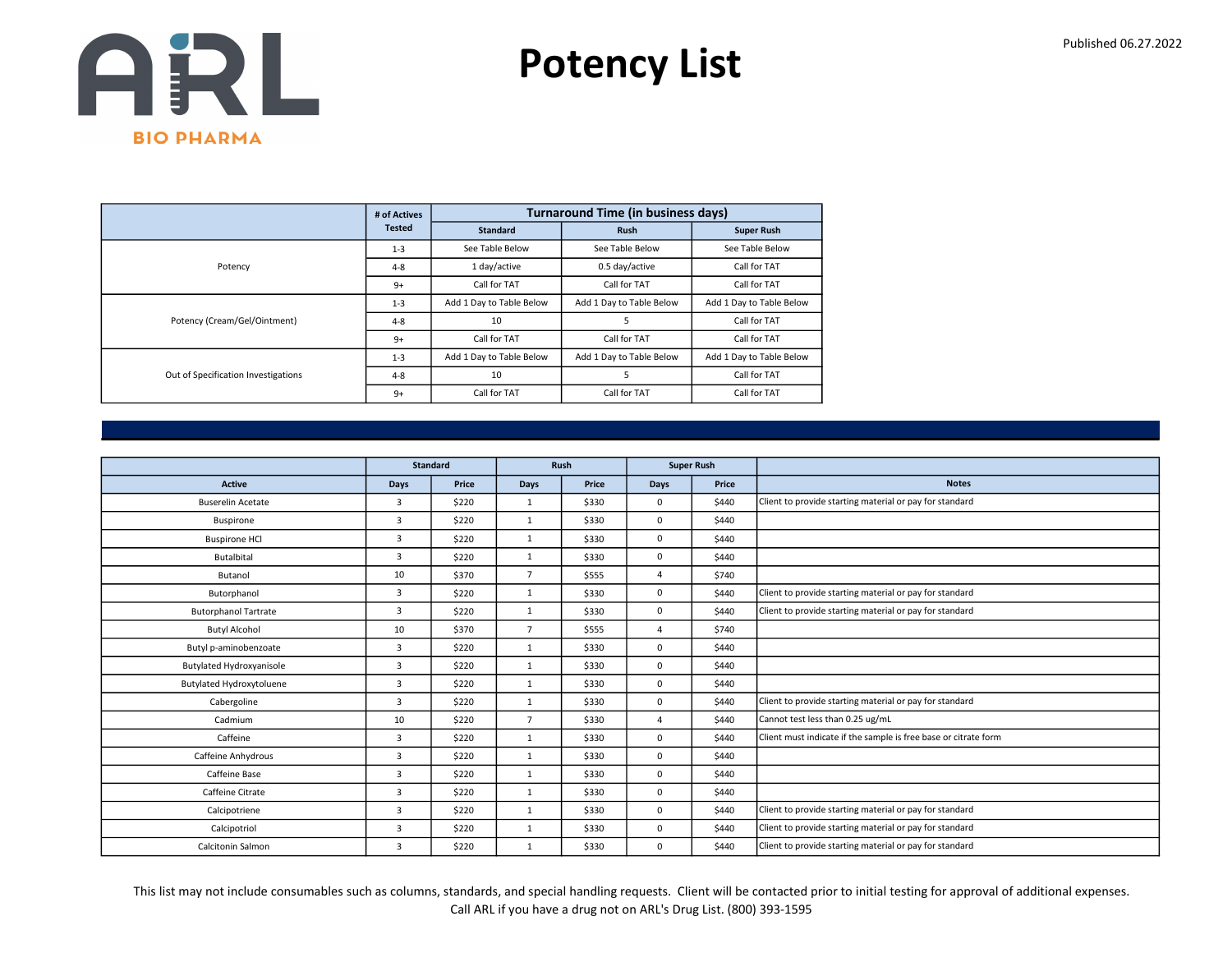# Potency List

Published 06.27.2022

| | # of Actives Tested | Turnaround Time (in business days) | | |
|---|---|---|---|---|
| | | Standard | Rush | Super Rush |
| Potency | 1-3 | See Table Below | See Table Below | See Table Below |
| | 4-8 | 1 day/active | 0.5 day/active | Call for TAT |
| | 9+ | Call for TAT | Call for TAT | Call for TAT |
| Potency (Cream/Gel/Ointment) | 1-3 | Add 1 Day to Table Below | Add 1 Day to Table Below | Add 1 Day to Table Below |
| | 4-8 | 10 | 5 | Call for TAT |
| | 9+ | Call for TAT | Call for TAT | Call for TAT |
| Out of Specification Investigations | 1-3 | Add 1 Day to Table Below | Add 1 Day to Table Below | Add 1 Day to Table Below |
| | 4-8 | 10 | 5 | Call for TAT |
| | 9+ | Call for TAT | Call for TAT | Call for TAT |

| | Standard | | Rush | | Super Rush | | |
|---|---|---|---|---|---|---|---|
| Active | Days | Price | Days | Price | Days | Price | Notes |
| Buserelin Acetate | 3 | $220 | 1 | $330 | 0 | $440 | Client to provide starting material or pay for standard |
| Buspirone | 3 | $220 | 1 | $330 | 0 | $440 | |
| Buspirone HCl | 3 | $220 | 1 | $330 | 0 | $440 | |
| Butalbital | 3 | $220 | 1 | $330 | 0 | $440 | |
| Butanol | 10 | $370 | 7 | $555 | 4 | $740 | |
| Butorphanol | 3 | $220 | 1 | $330 | 0 | $440 | Client to provide starting material or pay for standard |
| Butorphanol Tartrate | 3 | $220 | 1 | $330 | 0 | $440 | Client to provide starting material or pay for standard |
| Butyl Alcohol | 10 | $370 | 7 | $555 | 4 | $740 | |
| Butyl p-aminobenzoate | 3 | $220 | 1 | $330 | 0 | $440 | |
| Butylated Hydroxyanisole | 3 | $220 | 1 | $330 | 0 | $440 | |
| Butylated Hydroxytoluene | 3 | $220 | 1 | $330 | 0 | $440 | |
| Cabergoline | 3 | $220 | 1 | $330 | 0 | $440 | Client to provide starting material or pay for standard |
| Cadmium | 10 | $220 | 7 | $330 | 4 | $440 | Cannot test less than 0.25 ug/mL |
| Caffeine | 3 | $220 | 1 | $330 | 0 | $440 | Client must indicate if the sample is free base or citrate form |
| Caffeine Anhydrous | 3 | $220 | 1 | $330 | 0 | $440 | |
| Caffeine Base | 3 | $220 | 1 | $330 | 0 | $440 | |
| Caffeine Citrate | 3 | $220 | 1 | $330 | 0 | $440 | |
| Calcipotriene | 3 | $220 | 1 | $330 | 0 | $440 | Client to provide starting material or pay for standard |
| Calcipotriol | 3 | $220 | 1 | $330 | 0 | $440 | Client to provide starting material or pay for standard |
| Calcitonin Salmon | 3 | $220 | 1 | $330 | 0 | $440 | Client to provide starting material or pay for standard |

This list may not include consumables such as columns, standards, and special handling requests. Client will be contacted prior to initial testing for approval of additional expenses.
Call ARL if you have a drug not on ARL's Drug List. (800) 393-1595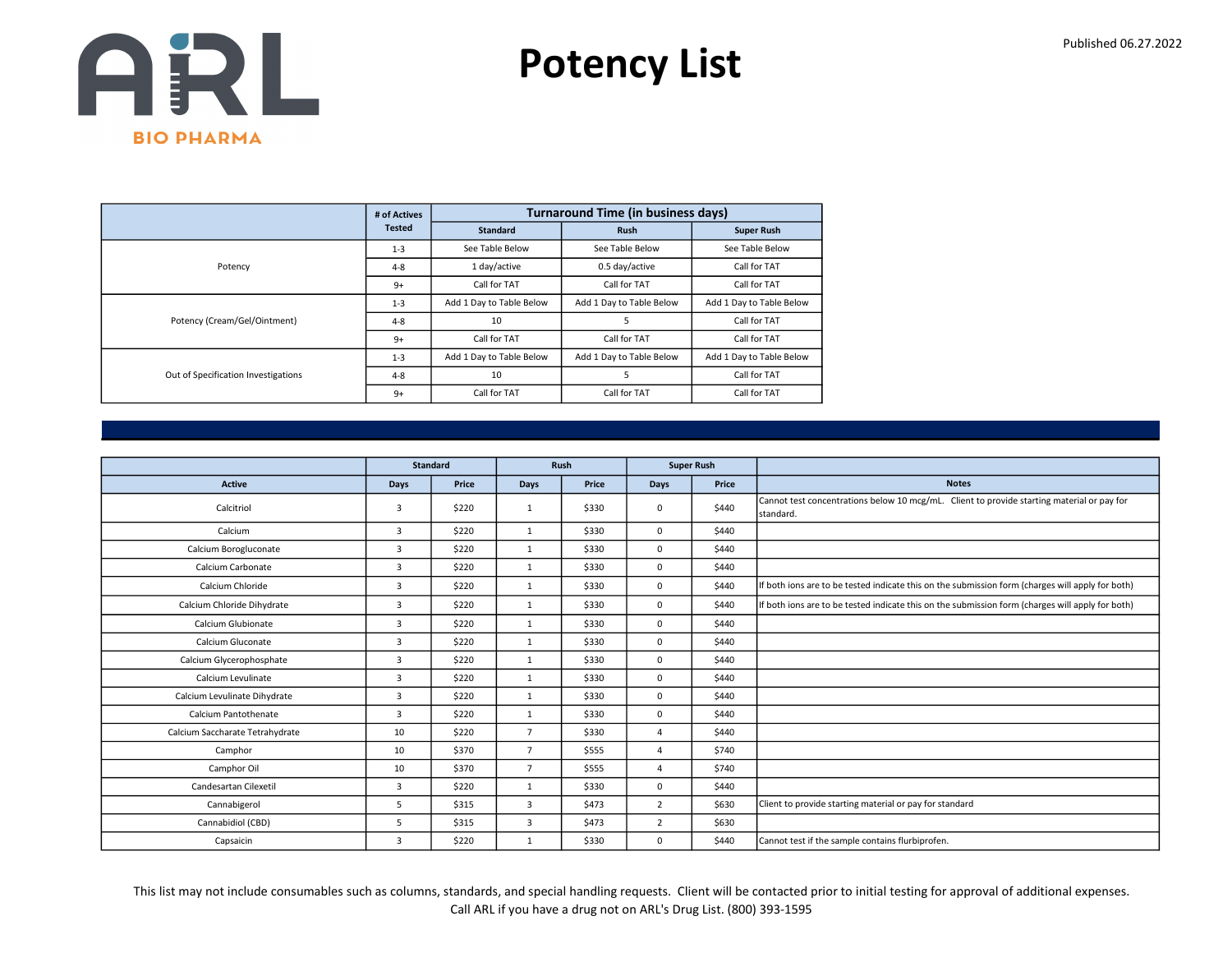# Potency List

Published 06.27.2022

| | # of Actives Tested | Turnaround Time (in business days) | | |
|---|---|---|---|---|
| | | Standard | Rush | Super Rush |
| Potency | 1-3 | See Table Below | See Table Below | See Table Below |
| | 4-8 | 1 day/active | 0.5 day/active | Call for TAT |
| | 9+ | Call for TAT | Call for TAT | Call for TAT |
| Potency (Cream/Gel/Ointment) | 1-3 | Add 1 Day to Table Below | Add 1 Day to Table Below | Add 1 Day to Table Below |
| | 4-8 | 10 | 5 | Call for TAT |
| | 9+ | Call for TAT | Call for TAT | Call for TAT |
| Out of Specification Investigations | 1-3 | Add 1 Day to Table Below | Add 1 Day to Table Below | Add 1 Day to Table Below |
| | 4-8 | 10 | 5 | Call for TAT |
| | 9+ | Call for TAT | Call for TAT | Call for TAT |

| | Standard | | Rush | | Super Rush | | |
|---|---|---|---|---|---|---|---|
| Active | Days | Price | Days | Price | Days | Price | Notes |
| Calcitriol | 3 | $220 | 1 | $330 | 0 | $440 | Cannot test concentrations below 10 mcg/mL. Client to provide starting material or pay for standard. |
| Calcium | 3 | $220 | 1 | $330 | 0 | $440 | |
| Calcium Borogluconate | 3 | $220 | 1 | $330 | 0 | $440 | |
| Calcium Carbonate | 3 | $220 | 1 | $330 | 0 | $440 | |
| Calcium Chloride | 3 | $220 | 1 | $330 | 0 | $440 | If both ions are to be tested indicate this on the submission form (charges will apply for both) |
| Calcium Chloride Dihydrate | 3 | $220 | 1 | $330 | 0 | $440 | If both ions are to be tested indicate this on the submission form (charges will apply for both) |
| Calcium Glubionate | 3 | $220 | 1 | $330 | 0 | $440 | |
| Calcium Gluconate | 3 | $220 | 1 | $330 | 0 | $440 | |
| Calcium Glycerophosphate | 3 | $220 | 1 | $330 | 0 | $440 | |
| Calcium Levulinate | 3 | $220 | 1 | $330 | 0 | $440 | |
| Calcium Levulinate Dihydrate | 3 | $220 | 1 | $330 | 0 | $440 | |
| Calcium Pantothenate | 3 | $220 | 1 | $330 | 0 | $440 | |
| Calcium Saccharate Tetrahydrate | 10 | $220 | 7 | $330 | 4 | $440 | |
| Camphor | 10 | $370 | 7 | $555 | 4 | $740 | |
| Camphor Oil | 10 | $370 | 7 | $555 | 4 | $740 | |
| Candesartan Cilexetil | 3 | $220 | 1 | $330 | 0 | $440 | |
| Cannabigerol | 5 | $315 | 3 | $473 | 2 | $630 | Client to provide starting material or pay for standard |
| Cannabidiol (CBD) | 5 | $315 | 3 | $473 | 2 | $630 | |
| Capsaicin | 3 | $220 | 1 | $330 | 0 | $440 | Cannot test if the sample contains flurbiprofen. |

This list may not include consumables such as columns, standards, and special handling requests. Client will be contacted prior to initial testing for approval of additional expenses.
Call ARL if you have a drug not on ARL's Drug List. (800) 393-1595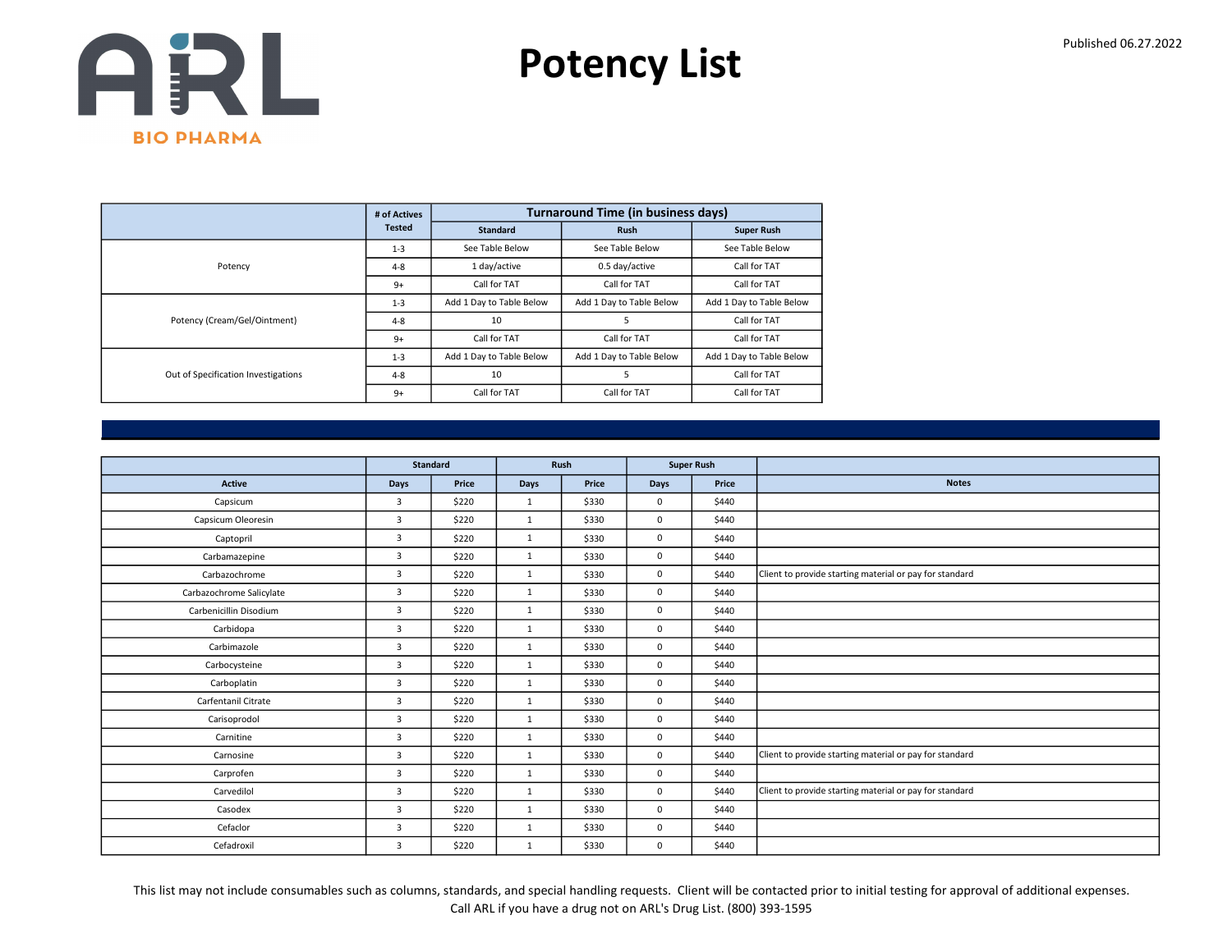# Potency List

Published 06.27.2022

| | # of Actives Tested | Turnaround Time (in business days) | | |
|---|---|---|---|---|
| | | Standard | Rush | Super Rush |
| Potency | 1-3 | See Table Below | See Table Below | See Table Below |
| | 4-8 | 1 day/active | 0.5 day/active | Call for TAT |
| | 9+ | Call for TAT | Call for TAT | Call for TAT |
| Potency (Cream/Gel/Ointment) | 1-3 | Add 1 Day to Table Below | Add 1 Day to Table Below | Add 1 Day to Table Below |
| | 4-8 | 10 | 5 | Call for TAT |
| | 9+ | Call for TAT | Call for TAT | Call for TAT |
| Out of Specification Investigations | 1-3 | Add 1 Day to Table Below | Add 1 Day to Table Below | Add 1 Day to Table Below |
| | 4-8 | 10 | 5 | Call for TAT |
| | 9+ | Call for TAT | Call for TAT | Call for TAT |

| | Standard | | Rush | | Super Rush | | |
|---|---|---|---|---|---|---|---|
| Active | Days | Price | Days | Price | Days | Price | Notes |
| Capsicum | 3 | $220 | 1 | $330 | 0 | $440 | |
| Capsicum Oleoresin | 3 | $220 | 1 | $330 | 0 | $440 | |
| Captopril | 3 | $220 | 1 | $330 | 0 | $440 | |
| Carbamazepine | 3 | $220 | 1 | $330 | 0 | $440 | |
| Carbazochrome | 3 | $220 | 1 | $330 | 0 | $440 | Client to provide starting material or pay for standard |
| Carbazochrome Salicylate | 3 | $220 | 1 | $330 | 0 | $440 | |
| Carbenicillin Disodium | 3 | $220 | 1 | $330 | 0 | $440 | |
| Carbidopa | 3 | $220 | 1 | $330 | 0 | $440 | |
| Carbimazole | 3 | $220 | 1 | $330 | 0 | $440 | |
| Carbocysteine | 3 | $220 | 1 | $330 | 0 | $440 | |
| Carboplatin | 3 | $220 | 1 | $330 | 0 | $440 | |
| Carfentanil Citrate | 3 | $220 | 1 | $330 | 0 | $440 | |
| Carisoprodol | 3 | $220 | 1 | $330 | 0 | $440 | |
| Carnitine | 3 | $220 | 1 | $330 | 0 | $440 | |
| Carnosine | 3 | $220 | 1 | $330 | 0 | $440 | Client to provide starting material or pay for standard |
| Carprofen | 3 | $220 | 1 | $330 | 0 | $440 | |
| Carvedilol | 3 | $220 | 1 | $330 | 0 | $440 | Client to provide starting material or pay for standard |
| Casodex | 3 | $220 | 1 | $330 | 0 | $440 | |
| Cefaclor | 3 | $220 | 1 | $330 | 0 | $440 | |
| Cefadroxil | 3 | $220 | 1 | $330 | 0 | $440 | |

This list may not include consumables such as columns, standards, and special handling requests. Client will be contacted prior to initial testing for approval of additional expenses.
Call ARL if you have a drug not on ARL's Drug List. (800) 393-1595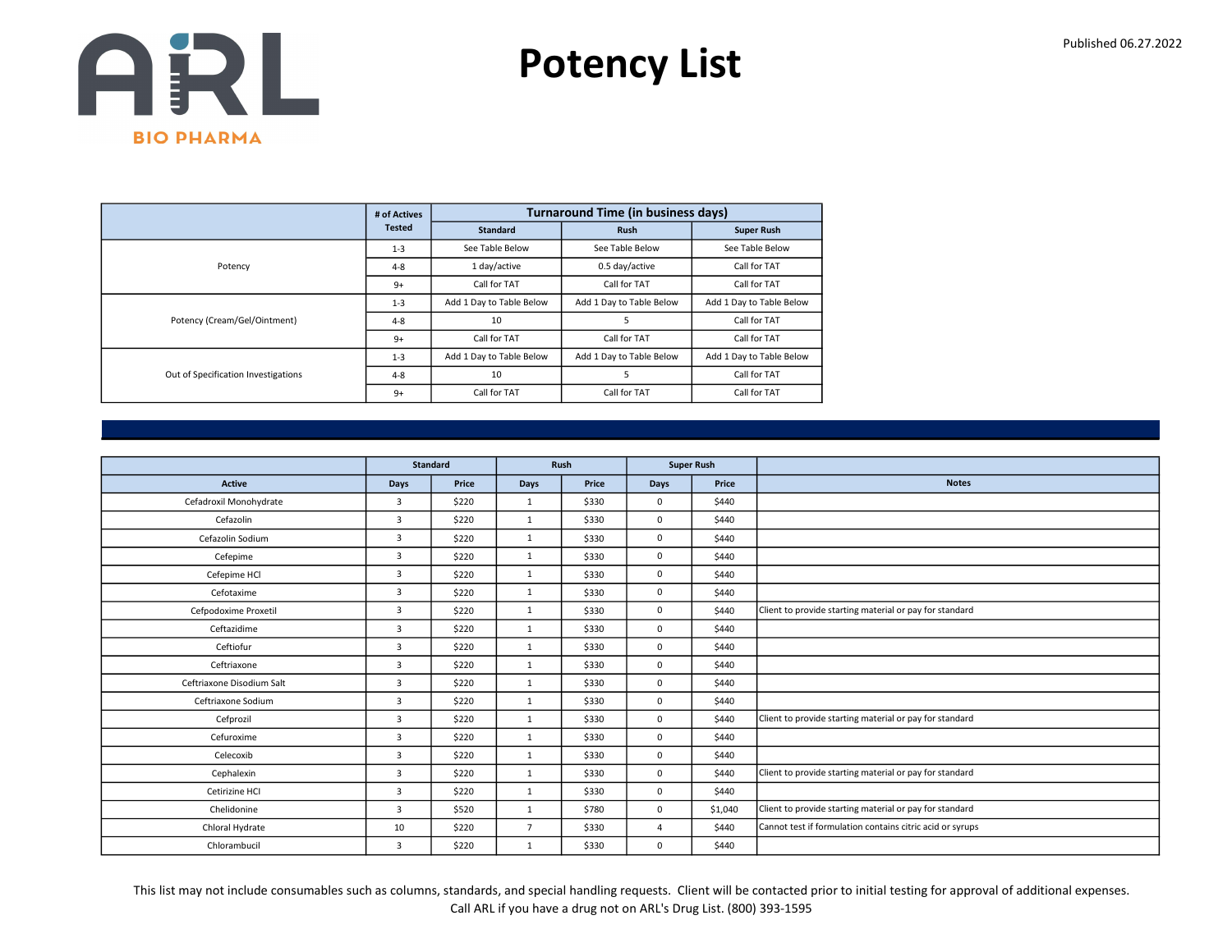# Potency List

Published 06.27.2022

| | # of Actives Tested | Turnaround Time (in business days) | | |
|---|---|---|---|---|
| | | Standard | Rush | Super Rush |
| Potency | 1-3 | See Table Below | See Table Below | See Table Below |
| | 4-8 | 1 day/active | 0.5 day/active | Call for TAT |
| | 9+ | Call for TAT | Call for TAT | Call for TAT |
| Potency (Cream/Gel/Ointment) | 1-3 | Add 1 Day to Table Below | Add 1 Day to Table Below | Add 1 Day to Table Below |
| | 4-8 | 10 | 5 | Call for TAT |
| | 9+ | Call for TAT | Call for TAT | Call for TAT |
| Out of Specification Investigations | 1-3 | Add 1 Day to Table Below | Add 1 Day to Table Below | Add 1 Day to Table Below |
| | 4-8 | 10 | 5 | Call for TAT |
| | 9+ | Call for TAT | Call for TAT | Call for TAT |

| | Standard | | Rush | | Super Rush | | |
|---|---|---|---|---|---|---|---|
| Active | Days | Price | Days | Price | Days | Price | Notes |
| Cefadroxil Monohydrate | 3 | $220 | 1 | $330 | 0 | $440 | |
| Cefazolin | 3 | $220 | 1 | $330 | 0 | $440 | |
| Cefazolin Sodium | 3 | $220 | 1 | $330 | 0 | $440 | |
| Cefepime | 3 | $220 | 1 | $330 | 0 | $440 | |
| Cefepime HCl | 3 | $220 | 1 | $330 | 0 | $440 | |
| Cefotaxime | 3 | $220 | 1 | $330 | 0 | $440 | |
| Cefpodoxime Proxetil | 3 | $220 | 1 | $330 | 0 | $440 | Client to provide starting material or pay for standard |
| Ceftazidime | 3 | $220 | 1 | $330 | 0 | $440 | |
| Ceftiofur | 3 | $220 | 1 | $330 | 0 | $440 | |
| Ceftriaxone | 3 | $220 | 1 | $330 | 0 | $440 | |
| Ceftriaxone Disodium Salt | 3 | $220 | 1 | $330 | 0 | $440 | |
| Ceftriaxone Sodium | 3 | $220 | 1 | $330 | 0 | $440 | |
| Cefprozil | 3 | $220 | 1 | $330 | 0 | $440 | Client to provide starting material or pay for standard |
| Cefuroxime | 3 | $220 | 1 | $330 | 0 | $440 | |
| Celecoxib | 3 | $220 | 1 | $330 | 0 | $440 | |
| Cephalexin | 3 | $220 | 1 | $330 | 0 | $440 | Client to provide starting material or pay for standard |
| Cetirizine HCl | 3 | $220 | 1 | $330 | 0 | $440 | |
| Chelidonine | 3 | $520 | 1 | $780 | 0 | $1,040 | Client to provide starting material or pay for standard |
| Chloral Hydrate | 10 | $220 | 7 | $330 | 4 | $440 | Cannot test if formulation contains citric acid or syrups |
| Chlorambucil | 3 | $220 | 1 | $330 | 0 | $440 | |

This list may not include consumables such as columns, standards, and special handling requests. Client will be contacted prior to initial testing for approval of additional expenses.
Call ARL if you have a drug not on ARL's Drug List. (800) 393-1595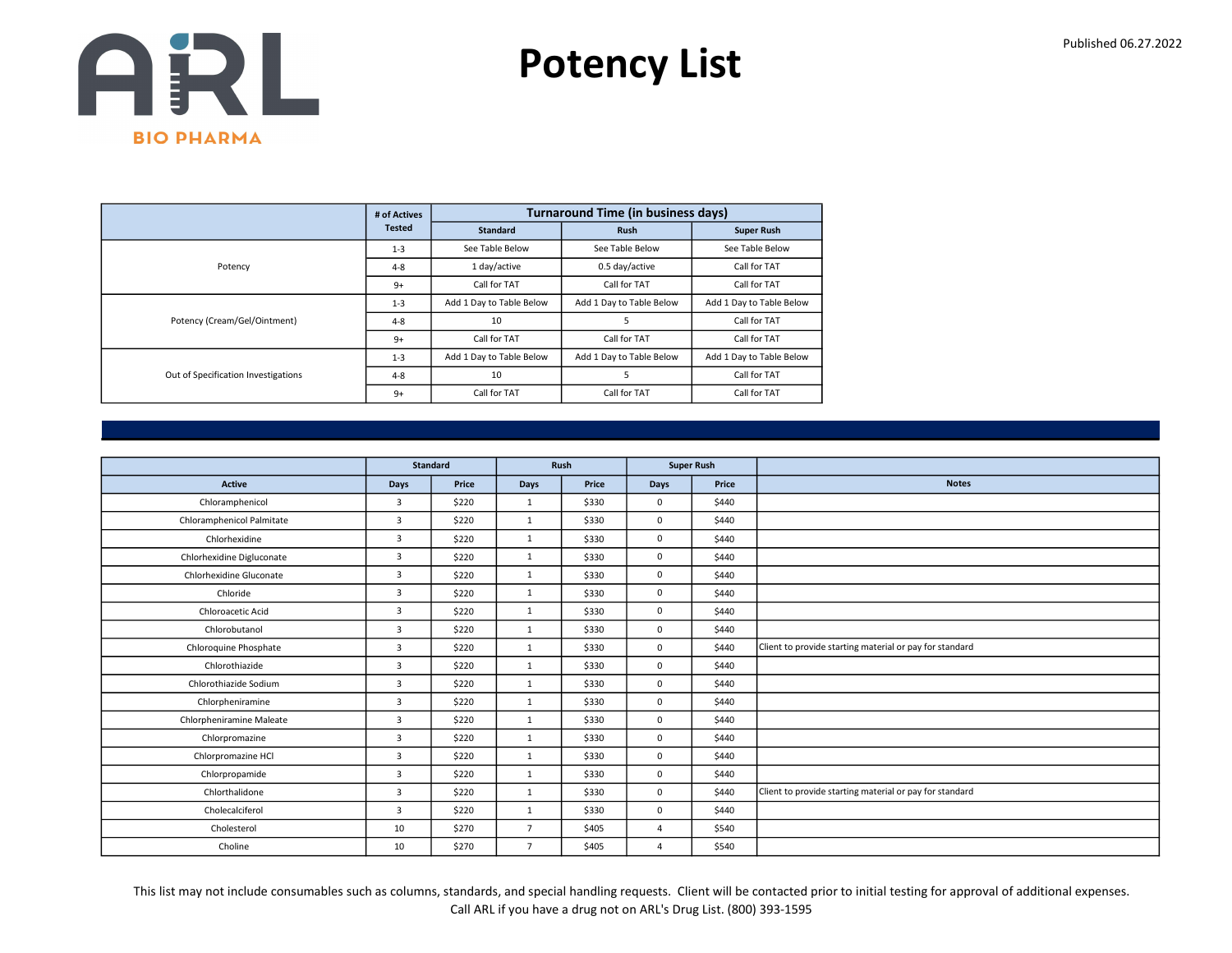# Potency List

Published 06.27.2022

| | # of Actives Tested | Turnaround Time (in business days) | | |
|---|---|---|---|---|
| | | Standard | Rush | Super Rush |
| Potency | 1-3 | See Table Below | See Table Below | See Table Below |
| | 4-8 | 1 day/active | 0.5 day/active | Call for TAT |
| | 9+ | Call for TAT | Call for TAT | Call for TAT |
| Potency (Cream/Gel/Ointment) | 1-3 | Add 1 Day to Table Below | Add 1 Day to Table Below | Add 1 Day to Table Below |
| | 4-8 | 10 | 5 | Call for TAT |
| | 9+ | Call for TAT | Call for TAT | Call for TAT |
| Out of Specification Investigations | 1-3 | Add 1 Day to Table Below | Add 1 Day to Table Below | Add 1 Day to Table Below |
| | 4-8 | 10 | 5 | Call for TAT |
| | 9+ | Call for TAT | Call for TAT | Call for TAT |

| | Standard | | Rush | | Super Rush | | |
|---|---|---|---|---|---|---|---|
| Active | Days | Price | Days | Price | Days | Price | Notes |
| Chloramphenicol | 3 | $220 | 1 | $330 | 0 | $440 | |
| Chloramphenicol Palmitate | 3 | $220 | 1 | $330 | 0 | $440 | |
| Chlorhexidine | 3 | $220 | 1 | $330 | 0 | $440 | |
| Chlorhexidine Digluconate | 3 | $220 | 1 | $330 | 0 | $440 | |
| Chlorhexidine Gluconate | 3 | $220 | 1 | $330 | 0 | $440 | |
| Chloride | 3 | $220 | 1 | $330 | 0 | $440 | |
| Chloroacetic Acid | 3 | $220 | 1 | $330 | 0 | $440 | |
| Chlorobutanol | 3 | $220 | 1 | $330 | 0 | $440 | |
| Chloroquine Phosphate | 3 | $220 | 1 | $330 | 0 | $440 | Client to provide starting material or pay for standard |
| Chlorothiazide | 3 | $220 | 1 | $330 | 0 | $440 | |
| Chlorothiazide Sodium | 3 | $220 | 1 | $330 | 0 | $440 | |
| Chlorpheniramine | 3 | $220 | 1 | $330 | 0 | $440 | |
| Chlorpheniramine Maleate | 3 | $220 | 1 | $330 | 0 | $440 | |
| Chlorpromazine | 3 | $220 | 1 | $330 | 0 | $440 | |
| Chlorpromazine HCl | 3 | $220 | 1 | $330 | 0 | $440 | |
| Chlorpropamide | 3 | $220 | 1 | $330 | 0 | $440 | |
| Chlorthalidone | 3 | $220 | 1 | $330 | 0 | $440 | Client to provide starting material or pay for standard |
| Cholecalciferol | 3 | $220 | 1 | $330 | 0 | $440 | |
| Cholesterol | 10 | $270 | 7 | $405 | 4 | $540 | |
| Choline | 10 | $270 | 7 | $405 | 4 | $540 | |

This list may not include consumables such as columns, standards, and special handling requests. Client will be contacted prior to initial testing for approval of additional expenses.
Call ARL if you have a drug not on ARL's Drug List. (800) 393-1595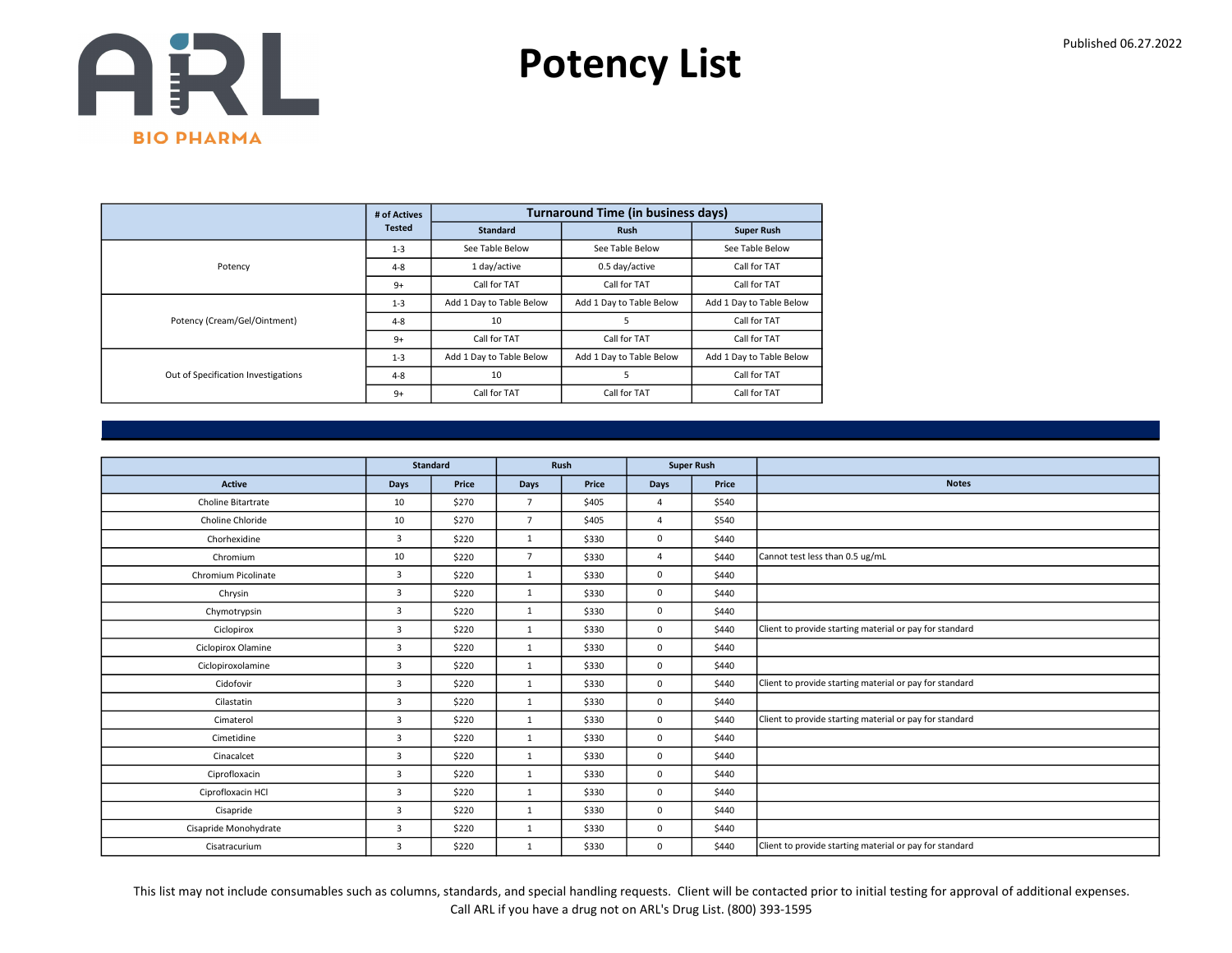ARL BIO PHARMA

# Potency List

Published 06.27.2022

| | # of Actives Tested | Turnaround Time (in business days) | | |
|---|---|---|---|---|
| | | Standard | Rush | Super Rush |
| Potency | 1-3 | See Table Below | See Table Below | See Table Below |
| | 4-8 | 1 day/active | 0.5 day/active | Call for TAT |
| | 9+ | Call for TAT | Call for TAT | Call for TAT |
| Potency (Cream/Gel/Ointment) | 1-3 | Add 1 Day to Table Below | Add 1 Day to Table Below | Add 1 Day to Table Below |
| | 4-8 | 10 | 5 | Call for TAT |
| | 9+ | Call for TAT | Call for TAT | Call for TAT |
| Out of Specification Investigations | 1-3 | Add 1 Day to Table Below | Add 1 Day to Table Below | Add 1 Day to Table Below |
| | 4-8 | 10 | 5 | Call for TAT |
| | 9+ | Call for TAT | Call for TAT | Call for TAT |

| | Standard | | Rush | | Super Rush | | |
|---|---|---|---|---|---|---|---|
| Active | Days | Price | Days | Price | Days | Price | Notes |
| Choline Bitartrate | 10 | $270 | 7 | $405 | 4 | $540 | |
| Choline Chloride | 10 | $270 | 7 | $405 | 4 | $540 | |
| Chorhexidine | 3 | $220 | 1 | $330 | 0 | $440 | |
| Chromium | 10 | $220 | 7 | $330 | 4 | $440 | Cannot test less than 0.5 ug/mL |
| Chromium Picolinate | 3 | $220 | 1 | $330 | 0 | $440 | |
| Chrysin | 3 | $220 | 1 | $330 | 0 | $440 | |
| Chymotrypsin | 3 | $220 | 1 | $330 | 0 | $440 | |
| Ciclopirox | 3 | $220 | 1 | $330 | 0 | $440 | Client to provide starting material or pay for standard |
| Ciclopirox Olamine | 3 | $220 | 1 | $330 | 0 | $440 | |
| Ciclopiroxolamine | 3 | $220 | 1 | $330 | 0 | $440 | |
| Cidofovir | 3 | $220 | 1 | $330 | 0 | $440 | Client to provide starting material or pay for standard |
| Cilastatin | 3 | $220 | 1 | $330 | 0 | $440 | |
| Cimaterol | 3 | $220 | 1 | $330 | 0 | $440 | Client to provide starting material or pay for standard |
| Cimetidine | 3 | $220 | 1 | $330 | 0 | $440 | |
| Cinacalcet | 3 | $220 | 1 | $330 | 0 | $440 | |
| Ciprofloxacin | 3 | $220 | 1 | $330 | 0 | $440 | |
| Ciprofloxacin HCl | 3 | $220 | 1 | $330 | 0 | $440 | |
| Cisapride | 3 | $220 | 1 | $330 | 0 | $440 | |
| Cisapride Monohydrate | 3 | $220 | 1 | $330 | 0 | $440 | |
| Cisatracurium | 3 | $220 | 1 | $330 | 0 | $440 | Client to provide starting material or pay for standard |

This list may not include consumables such as columns, standards, and special handling requests. Client will be contacted prior to initial testing for approval of additional expenses.
Call ARL if you have a drug not on ARL's Drug List. (800) 393-1595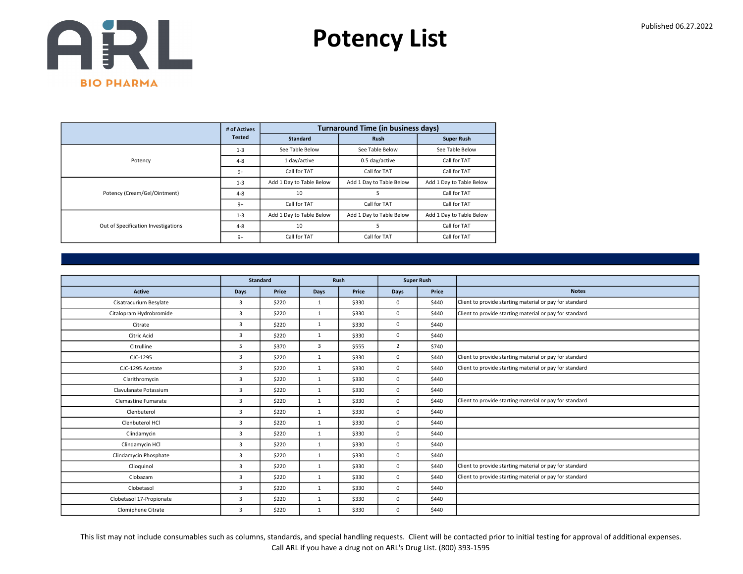# Potency List

Published 06.27.2022

| | # of Actives Tested | Turnaround Time (in business days) | | |
|---|---|---|---|---|
| | | Standard | Rush | Super Rush |
| Potency | 1-3 | See Table Below | See Table Below | See Table Below |
| | 4-8 | 1 day/active | 0.5 day/active | Call for TAT |
| | 9+ | Call for TAT | Call for TAT | Call for TAT |
| Potency (Cream/Gel/Ointment) | 1-3 | Add 1 Day to Table Below | Add 1 Day to Table Below | Add 1 Day to Table Below |
| | 4-8 | 10 | 5 | Call for TAT |
| | 9+ | Call for TAT | Call for TAT | Call for TAT |
| Out of Specification Investigations | 1-3 | Add 1 Day to Table Below | Add 1 Day to Table Below | Add 1 Day to Table Below |
| | 4-8 | 10 | 5 | Call for TAT |
| | 9+ | Call for TAT | Call for TAT | Call for TAT |

| | Standard | | Rush | | Super Rush | | |
|---|---|---|---|---|---|---|---|
| Active | Days | Price | Days | Price | Days | Price | Notes |
| Cisatracurium Besylate | 3 | $220 | 1 | $330 | 0 | $440 | Client to provide starting material or pay for standard |
| Citalopram Hydrobromide | 3 | $220 | 1 | $330 | 0 | $440 | Client to provide starting material or pay for standard |
| Citrate | 3 | $220 | 1 | $330 | 0 | $440 | |
| Citric Acid | 3 | $220 | 1 | $330 | 0 | $440 | |
| Citrulline | 5 | $370 | 3 | $555 | 2 | $740 | |
| CJC-1295 | 3 | $220 | 1 | $330 | 0 | $440 | Client to provide starting material or pay for standard |
| CJC-1295 Acetate | 3 | $220 | 1 | $330 | 0 | $440 | Client to provide starting material or pay for standard |
| Clarithromycin | 3 | $220 | 1 | $330 | 0 | $440 | |
| Clavulanate Potassium | 3 | $220 | 1 | $330 | 0 | $440 | |
| Clemastine Fumarate | 3 | $220 | 1 | $330 | 0 | $440 | Client to provide starting material or pay for standard |
| Clenbuterol | 3 | $220 | 1 | $330 | 0 | $440 | |
| Clenbuterol HCl | 3 | $220 | 1 | $330 | 0 | $440 | |
| Clindamycin | 3 | $220 | 1 | $330 | 0 | $440 | |
| Clindamycin HCl | 3 | $220 | 1 | $330 | 0 | $440 | |
| Clindamycin Phosphate | 3 | $220 | 1 | $330 | 0 | $440 | |
| Clioquinol | 3 | $220 | 1 | $330 | 0 | $440 | Client to provide starting material or pay for standard |
| Clobazam | 3 | $220 | 1 | $330 | 0 | $440 | Client to provide starting material or pay for standard |
| Clobetasol | 3 | $220 | 1 | $330 | 0 | $440 | |
| Clobetasol 17-Propionate | 3 | $220 | 1 | $330 | 0 | $440 | |
| Clomiphene Citrate | 3 | $220 | 1 | $330 | 0 | $440 | |

This list may not include consumables such as columns, standards, and special handling requests. Client will be contacted prior to initial testing for approval of additional expenses.
Call ARL if you have a drug not on ARL's Drug List. (800) 393-1595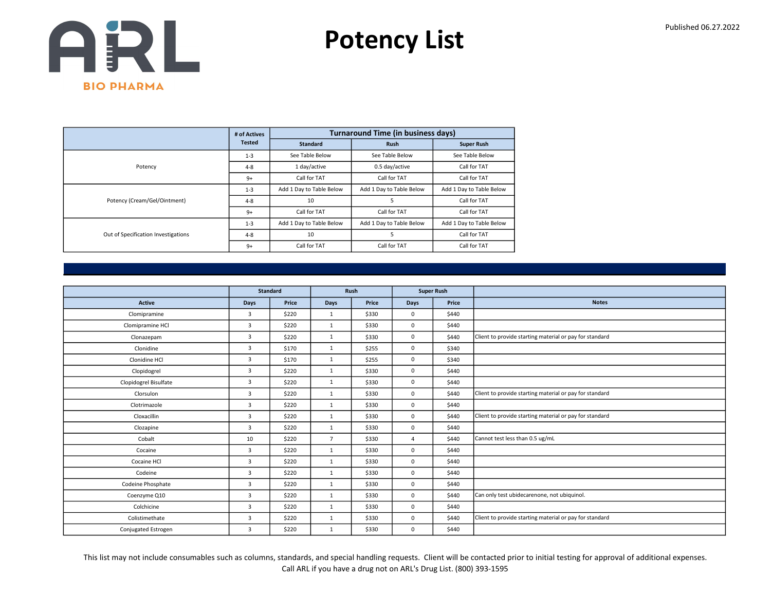# Potency List

Published 06.27.2022

| | # of Actives Tested | Turnaround Time (in business days) | | |
|---|---|---|---|---|
| | | Standard | Rush | Super Rush |
| Potency | 1-3 | See Table Below | See Table Below | See Table Below |
| | 4-8 | 1 day/active | 0.5 day/active | Call for TAT |
| | 9+ | Call for TAT | Call for TAT | Call for TAT |
| Potency (Cream/Gel/Ointment) | 1-3 | Add 1 Day to Table Below | Add 1 Day to Table Below | Add 1 Day to Table Below |
| | 4-8 | 10 | 5 | Call for TAT |
| | 9+ | Call for TAT | Call for TAT | Call for TAT |
| Out of Specification Investigations | 1-3 | Add 1 Day to Table Below | Add 1 Day to Table Below | Add 1 Day to Table Below |
| | 4-8 | 10 | 5 | Call for TAT |
| | 9+ | Call for TAT | Call for TAT | Call for TAT |

| | Standard | | Rush | | Super Rush | | |
|---|---|---|---|---|---|---|---|
| Active | Days | Price | Days | Price | Days | Price | Notes |
| Clomipramine | 3 | $220 | 1 | $330 | 0 | $440 | |
| Clomipramine HCl | 3 | $220 | 1 | $330 | 0 | $440 | |
| Clonazepam | 3 | $220 | 1 | $330 | 0 | $440 | Client to provide starting material or pay for standard |
| Clonidine | 3 | $170 | 1 | $255 | 0 | $340 | |
| Clonidine HCl | 3 | $170 | 1 | $255 | 0 | $340 | |
| Clopidogrel | 3 | $220 | 1 | $330 | 0 | $440 | |
| Clopidogrel Bisulfate | 3 | $220 | 1 | $330 | 0 | $440 | |
| Clorsulon | 3 | $220 | 1 | $330 | 0 | $440 | Client to provide starting material or pay for standard |
| Clotrimazole | 3 | $220 | 1 | $330 | 0 | $440 | |
| Cloxacillin | 3 | $220 | 1 | $330 | 0 | $440 | Client to provide starting material or pay for standard |
| Clozapine | 3 | $220 | 1 | $330 | 0 | $440 | |
| Cobalt | 10 | $220 | 7 | $330 | 4 | $440 | Cannot test less than 0.5 ug/mL |
| Cocaine | 3 | $220 | 1 | $330 | 0 | $440 | |
| Cocaine HCl | 3 | $220 | 1 | $330 | 0 | $440 | |
| Codeine | 3 | $220 | 1 | $330 | 0 | $440 | |
| Codeine Phosphate | 3 | $220 | 1 | $330 | 0 | $440 | |
| Coenzyme Q10 | 3 | $220 | 1 | $330 | 0 | $440 | Can only test ubidecarenone, not ubiquinol. |
| Colchicine | 3 | $220 | 1 | $330 | 0 | $440 | |
| Colistimethate | 3 | $220 | 1 | $330 | 0 | $440 | Client to provide starting material or pay for standard |
| Conjugated Estrogen | 3 | $220 | 1 | $330 | 0 | $440 | |

This list may not include consumables such as columns, standards, and special handling requests. Client will be contacted prior to initial testing for approval of additional expenses.
Call ARL if you have a drug not on ARL's Drug List. (800) 393-1595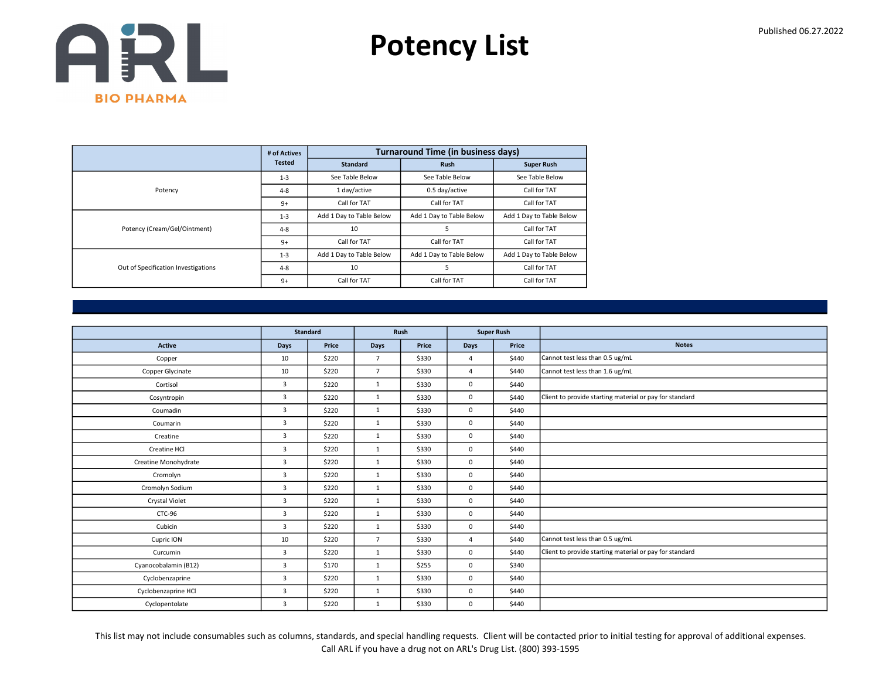# Potency List

Published 06.27.2022

| | # of Actives Tested | Turnaround Time (in business days) | | |
|---|---|---|---|---|
| | | Standard | Rush | Super Rush |
| Potency | 1-3 | See Table Below | See Table Below | See Table Below |
| | 4-8 | 1 day/active | 0.5 day/active | Call for TAT |
| | 9+ | Call for TAT | Call for TAT | Call for TAT |
| Potency (Cream/Gel/Ointment) | 1-3 | Add 1 Day to Table Below | Add 1 Day to Table Below | Add 1 Day to Table Below |
| | 4-8 | 10 | 5 | Call for TAT |
| | 9+ | Call for TAT | Call for TAT | Call for TAT |
| Out of Specification Investigations | 1-3 | Add 1 Day to Table Below | Add 1 Day to Table Below | Add 1 Day to Table Below |
| | 4-8 | 10 | 5 | Call for TAT |
| | 9+ | Call for TAT | Call for TAT | Call for TAT |

| | Standard | | Rush | | Super Rush | | |
|---|---|---|---|---|---|---|---|
| Active | Days | Price | Days | Price | Days | Price | Notes |
| Copper | 10 | $220 | 7 | $330 | 4 | $440 | Cannot test less than 0.5 ug/mL |
| Copper Glycinate | 10 | $220 | 7 | $330 | 4 | $440 | Cannot test less than 1.6 ug/mL |
| Cortisol | 3 | $220 | 1 | $330 | 0 | $440 | |
| Cosyntropin | 3 | $220 | 1 | $330 | 0 | $440 | Client to provide starting material or pay for standard |
| Coumadin | 3 | $220 | 1 | $330 | 0 | $440 | |
| Coumarin | 3 | $220 | 1 | $330 | 0 | $440 | |
| Creatine | 3 | $220 | 1 | $330 | 0 | $440 | |
| Creatine HCl | 3 | $220 | 1 | $330 | 0 | $440 | |
| Creatine Monohydrate | 3 | $220 | 1 | $330 | 0 | $440 | |
| Cromolyn | 3 | $220 | 1 | $330 | 0 | $440 | |
| Cromolyn Sodium | 3 | $220 | 1 | $330 | 0 | $440 | |
| Crystal Violet | 3 | $220 | 1 | $330 | 0 | $440 | |
| CTC-96 | 3 | $220 | 1 | $330 | 0 | $440 | |
| Cubicin | 3 | $220 | 1 | $330 | 0 | $440 | |
| Cupric ION | 10 | $220 | 7 | $330 | 4 | $440 | Cannot test less than 0.5 ug/mL |
| Curcumin | 3 | $220 | 1 | $330 | 0 | $440 | Client to provide starting material or pay for standard |
| Cyanocobalamin (B12) | 3 | $170 | 1 | $255 | 0 | $340 | |
| Cyclobenzaprine | 3 | $220 | 1 | $330 | 0 | $440 | |
| Cyclobenzaprine HCl | 3 | $220 | 1 | $330 | 0 | $440 | |
| Cyclopentolate | 3 | $220 | 1 | $330 | 0 | $440 | |

This list may not include consumables such as columns, standards, and special handling requests. Client will be contacted prior to initial testing for approval of additional expenses.
Call ARL if you have a drug not on ARL's Drug List. (800) 393-1595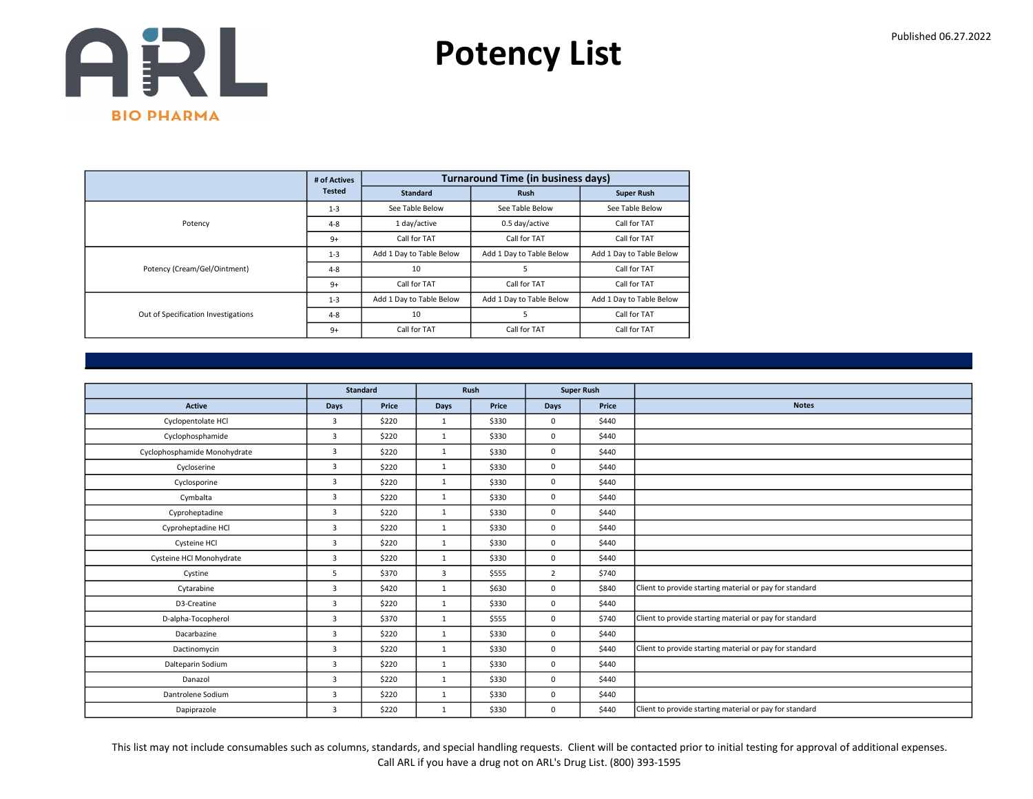ARL BIO PHARMA

# Potency List

Published 06.27.2022

| | # of Actives Tested | Turnaround Time (in business days) | | |
|---|---|---|---|---|
| | | Standard | Rush | Super Rush |
| Potency | 1-3 | See Table Below | See Table Below | See Table Below |
| | 4-8 | 1 day/active | 0.5 day/active | Call for TAT |
| | 9+ | Call for TAT | Call for TAT | Call for TAT |
| Potency (Cream/Gel/Ointment) | 1-3 | Add 1 Day to Table Below | Add 1 Day to Table Below | Add 1 Day to Table Below |
| | 4-8 | 10 | 5 | Call for TAT |
| | 9+ | Call for TAT | Call for TAT | Call for TAT |
| Out of Specification Investigations | 1-3 | Add 1 Day to Table Below | Add 1 Day to Table Below | Add 1 Day to Table Below |
| | 4-8 | 10 | 5 | Call for TAT |
| | 9+ | Call for TAT | Call for TAT | Call for TAT |

| | Standard | | Rush | | Super Rush | | |
|---|---|---|---|---|---|---|---|
| Active | Days | Price | Days | Price | Days | Price | Notes |
| Cyclopentolate HCl | 3 | $220 | 1 | $330 | 0 | $440 | |
| Cyclophosphamide | 3 | $220 | 1 | $330 | 0 | $440 | |
| Cyclophosphamide Monohydrate | 3 | $220 | 1 | $330 | 0 | $440 | |
| Cycloserine | 3 | $220 | 1 | $330 | 0 | $440 | |
| Cyclosporine | 3 | $220 | 1 | $330 | 0 | $440 | |
| Cymbalta | 3 | $220 | 1 | $330 | 0 | $440 | |
| Cyproheptadine | 3 | $220 | 1 | $330 | 0 | $440 | |
| Cyproheptadine HCl | 3 | $220 | 1 | $330 | 0 | $440 | |
| Cysteine HCl | 3 | $220 | 1 | $330 | 0 | $440 | |
| Cysteine HCl Monohydrate | 3 | $220 | 1 | $330 | 0 | $440 | |
| Cystine | 5 | $370 | 3 | $555 | 2 | $740 | |
| Cytarabine | 3 | $420 | 1 | $630 | 0 | $840 | Client to provide starting material or pay for standard |
| D3-Creatine | 3 | $220 | 1 | $330 | 0 | $440 | |
| D-alpha-Tocopherol | 3 | $370 | 1 | $555 | 0 | $740 | Client to provide starting material or pay for standard |
| Dacarbazine | 3 | $220 | 1 | $330 | 0 | $440 | |
| Dactinomycin | 3 | $220 | 1 | $330 | 0 | $440 | Client to provide starting material or pay for standard |
| Dalteparin Sodium | 3 | $220 | 1 | $330 | 0 | $440 | |
| Danazol | 3 | $220 | 1 | $330 | 0 | $440 | |
| Dantrolene Sodium | 3 | $220 | 1 | $330 | 0 | $440 | |
| Dapiprazole | 3 | $220 | 1 | $330 | 0 | $440 | Client to provide starting material or pay for standard |

This list may not include consumables such as columns, standards, and special handling requests. Client will be contacted prior to initial testing for approval of additional expenses.
Call ARL if you have a drug not on ARL's Drug List. (800) 393-1595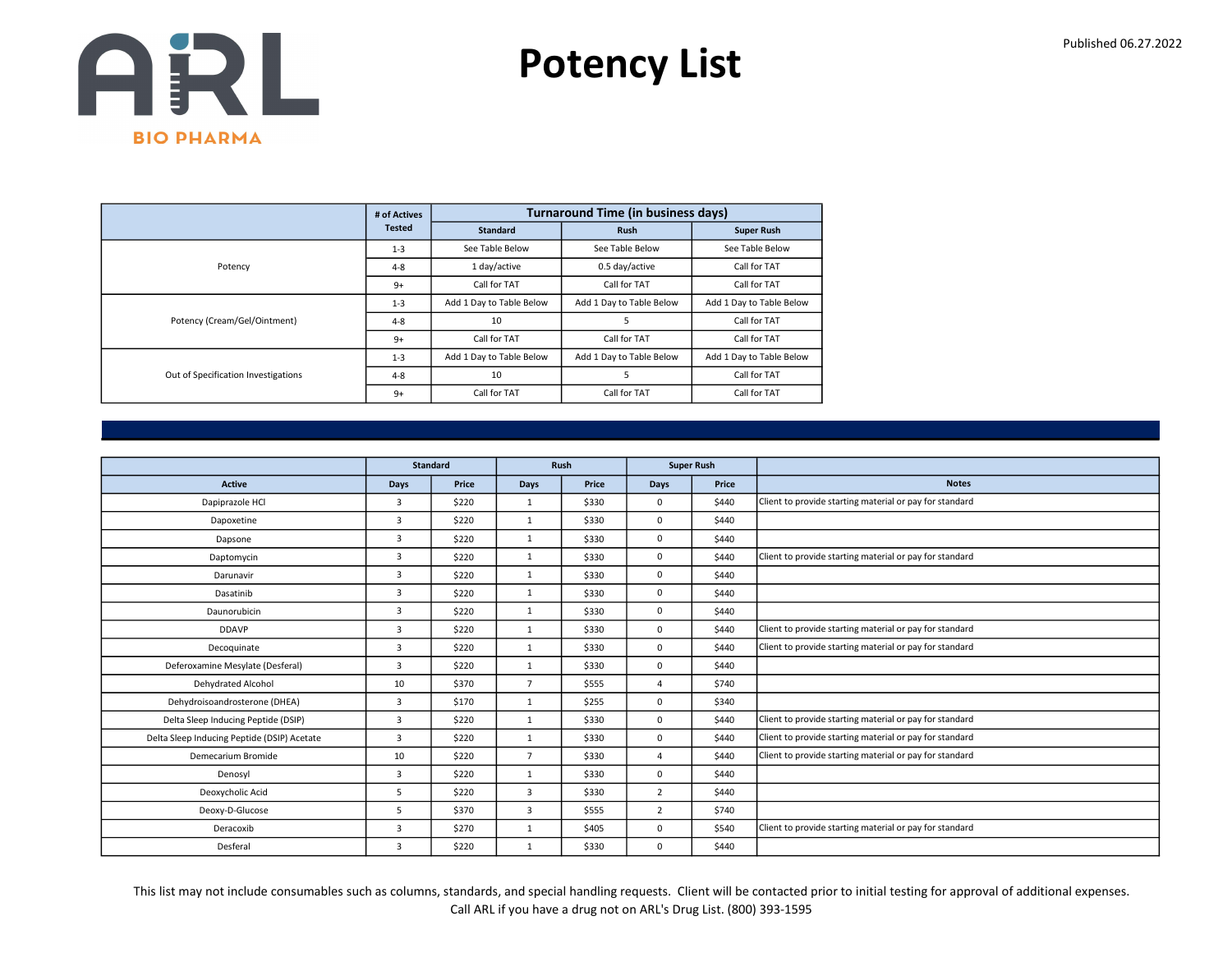# Potency List

Published 06.27.2022

|  | # of Actives Tested | Turnaround Time (in business days) | | |
|---|---|---|---|---|
|  |  | Standard | Rush | Super Rush |
| Potency | 1-3 | See Table Below | See Table Below | See Table Below |
|  | 4-8 | 1 day/active | 0.5 day/active | Call for TAT |
|  | 9+ | Call for TAT | Call for TAT | Call for TAT |
| Potency (Cream/Gel/Ointment) | 1-3 | Add 1 Day to Table Below | Add 1 Day to Table Below | Add 1 Day to Table Below |
|  | 4-8 | 10 | 5 | Call for TAT |
|  | 9+ | Call for TAT | Call for TAT | Call for TAT |
| Out of Specification Investigations | 1-3 | Add 1 Day to Table Below | Add 1 Day to Table Below | Add 1 Day to Table Below |
|  | 4-8 | 10 | 5 | Call for TAT |
|  | 9+ | Call for TAT | Call for TAT | Call for TAT |

|  | Standard | | Rush | | Super Rush | | |
|---|---|---|---|---|---|---|---|
| Active | Days | Price | Days | Price | Days | Price | Notes |
| Dapiprazole HCl | 3 | $220 | 1 | $330 | 0 | $440 | Client to provide starting material or pay for standard |
| Dapoxetine | 3 | $220 | 1 | $330 | 0 | $440 |  |
| Dapsone | 3 | $220 | 1 | $330 | 0 | $440 |  |
| Daptomycin | 3 | $220 | 1 | $330 | 0 | $440 | Client to provide starting material or pay for standard |
| Darunavir | 3 | $220 | 1 | $330 | 0 | $440 |  |
| Dasatinib | 3 | $220 | 1 | $330 | 0 | $440 |  |
| Daunorubicin | 3 | $220 | 1 | $330 | 0 | $440 |  |
| DDAVP | 3 | $220 | 1 | $330 | 0 | $440 | Client to provide starting material or pay for standard |
| Decoquinate | 3 | $220 | 1 | $330 | 0 | $440 | Client to provide starting material or pay for standard |
| Deferoxamine Mesylate (Desferal) | 3 | $220 | 1 | $330 | 0 | $440 |  |
| Dehydrated Alcohol | 10 | $370 | 7 | $555 | 4 | $740 |  |
| Dehydroisoandrosterone (DHEA) | 3 | $170 | 1 | $255 | 0 | $340 |  |
| Delta Sleep Inducing Peptide (DSIP) | 3 | $220 | 1 | $330 | 0 | $440 | Client to provide starting material or pay for standard |
| Delta Sleep Inducing Peptide (DSIP) Acetate | 3 | $220 | 1 | $330 | 0 | $440 | Client to provide starting material or pay for standard |
| Demecarium Bromide | 10 | $220 | 7 | $330 | 4 | $440 | Client to provide starting material or pay for standard |
| Denosyl | 3 | $220 | 1 | $330 | 0 | $440 |  |
| Deoxycholic Acid | 5 | $220 | 3 | $330 | 2 | $440 |  |
| Deoxy-D-Glucose | 5 | $370 | 3 | $555 | 2 | $740 |  |
| Deracoxib | 3 | $270 | 1 | $405 | 0 | $540 | Client to provide starting material or pay for standard |
| Desferal | 3 | $220 | 1 | $330 | 0 | $440 |  |

This list may not include consumables such as columns, standards, and special handling requests. Client will be contacted prior to initial testing for approval of additional expenses.
Call ARL if you have a drug not on ARL's Drug List. (800) 393-1595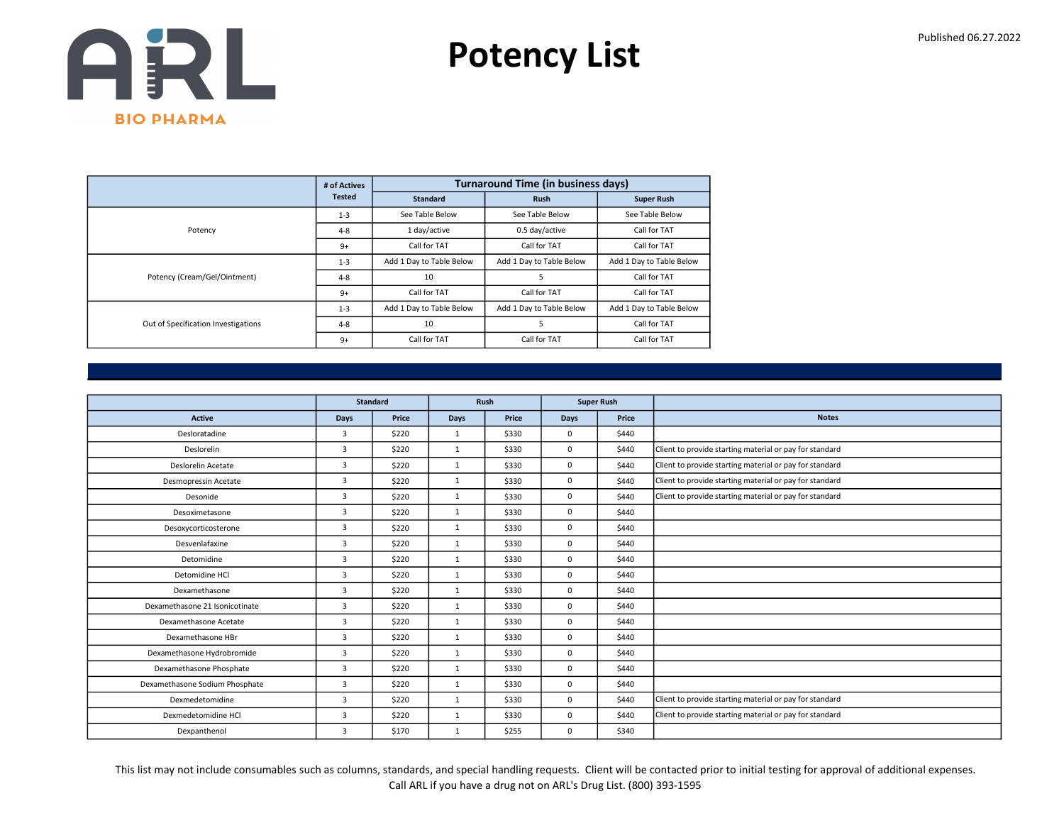# Potency List

Published 06.27.2022

| | # of Actives Tested | Turnaround Time (in business days) | | |
|---|---|---|---|---|
| | | Standard | Rush | Super Rush |
| Potency | 1-3 | See Table Below | See Table Below | See Table Below |
| | 4-8 | 1 day/active | 0.5 day/active | Call for TAT |
| | 9+ | Call for TAT | Call for TAT | Call for TAT |
| Potency (Cream/Gel/Ointment) | 1-3 | Add 1 Day to Table Below | Add 1 Day to Table Below | Add 1 Day to Table Below |
| | 4-8 | 10 | 5 | Call for TAT |
| | 9+ | Call for TAT | Call for TAT | Call for TAT |
| Out of Specification Investigations | 1-3 | Add 1 Day to Table Below | Add 1 Day to Table Below | Add 1 Day to Table Below |
| | 4-8 | 10 | 5 | Call for TAT |
| | 9+ | Call for TAT | Call for TAT | Call for TAT |

| | Standard | | Rush | | Super Rush | | |
|---|---|---|---|---|---|---|---|
| Active | Days | Price | Days | Price | Days | Price | Notes |
| Desloratadine | 3 | $220 | 1 | $330 | 0 | $440 | |
| Deslorelin | 3 | $220 | 1 | $330 | 0 | $440 | Client to provide starting material or pay for standard |
| Deslorelin Acetate | 3 | $220 | 1 | $330 | 0 | $440 | Client to provide starting material or pay for standard |
| Desmopressin Acetate | 3 | $220 | 1 | $330 | 0 | $440 | Client to provide starting material or pay for standard |
| Desonide | 3 | $220 | 1 | $330 | 0 | $440 | Client to provide starting material or pay for standard |
| Desoximetasone | 3 | $220 | 1 | $330 | 0 | $440 | |
| Desoxycorticosterone | 3 | $220 | 1 | $330 | 0 | $440 | |
| Desvenlafaxine | 3 | $220 | 1 | $330 | 0 | $440 | |
| Detomidine | 3 | $220 | 1 | $330 | 0 | $440 | |
| Detomidine HCl | 3 | $220 | 1 | $330 | 0 | $440 | |
| Dexamethasone | 3 | $220 | 1 | $330 | 0 | $440 | |
| Dexamethasone 21 Isonicotinate | 3 | $220 | 1 | $330 | 0 | $440 | |
| Dexamethasone Acetate | 3 | $220 | 1 | $330 | 0 | $440 | |
| Dexamethasone HBr | 3 | $220 | 1 | $330 | 0 | $440 | |
| Dexamethasone Hydrobromide | 3 | $220 | 1 | $330 | 0 | $440 | |
| Dexamethasone Phosphate | 3 | $220 | 1 | $330 | 0 | $440 | |
| Dexamethasone Sodium Phosphate | 3 | $220 | 1 | $330 | 0 | $440 | |
| Dexmedetomidine | 3 | $220 | 1 | $330 | 0 | $440 | Client to provide starting material or pay for standard |
| Dexmedetomidine HCl | 3 | $220 | 1 | $330 | 0 | $440 | Client to provide starting material or pay for standard |
| Dexpanthenol | 3 | $170 | 1 | $255 | 0 | $340 | |

This list may not include consumables such as columns, standards, and special handling requests. Client will be contacted prior to initial testing for approval of additional expenses.
Call ARL if you have a drug not on ARL's Drug List. (800) 393-1595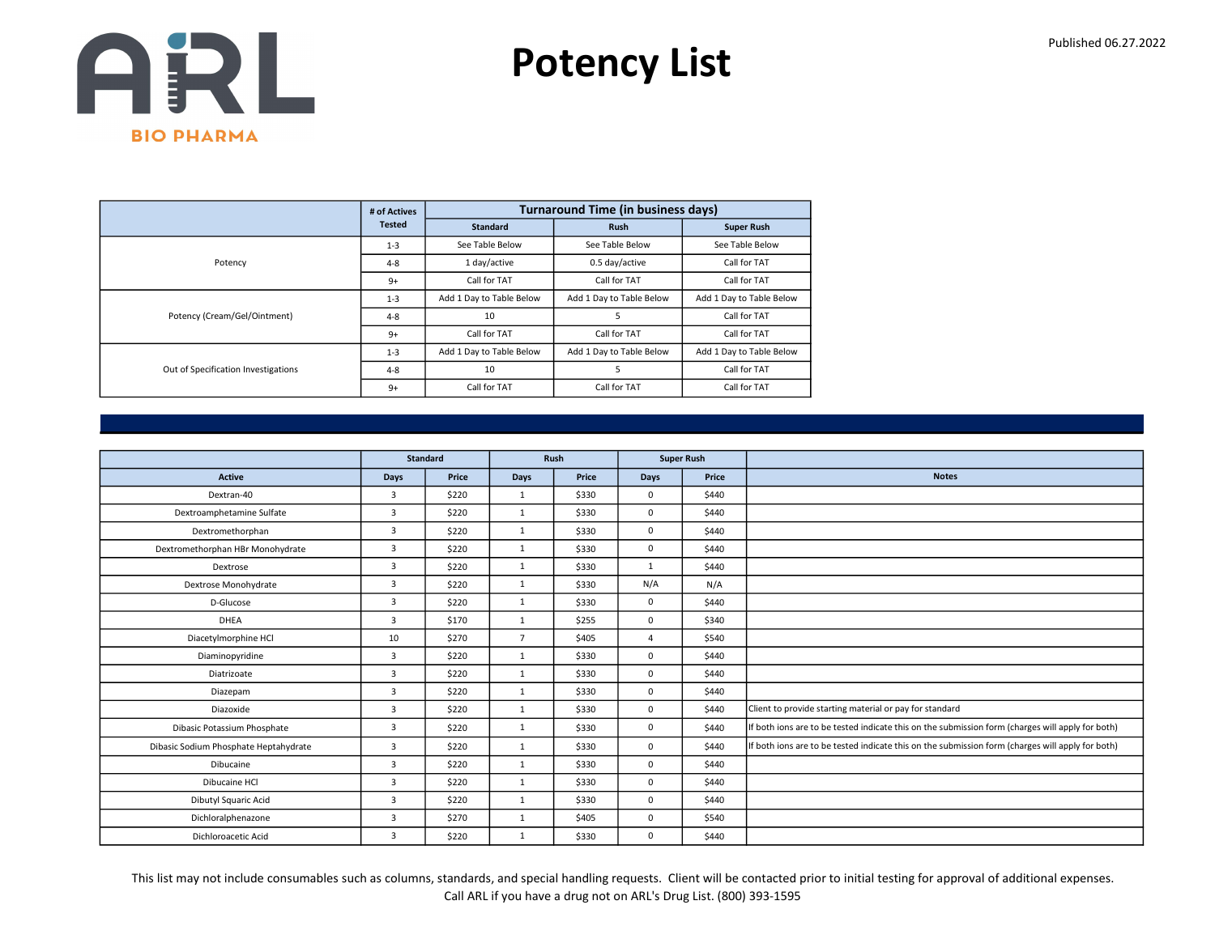ARL BIO PHARMA

# Potency List

Published 06.27.2022

| | # of Actives Tested | Turnaround Time (in business days) | | |
|---|---|---|---|---|
| | | Standard | Rush | Super Rush |
| Potency | 1-3 | See Table Below | See Table Below | See Table Below |
| | 4-8 | 1 day/active | 0.5 day/active | Call for TAT |
| | 9+ | Call for TAT | Call for TAT | Call for TAT |
| Potency (Cream/Gel/Ointment) | 1-3 | Add 1 Day to Table Below | Add 1 Day to Table Below | Add 1 Day to Table Below |
| | 4-8 | 10 | 5 | Call for TAT |
| | 9+ | Call for TAT | Call for TAT | Call for TAT |
| Out of Specification Investigations | 1-3 | Add 1 Day to Table Below | Add 1 Day to Table Below | Add 1 Day to Table Below |
| | 4-8 | 10 | 5 | Call for TAT |
| | 9+ | Call for TAT | Call for TAT | Call for TAT |

| | Standard | | Rush | | Super Rush | | |
|---|---|---|---|---|---|---|---|
| Active | Days | Price | Days | Price | Days | Price | Notes |
| Dextran-40 | 3 | $220 | 1 | $330 | 0 | $440 | |
| Dextroamphetamine Sulfate | 3 | $220 | 1 | $330 | 0 | $440 | |
| Dextromethorphan | 3 | $220 | 1 | $330 | 0 | $440 | |
| Dextromethorphan HBr Monohydrate | 3 | $220 | 1 | $330 | 0 | $440 | |
| Dextrose | 3 | $220 | 1 | $330 | 1 | $440 | |
| Dextrose Monohydrate | 3 | $220 | 1 | $330 | N/A | N/A | |
| D-Glucose | 3 | $220 | 1 | $330 | 0 | $440 | |
| DHEA | 3 | $170 | 1 | $255 | 0 | $340 | |
| Diacetylmorphine HCl | 10 | $270 | 7 | $405 | 4 | $540 | |
| Diaminopyridine | 3 | $220 | 1 | $330 | 0 | $440 | |
| Diatrizoate | 3 | $220 | 1 | $330 | 0 | $440 | |
| Diazepam | 3 | $220 | 1 | $330 | 0 | $440 | |
| Diazoxide | 3 | $220 | 1 | $330 | 0 | $440 | Client to provide starting material or pay for standard |
| Dibasic Potassium Phosphate | 3 | $220 | 1 | $330 | 0 | $440 | If both ions are to be tested indicate this on the submission form (charges will apply for both) |
| Dibasic Sodium Phosphate Heptahydrate | 3 | $220 | 1 | $330 | 0 | $440 | If both ions are to be tested indicate this on the submission form (charges will apply for both) |
| Dibucaine | 3 | $220 | 1 | $330 | 0 | $440 | |
| Dibucaine HCl | 3 | $220 | 1 | $330 | 0 | $440 | |
| Dibutyl Squaric Acid | 3 | $220 | 1 | $330 | 0 | $440 | |
| Dichloralphenazone | 3 | $270 | 1 | $405 | 0 | $540 | |
| Dichloroacetic Acid | 3 | $220 | 1 | $330 | 0 | $440 | |

This list may not include consumables such as columns, standards, and special handling requests. Client will be contacted prior to initial testing for approval of additional expenses. Call ARL if you have a drug not on ARL's Drug List. (800) 393-1595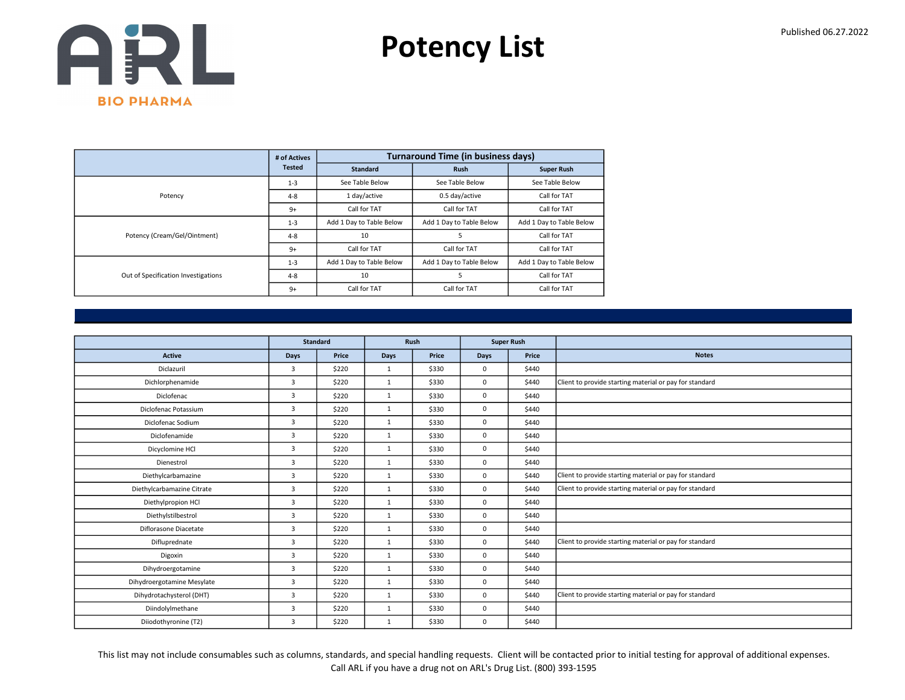# Potency List

Published 06.27.2022

| | # of Actives Tested | Turnaround Time (in business days) | | |
|---|---|---|---|---|
| | | Standard | Rush | Super Rush |
| Potency | 1-3 | See Table Below | See Table Below | See Table Below |
| | 4-8 | 1 day/active | 0.5 day/active | Call for TAT |
| | 9+ | Call for TAT | Call for TAT | Call for TAT |
| Potency (Cream/Gel/Ointment) | 1-3 | Add 1 Day to Table Below | Add 1 Day to Table Below | Add 1 Day to Table Below |
| | 4-8 | 10 | 5 | Call for TAT |
| | 9+ | Call for TAT | Call for TAT | Call for TAT |
| Out of Specification Investigations | 1-3 | Add 1 Day to Table Below | Add 1 Day to Table Below | Add 1 Day to Table Below |
| | 4-8 | 10 | 5 | Call for TAT |
| | 9+ | Call for TAT | Call for TAT | Call for TAT |

| | Standard | | Rush | | Super Rush | | |
|---|---|---|---|---|---|---|---|
| Active | Days | Price | Days | Price | Days | Price | Notes |
| Diclazuril | 3 | $220 | 1 | $330 | 0 | $440 | |
| Dichlorphenamide | 3 | $220 | 1 | $330 | 0 | $440 | Client to provide starting material or pay for standard |
| Diclofenac | 3 | $220 | 1 | $330 | 0 | $440 | |
| Diclofenac Potassium | 3 | $220 | 1 | $330 | 0 | $440 | |
| Diclofenac Sodium | 3 | $220 | 1 | $330 | 0 | $440 | |
| Diclofenamide | 3 | $220 | 1 | $330 | 0 | $440 | |
| Dicyclomine HCl | 3 | $220 | 1 | $330 | 0 | $440 | |
| Dienestrol | 3 | $220 | 1 | $330 | 0 | $440 | |
| Diethylcarbamazine | 3 | $220 | 1 | $330 | 0 | $440 | Client to provide starting material or pay for standard |
| Diethylcarbamazine Citrate | 3 | $220 | 1 | $330 | 0 | $440 | Client to provide starting material or pay for standard |
| Diethylpropion HCl | 3 | $220 | 1 | $330 | 0 | $440 | |
| Diethylstilbestrol | 3 | $220 | 1 | $330 | 0 | $440 | |
| Diflorasone Diacetate | 3 | $220 | 1 | $330 | 0 | $440 | |
| Difluprednate | 3 | $220 | 1 | $330 | 0 | $440 | Client to provide starting material or pay for standard |
| Digoxin | 3 | $220 | 1 | $330 | 0 | $440 | |
| Dihydroergotamine | 3 | $220 | 1 | $330 | 0 | $440 | |
| Dihydroergotamine Mesylate | 3 | $220 | 1 | $330 | 0 | $440 | |
| Dihydrotachysterol (DHT) | 3 | $220 | 1 | $330 | 0 | $440 | Client to provide starting material or pay for standard |
| Diindolylmethane | 3 | $220 | 1 | $330 | 0 | $440 | |
| Diiodothyronine (T2) | 3 | $220 | 1 | $330 | 0 | $440 | |

This list may not include consumables such as columns, standards, and special handling requests. Client will be contacted prior to initial testing for approval of additional expenses.
Call ARL if you have a drug not on ARL's Drug List. (800) 393-1595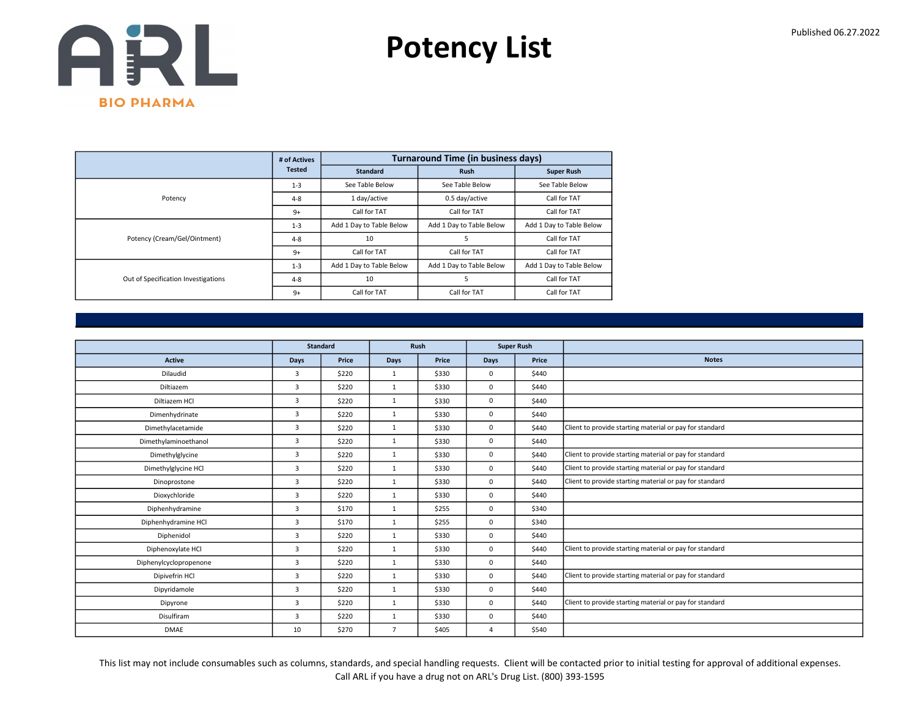# Potency List

Published 06.27.2022

ARL BIO PHARMA

| | # of Actives Tested | Turnaround Time (in business days) | | |
|---|---|---|---|---|
| | | Standard | Rush | Super Rush |
| Potency | 1-3 | See Table Below | See Table Below | See Table Below |
| | 4-8 | 1 day/active | 0.5 day/active | Call for TAT |
| | 9+ | Call for TAT | Call for TAT | Call for TAT |
| Potency (Cream/Gel/Ointment) | 1-3 | Add 1 Day to Table Below | Add 1 Day to Table Below | Add 1 Day to Table Below |
| | 4-8 | 10 | 5 | Call for TAT |
| | 9+ | Call for TAT | Call for TAT | Call for TAT |
| Out of Specification Investigations | 1-3 | Add 1 Day to Table Below | Add 1 Day to Table Below | Add 1 Day to Table Below |
| | 4-8 | 10 | 5 | Call for TAT |
| | 9+ | Call for TAT | Call for TAT | Call for TAT |

| | Standard | | Rush | | Super Rush | | |
|---|---|---|---|---|---|---|---|
| Active | Days | Price | Days | Price | Days | Price | Notes |
| Dilaudid | 3 | $220 | 1 | $330 | 0 | $440 | |
| Diltiazem | 3 | $220 | 1 | $330 | 0 | $440 | |
| Diltiazem HCl | 3 | $220 | 1 | $330 | 0 | $440 | |
| Dimenhydrinate | 3 | $220 | 1 | $330 | 0 | $440 | |
| Dimethylacetamide | 3 | $220 | 1 | $330 | 0 | $440 | Client to provide starting material or pay for standard |
| Dimethylaminoethanol | 3 | $220 | 1 | $330 | 0 | $440 | |
| Dimethylglycine | 3 | $220 | 1 | $330 | 0 | $440 | Client to provide starting material or pay for standard |
| Dimethylglycine HCl | 3 | $220 | 1 | $330 | 0 | $440 | Client to provide starting material or pay for standard |
| Dinoprostone | 3 | $220 | 1 | $330 | 0 | $440 | Client to provide starting material or pay for standard |
| Dioxychloride | 3 | $220 | 1 | $330 | 0 | $440 | |
| Diphenhydramine | 3 | $170 | 1 | $255 | 0 | $340 | |
| Diphenhydramine HCl | 3 | $170 | 1 | $255 | 0 | $340 | |
| Diphenidol | 3 | $220 | 1 | $330 | 0 | $440 | |
| Diphenoxylate HCl | 3 | $220 | 1 | $330 | 0 | $440 | Client to provide starting material or pay for standard |
| Diphenylcyclopropenone | 3 | $220 | 1 | $330 | 0 | $440 | |
| Dipivefrin HCl | 3 | $220 | 1 | $330 | 0 | $440 | Client to provide starting material or pay for standard |
| Dipyridamole | 3 | $220 | 1 | $330 | 0 | $440 | |
| Dipyrone | 3 | $220 | 1 | $330 | 0 | $440 | Client to provide starting material or pay for standard |
| Disulfiram | 3 | $220 | 1 | $330 | 0 | $440 | |
| DMAE | 10 | $270 | 7 | $405 | 4 | $540 | |

This list may not include consumables such as columns, standards, and special handling requests. Client will be contacted prior to initial testing for approval of additional expenses.
Call ARL if you have a drug not on ARL's Drug List. (800) 393-1595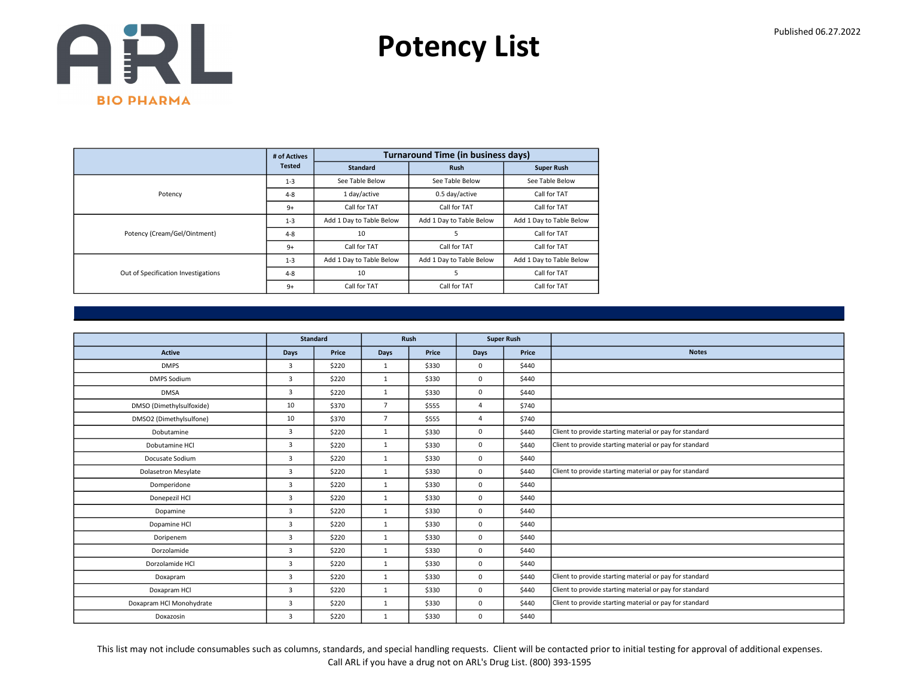# Potency List

Published 06.27.2022

| | # of Actives Tested | Turnaround Time (in business days) | | |
|---|---|---|---|---|
| | | Standard | Rush | Super Rush |
| Potency | 1-3 | See Table Below | See Table Below | See Table Below |
| | 4-8 | 1 day/active | 0.5 day/active | Call for TAT |
| | 9+ | Call for TAT | Call for TAT | Call for TAT |
| Potency (Cream/Gel/Ointment) | 1-3 | Add 1 Day to Table Below | Add 1 Day to Table Below | Add 1 Day to Table Below |
| | 4-8 | 10 | 5 | Call for TAT |
| | 9+ | Call for TAT | Call for TAT | Call for TAT |
| Out of Specification Investigations | 1-3 | Add 1 Day to Table Below | Add 1 Day to Table Below | Add 1 Day to Table Below |
| | 4-8 | 10 | 5 | Call for TAT |
| | 9+ | Call for TAT | Call for TAT | Call for TAT |

| | Standard | | Rush | | Super Rush | | |
|---|---|---|---|---|---|---|---|
| Active | Days | Price | Days | Price | Days | Price | Notes |
| DMPS | 3 | $220 | 1 | $330 | 0 | $440 | |
| DMPS Sodium | 3 | $220 | 1 | $330 | 0 | $440 | |
| DMSA | 3 | $220 | 1 | $330 | 0 | $440 | |
| DMSO (Dimethylsulfoxide) | 10 | $370 | 7 | $555 | 4 | $740 | |
| DMSO2 (Dimethylsulfone) | 10 | $370 | 7 | $555 | 4 | $740 | |
| Dobutamine | 3 | $220 | 1 | $330 | 0 | $440 | Client to provide starting material or pay for standard |
| Dobutamine HCl | 3 | $220 | 1 | $330 | 0 | $440 | Client to provide starting material or pay for standard |
| Docusate Sodium | 3 | $220 | 1 | $330 | 0 | $440 | |
| Dolasetron Mesylate | 3 | $220 | 1 | $330 | 0 | $440 | Client to provide starting material or pay for standard |
| Domperidone | 3 | $220 | 1 | $330 | 0 | $440 | |
| Donepezil HCl | 3 | $220 | 1 | $330 | 0 | $440 | |
| Dopamine | 3 | $220 | 1 | $330 | 0 | $440 | |
| Dopamine HCl | 3 | $220 | 1 | $330 | 0 | $440 | |
| Doripenem | 3 | $220 | 1 | $330 | 0 | $440 | |
| Dorzolamide | 3 | $220 | 1 | $330 | 0 | $440 | |
| Dorzolamide HCl | 3 | $220 | 1 | $330 | 0 | $440 | |
| Doxapram | 3 | $220 | 1 | $330 | 0 | $440 | Client to provide starting material or pay for standard |
| Doxapram HCl | 3 | $220 | 1 | $330 | 0 | $440 | Client to provide starting material or pay for standard |
| Doxapram HCl Monohydrate | 3 | $220 | 1 | $330 | 0 | $440 | Client to provide starting material or pay for standard |
| Doxazosin | 3 | $220 | 1 | $330 | 0 | $440 | |

This list may not include consumables such as columns, standards, and special handling requests. Client will be contacted prior to initial testing for approval of additional expenses.
Call ARL if you have a drug not on ARL's Drug List. (800) 393-1595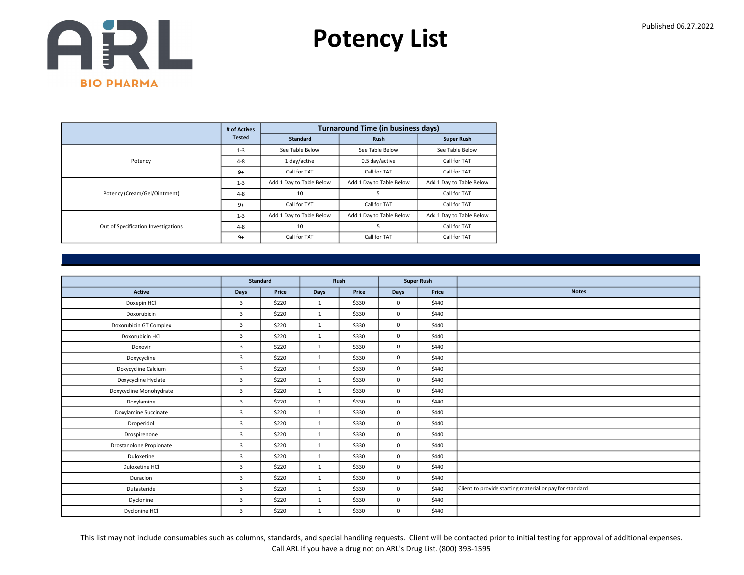# Potency List

Published 06.27.2022

| | # of Actives Tested | Turnaround Time (in business days) | | |
|---|---|---|---|---|
| | | Standard | Rush | Super Rush |
| Potency | 1-3 | See Table Below | See Table Below | See Table Below |
| | 4-8 | 1 day/active | 0.5 day/active | Call for TAT |
| | 9+ | Call for TAT | Call for TAT | Call for TAT |
| Potency (Cream/Gel/Ointment) | 1-3 | Add 1 Day to Table Below | Add 1 Day to Table Below | Add 1 Day to Table Below |
| | 4-8 | 10 | 5 | Call for TAT |
| | 9+ | Call for TAT | Call for TAT | Call for TAT |
| Out of Specification Investigations | 1-3 | Add 1 Day to Table Below | Add 1 Day to Table Below | Add 1 Day to Table Below |
| | 4-8 | 10 | 5 | Call for TAT |
| | 9+ | Call for TAT | Call for TAT | Call for TAT |

| | Standard | | Rush | | Super Rush | | |
|---|---|---|---|---|---|---|---|
| Active | Days | Price | Days | Price | Days | Price | Notes |
| Doxepin HCl | 3 | $220 | 1 | $330 | 0 | $440 | |
| Doxorubicin | 3 | $220 | 1 | $330 | 0 | $440 | |
| Doxorubicin GT Complex | 3 | $220 | 1 | $330 | 0 | $440 | |
| Doxorubicin HCl | 3 | $220 | 1 | $330 | 0 | $440 | |
| Doxovir | 3 | $220 | 1 | $330 | 0 | $440 | |
| Doxycycline | 3 | $220 | 1 | $330 | 0 | $440 | |
| Doxycycline Calcium | 3 | $220 | 1 | $330 | 0 | $440 | |
| Doxycycline Hyclate | 3 | $220 | 1 | $330 | 0 | $440 | |
| Doxycycline Monohydrate | 3 | $220 | 1 | $330 | 0 | $440 | |
| Doxylamine | 3 | $220 | 1 | $330 | 0 | $440 | |
| Doxylamine Succinate | 3 | $220 | 1 | $330 | 0 | $440 | |
| Droperidol | 3 | $220 | 1 | $330 | 0 | $440 | |
| Drospirenone | 3 | $220 | 1 | $330 | 0 | $440 | |
| Drostanolone Propionate | 3 | $220 | 1 | $330 | 0 | $440 | |
| Duloxetine | 3 | $220 | 1 | $330 | 0 | $440 | |
| Duloxetine HCl | 3 | $220 | 1 | $330 | 0 | $440 | |
| Duraclon | 3 | $220 | 1 | $330 | 0 | $440 | |
| Dutasteride | 3 | $220 | 1 | $330 | 0 | $440 | Client to provide starting material or pay for standard |
| Dyclonine | 3 | $220 | 1 | $330 | 0 | $440 | |
| Dyclonine HCl | 3 | $220 | 1 | $330 | 0 | $440 | |

This list may not include consumables such as columns, standards, and special handling requests. Client will be contacted prior to initial testing for approval of additional expenses.
Call ARL if you have a drug not on ARL's Drug List. (800) 393-1595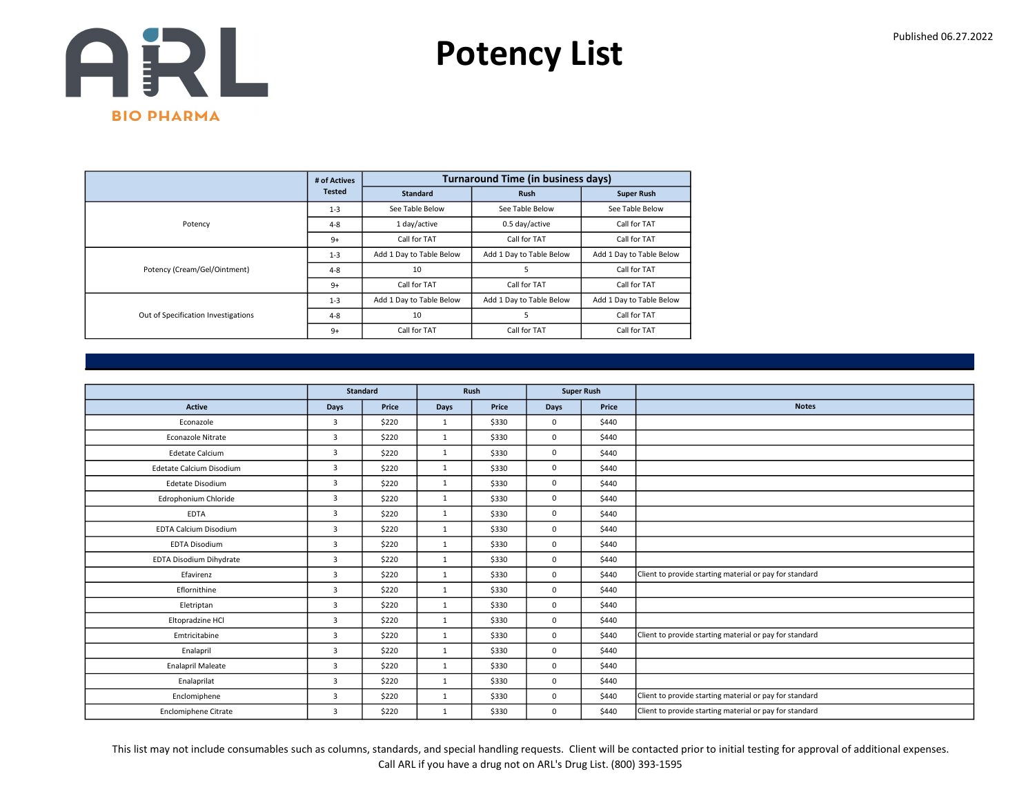ARL BIO PHARMA

# Potency List

Published 06.27.2022

| | # of Actives Tested | Turnaround Time (in business days) | | |
|---|---|---|---|---|
| | | Standard | Rush | Super Rush |
| Potency | 1-3 | See Table Below | See Table Below | See Table Below |
| | 4-8 | 1 day/active | 0.5 day/active | Call for TAT |
| | 9+ | Call for TAT | Call for TAT | Call for TAT |
| Potency (Cream/Gel/Ointment) | 1-3 | Add 1 Day to Table Below | Add 1 Day to Table Below | Add 1 Day to Table Below |
| | 4-8 | 10 | 5 | Call for TAT |
| | 9+ | Call for TAT | Call for TAT | Call for TAT |
| Out of Specification Investigations | 1-3 | Add 1 Day to Table Below | Add 1 Day to Table Below | Add 1 Day to Table Below |
| | 4-8 | 10 | 5 | Call for TAT |
| | 9+ | Call for TAT | Call for TAT | Call for TAT |

| | Standard | | Rush | | Super Rush | | |
|---|---|---|---|---|---|---|---|
| Active | Days | Price | Days | Price | Days | Price | Notes |
| Econazole | 3 | $220 | 1 | $330 | 0 | $440 | |
| Econazole Nitrate | 3 | $220 | 1 | $330 | 0 | $440 | |
| Edetate Calcium | 3 | $220 | 1 | $330 | 0 | $440 | |
| Edetate Calcium Disodium | 3 | $220 | 1 | $330 | 0 | $440 | |
| Edetate Disodium | 3 | $220 | 1 | $330 | 0 | $440 | |
| Edrophonium Chloride | 3 | $220 | 1 | $330 | 0 | $440 | |
| EDTA | 3 | $220 | 1 | $330 | 0 | $440 | |
| EDTA Calcium Disodium | 3 | $220 | 1 | $330 | 0 | $440 | |
| EDTA Disodium | 3 | $220 | 1 | $330 | 0 | $440 | |
| EDTA Disodium Dihydrate | 3 | $220 | 1 | $330 | 0 | $440 | |
| Efavirenz | 3 | $220 | 1 | $330 | 0 | $440 | Client to provide starting material or pay for standard |
| Eflornithine | 3 | $220 | 1 | $330 | 0 | $440 | |
| Eletriptan | 3 | $220 | 1 | $330 | 0 | $440 | |
| Eltopradzine HCl | 3 | $220 | 1 | $330 | 0 | $440 | |
| Emtricitabine | 3 | $220 | 1 | $330 | 0 | $440 | Client to provide starting material or pay for standard |
| Enalapril | 3 | $220 | 1 | $330 | 0 | $440 | |
| Enalapril Maleate | 3 | $220 | 1 | $330 | 0 | $440 | |
| Enalaprilat | 3 | $220 | 1 | $330 | 0 | $440 | |
| Enclomiphene | 3 | $220 | 1 | $330 | 0 | $440 | Client to provide starting material or pay for standard |
| Enclomiphene Citrate | 3 | $220 | 1 | $330 | 0 | $440 | Client to provide starting material or pay for standard |

This list may not include consumables such as columns, standards, and special handling requests. Client will be contacted prior to initial testing for approval of additional expenses.
Call ARL if you have a drug not on ARL's Drug List. (800) 393-1595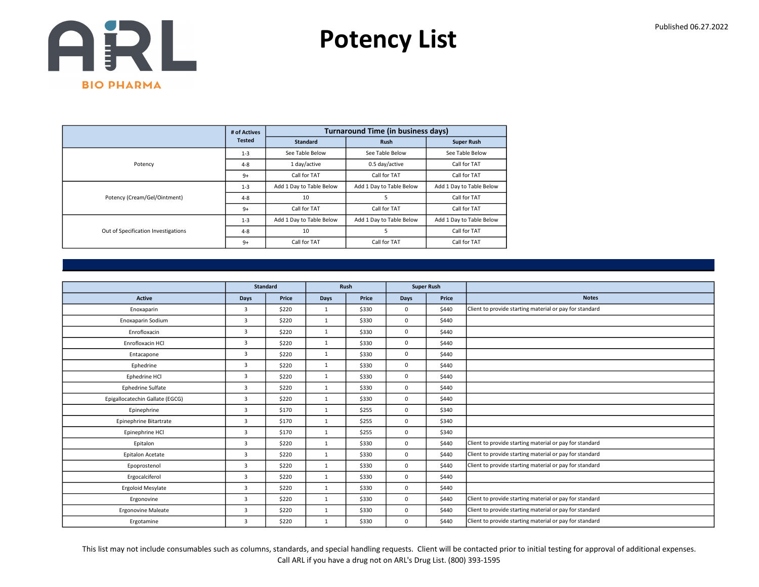# Potency List

Published 06.27.2022

| | # of Actives Tested | Turnaround Time (in business days) | | |
|---|---|---|---|---|
| | | Standard | Rush | Super Rush |
| Potency | 1-3 | See Table Below | See Table Below | See Table Below |
| | 4-8 | 1 day/active | 0.5 day/active | Call for TAT |
| | 9+ | Call for TAT | Call for TAT | Call for TAT |
| Potency (Cream/Gel/Ointment) | 1-3 | Add 1 Day to Table Below | Add 1 Day to Table Below | Add 1 Day to Table Below |
| | 4-8 | 10 | 5 | Call for TAT |
| | 9+ | Call for TAT | Call for TAT | Call for TAT |
| Out of Specification Investigations | 1-3 | Add 1 Day to Table Below | Add 1 Day to Table Below | Add 1 Day to Table Below |
| | 4-8 | 10 | 5 | Call for TAT |
| | 9+ | Call for TAT | Call for TAT | Call for TAT |

| | Standard | | Rush | | Super Rush | | |
|---|---|---|---|---|---|---|---|
| Active | Days | Price | Days | Price | Days | Price | Notes |
| Enoxaparin | 3 | $220 | 1 | $330 | 0 | $440 | Client to provide starting material or pay for standard |
| Enoxaparin Sodium | 3 | $220 | 1 | $330 | 0 | $440 | |
| Enrofloxacin | 3 | $220 | 1 | $330 | 0 | $440 | |
| Enrofloxacin HCl | 3 | $220 | 1 | $330 | 0 | $440 | |
| Entacapone | 3 | $220 | 1 | $330 | 0 | $440 | |
| Ephedrine | 3 | $220 | 1 | $330 | 0 | $440 | |
| Ephedrine HCl | 3 | $220 | 1 | $330 | 0 | $440 | |
| Ephedrine Sulfate | 3 | $220 | 1 | $330 | 0 | $440 | |
| Epigallocatechin Gallate (EGCG) | 3 | $220 | 1 | $330 | 0 | $440 | |
| Epinephrine | 3 | $170 | 1 | $255 | 0 | $340 | |
| Epinephrine Bitartrate | 3 | $170 | 1 | $255 | 0 | $340 | |
| Epinephrine HCl | 3 | $170 | 1 | $255 | 0 | $340 | |
| Epitalon | 3 | $220 | 1 | $330 | 0 | $440 | Client to provide starting material or pay for standard |
| Epitalon Acetate | 3 | $220 | 1 | $330 | 0 | $440 | Client to provide starting material or pay for standard |
| Epoprostenol | 3 | $220 | 1 | $330 | 0 | $440 | Client to provide starting material or pay for standard |
| Ergocalciferol | 3 | $220 | 1 | $330 | 0 | $440 | |
| Ergoloid Mesylate | 3 | $220 | 1 | $330 | 0 | $440 | |
| Ergonovine | 3 | $220 | 1 | $330 | 0 | $440 | Client to provide starting material or pay for standard |
| Ergonovine Maleate | 3 | $220 | 1 | $330 | 0 | $440 | Client to provide starting material or pay for standard |
| Ergotamine | 3 | $220 | 1 | $330 | 0 | $440 | Client to provide starting material or pay for standard |

This list may not include consumables such as columns, standards, and special handling requests. Client will be contacted prior to initial testing for approval of additional expenses.
Call ARL if you have a drug not on ARL's Drug List. (800) 393-1595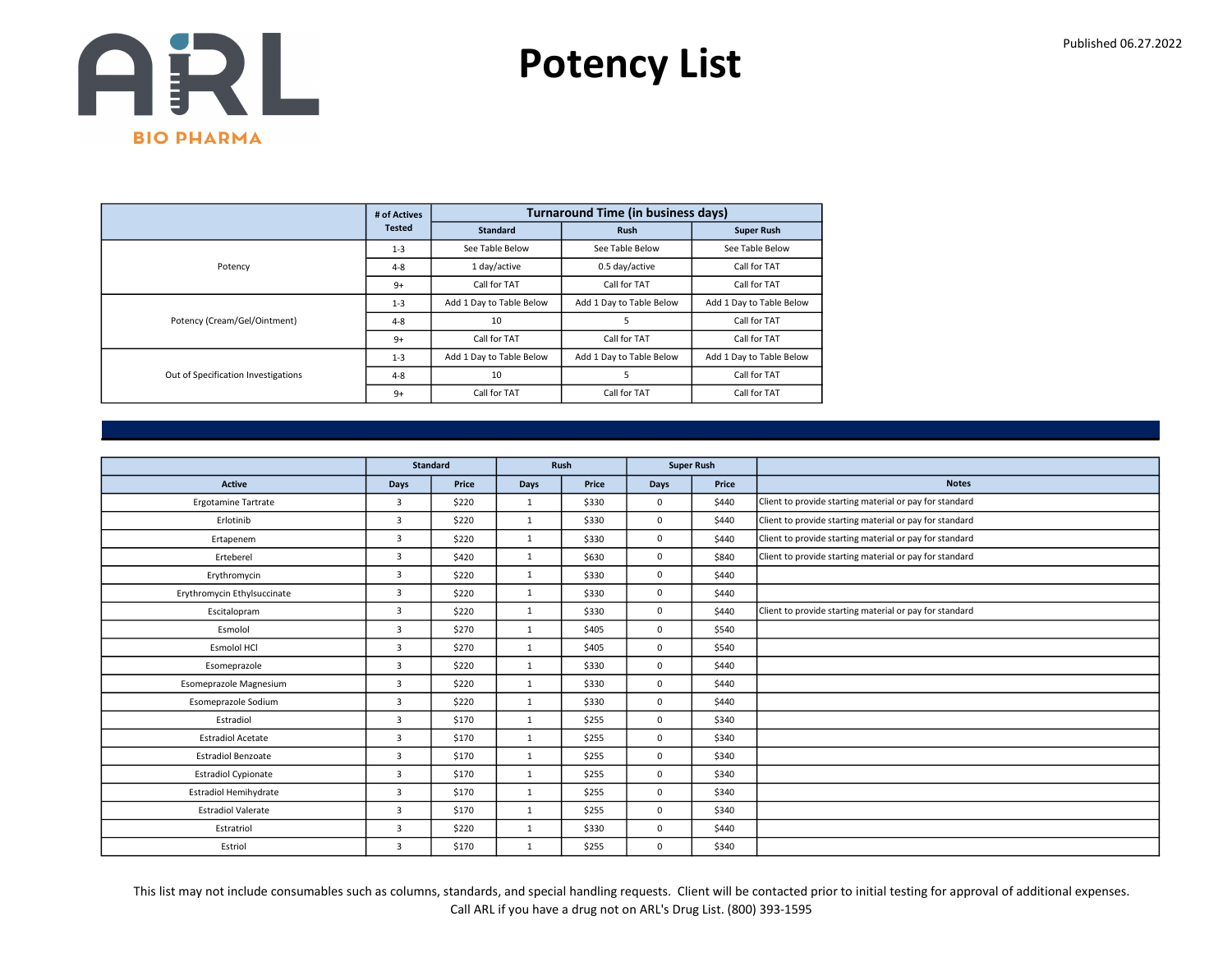# Potency List

Published 06.27.2022

| | # of Actives Tested | Turnaround Time (in business days) | | |
|---|---|---|---|---|
| | | Standard | Rush | Super Rush |
| Potency | 1-3 | See Table Below | See Table Below | See Table Below |
| | 4-8 | 1 day/active | 0.5 day/active | Call for TAT |
| | 9+ | Call for TAT | Call for TAT | Call for TAT |
| Potency (Cream/Gel/Ointment) | 1-3 | Add 1 Day to Table Below | Add 1 Day to Table Below | Add 1 Day to Table Below |
| | 4-8 | 10 | 5 | Call for TAT |
| | 9+ | Call for TAT | Call for TAT | Call for TAT |
| Out of Specification Investigations | 1-3 | Add 1 Day to Table Below | Add 1 Day to Table Below | Add 1 Day to Table Below |
| | 4-8 | 10 | 5 | Call for TAT |
| | 9+ | Call for TAT | Call for TAT | Call for TAT |

| | Standard | | Rush | | Super Rush | | |
|---|---|---|---|---|---|---|---|
| Active | Days | Price | Days | Price | Days | Price | Notes |
| Ergotamine Tartrate | 3 | $220 | 1 | $330 | 0 | $440 | Client to provide starting material or pay for standard |
| Erlotinib | 3 | $220 | 1 | $330 | 0 | $440 | Client to provide starting material or pay for standard |
| Ertapenem | 3 | $220 | 1 | $330 | 0 | $440 | Client to provide starting material or pay for standard |
| Erteberel | 3 | $420 | 1 | $630 | 0 | $840 | Client to provide starting material or pay for standard |
| Erythromycin | 3 | $220 | 1 | $330 | 0 | $440 | |
| Erythromycin Ethylsuccinate | 3 | $220 | 1 | $330 | 0 | $440 | |
| Escitalopram | 3 | $220 | 1 | $330 | 0 | $440 | Client to provide starting material or pay for standard |
| Esmolol | 3 | $270 | 1 | $405 | 0 | $540 | |
| Esmolol HCl | 3 | $270 | 1 | $405 | 0 | $540 | |
| Esomeprazole | 3 | $220 | 1 | $330 | 0 | $440 | |
| Esomeprazole Magnesium | 3 | $220 | 1 | $330 | 0 | $440 | |
| Esomeprazole Sodium | 3 | $220 | 1 | $330 | 0 | $440 | |
| Estradiol | 3 | $170 | 1 | $255 | 0 | $340 | |
| Estradiol Acetate | 3 | $170 | 1 | $255 | 0 | $340 | |
| Estradiol Benzoate | 3 | $170 | 1 | $255 | 0 | $340 | |
| Estradiol Cypionate | 3 | $170 | 1 | $255 | 0 | $340 | |
| Estradiol Hemihydrate | 3 | $170 | 1 | $255 | 0 | $340 | |
| Estradiol Valerate | 3 | $170 | 1 | $255 | 0 | $340 | |
| Estratriol | 3 | $220 | 1 | $330 | 0 | $440 | |
| Estriol | 3 | $170 | 1 | $255 | 0 | $340 | |

This list may not include consumables such as columns, standards, and special handling requests. Client will be contacted prior to initial testing for approval of additional expenses.
Call ARL if you have a drug not on ARL's Drug List. (800) 393-1595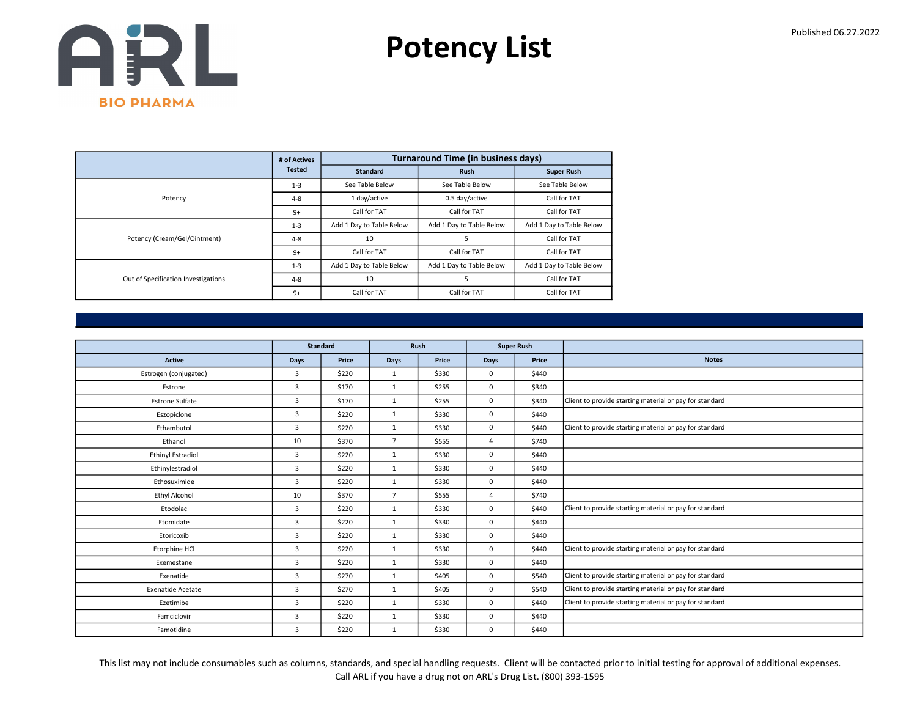# Potency List

Published 06.27.2022

| | # of Actives Tested | Turnaround Time (in business days) | | |
|---|---|---|---|---|
| | | Standard | Rush | Super Rush |
| Potency | 1-3 | See Table Below | See Table Below | See Table Below |
| | 4-8 | 1 day/active | 0.5 day/active | Call for TAT |
| | 9+ | Call for TAT | Call for TAT | Call for TAT |
| Potency (Cream/Gel/Ointment) | 1-3 | Add 1 Day to Table Below | Add 1 Day to Table Below | Add 1 Day to Table Below |
| | 4-8 | 10 | 5 | Call for TAT |
| | 9+ | Call for TAT | Call for TAT | Call for TAT |
| Out of Specification Investigations | 1-3 | Add 1 Day to Table Below | Add 1 Day to Table Below | Add 1 Day to Table Below |
| | 4-8 | 10 | 5 | Call for TAT |
| | 9+ | Call for TAT | Call for TAT | Call for TAT |

| | Standard | | Rush | | Super Rush | | |
|---|---|---|---|---|---|---|---|
| Active | Days | Price | Days | Price | Days | Price | Notes |
| Estrogen (conjugated) | 3 | $220 | 1 | $330 | 0 | $440 | |
| Estrone | 3 | $170 | 1 | $255 | 0 | $340 | |
| Estrone Sulfate | 3 | $170 | 1 | $255 | 0 | $340 | Client to provide starting material or pay for standard |
| Eszopiclone | 3 | $220 | 1 | $330 | 0 | $440 | |
| Ethambutol | 3 | $220 | 1 | $330 | 0 | $440 | Client to provide starting material or pay for standard |
| Ethanol | 10 | $370 | 7 | $555 | 4 | $740 | |
| Ethinyl Estradiol | 3 | $220 | 1 | $330 | 0 | $440 | |
| Ethinylestradiol | 3 | $220 | 1 | $330 | 0 | $440 | |
| Ethosuximide | 3 | $220 | 1 | $330 | 0 | $440 | |
| Ethyl Alcohol | 10 | $370 | 7 | $555 | 4 | $740 | |
| Etodolac | 3 | $220 | 1 | $330 | 0 | $440 | Client to provide starting material or pay for standard |
| Etomidate | 3 | $220 | 1 | $330 | 0 | $440 | |
| Etoricoxib | 3 | $220 | 1 | $330 | 0 | $440 | |
| Etorphine HCl | 3 | $220 | 1 | $330 | 0 | $440 | Client to provide starting material or pay for standard |
| Exemestane | 3 | $220 | 1 | $330 | 0 | $440 | |
| Exenatide | 3 | $270 | 1 | $405 | 0 | $540 | Client to provide starting material or pay for standard |
| Exenatide Acetate | 3 | $270 | 1 | $405 | 0 | $540 | Client to provide starting material or pay for standard |
| Ezetimibe | 3 | $220 | 1 | $330 | 0 | $440 | Client to provide starting material or pay for standard |
| Famciclovir | 3 | $220 | 1 | $330 | 0 | $440 | |
| Famotidine | 3 | $220 | 1 | $330 | 0 | $440 | |

This list may not include consumables such as columns, standards, and special handling requests. Client will be contacted prior to initial testing for approval of additional expenses.
Call ARL if you have a drug not on ARL's Drug List. (800) 393-1595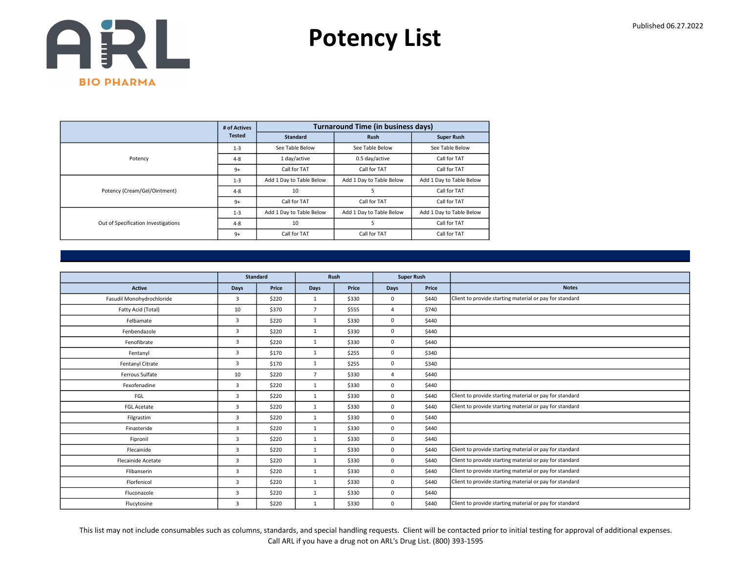# Potency List

Published 06.27.2022

| | # of Actives Tested | Turnaround Time (in business days) | | |
|---|---|---|---|---|
| | | Standard | Rush | Super Rush |
| Potency | 1-3 | See Table Below | See Table Below | See Table Below |
| | 4-8 | 1 day/active | 0.5 day/active | Call for TAT |
| | 9+ | Call for TAT | Call for TAT | Call for TAT |
| Potency (Cream/Gel/Ointment) | 1-3 | Add 1 Day to Table Below | Add 1 Day to Table Below | Add 1 Day to Table Below |
| | 4-8 | 10 | 5 | Call for TAT |
| | 9+ | Call for TAT | Call for TAT | Call for TAT |
| Out of Specification Investigations | 1-3 | Add 1 Day to Table Below | Add 1 Day to Table Below | Add 1 Day to Table Below |
| | 4-8 | 10 | 5 | Call for TAT |
| | 9+ | Call for TAT | Call for TAT | Call for TAT |

| | Standard | | Rush | | Super Rush | | |
|---|---|---|---|---|---|---|---|
| Active | Days | Price | Days | Price | Days | Price | Notes |
| Fasudil Monohydrochloride | 3 | $220 | 1 | $330 | 0 | $440 | Client to provide starting material or pay for standard |
| Fatty Acid (Total) | 10 | $370 | 7 | $555 | 4 | $740 | |
| Felbamate | 3 | $220 | 1 | $330 | 0 | $440 | |
| Fenbendazole | 3 | $220 | 1 | $330 | 0 | $440 | |
| Fenofibrate | 3 | $220 | 1 | $330 | 0 | $440 | |
| Fentanyl | 3 | $170 | 1 | $255 | 0 | $340 | |
| Fentanyl Citrate | 3 | $170 | 1 | $255 | 0 | $340 | |
| Ferrous Sulfate | 10 | $220 | 7 | $330 | 4 | $440 | |
| Fexofenadine | 3 | $220 | 1 | $330 | 0 | $440 | |
| FGL | 3 | $220 | 1 | $330 | 0 | $440 | Client to provide starting material or pay for standard |
| FGL Acetate | 3 | $220 | 1 | $330 | 0 | $440 | Client to provide starting material or pay for standard |
| Filgrastim | 3 | $220 | 1 | $330 | 0 | $440 | |
| Finasteride | 3 | $220 | 1 | $330 | 0 | $440 | |
| Fipronil | 3 | $220 | 1 | $330 | 0 | $440 | |
| Flecainide | 3 | $220 | 1 | $330 | 0 | $440 | Client to provide starting material or pay for standard |
| Flecainide Acetate | 3 | $220 | 1 | $330 | 0 | $440 | Client to provide starting material or pay for standard |
| Flibanserin | 3 | $220 | 1 | $330 | 0 | $440 | Client to provide starting material or pay for standard |
| Florfenicol | 3 | $220 | 1 | $330 | 0 | $440 | Client to provide starting material or pay for standard |
| Fluconazole | 3 | $220 | 1 | $330 | 0 | $440 | |
| Flucytosine | 3 | $220 | 1 | $330 | 0 | $440 | Client to provide starting material or pay for standard |

This list may not include consumables such as columns, standards, and special handling requests. Client will be contacted prior to initial testing for approval of additional expenses. Call ARL if you have a drug not on ARL's Drug List. (800) 393-1595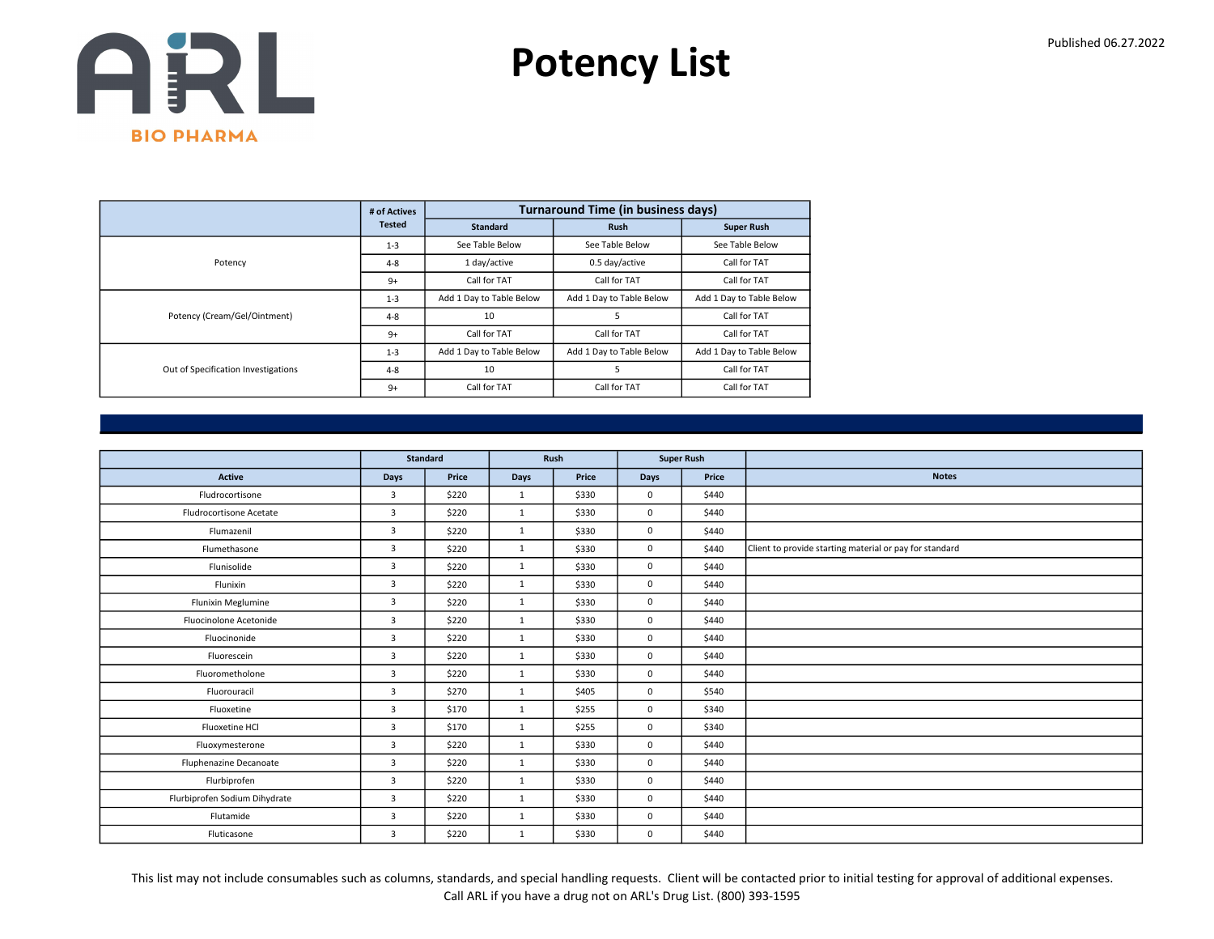# Potency List

Published 06.27.2022

| | # of Actives Tested | Turnaround Time (in business days) | | |
|---|---|---|---|---|
| | | Standard | Rush | Super Rush |
| Potency | 1-3 | See Table Below | See Table Below | See Table Below |
| | 4-8 | 1 day/active | 0.5 day/active | Call for TAT |
| | 9+ | Call for TAT | Call for TAT | Call for TAT |
| Potency (Cream/Gel/Ointment) | 1-3 | Add 1 Day to Table Below | Add 1 Day to Table Below | Add 1 Day to Table Below |
| | 4-8 | 10 | 5 | Call for TAT |
| | 9+ | Call for TAT | Call for TAT | Call for TAT |
| Out of Specification Investigations | 1-3 | Add 1 Day to Table Below | Add 1 Day to Table Below | Add 1 Day to Table Below |
| | 4-8 | 10 | 5 | Call for TAT |
| | 9+ | Call for TAT | Call for TAT | Call for TAT |

| | Standard | | Rush | | Super Rush | | |
|---|---|---|---|---|---|---|---|
| Active | Days | Price | Days | Price | Days | Price | Notes |
| Fludrocortisone | 3 | $220 | 1 | $330 | 0 | $440 | |
| Fludrocortisone Acetate | 3 | $220 | 1 | $330 | 0 | $440 | |
| Flumazenil | 3 | $220 | 1 | $330 | 0 | $440 | |
| Flumethasone | 3 | $220 | 1 | $330 | 0 | $440 | Client to provide starting material or pay for standard |
| Flunisolide | 3 | $220 | 1 | $330 | 0 | $440 | |
| Flunixin | 3 | $220 | 1 | $330 | 0 | $440 | |
| Flunixin Meglumine | 3 | $220 | 1 | $330 | 0 | $440 | |
| Fluocinolone Acetonide | 3 | $220 | 1 | $330 | 0 | $440 | |
| Fluocinonide | 3 | $220 | 1 | $330 | 0 | $440 | |
| Fluorescein | 3 | $220 | 1 | $330 | 0 | $440 | |
| Fluorometholone | 3 | $220 | 1 | $330 | 0 | $440 | |
| Fluorouracil | 3 | $270 | 1 | $405 | 0 | $540 | |
| Fluoxetine | 3 | $170 | 1 | $255 | 0 | $340 | |
| Fluoxetine HCl | 3 | $170 | 1 | $255 | 0 | $340 | |
| Fluoxymesterone | 3 | $220 | 1 | $330 | 0 | $440 | |
| Fluphenazine Decanoate | 3 | $220 | 1 | $330 | 0 | $440 | |
| Flurbiprofen | 3 | $220 | 1 | $330 | 0 | $440 | |
| Flurbiprofen Sodium Dihydrate | 3 | $220 | 1 | $330 | 0 | $440 | |
| Flutamide | 3 | $220 | 1 | $330 | 0 | $440 | |
| Fluticasone | 3 | $220 | 1 | $330 | 0 | $440 | |

This list may not include consumables such as columns, standards, and special handling requests. Client will be contacted prior to initial testing for approval of additional expenses.
Call ARL if you have a drug not on ARL's Drug List. (800) 393-1595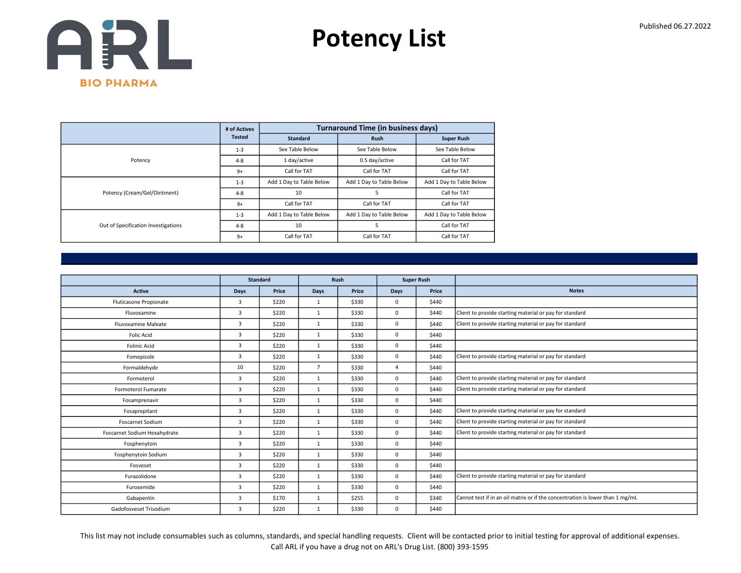# Potency List

Published 06.27.2022

ARL BIO PHARMA

|  | # of Actives Tested | Turnaround Time (in business days) | | |
|---|---|---|---|---|
|  |  | Standard | Rush | Super Rush |
| Potency | 1-3 | See Table Below | See Table Below | See Table Below |
|  | 4-8 | 1 day/active | 0.5 day/active | Call for TAT |
|  | 9+ | Call for TAT | Call for TAT | Call for TAT |
| Potency (Cream/Gel/Ointment) | 1-3 | Add 1 Day to Table Below | Add 1 Day to Table Below | Add 1 Day to Table Below |
|  | 4-8 | 10 | 5 | Call for TAT |
|  | 9+ | Call for TAT | Call for TAT | Call for TAT |
| Out of Specification Investigations | 1-3 | Add 1 Day to Table Below | Add 1 Day to Table Below | Add 1 Day to Table Below |
|  | 4-8 | 10 | 5 | Call for TAT |
|  | 9+ | Call for TAT | Call for TAT | Call for TAT |

|  | Standard | | Rush | | Super Rush | |  |
|---|---|---|---|---|---|---|---|
| Active | Days | Price | Days | Price | Days | Price | Notes |
| Fluticasone Propionate | 3 | $220 | 1 | $330 | 0 | $440 |  |
| Fluvoxamine | 3 | $220 | 1 | $330 | 0 | $440 | Client to provide starting material or pay for standard |
| Fluvoxamine Maleate | 3 | $220 | 1 | $330 | 0 | $440 | Client to provide starting material or pay for standard |
| Folic Acid | 3 | $220 | 1 | $330 | 0 | $440 |  |
| Folinic Acid | 3 | $220 | 1 | $330 | 0 | $440 |  |
| Fomepizole | 3 | $220 | 1 | $330 | 0 | $440 | Client to provide starting material or pay for standard |
| Formaldehyde | 10 | $220 | 7 | $330 | 4 | $440 |  |
| Formoterol | 3 | $220 | 1 | $330 | 0 | $440 | Client to provide starting material or pay for standard |
| Formoterol Fumarate | 3 | $220 | 1 | $330 | 0 | $440 | Client to provide starting material or pay for standard |
| Fosamprenavir | 3 | $220 | 1 | $330 | 0 | $440 |  |
| Fosaprepitant | 3 | $220 | 1 | $330 | 0 | $440 | Client to provide starting material or pay for standard |
| Foscarnet Sodium | 3 | $220 | 1 | $330 | 0 | $440 | Client to provide starting material or pay for standard |
| Foscarnet Sodium Hexahydrate | 3 | $220 | 1 | $330 | 0 | $440 | Client to provide starting material or pay for standard |
| Fosphenytoin | 3 | $220 | 1 | $330 | 0 | $440 |  |
| Fosphenytoin Sodium | 3 | $220 | 1 | $330 | 0 | $440 |  |
| Fosveset | 3 | $220 | 1 | $330 | 0 | $440 |  |
| Furazolidone | 3 | $220 | 1 | $330 | 0 | $440 | Client to provide starting material or pay for standard |
| Furosemide | 3 | $220 | 1 | $330 | 0 | $440 |  |
| Gabapentin | 3 | $170 | 1 | $255 | 0 | $340 | Cannot test if in an oil matrix or if the concentration is lower than 1 mg/mL |
| Gadofosveset Trisodium | 3 | $220 | 1 | $330 | 0 | $440 |  |

This list may not include consumables such as columns, standards, and special handling requests. Client will be contacted prior to initial testing for approval of additional expenses.
Call ARL if you have a drug not on ARL's Drug List. (800) 393-1595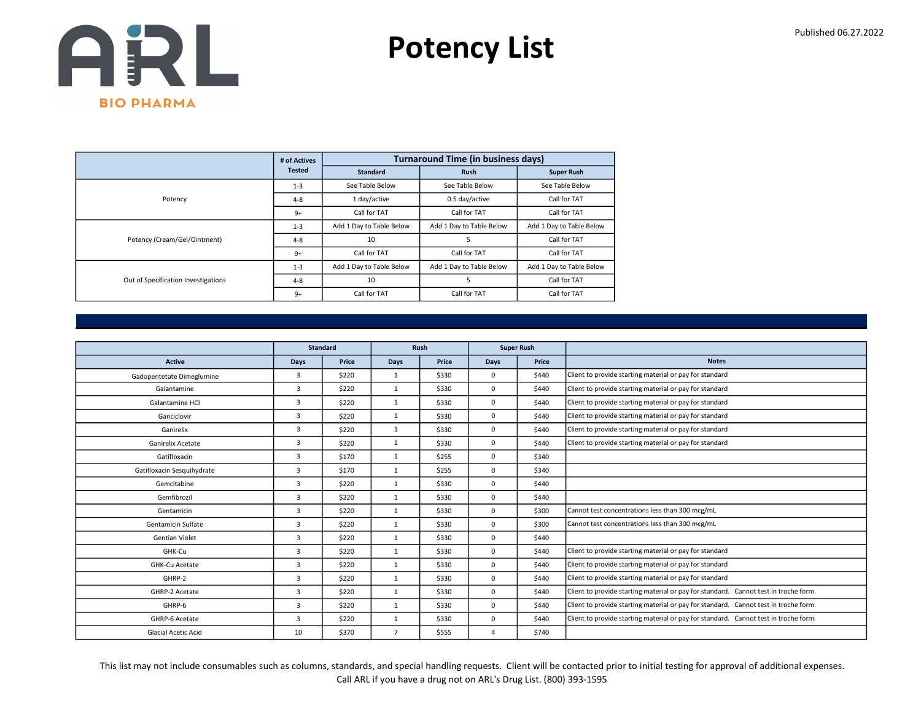ARL BIO PHARMA

# Potency List

Published 06.27.2022

| | # of Actives Tested | Turnaround Time (in business days) | | |
|---|---|---|---|---|
| | | Standard | Rush | Super Rush |
| Potency | 1-3 | See Table Below | See Table Below | See Table Below |
| | 4-8 | 1 day/active | 0.5 day/active | Call for TAT |
| | 9+ | Call for TAT | Call for TAT | Call for TAT |
| Potency (Cream/Gel/Ointment) | 1-3 | Add 1 Day to Table Below | Add 1 Day to Table Below | Add 1 Day to Table Below |
| | 4-8 | 10 | 5 | Call for TAT |
| | 9+ | Call for TAT | Call for TAT | Call for TAT |
| Out of Specification Investigations | 1-3 | Add 1 Day to Table Below | Add 1 Day to Table Below | Add 1 Day to Table Below |
| | 4-8 | 10 | 5 | Call for TAT |
| | 9+ | Call for TAT | Call for TAT | Call for TAT |

| | Standard | | Rush | | Super Rush | | |
|---|---|---|---|---|---|---|---|
| Active | Days | Price | Days | Price | Days | Price | Notes |
| Gadopentetate Dimeglumine | 3 | $220 | 1 | $330 | 0 | $440 | Client to provide starting material or pay for standard |
| Galantamine | 3 | $220 | 1 | $330 | 0 | $440 | Client to provide starting material or pay for standard |
| Galantamine HCl | 3 | $220 | 1 | $330 | 0 | $440 | Client to provide starting material or pay for standard |
| Ganciclovir | 3 | $220 | 1 | $330 | 0 | $440 | Client to provide starting material or pay for standard |
| Ganirelix | 3 | $220 | 1 | $330 | 0 | $440 | Client to provide starting material or pay for standard |
| Ganirelix Acetate | 3 | $220 | 1 | $330 | 0 | $440 | Client to provide starting material or pay for standard |
| Gatifloxacin | 3 | $170 | 1 | $255 | 0 | $340 | |
| Gatifloxacin Sesquihydrate | 3 | $170 | 1 | $255 | 0 | $340 | |
| Gemcitabine | 3 | $220 | 1 | $330 | 0 | $440 | |
| Gemfibrozil | 3 | $220 | 1 | $330 | 0 | $440 | |
| Gentamicin | 3 | $220 | 1 | $330 | 0 | $300 | Cannot test concentrations less than 300 mcg/mL |
| Gentamicin Sulfate | 3 | $220 | 1 | $330 | 0 | $300 | Cannot test concentrations less than 300 mcg/mL |
| Gentian Violet | 3 | $220 | 1 | $330 | 0 | $440 | |
| GHK-Cu | 3 | $220 | 1 | $330 | 0 | $440 | Client to provide starting material or pay for standard |
| GHK-Cu Acetate | 3 | $220 | 1 | $330 | 0 | $440 | Client to provide starting material or pay for standard |
| GHRP-2 | 3 | $220 | 1 | $330 | 0 | $440 | Client to provide starting material or pay for standard |
| GHRP-2 Acetate | 3 | $220 | 1 | $330 | 0 | $440 | Client to provide starting material or pay for standard. Cannot test in troche form. |
| GHRP-6 | 3 | $220 | 1 | $330 | 0 | $440 | Client to provide starting material or pay for standard. Cannot test in troche form. |
| GHRP-6 Acetate | 3 | $220 | 1 | $330 | 0 | $440 | Client to provide starting material or pay for standard. Cannot test in troche form. |
| Glacial Acetic Acid | 10 | $370 | 7 | $555 | 4 | $740 | |

This list may not include consumables such as columns, standards, and special handling requests. Client will be contacted prior to initial testing for approval of additional expenses.
Call ARL if you have a drug not on ARL's Drug List. (800) 393-1595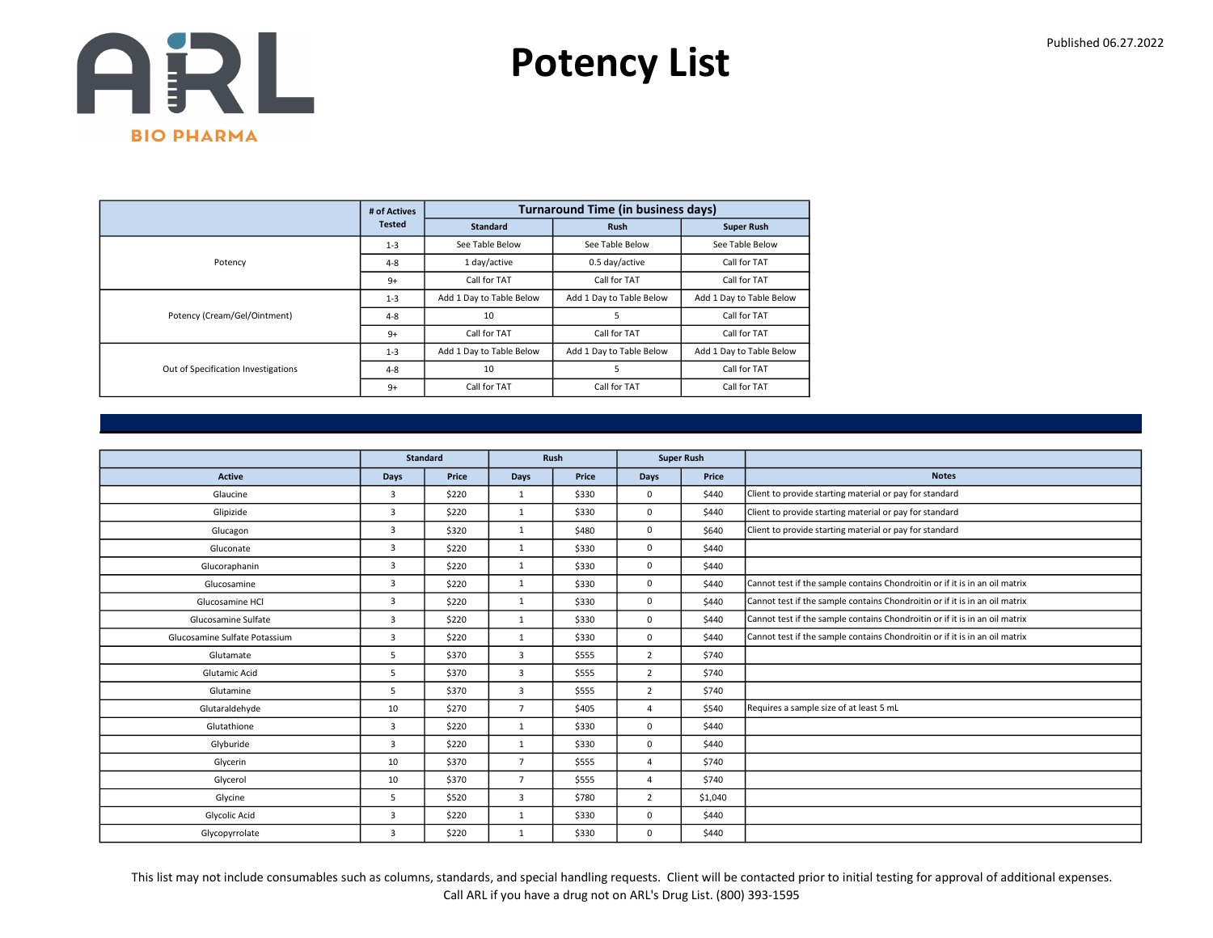# Potency List

Published 06.27.2022

ARL BIO PHARMA

| | # of Actives Tested | Turnaround Time (in business days) | | |
|---|---|---|---|---|
| | | Standard | Rush | Super Rush |
| Potency | 1-3 | See Table Below | See Table Below | See Table Below |
| | 4-8 | 1 day/active | 0.5 day/active | Call for TAT |
| | 9+ | Call for TAT | Call for TAT | Call for TAT |
| Potency (Cream/Gel/Ointment) | 1-3 | Add 1 Day to Table Below | Add 1 Day to Table Below | Add 1 Day to Table Below |
| | 4-8 | 10 | 5 | Call for TAT |
| | 9+ | Call for TAT | Call for TAT | Call for TAT |
| Out of Specification Investigations | 1-3 | Add 1 Day to Table Below | Add 1 Day to Table Below | Add 1 Day to Table Below |
| | 4-8 | 10 | 5 | Call for TAT |
| | 9+ | Call for TAT | Call for TAT | Call for TAT |

| | Standard | | Rush | | Super Rush | | |
|---|---|---|---|---|---|---|---|
| Active | Days | Price | Days | Price | Days | Price | Notes |
| Glaucine | 3 | $220 | 1 | $330 | 0 | $440 | Client to provide starting material or pay for standard |
| Glipizide | 3 | $220 | 1 | $330 | 0 | $440 | Client to provide starting material or pay for standard |
| Glucagon | 3 | $320 | 1 | $480 | 0 | $640 | Client to provide starting material or pay for standard |
| Gluconate | 3 | $220 | 1 | $330 | 0 | $440 | |
| Glucoraphanin | 3 | $220 | 1 | $330 | 0 | $440 | |
| Glucosamine | 3 | $220 | 1 | $330 | 0 | $440 | Cannot test if the sample contains Chondroitin or if it is in an oil matrix |
| Glucosamine HCl | 3 | $220 | 1 | $330 | 0 | $440 | Cannot test if the sample contains Chondroitin or if it is in an oil matrix |
| Glucosamine Sulfate | 3 | $220 | 1 | $330 | 0 | $440 | Cannot test if the sample contains Chondroitin or if it is in an oil matrix |
| Glucosamine Sulfate Potassium | 3 | $220 | 1 | $330 | 0 | $440 | Cannot test if the sample contains Chondroitin or if it is in an oil matrix |
| Glutamate | 5 | $370 | 3 | $555 | 2 | $740 | |
| Glutamic Acid | 5 | $370 | 3 | $555 | 2 | $740 | |
| Glutamine | 5 | $370 | 3 | $555 | 2 | $740 | |
| Glutaraldehyde | 10 | $270 | 7 | $405 | 4 | $540 | Requires a sample size of at least 5 mL |
| Glutathione | 3 | $220 | 1 | $330 | 0 | $440 | |
| Glyburide | 3 | $220 | 1 | $330 | 0 | $440 | |
| Glycerin | 10 | $370 | 7 | $555 | 4 | $740 | |
| Glycerol | 10 | $370 | 7 | $555 | 4 | $740 | |
| Glycine | 5 | $520 | 3 | $780 | 2 | $1,040 | |
| Glycolic Acid | 3 | $220 | 1 | $330 | 0 | $440 | |
| Glycopyrrolate | 3 | $220 | 1 | $330 | 0 | $440 | |

This list may not include consumables such as columns, standards, and special handling requests. Client will be contacted prior to initial testing for approval of additional expenses.
Call ARL if you have a drug not on ARL's Drug List. (800) 393-1595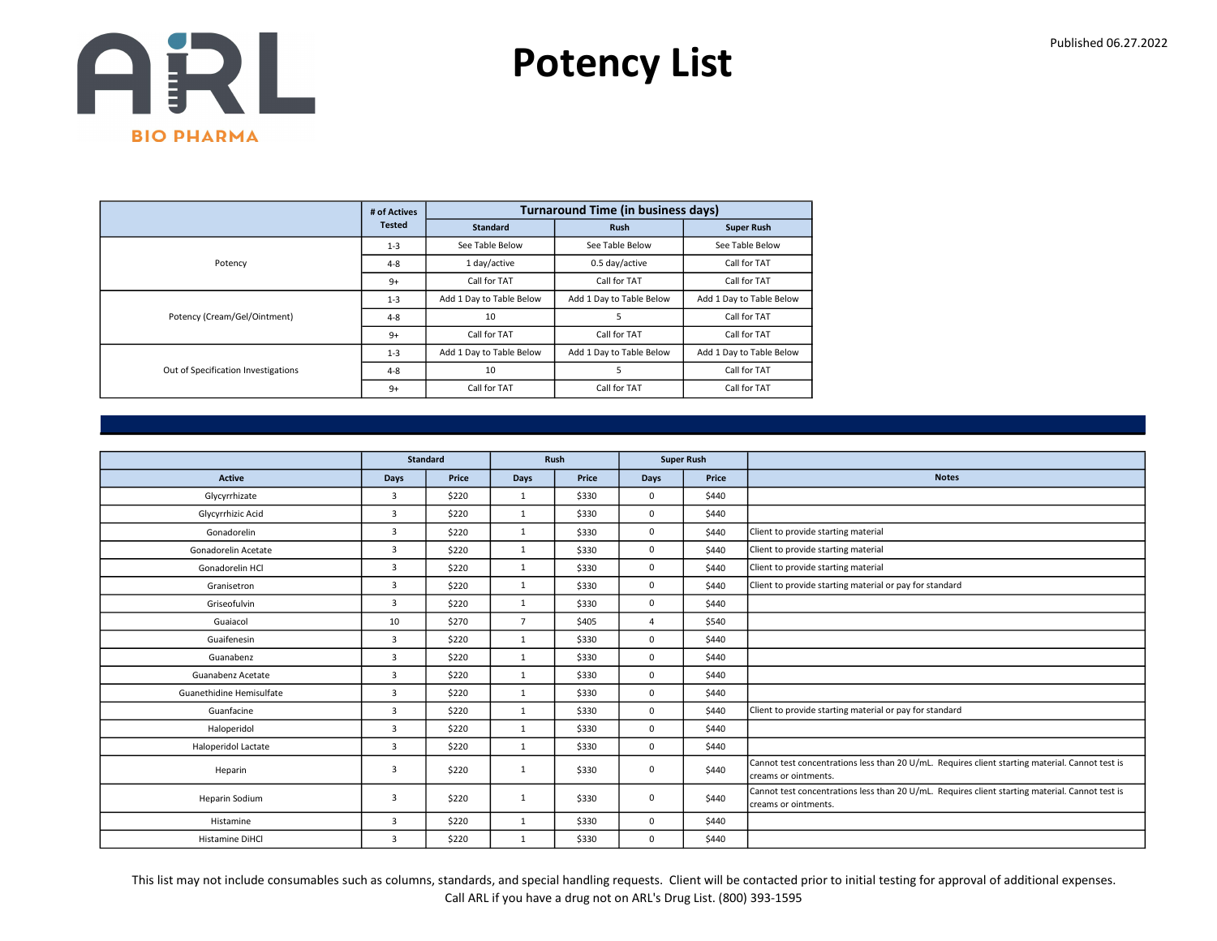# Potency List

Published 06.27.2022

| | # of Actives Tested | Turnaround Time (in business days) | | |
|---|---|---|---|---|
| | | Standard | Rush | Super Rush |
| Potency | 1-3 | See Table Below | See Table Below | See Table Below |
| | 4-8 | 1 day/active | 0.5 day/active | Call for TAT |
| | 9+ | Call for TAT | Call for TAT | Call for TAT |
| Potency (Cream/Gel/Ointment) | 1-3 | Add 1 Day to Table Below | Add 1 Day to Table Below | Add 1 Day to Table Below |
| | 4-8 | 10 | 5 | Call for TAT |
| | 9+ | Call for TAT | Call for TAT | Call for TAT |
| Out of Specification Investigations | 1-3 | Add 1 Day to Table Below | Add 1 Day to Table Below | Add 1 Day to Table Below |
| | 4-8 | 10 | 5 | Call for TAT |
| | 9+ | Call for TAT | Call for TAT | Call for TAT |

| | Standard | | Rush | | Super Rush | | |
|---|---|---|---|---|---|---|---|
| Active | Days | Price | Days | Price | Days | Price | Notes |
| Glycyrrhizate | 3 | $220 | 1 | $330 | 0 | $440 | |
| Glycyrrhizic Acid | 3 | $220 | 1 | $330 | 0 | $440 | |
| Gonadorelin | 3 | $220 | 1 | $330 | 0 | $440 | Client to provide starting material |
| Gonadorelin Acetate | 3 | $220 | 1 | $330 | 0 | $440 | Client to provide starting material |
| Gonadorelin HCl | 3 | $220 | 1 | $330 | 0 | $440 | Client to provide starting material |
| Granisetron | 3 | $220 | 1 | $330 | 0 | $440 | Client to provide starting material or pay for standard |
| Griseofulvin | 3 | $220 | 1 | $330 | 0 | $440 | |
| Guaiacol | 10 | $270 | 7 | $405 | 4 | $540 | |
| Guaifenesin | 3 | $220 | 1 | $330 | 0 | $440 | |
| Guanabenz | 3 | $220 | 1 | $330 | 0 | $440 | |
| Guanabenz Acetate | 3 | $220 | 1 | $330 | 0 | $440 | |
| Guanethidine Hemisulfate | 3 | $220 | 1 | $330 | 0 | $440 | |
| Guanfacine | 3 | $220 | 1 | $330 | 0 | $440 | Client to provide starting material or pay for standard |
| Haloperidol | 3 | $220 | 1 | $330 | 0 | $440 | |
| Haloperidol Lactate | 3 | $220 | 1 | $330 | 0 | $440 | |
| Heparin | 3 | $220 | 1 | $330 | 0 | $440 | Cannot test concentrations less than 20 U/mL. Requires client starting material. Cannot test is creams or ointments. |
| Heparin Sodium | 3 | $220 | 1 | $330 | 0 | $440 | Cannot test concentrations less than 20 U/mL. Requires client starting material. Cannot test is creams or ointments. |
| Histamine | 3 | $220 | 1 | $330 | 0 | $440 | |
| Histamine DiHCl | 3 | $220 | 1 | $330 | 0 | $440 | |

This list may not include consumables such as columns, standards, and special handling requests. Client will be contacted prior to initial testing for approval of additional expenses.
Call ARL if you have a drug not on ARL's Drug List. (800) 393-1595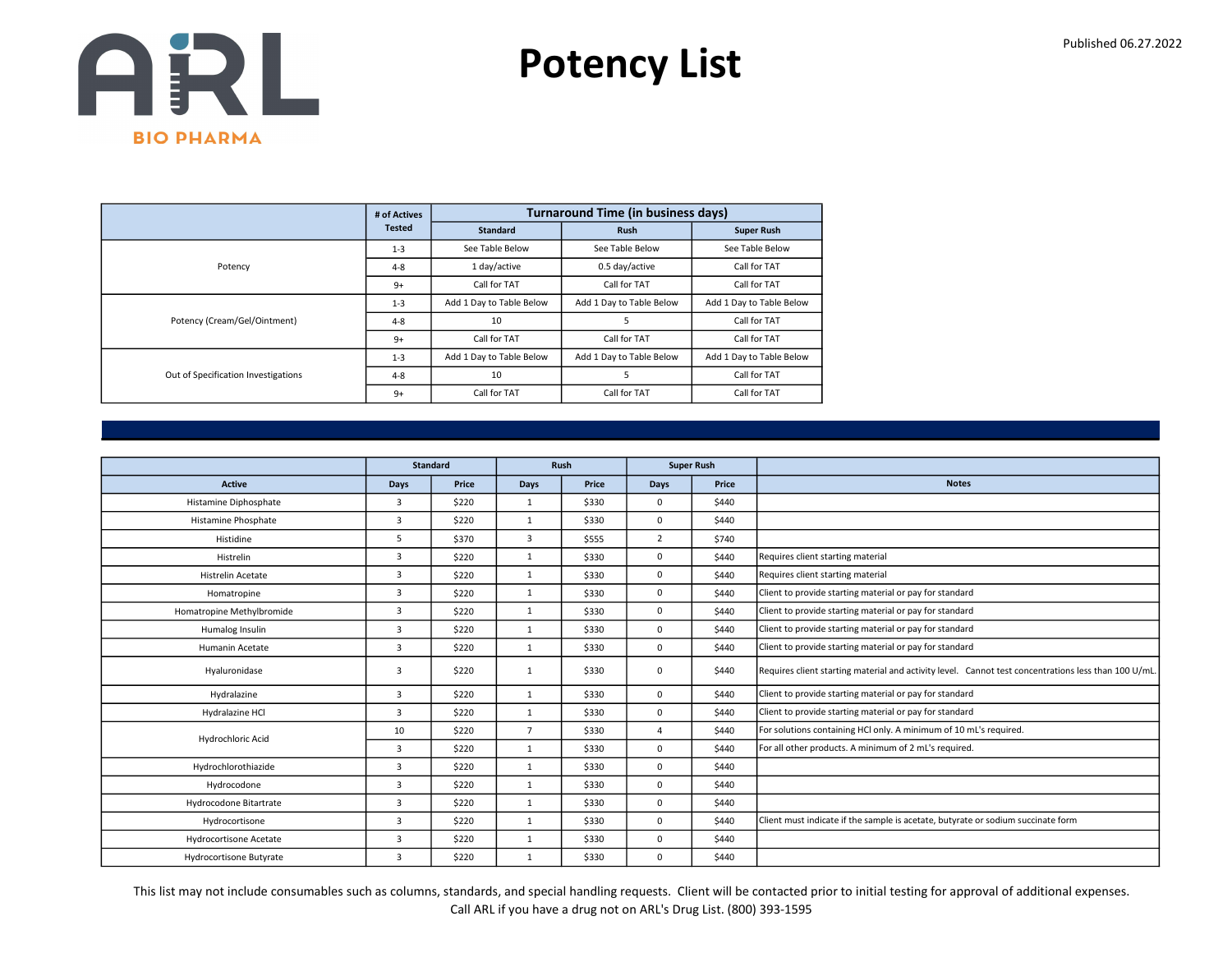# Potency List

Published 06.27.2022

| | # of Actives Tested | Turnaround Time (in business days) | | |
|---|---|---|---|---|
| | | Standard | Rush | Super Rush |
| Potency | 1-3 | See Table Below | See Table Below | See Table Below |
| | 4-8 | 1 day/active | 0.5 day/active | Call for TAT |
| | 9+ | Call for TAT | Call for TAT | Call for TAT |
| Potency (Cream/Gel/Ointment) | 1-3 | Add 1 Day to Table Below | Add 1 Day to Table Below | Add 1 Day to Table Below |
| | 4-8 | 10 | 5 | Call for TAT |
| | 9+ | Call for TAT | Call for TAT | Call for TAT |
| Out of Specification Investigations | 1-3 | Add 1 Day to Table Below | Add 1 Day to Table Below | Add 1 Day to Table Below |
| | 4-8 | 10 | 5 | Call for TAT |
| | 9+ | Call for TAT | Call for TAT | Call for TAT |

| | Standard | | Rush | | Super Rush | | |
|---|---|---|---|---|---|---|---|
| Active | Days | Price | Days | Price | Days | Price | Notes |
| Histamine Diphosphate | 3 | $220 | 1 | $330 | 0 | $440 | |
| Histamine Phosphate | 3 | $220 | 1 | $330 | 0 | $440 | |
| Histidine | 5 | $370 | 3 | $555 | 2 | $740 | |
| Histrelin | 3 | $220 | 1 | $330 | 0 | $440 | Requires client starting material |
| Histrelin Acetate | 3 | $220 | 1 | $330 | 0 | $440 | Requires client starting material |
| Homatropine | 3 | $220 | 1 | $330 | 0 | $440 | Client to provide starting material or pay for standard |
| Homatropine Methylbromide | 3 | $220 | 1 | $330 | 0 | $440 | Client to provide starting material or pay for standard |
| Humalog Insulin | 3 | $220 | 1 | $330 | 0 | $440 | Client to provide starting material or pay for standard |
| Humanin Acetate | 3 | $220 | 1 | $330 | 0 | $440 | Client to provide starting material or pay for standard |
| Hyaluronidase | 3 | $220 | 1 | $330 | 0 | $440 | Requires client starting material and activity level. Cannot test concentrations less than 100 U/mL. |
| Hydralazine | 3 | $220 | 1 | $330 | 0 | $440 | Client to provide starting material or pay for standard |
| Hydralazine HCl | 3 | $220 | 1 | $330 | 0 | $440 | Client to provide starting material or pay for standard |
| Hydrochloric Acid | 10 | $220 | 7 | $330 | 4 | $440 | For solutions containing HCl only. A minimum of 10 mL's required. |
| | 3 | $220 | 1 | $330 | 0 | $440 | For all other products. A minimum of 2 mL's required. |
| Hydrochlorothiazide | 3 | $220 | 1 | $330 | 0 | $440 | |
| Hydrocodone | 3 | $220 | 1 | $330 | 0 | $440 | |
| Hydrocodone Bitartrate | 3 | $220 | 1 | $330 | 0 | $440 | |
| Hydrocortisone | 3 | $220 | 1 | $330 | 0 | $440 | Client must indicate if the sample is acetate, butyrate or sodium succinate form |
| Hydrocortisone Acetate | 3 | $220 | 1 | $330 | 0 | $440 | |
| Hydrocortisone Butyrate | 3 | $220 | 1 | $330 | 0 | $440 | |

This list may not include consumables such as columns, standards, and special handling requests. Client will be contacted prior to initial testing for approval of additional expenses.
Call ARL if you have a drug not on ARL's Drug List. (800) 393-1595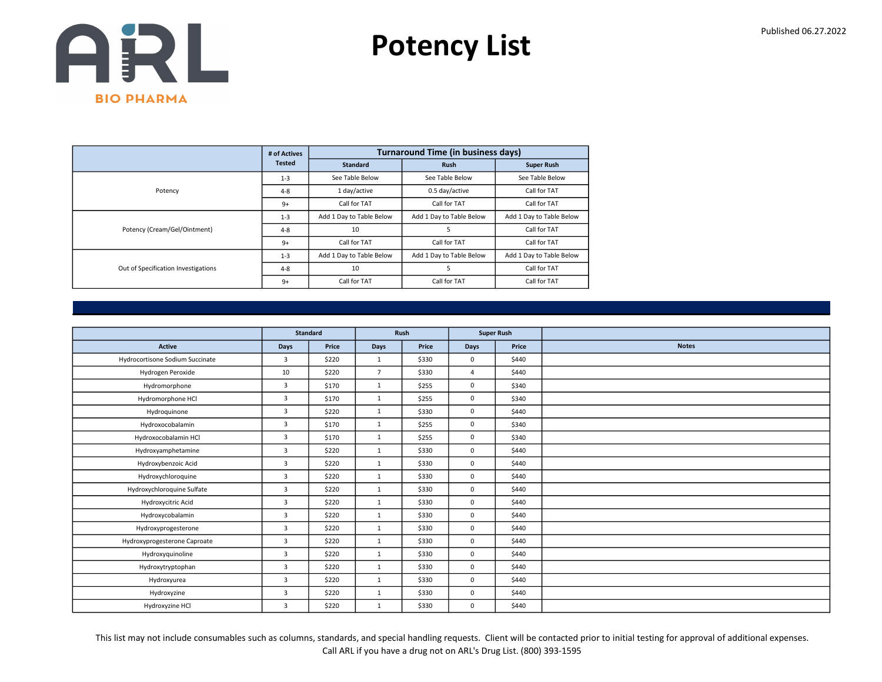# Potency List

Published 06.27.2022

| | # of Actives Tested | Turnaround Time (in business days) | | |
|---|---|---|---|---|
| | | Standard | Rush | Super Rush |
| Potency | 1-3 | See Table Below | See Table Below | See Table Below |
| | 4-8 | 1 day/active | 0.5 day/active | Call for TAT |
| | 9+ | Call for TAT | Call for TAT | Call for TAT |
| Potency (Cream/Gel/Ointment) | 1-3 | Add 1 Day to Table Below | Add 1 Day to Table Below | Add 1 Day to Table Below |
| | 4-8 | 10 | 5 | Call for TAT |
| | 9+ | Call for TAT | Call for TAT | Call for TAT |
| Out of Specification Investigations | 1-3 | Add 1 Day to Table Below | Add 1 Day to Table Below | Add 1 Day to Table Below |
| | 4-8 | 10 | 5 | Call for TAT |
| | 9+ | Call for TAT | Call for TAT | Call for TAT |

| | Standard | | Rush | | Super Rush | | |
|---|---|---|---|---|---|---|---|
| Active | Days | Price | Days | Price | Days | Price | Notes |
| Hydrocortisone Sodium Succinate | 3 | $220 | 1 | $330 | 0 | $440 | |
| Hydrogen Peroxide | 10 | $220 | 7 | $330 | 4 | $440 | |
| Hydromorphone | 3 | $170 | 1 | $255 | 0 | $340 | |
| Hydromorphone HCl | 3 | $170 | 1 | $255 | 0 | $340 | |
| Hydroquinone | 3 | $220 | 1 | $330 | 0 | $440 | |
| Hydroxocobalamin | 3 | $170 | 1 | $255 | 0 | $340 | |
| Hydroxocobalamin HCl | 3 | $170 | 1 | $255 | 0 | $340 | |
| Hydroxyamphetamine | 3 | $220 | 1 | $330 | 0 | $440 | |
| Hydroxybenzoic Acid | 3 | $220 | 1 | $330 | 0 | $440 | |
| Hydroxychloroquine | 3 | $220 | 1 | $330 | 0 | $440 | |
| Hydroxychloroquine Sulfate | 3 | $220 | 1 | $330 | 0 | $440 | |
| Hydroxycitric Acid | 3 | $220 | 1 | $330 | 0 | $440 | |
| Hydroxycobalamin | 3 | $220 | 1 | $330 | 0 | $440 | |
| Hydroxyprogesterone | 3 | $220 | 1 | $330 | 0 | $440 | |
| Hydroxyprogesterone Caproate | 3 | $220 | 1 | $330 | 0 | $440 | |
| Hydroxyquinoline | 3 | $220 | 1 | $330 | 0 | $440 | |
| Hydroxytryptophan | 3 | $220 | 1 | $330 | 0 | $440 | |
| Hydroxyurea | 3 | $220 | 1 | $330 | 0 | $440 | |
| Hydroxyzine | 3 | $220 | 1 | $330 | 0 | $440 | |
| Hydroxyzine HCl | 3 | $220 | 1 | $330 | 0 | $440 | |

This list may not include consumables such as columns, standards, and special handling requests. Client will be contacted prior to initial testing for approval of additional expenses.
Call ARL if you have a drug not on ARL's Drug List. (800) 393-1595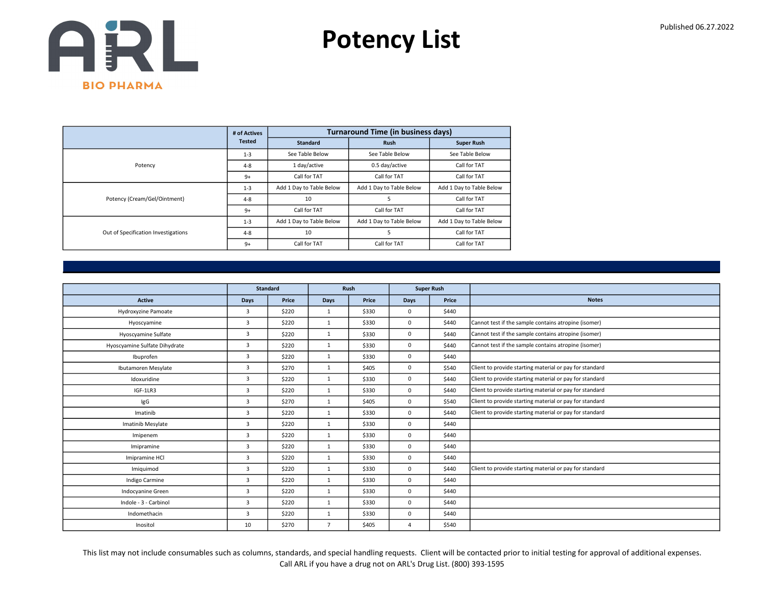ARL BIO PHARMA

# Potency List

Published 06.27.2022

| | # of Actives Tested | Turnaround Time (in business days) | | |
|---|---|---|---|---|
| | | Standard | Rush | Super Rush |
| Potency | 1-3 | See Table Below | See Table Below | See Table Below |
| | 4-8 | 1 day/active | 0.5 day/active | Call for TAT |
| | 9+ | Call for TAT | Call for TAT | Call for TAT |
| Potency (Cream/Gel/Ointment) | 1-3 | Add 1 Day to Table Below | Add 1 Day to Table Below | Add 1 Day to Table Below |
| | 4-8 | 10 | 5 | Call for TAT |
| | 9+ | Call for TAT | Call for TAT | Call for TAT |
| Out of Specification Investigations | 1-3 | Add 1 Day to Table Below | Add 1 Day to Table Below | Add 1 Day to Table Below |
| | 4-8 | 10 | 5 | Call for TAT |
| | 9+ | Call for TAT | Call for TAT | Call for TAT |

| | Standard | | Rush | | Super Rush | | |
|---|---|---|---|---|---|---|---|
| Active | Days | Price | Days | Price | Days | Price | Notes |
| Hydroxyzine Pamoate | 3 | $220 | 1 | $330 | 0 | $440 | |
| Hyoscyamine | 3 | $220 | 1 | $330 | 0 | $440 | Cannot test if the sample contains atropine (isomer) |
| Hyoscyamine Sulfate | 3 | $220 | 1 | $330 | 0 | $440 | Cannot test if the sample contains atropine (isomer) |
| Hyoscyamine Sulfate Dihydrate | 3 | $220 | 1 | $330 | 0 | $440 | Cannot test if the sample contains atropine (isomer) |
| Ibuprofen | 3 | $220 | 1 | $330 | 0 | $440 | |
| Ibutamoren Mesylate | 3 | $270 | 1 | $405 | 0 | $540 | Client to provide starting material or pay for standard |
| Idoxuridine | 3 | $220 | 1 | $330 | 0 | $440 | Client to provide starting material or pay for standard |
| IGF-1LR3 | 3 | $220 | 1 | $330 | 0 | $440 | Client to provide starting material or pay for standard |
| IgG | 3 | $270 | 1 | $405 | 0 | $540 | Client to provide starting material or pay for standard |
| Imatinib | 3 | $220 | 1 | $330 | 0 | $440 | Client to provide starting material or pay for standard |
| Imatinib Mesylate | 3 | $220 | 1 | $330 | 0 | $440 | |
| Imipenem | 3 | $220 | 1 | $330 | 0 | $440 | |
| Imipramine | 3 | $220 | 1 | $330 | 0 | $440 | |
| Imipramine HCl | 3 | $220 | 1 | $330 | 0 | $440 | |
| Imiquimod | 3 | $220 | 1 | $330 | 0 | $440 | Client to provide starting material or pay for standard |
| Indigo Carmine | 3 | $220 | 1 | $330 | 0 | $440 | |
| Indocyanine Green | 3 | $220 | 1 | $330 | 0 | $440 | |
| Indole - 3 - Carbinol | 3 | $220 | 1 | $330 | 0 | $440 | |
| Indomethacin | 3 | $220 | 1 | $330 | 0 | $440 | |
| Inositol | 10 | $270 | 7 | $405 | 4 | $540 | |

This list may not include consumables such as columns, standards, and special handling requests. Client will be contacted prior to initial testing for approval of additional expenses.
Call ARL if you have a drug not on ARL's Drug List. (800) 393-1595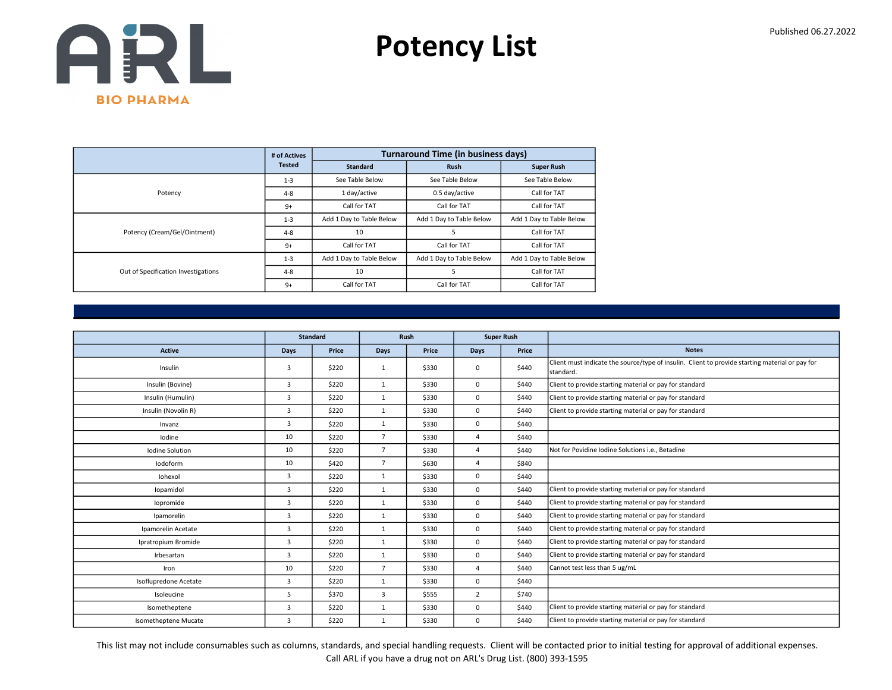ARL BIO PHARMA

# Potency List

Published 06.27.2022

| | # of Actives Tested | Turnaround Time (in business days) | | |
|---|---|---|---|---|
| | | Standard | Rush | Super Rush |
| Potency | 1-3 | See Table Below | See Table Below | See Table Below |
| | 4-8 | 1 day/active | 0.5 day/active | Call for TAT |
| | 9+ | Call for TAT | Call for TAT | Call for TAT |
| Potency (Cream/Gel/Ointment) | 1-3 | Add 1 Day to Table Below | Add 1 Day to Table Below | Add 1 Day to Table Below |
| | 4-8 | 10 | 5 | Call for TAT |
| | 9+ | Call for TAT | Call for TAT | Call for TAT |
| Out of Specification Investigations | 1-3 | Add 1 Day to Table Below | Add 1 Day to Table Below | Add 1 Day to Table Below |
| | 4-8 | 10 | 5 | Call for TAT |
| | 9+ | Call for TAT | Call for TAT | Call for TAT |

| | Standard | | Rush | | Super Rush | | |
|---|---|---|---|---|---|---|---|
| Active | Days | Price | Days | Price | Days | Price | Notes |
| Insulin | 3 | $220 | 1 | $330 | 0 | $440 | Client must indicate the source/type of insulin. Client to provide starting material or pay for standard. |
| Insulin (Bovine) | 3 | $220 | 1 | $330 | 0 | $440 | Client to provide starting material or pay for standard |
| Insulin (Humulin) | 3 | $220 | 1 | $330 | 0 | $440 | Client to provide starting material or pay for standard |
| Insulin (Novolin R) | 3 | $220 | 1 | $330 | 0 | $440 | Client to provide starting material or pay for standard |
| Invanz | 3 | $220 | 1 | $330 | 0 | $440 | |
| Iodine | 10 | $220 | 7 | $330 | 4 | $440 | |
| Iodine Solution | 10 | $220 | 7 | $330 | 4 | $440 | Not for Povidine Iodine Solutions i.e., Betadine |
| Iodoform | 10 | $420 | 7 | $630 | 4 | $840 | |
| Iohexol | 3 | $220 | 1 | $330 | 0 | $440 | |
| Iopamidol | 3 | $220 | 1 | $330 | 0 | $440 | Client to provide starting material or pay for standard |
| Iopromide | 3 | $220 | 1 | $330 | 0 | $440 | Client to provide starting material or pay for standard |
| Ipamorelin | 3 | $220 | 1 | $330 | 0 | $440 | Client to provide starting material or pay for standard |
| Ipamorelin Acetate | 3 | $220 | 1 | $330 | 0 | $440 | Client to provide starting material or pay for standard |
| Ipratropium Bromide | 3 | $220 | 1 | $330 | 0 | $440 | Client to provide starting material or pay for standard |
| Irbesartan | 3 | $220 | 1 | $330 | 0 | $440 | Client to provide starting material or pay for standard |
| Iron | 10 | $220 | 7 | $330 | 4 | $440 | Cannot test less than 5 ug/mL |
| Isoflupredone Acetate | 3 | $220 | 1 | $330 | 0 | $440 | |
| Isoleucine | 5 | $370 | 3 | $555 | 2 | $740 | |
| Isometheptene | 3 | $220 | 1 | $330 | 0 | $440 | Client to provide starting material or pay for standard |
| Isometheptene Mucate | 3 | $220 | 1 | $330 | 0 | $440 | Client to provide starting material or pay for standard |

This list may not include consumables such as columns, standards, and special handling requests. Client will be contacted prior to initial testing for approval of additional expenses.
Call ARL if you have a drug not on ARL's Drug List. (800) 393-1595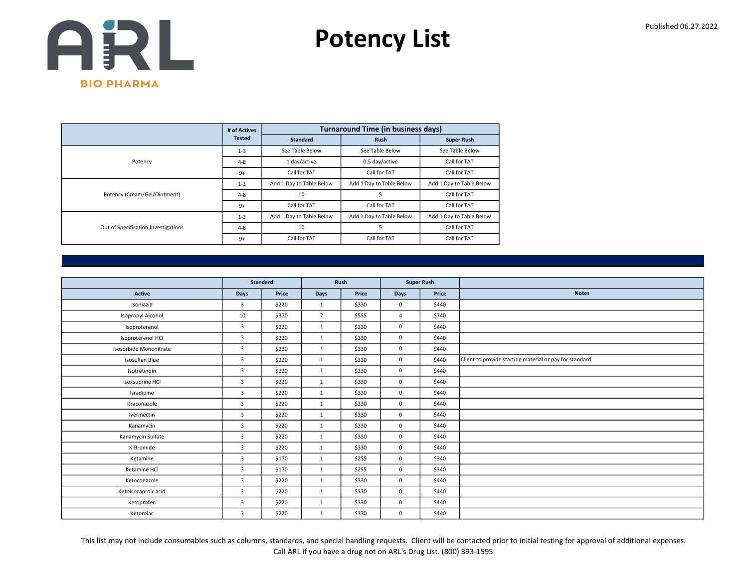ARL BIO PHARMA

# Potency List

Published 06.27.2022

| | # of Actives Tested | Turnaround Time (in business days) | | |
|---|---|---|---|---|
| | | Standard | Rush | Super Rush |
| Potency | 1-3 | See Table Below | See Table Below | See Table Below |
| | 4-8 | 1 day/active | 0.5 day/active | Call for TAT |
| | 9+ | Call for TAT | Call for TAT | Call for TAT |
| Potency (Cream/Gel/Ointment) | 1-3 | Add 1 Day to Table Below | Add 1 Day to Table Below | Add 1 Day to Table Below |
| | 4-8 | 10 | 5 | Call for TAT |
| | 9+ | Call for TAT | Call for TAT | Call for TAT |
| Out of Specification Investigations | 1-3 | Add 1 Day to Table Below | Add 1 Day to Table Below | Add 1 Day to Table Below |
| | 4-8 | 10 | 5 | Call for TAT |
| | 9+ | Call for TAT | Call for TAT | Call for TAT |

| | Standard | | Rush | | Super Rush | | |
|---|---|---|---|---|---|---|---|
| Active | Days | Price | Days | Price | Days | Price | Notes |
| Isoniazid | 3 | $220 | 1 | $330 | 0 | $440 | |
| Isopropyl Alcohol | 10 | $370 | 7 | $555 | 4 | $740 | |
| Isoproterenol | 3 | $220 | 1 | $330 | 0 | $440 | |
| Isoproterenol HCl | 3 | $220 | 1 | $330 | 0 | $440 | |
| Isosorbide Mononitrate | 3 | $220 | 1 | $330 | 0 | $440 | |
| Isosulfan Blue | 3 | $220 | 1 | $330 | 0 | $440 | Client to provide starting material or pay for standard |
| Isotretinoin | 3 | $220 | 1 | $330 | 0 | $440 | |
| Isoxsuprine HCl | 3 | $220 | 1 | $330 | 0 | $440 | |
| Isradipine | 3 | $220 | 1 | $330 | 0 | $440 | |
| Itraconazole | 3 | $220 | 1 | $330 | 0 | $440 | |
| Ivermectin | 3 | $220 | 1 | $330 | 0 | $440 | |
| Kanamycin | 3 | $220 | 1 | $330 | 0 | $440 | |
| Kanamycin Sulfate | 3 | $220 | 1 | $330 | 0 | $440 | |
| K-Bromide | 3 | $220 | 1 | $330 | 0 | $440 | |
| Ketamine | 3 | $170 | 1 | $255 | 0 | $340 | |
| Ketamine HCl | 3 | $170 | 1 | $255 | 0 | $340 | |
| Ketoconazole | 3 | $220 | 1 | $330 | 0 | $440 | |
| Ketoisocaproic acid | 3 | $220 | 1 | $330 | 0 | $440 | |
| Ketoprofen | 3 | $220 | 1 | $330 | 0 | $440 | |
| Ketorolac | 3 | $220 | 1 | $330 | 0 | $440 | |

This list may not include consumables such as columns, standards, and special handling requests. Client will be contacted prior to initial testing for approval of additional expenses.
Call ARL if you have a drug not on ARL's Drug List. (800) 393-1595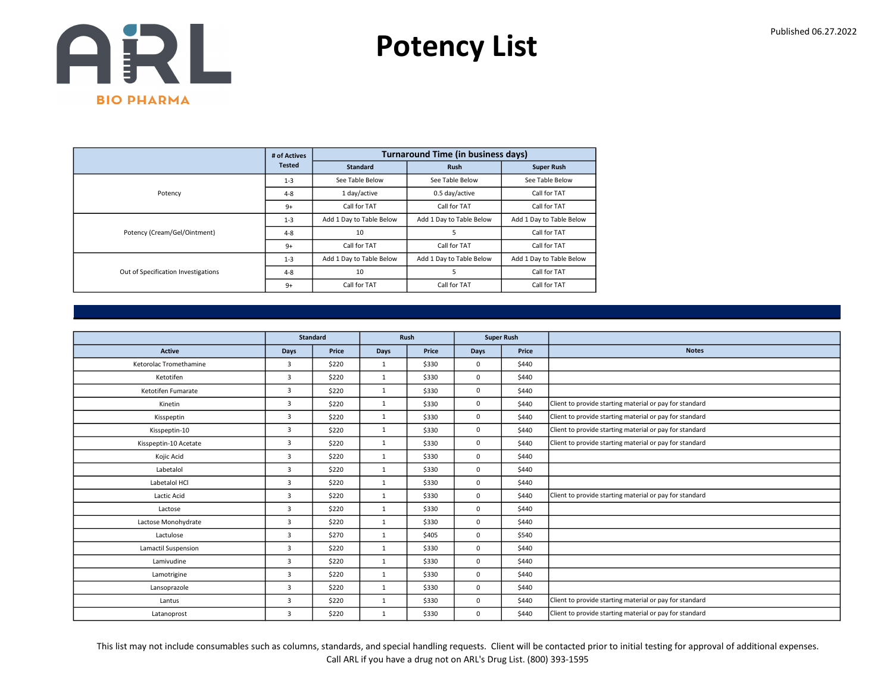ARL BIO PHARMA

# Potency List

Published 06.27.2022

| | # of Actives Tested | Turnaround Time (in business days) | | |
|---|---|---|---|---|
| | | Standard | Rush | Super Rush |
| Potency | 1-3 | See Table Below | See Table Below | See Table Below |
| | 4-8 | 1 day/active | 0.5 day/active | Call for TAT |
| | 9+ | Call for TAT | Call for TAT | Call for TAT |
| Potency (Cream/Gel/Ointment) | 1-3 | Add 1 Day to Table Below | Add 1 Day to Table Below | Add 1 Day to Table Below |
| | 4-8 | 10 | 5 | Call for TAT |
| | 9+ | Call for TAT | Call for TAT | Call for TAT |
| Out of Specification Investigations | 1-3 | Add 1 Day to Table Below | Add 1 Day to Table Below | Add 1 Day to Table Below |
| | 4-8 | 10 | 5 | Call for TAT |
| | 9+ | Call for TAT | Call for TAT | Call for TAT |

| | Standard | | Rush | | Super Rush | | |
|---|---|---|---|---|---|---|---|
| Active | Days | Price | Days | Price | Days | Price | Notes |
| Ketorolac Tromethamine | 3 | $220 | 1 | $330 | 0 | $440 | |
| Ketotifen | 3 | $220 | 1 | $330 | 0 | $440 | |
| Ketotifen Fumarate | 3 | $220 | 1 | $330 | 0 | $440 | |
| Kinetin | 3 | $220 | 1 | $330 | 0 | $440 | Client to provide starting material or pay for standard |
| Kisspeptin | 3 | $220 | 1 | $330 | 0 | $440 | Client to provide starting material or pay for standard |
| Kisspeptin-10 | 3 | $220 | 1 | $330 | 0 | $440 | Client to provide starting material or pay for standard |
| Kisspeptin-10 Acetate | 3 | $220 | 1 | $330 | 0 | $440 | Client to provide starting material or pay for standard |
| Kojic Acid | 3 | $220 | 1 | $330 | 0 | $440 | |
| Labetalol | 3 | $220 | 1 | $330 | 0 | $440 | |
| Labetalol HCl | 3 | $220 | 1 | $330 | 0 | $440 | |
| Lactic Acid | 3 | $220 | 1 | $330 | 0 | $440 | Client to provide starting material or pay for standard |
| Lactose | 3 | $220 | 1 | $330 | 0 | $440 | |
| Lactose Monohydrate | 3 | $220 | 1 | $330 | 0 | $440 | |
| Lactulose | 3 | $270 | 1 | $405 | 0 | $540 | |
| Lamactil Suspension | 3 | $220 | 1 | $330 | 0 | $440 | |
| Lamivudine | 3 | $220 | 1 | $330 | 0 | $440 | |
| Lamotrigine | 3 | $220 | 1 | $330 | 0 | $440 | |
| Lansoprazole | 3 | $220 | 1 | $330 | 0 | $440 | |
| Lantus | 3 | $220 | 1 | $330 | 0 | $440 | Client to provide starting material or pay for standard |
| Latanoprost | 3 | $220 | 1 | $330 | 0 | $440 | Client to provide starting material or pay for standard |

This list may not include consumables such as columns, standards, and special handling requests. Client will be contacted prior to initial testing for approval of additional expenses.
Call ARL if you have a drug not on ARL's Drug List. (800) 393-1595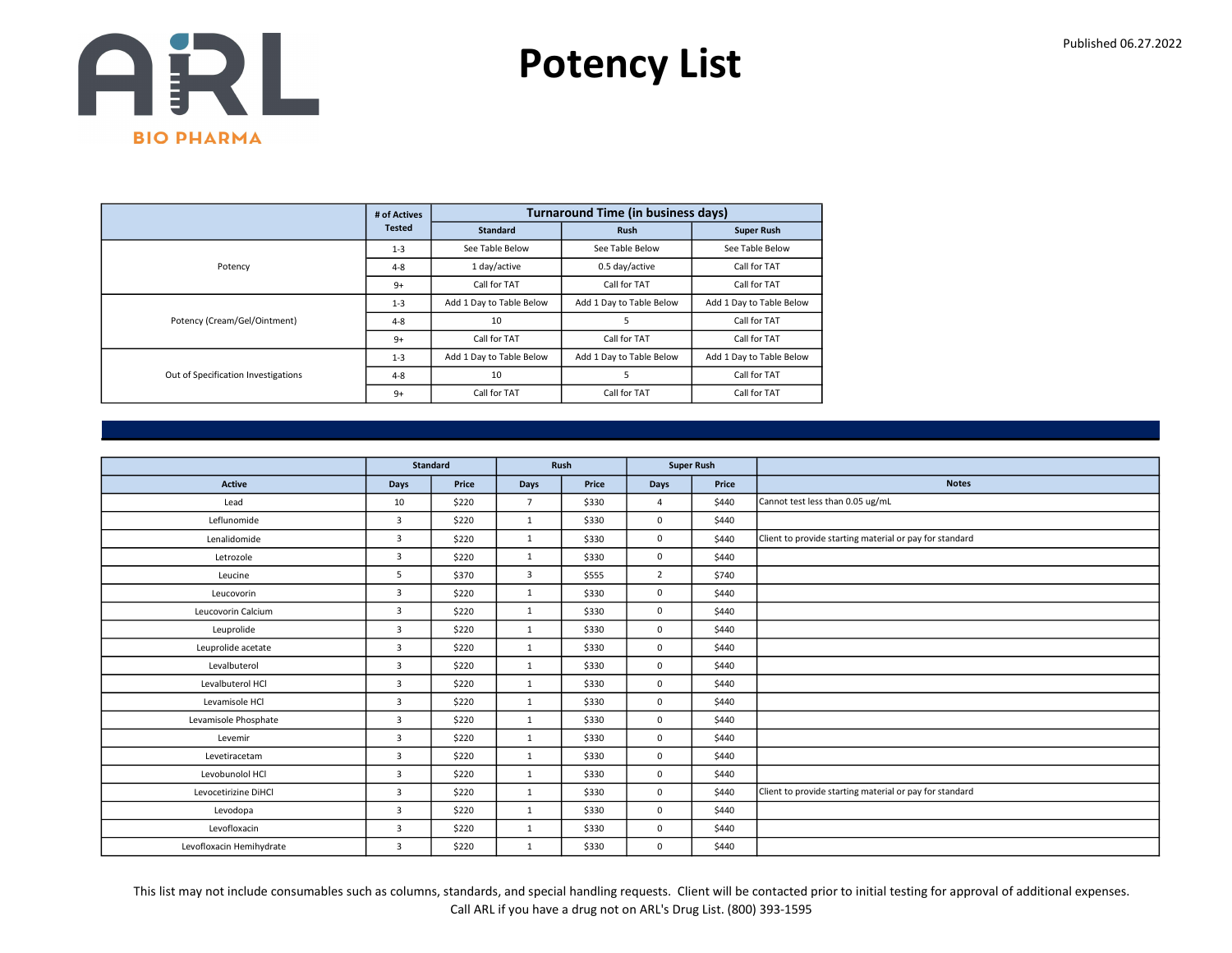# Potency List

Published 06.27.2022

|  | # of Actives Tested | Turnaround Time (in business days) | | |
|---|---|---|---|---|
|  |  | Standard | Rush | Super Rush |
| Potency | 1-3 | See Table Below | See Table Below | See Table Below |
|  | 4-8 | 1 day/active | 0.5 day/active | Call for TAT |
|  | 9+ | Call for TAT | Call for TAT | Call for TAT |
| Potency (Cream/Gel/Ointment) | 1-3 | Add 1 Day to Table Below | Add 1 Day to Table Below | Add 1 Day to Table Below |
|  | 4-8 | 10 | 5 | Call for TAT |
|  | 9+ | Call for TAT | Call for TAT | Call for TAT |
| Out of Specification Investigations | 1-3 | Add 1 Day to Table Below | Add 1 Day to Table Below | Add 1 Day to Table Below |
|  | 4-8 | 10 | 5 | Call for TAT |
|  | 9+ | Call for TAT | Call for TAT | Call for TAT |

|  | Standard | | Rush | | Super Rush | |  |
|---|---|---|---|---|---|---|---|
| Active | Days | Price | Days | Price | Days | Price | Notes |
| Lead | 10 | $220 | 7 | $330 | 4 | $440 | Cannot test less than 0.05 ug/mL |
| Leflunomide | 3 | $220 | 1 | $330 | 0 | $440 |  |
| Lenalidomide | 3 | $220 | 1 | $330 | 0 | $440 | Client to provide starting material or pay for standard |
| Letrozole | 3 | $220 | 1 | $330 | 0 | $440 |  |
| Leucine | 5 | $370 | 3 | $555 | 2 | $740 |  |
| Leucovorin | 3 | $220 | 1 | $330 | 0 | $440 |  |
| Leucovorin Calcium | 3 | $220 | 1 | $330 | 0 | $440 |  |
| Leuprolide | 3 | $220 | 1 | $330 | 0 | $440 |  |
| Leuprolide acetate | 3 | $220 | 1 | $330 | 0 | $440 |  |
| Levalbuterol | 3 | $220 | 1 | $330 | 0 | $440 |  |
| Levalbuterol HCl | 3 | $220 | 1 | $330 | 0 | $440 |  |
| Levamisole HCl | 3 | $220 | 1 | $330 | 0 | $440 |  |
| Levamisole Phosphate | 3 | $220 | 1 | $330 | 0 | $440 |  |
| Levemir | 3 | $220 | 1 | $330 | 0 | $440 |  |
| Levetiracetam | 3 | $220 | 1 | $330 | 0 | $440 |  |
| Levobunolol HCl | 3 | $220 | 1 | $330 | 0 | $440 |  |
| Levocetirizine DiHCl | 3 | $220 | 1 | $330 | 0 | $440 | Client to provide starting material or pay for standard |
| Levodopa | 3 | $220 | 1 | $330 | 0 | $440 |  |
| Levofloxacin | 3 | $220 | 1 | $330 | 0 | $440 |  |
| Levofloxacin Hemihydrate | 3 | $220 | 1 | $330 | 0 | $440 |  |

This list may not include consumables such as columns, standards, and special handling requests. Client will be contacted prior to initial testing for approval of additional expenses.
Call ARL if you have a drug not on ARL's Drug List. (800) 393-1595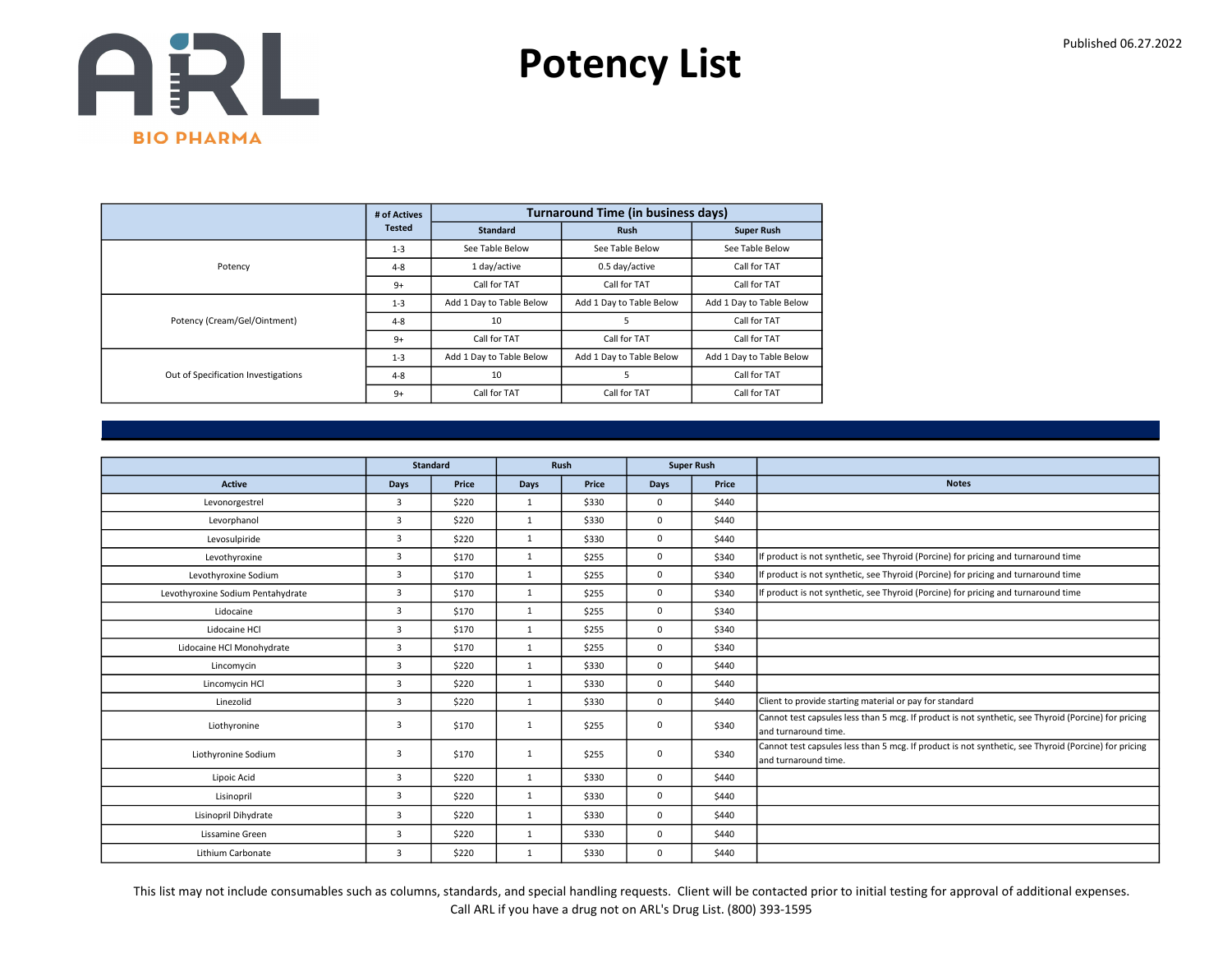ARL BIO PHARMA

# Potency List

Published 06.27.2022

| | # of Actives Tested | Turnaround Time (in business days) | | |
|---|---|---|---|---|
| | | Standard | Rush | Super Rush |
| Potency | 1-3 | See Table Below | See Table Below | See Table Below |
| | 4-8 | 1 day/active | 0.5 day/active | Call for TAT |
| | 9+ | Call for TAT | Call for TAT | Call for TAT |
| Potency (Cream/Gel/Ointment) | 1-3 | Add 1 Day to Table Below | Add 1 Day to Table Below | Add 1 Day to Table Below |
| | 4-8 | 10 | 5 | Call for TAT |
| | 9+ | Call for TAT | Call for TAT | Call for TAT |
| Out of Specification Investigations | 1-3 | Add 1 Day to Table Below | Add 1 Day to Table Below | Add 1 Day to Table Below |
| | 4-8 | 10 | 5 | Call for TAT |
| | 9+ | Call for TAT | Call for TAT | Call for TAT |

| | Standard | | Rush | | Super Rush | | |
|---|---|---|---|---|---|---|---|
| Active | Days | Price | Days | Price | Days | Price | Notes |
| Levonorgestrel | 3 | $220 | 1 | $330 | 0 | $440 | |
| Levorphanol | 3 | $220 | 1 | $330 | 0 | $440 | |
| Levosulpiride | 3 | $220 | 1 | $330 | 0 | $440 | |
| Levothyroxine | 3 | $170 | 1 | $255 | 0 | $340 | If product is not synthetic, see Thyroid (Porcine) for pricing and turnaround time |
| Levothyroxine Sodium | 3 | $170 | 1 | $255 | 0 | $340 | If product is not synthetic, see Thyroid (Porcine) for pricing and turnaround time |
| Levothyroxine Sodium Pentahydrate | 3 | $170 | 1 | $255 | 0 | $340 | If product is not synthetic, see Thyroid (Porcine) for pricing and turnaround time |
| Lidocaine | 3 | $170 | 1 | $255 | 0 | $340 | |
| Lidocaine HCl | 3 | $170 | 1 | $255 | 0 | $340 | |
| Lidocaine HCl Monohydrate | 3 | $170 | 1 | $255 | 0 | $340 | |
| Lincomycin | 3 | $220 | 1 | $330 | 0 | $440 | |
| Lincomycin HCl | 3 | $220 | 1 | $330 | 0 | $440 | |
| Linezolid | 3 | $220 | 1 | $330 | 0 | $440 | Client to provide starting material or pay for standard |
| Liothyronine | 3 | $170 | 1 | $255 | 0 | $340 | Cannot test capsules less than 5 mcg. If product is not synthetic, see Thyroid (Porcine) for pricing and turnaround time. |
| Liothyronine Sodium | 3 | $170 | 1 | $255 | 0 | $340 | Cannot test capsules less than 5 mcg. If product is not synthetic, see Thyroid (Porcine) for pricing and turnaround time. |
| Lipoic Acid | 3 | $220 | 1 | $330 | 0 | $440 | |
| Lisinopril | 3 | $220 | 1 | $330 | 0 | $440 | |
| Lisinopril Dihydrate | 3 | $220 | 1 | $330 | 0 | $440 | |
| Lissamine Green | 3 | $220 | 1 | $330 | 0 | $440 | |
| Lithium Carbonate | 3 | $220 | 1 | $330 | 0 | $440 | |

This list may not include consumables such as columns, standards, and special handling requests. Client will be contacted prior to initial testing for approval of additional expenses. Call ARL if you have a drug not on ARL's Drug List. (800) 393-1595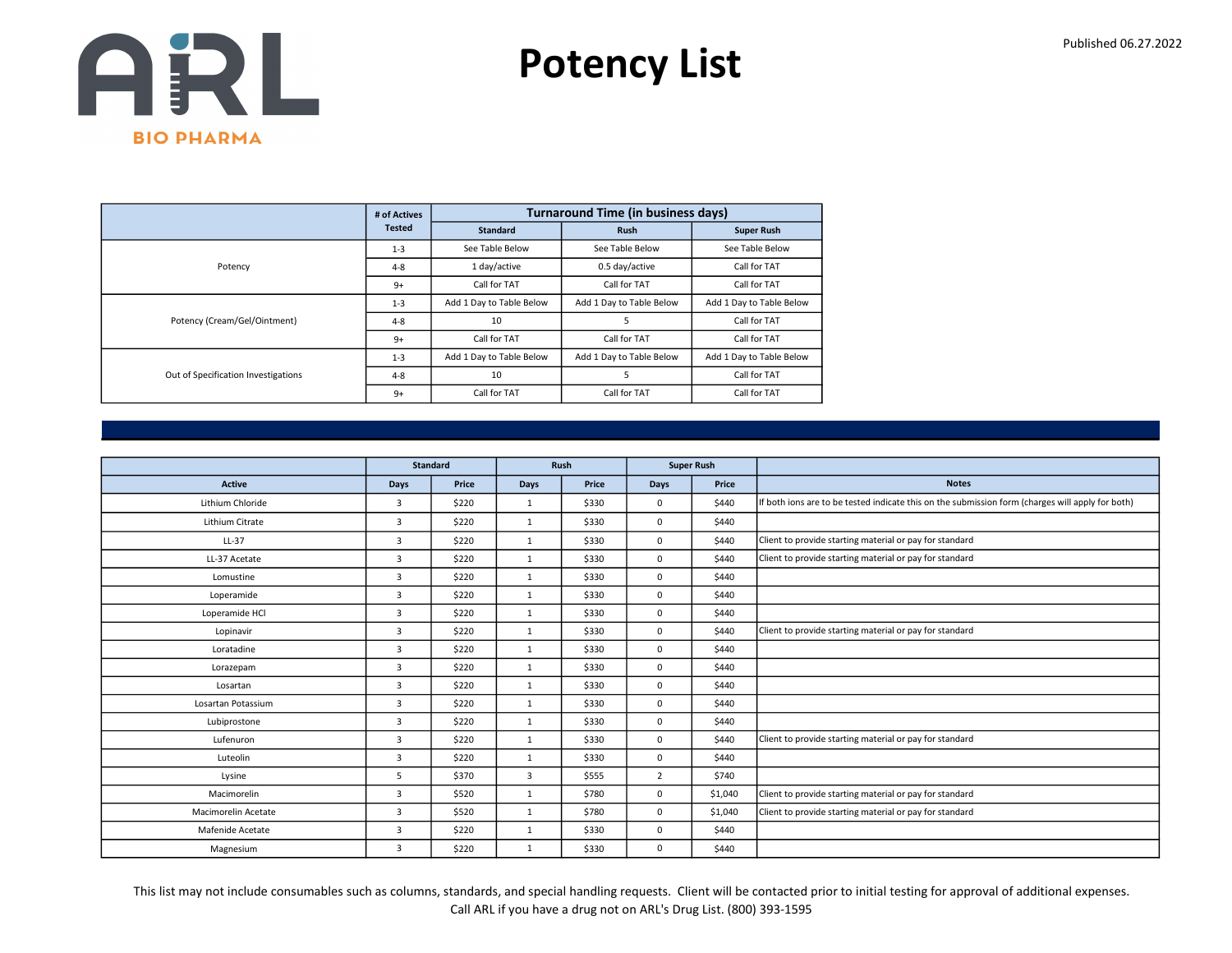ARL BIO PHARMA

# Potency List

Published 06.27.2022

| | # of Actives Tested | Turnaround Time (in business days) | | |
|---|---|---|---|---|
| | | Standard | Rush | Super Rush |
| Potency | 1-3 | See Table Below | See Table Below | See Table Below |
| | 4-8 | 1 day/active | 0.5 day/active | Call for TAT |
| | 9+ | Call for TAT | Call for TAT | Call for TAT |
| Potency (Cream/Gel/Ointment) | 1-3 | Add 1 Day to Table Below | Add 1 Day to Table Below | Add 1 Day to Table Below |
| | 4-8 | 10 | 5 | Call for TAT |
| | 9+ | Call for TAT | Call for TAT | Call for TAT |
| Out of Specification Investigations | 1-3 | Add 1 Day to Table Below | Add 1 Day to Table Below | Add 1 Day to Table Below |
| | 4-8 | 10 | 5 | Call for TAT |
| | 9+ | Call for TAT | Call for TAT | Call for TAT |

| | Standard | | Rush | | Super Rush | | |
|---|---|---|---|---|---|---|---|
| Active | Days | Price | Days | Price | Days | Price | Notes |
| Lithium Chloride | 3 | $220 | 1 | $330 | 0 | $440 | If both ions are to be tested indicate this on the submission form (charges will apply for both) |
| Lithium Citrate | 3 | $220 | 1 | $330 | 0 | $440 | |
| LL-37 | 3 | $220 | 1 | $330 | 0 | $440 | Client to provide starting material or pay for standard |
| LL-37 Acetate | 3 | $220 | 1 | $330 | 0 | $440 | Client to provide starting material or pay for standard |
| Lomustine | 3 | $220 | 1 | $330 | 0 | $440 | |
| Loperamide | 3 | $220 | 1 | $330 | 0 | $440 | |
| Loperamide HCl | 3 | $220 | 1 | $330 | 0 | $440 | |
| Lopinavir | 3 | $220 | 1 | $330 | 0 | $440 | Client to provide starting material or pay for standard |
| Loratadine | 3 | $220 | 1 | $330 | 0 | $440 | |
| Lorazepam | 3 | $220 | 1 | $330 | 0 | $440 | |
| Losartan | 3 | $220 | 1 | $330 | 0 | $440 | |
| Losartan Potassium | 3 | $220 | 1 | $330 | 0 | $440 | |
| Lubiprostone | 3 | $220 | 1 | $330 | 0 | $440 | |
| Lufenuron | 3 | $220 | 1 | $330 | 0 | $440 | Client to provide starting material or pay for standard |
| Luteolin | 3 | $220 | 1 | $330 | 0 | $440 | |
| Lysine | 5 | $370 | 3 | $555 | 2 | $740 | |
| Macimorelin | 3 | $520 | 1 | $780 | 0 | $1,040 | Client to provide starting material or pay for standard |
| Macimorelin Acetate | 3 | $520 | 1 | $780 | 0 | $1,040 | Client to provide starting material or pay for standard |
| Mafenide Acetate | 3 | $220 | 1 | $330 | 0 | $440 | |
| Magnesium | 3 | $220 | 1 | $330 | 0 | $440 | |

This list may not include consumables such as columns, standards, and special handling requests. Client will be contacted prior to initial testing for approval of additional expenses.
Call ARL if you have a drug not on ARL's Drug List. (800) 393-1595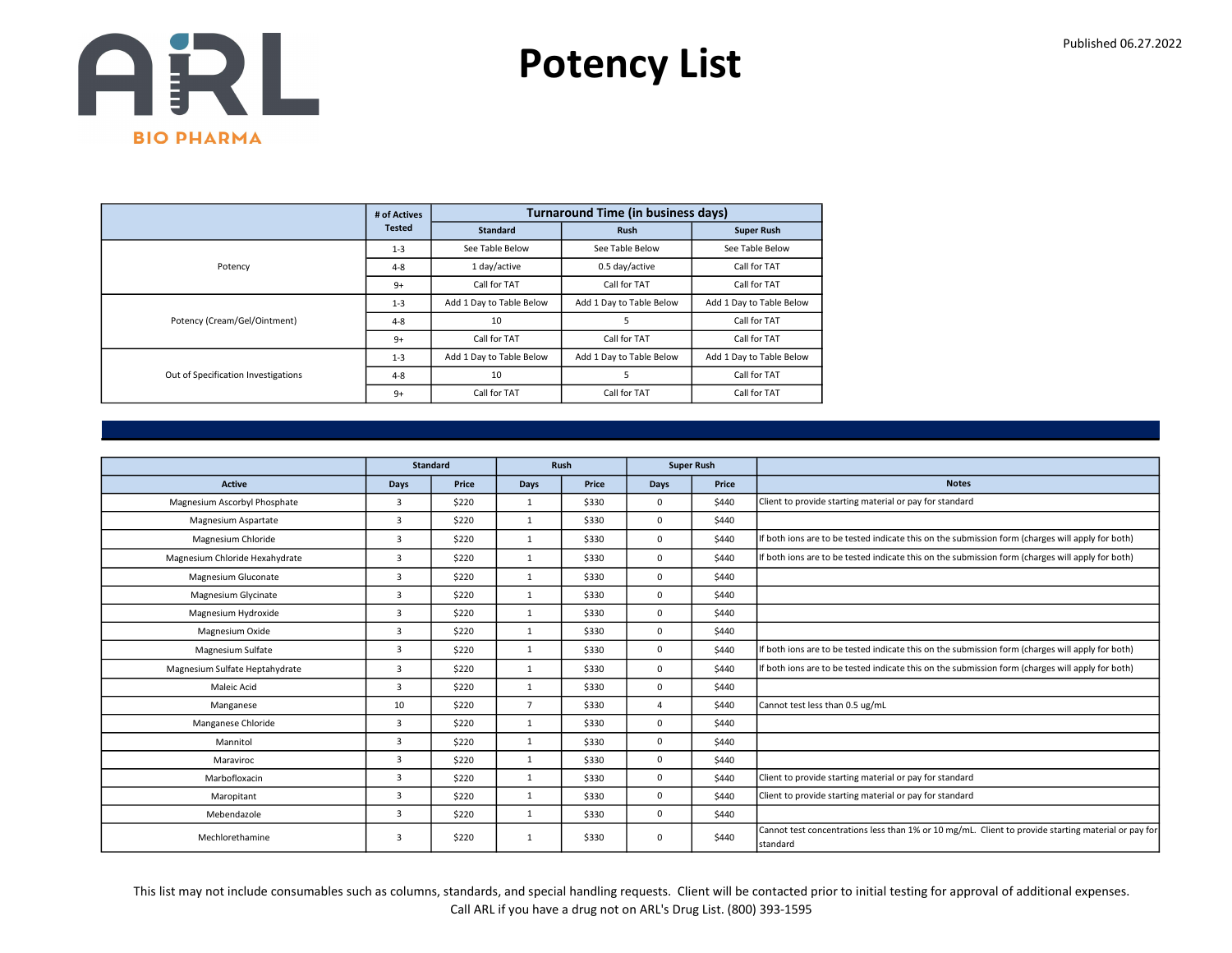ARL BIO PHARMA

# Potency List

Published 06.27.2022

| | # of Actives Tested | Turnaround Time (in business days) | | |
|---|---|---|---|---|
| | | Standard | Rush | Super Rush |
| Potency | 1-3 | See Table Below | See Table Below | See Table Below |
| | 4-8 | 1 day/active | 0.5 day/active | Call for TAT |
| | 9+ | Call for TAT | Call for TAT | Call for TAT |
| Potency (Cream/Gel/Ointment) | 1-3 | Add 1 Day to Table Below | Add 1 Day to Table Below | Add 1 Day to Table Below |
| | 4-8 | 10 | 5 | Call for TAT |
| | 9+ | Call for TAT | Call for TAT | Call for TAT |
| Out of Specification Investigations | 1-3 | Add 1 Day to Table Below | Add 1 Day to Table Below | Add 1 Day to Table Below |
| | 4-8 | 10 | 5 | Call for TAT |
| | 9+ | Call for TAT | Call for TAT | Call for TAT |

| | Standard | | Rush | | Super Rush | | |
|---|---|---|---|---|---|---|---|
| Active | Days | Price | Days | Price | Days | Price | Notes |
| Magnesium Ascorbyl Phosphate | 3 | $220 | 1 | $330 | 0 | $440 | Client to provide starting material or pay for standard |
| Magnesium Aspartate | 3 | $220 | 1 | $330 | 0 | $440 | |
| Magnesium Chloride | 3 | $220 | 1 | $330 | 0 | $440 | If both ions are to be tested indicate this on the submission form (charges will apply for both) |
| Magnesium Chloride Hexahydrate | 3 | $220 | 1 | $330 | 0 | $440 | If both ions are to be tested indicate this on the submission form (charges will apply for both) |
| Magnesium Gluconate | 3 | $220 | 1 | $330 | 0 | $440 | |
| Magnesium Glycinate | 3 | $220 | 1 | $330 | 0 | $440 | |
| Magnesium Hydroxide | 3 | $220 | 1 | $330 | 0 | $440 | |
| Magnesium Oxide | 3 | $220 | 1 | $330 | 0 | $440 | |
| Magnesium Sulfate | 3 | $220 | 1 | $330 | 0 | $440 | If both ions are to be tested indicate this on the submission form (charges will apply for both) |
| Magnesium Sulfate Heptahydrate | 3 | $220 | 1 | $330 | 0 | $440 | If both ions are to be tested indicate this on the submission form (charges will apply for both) |
| Maleic Acid | 3 | $220 | 1 | $330 | 0 | $440 | |
| Manganese | 10 | $220 | 7 | $330 | 4 | $440 | Cannot test less than 0.5 ug/mL |
| Manganese Chloride | 3 | $220 | 1 | $330 | 0 | $440 | |
| Mannitol | 3 | $220 | 1 | $330 | 0 | $440 | |
| Maraviroc | 3 | $220 | 1 | $330 | 0 | $440 | |
| Marbofloxacin | 3 | $220 | 1 | $330 | 0 | $440 | Client to provide starting material or pay for standard |
| Maropitant | 3 | $220 | 1 | $330 | 0 | $440 | Client to provide starting material or pay for standard |
| Mebendazole | 3 | $220 | 1 | $330 | 0 | $440 | |
| Mechlorethamine | 3 | $220 | 1 | $330 | 0 | $440 | Cannot test concentrations less than 1% or 10 mg/mL. Client to provide starting material or pay for standard |

This list may not include consumables such as columns, standards, and special handling requests. Client will be contacted prior to initial testing for approval of additional expenses.
Call ARL if you have a drug not on ARL's Drug List. (800) 393-1595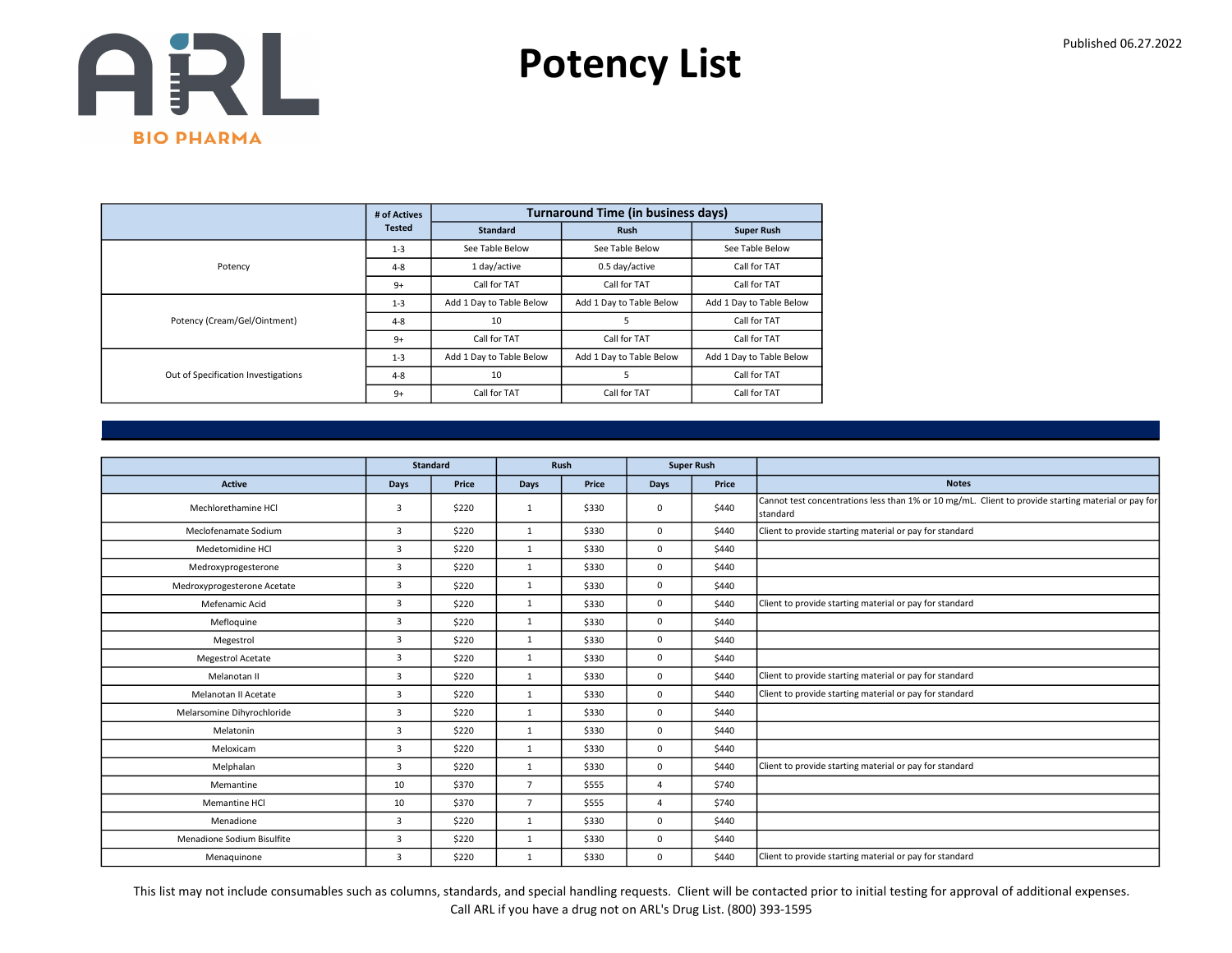ARL BIO PHARMA

# Potency List

Published 06.27.2022

| | # of Actives Tested | Turnaround Time (in business days) | | |
|---|---|---|---|---|
| | | Standard | Rush | Super Rush |
| Potency | 1-3 | See Table Below | See Table Below | See Table Below |
| | 4-8 | 1 day/active | 0.5 day/active | Call for TAT |
| | 9+ | Call for TAT | Call for TAT | Call for TAT |
| Potency (Cream/Gel/Ointment) | 1-3 | Add 1 Day to Table Below | Add 1 Day to Table Below | Add 1 Day to Table Below |
| | 4-8 | 10 | 5 | Call for TAT |
| | 9+ | Call for TAT | Call for TAT | Call for TAT |
| Out of Specification Investigations | 1-3 | Add 1 Day to Table Below | Add 1 Day to Table Below | Add 1 Day to Table Below |
| | 4-8 | 10 | 5 | Call for TAT |
| | 9+ | Call for TAT | Call for TAT | Call for TAT |

| | Standard | | Rush | | Super Rush | | |
|---|---|---|---|---|---|---|---|
| Active | Days | Price | Days | Price | Days | Price | Notes |
| Mechlorethamine HCl | 3 | $220 | 1 | $330 | 0 | $440 | Cannot test concentrations less than 1% or 10 mg/mL. Client to provide starting material or pay for standard |
| Meclofenamate Sodium | 3 | $220 | 1 | $330 | 0 | $440 | Client to provide starting material or pay for standard |
| Medetomidine HCl | 3 | $220 | 1 | $330 | 0 | $440 | |
| Medroxyprogesterone | 3 | $220 | 1 | $330 | 0 | $440 | |
| Medroxyprogesterone Acetate | 3 | $220 | 1 | $330 | 0 | $440 | |
| Mefenamic Acid | 3 | $220 | 1 | $330 | 0 | $440 | Client to provide starting material or pay for standard |
| Mefloquine | 3 | $220 | 1 | $330 | 0 | $440 | |
| Megestrol | 3 | $220 | 1 | $330 | 0 | $440 | |
| Megestrol Acetate | 3 | $220 | 1 | $330 | 0 | $440 | |
| Melanotan II | 3 | $220 | 1 | $330 | 0 | $440 | Client to provide starting material or pay for standard |
| Melanotan II Acetate | 3 | $220 | 1 | $330 | 0 | $440 | Client to provide starting material or pay for standard |
| Melarsomine Dihyrochloride | 3 | $220 | 1 | $330 | 0 | $440 | |
| Melatonin | 3 | $220 | 1 | $330 | 0 | $440 | |
| Meloxicam | 3 | $220 | 1 | $330 | 0 | $440 | |
| Melphalan | 3 | $220 | 1 | $330 | 0 | $440 | Client to provide starting material or pay for standard |
| Memantine | 10 | $370 | 7 | $555 | 4 | $740 | |
| Memantine HCl | 10 | $370 | 7 | $555 | 4 | $740 | |
| Menadione | 3 | $220 | 1 | $330 | 0 | $440 | |
| Menadione Sodium Bisulfite | 3 | $220 | 1 | $330 | 0 | $440 | |
| Menaquinone | 3 | $220 | 1 | $330 | 0 | $440 | Client to provide starting material or pay for standard |

This list may not include consumables such as columns, standards, and special handling requests. Client will be contacted prior to initial testing for approval of additional expenses.
Call ARL if you have a drug not on ARL's Drug List. (800) 393-1595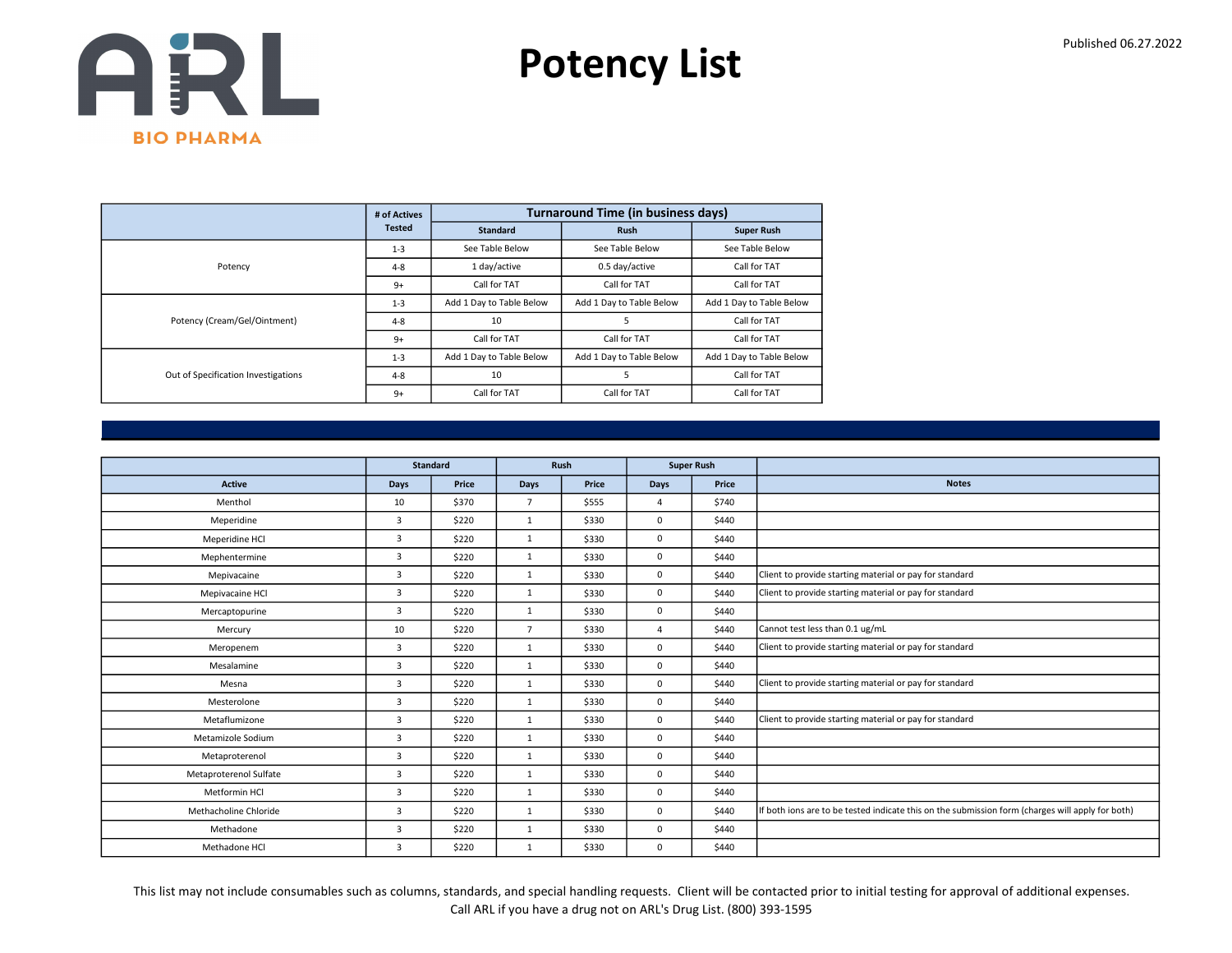ARL BIO PHARMA

# Potency List

Published 06.27.2022

| | # of Actives Tested | Turnaround Time (in business days) | | |
|---|---|---|---|---|
| | | Standard | Rush | Super Rush |
| Potency | 1-3 | See Table Below | See Table Below | See Table Below |
| | 4-8 | 1 day/active | 0.5 day/active | Call for TAT |
| | 9+ | Call for TAT | Call for TAT | Call for TAT |
| Potency (Cream/Gel/Ointment) | 1-3 | Add 1 Day to Table Below | Add 1 Day to Table Below | Add 1 Day to Table Below |
| | 4-8 | 10 | 5 | Call for TAT |
| | 9+ | Call for TAT | Call for TAT | Call for TAT |
| Out of Specification Investigations | 1-3 | Add 1 Day to Table Below | Add 1 Day to Table Below | Add 1 Day to Table Below |
| | 4-8 | 10 | 5 | Call for TAT |
| | 9+ | Call for TAT | Call for TAT | Call for TAT |

| | Standard | | Rush | | Super Rush | | |
|---|---|---|---|---|---|---|---|
| Active | Days | Price | Days | Price | Days | Price | Notes |
| Menthol | 10 | $370 | 7 | $555 | 4 | $740 | |
| Meperidine | 3 | $220 | 1 | $330 | 0 | $440 | |
| Meperidine HCl | 3 | $220 | 1 | $330 | 0 | $440 | |
| Mephentermine | 3 | $220 | 1 | $330 | 0 | $440 | |
| Mepivacaine | 3 | $220 | 1 | $330 | 0 | $440 | Client to provide starting material or pay for standard |
| Mepivacaine HCl | 3 | $220 | 1 | $330 | 0 | $440 | Client to provide starting material or pay for standard |
| Mercaptopurine | 3 | $220 | 1 | $330 | 0 | $440 | |
| Mercury | 10 | $220 | 7 | $330 | 4 | $440 | Cannot test less than 0.1 ug/mL |
| Meropenem | 3 | $220 | 1 | $330 | 0 | $440 | Client to provide starting material or pay for standard |
| Mesalamine | 3 | $220 | 1 | $330 | 0 | $440 | |
| Mesna | 3 | $220 | 1 | $330 | 0 | $440 | Client to provide starting material or pay for standard |
| Mesterolone | 3 | $220 | 1 | $330 | 0 | $440 | |
| Metaflumizone | 3 | $220 | 1 | $330 | 0 | $440 | Client to provide starting material or pay for standard |
| Metamizole Sodium | 3 | $220 | 1 | $330 | 0 | $440 | |
| Metaproterenol | 3 | $220 | 1 | $330 | 0 | $440 | |
| Metaproterenol Sulfate | 3 | $220 | 1 | $330 | 0 | $440 | |
| Metformin HCl | 3 | $220 | 1 | $330 | 0 | $440 | |
| Methacholine Chloride | 3 | $220 | 1 | $330 | 0 | $440 | If both ions are to be tested indicate this on the submission form (charges will apply for both) |
| Methadone | 3 | $220 | 1 | $330 | 0 | $440 | |
| Methadone HCl | 3 | $220 | 1 | $330 | 0 | $440 | |

This list may not include consumables such as columns, standards, and special handling requests. Client will be contacted prior to initial testing for approval of additional expenses.
Call ARL if you have a drug not on ARL's Drug List. (800) 393-1595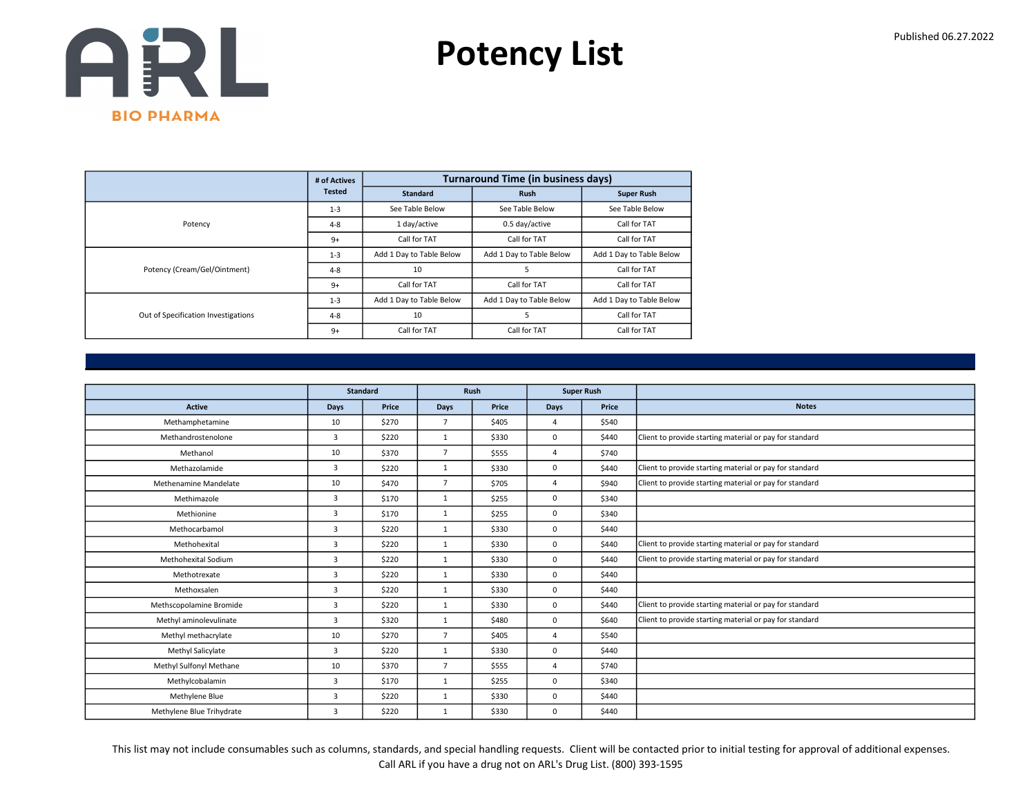# Potency List

Published 06.27.2022

| | # of Actives Tested | Turnaround Time (in business days) | | |
|---|---|---|---|---|
| | | Standard | Rush | Super Rush |
| Potency | 1-3 | See Table Below | See Table Below | See Table Below |
| | 4-8 | 1 day/active | 0.5 day/active | Call for TAT |
| | 9+ | Call for TAT | Call for TAT | Call for TAT |
| Potency (Cream/Gel/Ointment) | 1-3 | Add 1 Day to Table Below | Add 1 Day to Table Below | Add 1 Day to Table Below |
| | 4-8 | 10 | 5 | Call for TAT |
| | 9+ | Call for TAT | Call for TAT | Call for TAT |
| Out of Specification Investigations | 1-3 | Add 1 Day to Table Below | Add 1 Day to Table Below | Add 1 Day to Table Below |
| | 4-8 | 10 | 5 | Call for TAT |
| | 9+ | Call for TAT | Call for TAT | Call for TAT |

| | Standard | | Rush | | Super Rush | | |
|---|---|---|---|---|---|---|---|
| Active | Days | Price | Days | Price | Days | Price | Notes |
| Methamphetamine | 10 | $270 | 7 | $405 | 4 | $540 | |
| Methandrostenolone | 3 | $220 | 1 | $330 | 0 | $440 | Client to provide starting material or pay for standard |
| Methanol | 10 | $370 | 7 | $555 | 4 | $740 | |
| Methazolamide | 3 | $220 | 1 | $330 | 0 | $440 | Client to provide starting material or pay for standard |
| Methenamine Mandelate | 10 | $470 | 7 | $705 | 4 | $940 | Client to provide starting material or pay for standard |
| Methimazole | 3 | $170 | 1 | $255 | 0 | $340 | |
| Methionine | 3 | $170 | 1 | $255 | 0 | $340 | |
| Methocarbamol | 3 | $220 | 1 | $330 | 0 | $440 | |
| Methohexital | 3 | $220 | 1 | $330 | 0 | $440 | Client to provide starting material or pay for standard |
| Methohexital Sodium | 3 | $220 | 1 | $330 | 0 | $440 | Client to provide starting material or pay for standard |
| Methotrexate | 3 | $220 | 1 | $330 | 0 | $440 | |
| Methoxsalen | 3 | $220 | 1 | $330 | 0 | $440 | |
| Methscopolamine Bromide | 3 | $220 | 1 | $330 | 0 | $440 | Client to provide starting material or pay for standard |
| Methyl aminolevulinate | 3 | $320 | 1 | $480 | 0 | $640 | Client to provide starting material or pay for standard |
| Methyl methacrylate | 10 | $270 | 7 | $405 | 4 | $540 | |
| Methyl Salicylate | 3 | $220 | 1 | $330 | 0 | $440 | |
| Methyl Sulfonyl Methane | 10 | $370 | 7 | $555 | 4 | $740 | |
| Methylcobalamin | 3 | $170 | 1 | $255 | 0 | $340 | |
| Methylene Blue | 3 | $220 | 1 | $330 | 0 | $440 | |
| Methylene Blue Trihydrate | 3 | $220 | 1 | $330 | 0 | $440 | |

This list may not include consumables such as columns, standards, and special handling requests. Client will be contacted prior to initial testing for approval of additional expenses.
Call ARL if you have a drug not on ARL's Drug List. (800) 393-1595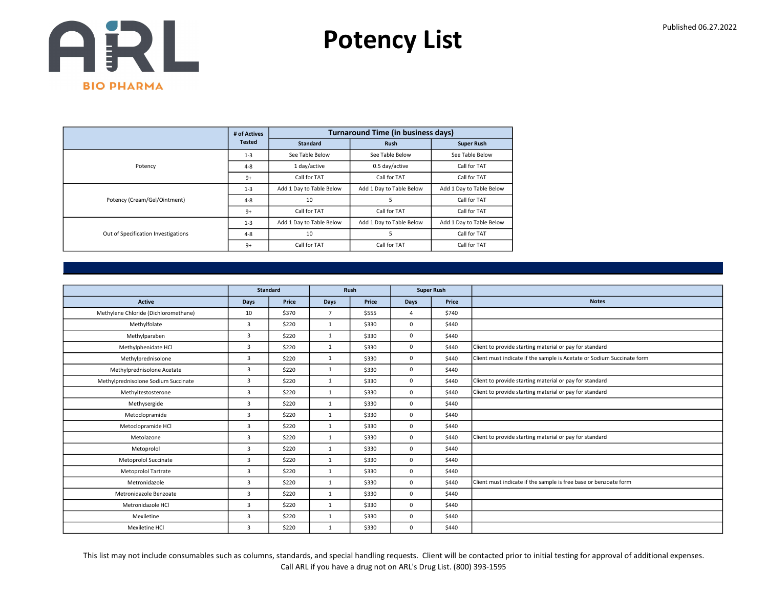ARL BIO PHARMA

# Potency List

Published 06.27.2022

| | # of Actives Tested | Turnaround Time (in business days) | | |
|---|---|---|---|---|
| | | Standard | Rush | Super Rush |
| Potency | 1-3 | See Table Below | See Table Below | See Table Below |
| | 4-8 | 1 day/active | 0.5 day/active | Call for TAT |
| | 9+ | Call for TAT | Call for TAT | Call for TAT |
| Potency (Cream/Gel/Ointment) | 1-3 | Add 1 Day to Table Below | Add 1 Day to Table Below | Add 1 Day to Table Below |
| | 4-8 | 10 | 5 | Call for TAT |
| | 9+ | Call for TAT | Call for TAT | Call for TAT |
| Out of Specification Investigations | 1-3 | Add 1 Day to Table Below | Add 1 Day to Table Below | Add 1 Day to Table Below |
| | 4-8 | 10 | 5 | Call for TAT |
| | 9+ | Call for TAT | Call for TAT | Call for TAT |

| | Standard | | Rush | | Super Rush | | |
|---|---|---|---|---|---|---|---|
| Active | Days | Price | Days | Price | Days | Price | Notes |
| Methylene Chloride (Dichloromethane) | 10 | $370 | 7 | $555 | 4 | $740 | |
| Methylfolate | 3 | $220 | 1 | $330 | 0 | $440 | |
| Methylparaben | 3 | $220 | 1 | $330 | 0 | $440 | |
| Methylphenidate HCl | 3 | $220 | 1 | $330 | 0 | $440 | Client to provide starting material or pay for standard |
| Methylprednisolone | 3 | $220 | 1 | $330 | 0 | $440 | Client must indicate if the sample is Acetate or Sodium Succinate form |
| Methylprednisolone Acetate | 3 | $220 | 1 | $330 | 0 | $440 | |
| Methylprednisolone Sodium Succinate | 3 | $220 | 1 | $330 | 0 | $440 | Client to provide starting material or pay for standard |
| Methyltestosterone | 3 | $220 | 1 | $330 | 0 | $440 | Client to provide starting material or pay for standard |
| Methysergide | 3 | $220 | 1 | $330 | 0 | $440 | |
| Metoclopramide | 3 | $220 | 1 | $330 | 0 | $440 | |
| Metoclopramide HCl | 3 | $220 | 1 | $330 | 0 | $440 | |
| Metolazone | 3 | $220 | 1 | $330 | 0 | $440 | Client to provide starting material or pay for standard |
| Metoprolol | 3 | $220 | 1 | $330 | 0 | $440 | |
| Metoprolol Succinate | 3 | $220 | 1 | $330 | 0 | $440 | |
| Metoprolol Tartrate | 3 | $220 | 1 | $330 | 0 | $440 | |
| Metronidazole | 3 | $220 | 1 | $330 | 0 | $440 | Client must indicate if the sample is free base or benzoate form |
| Metronidazole Benzoate | 3 | $220 | 1 | $330 | 0 | $440 | |
| Metronidazole HCl | 3 | $220 | 1 | $330 | 0 | $440 | |
| Mexiletine | 3 | $220 | 1 | $330 | 0 | $440 | |
| Mexiletine HCl | 3 | $220 | 1 | $330 | 0 | $440 | |

This list may not include consumables such as columns, standards, and special handling requests. Client will be contacted prior to initial testing for approval of additional expenses.
Call ARL if you have a drug not on ARL's Drug List. (800) 393-1595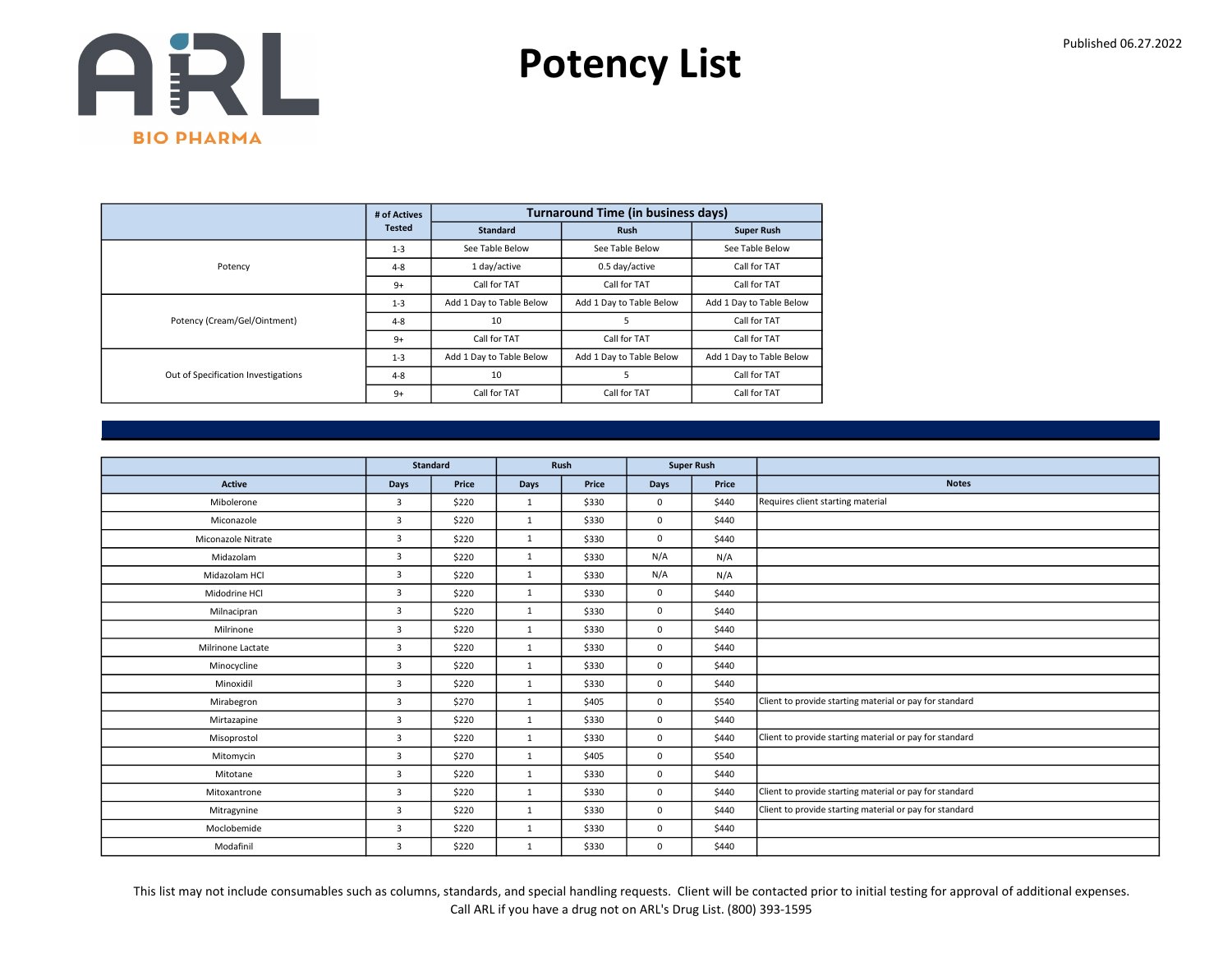# Potency List

Published 06.27.2022

| | # of Actives Tested | Turnaround Time (in business days) | | |
|---|---|---|---|---|
| | | Standard | Rush | Super Rush |
| Potency | 1-3 | See Table Below | See Table Below | See Table Below |
| | 4-8 | 1 day/active | 0.5 day/active | Call for TAT |
| | 9+ | Call for TAT | Call for TAT | Call for TAT |
| Potency (Cream/Gel/Ointment) | 1-3 | Add 1 Day to Table Below | Add 1 Day to Table Below | Add 1 Day to Table Below |
| | 4-8 | 10 | 5 | Call for TAT |
| | 9+ | Call for TAT | Call for TAT | Call for TAT |
| Out of Specification Investigations | 1-3 | Add 1 Day to Table Below | Add 1 Day to Table Below | Add 1 Day to Table Below |
| | 4-8 | 10 | 5 | Call for TAT |
| | 9+ | Call for TAT | Call for TAT | Call for TAT |

| | Standard | | Rush | | Super Rush | | |
|---|---|---|---|---|---|---|---|
| Active | Days | Price | Days | Price | Days | Price | Notes |
| Mibolerone | 3 | $220 | 1 | $330 | 0 | $440 | Requires client starting material |
| Miconazole | 3 | $220 | 1 | $330 | 0 | $440 | |
| Miconazole Nitrate | 3 | $220 | 1 | $330 | 0 | $440 | |
| Midazolam | 3 | $220 | 1 | $330 | N/A | N/A | |
| Midazolam HCl | 3 | $220 | 1 | $330 | N/A | N/A | |
| Midodrine HCl | 3 | $220 | 1 | $330 | 0 | $440 | |
| Milnacipran | 3 | $220 | 1 | $330 | 0 | $440 | |
| Milrinone | 3 | $220 | 1 | $330 | 0 | $440 | |
| Milrinone Lactate | 3 | $220 | 1 | $330 | 0 | $440 | |
| Minocycline | 3 | $220 | 1 | $330 | 0 | $440 | |
| Minoxidil | 3 | $220 | 1 | $330 | 0 | $440 | |
| Mirabegron | 3 | $270 | 1 | $405 | 0 | $540 | Client to provide starting material or pay for standard |
| Mirtazapine | 3 | $220 | 1 | $330 | 0 | $440 | |
| Misoprostol | 3 | $220 | 1 | $330 | 0 | $440 | Client to provide starting material or pay for standard |
| Mitomycin | 3 | $270 | 1 | $405 | 0 | $540 | |
| Mitotane | 3 | $220 | 1 | $330 | 0 | $440 | |
| Mitoxantrone | 3 | $220 | 1 | $330 | 0 | $440 | Client to provide starting material or pay for standard |
| Mitragynine | 3 | $220 | 1 | $330 | 0 | $440 | Client to provide starting material or pay for standard |
| Moclobemide | 3 | $220 | 1 | $330 | 0 | $440 | |
| Modafinil | 3 | $220 | 1 | $330 | 0 | $440 | |

This list may not include consumables such as columns, standards, and special handling requests. Client will be contacted prior to initial testing for approval of additional expenses. Call ARL if you have a drug not on ARL's Drug List. (800) 393-1595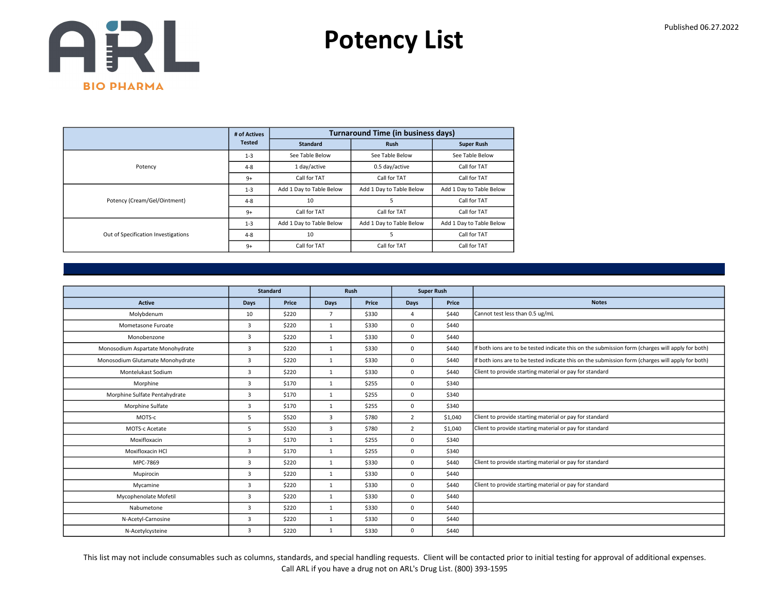ARL BIO PHARMA

# Potency List

Published 06.27.2022

| | # of Actives Tested | Turnaround Time (in business days) | | |
|---|---|---|---|---|
| | | Standard | Rush | Super Rush |
| Potency | 1-3 | See Table Below | See Table Below | See Table Below |
| | 4-8 | 1 day/active | 0.5 day/active | Call for TAT |
| | 9+ | Call for TAT | Call for TAT | Call for TAT |
| Potency (Cream/Gel/Ointment) | 1-3 | Add 1 Day to Table Below | Add 1 Day to Table Below | Add 1 Day to Table Below |
| | 4-8 | 10 | 5 | Call for TAT |
| | 9+ | Call for TAT | Call for TAT | Call for TAT |
| Out of Specification Investigations | 1-3 | Add 1 Day to Table Below | Add 1 Day to Table Below | Add 1 Day to Table Below |
| | 4-8 | 10 | 5 | Call for TAT |
| | 9+ | Call for TAT | Call for TAT | Call for TAT |

| | Standard | | Rush | | Super Rush | | |
|---|---|---|---|---|---|---|---|
| Active | Days | Price | Days | Price | Days | Price | Notes |
| Molybdenum | 10 | $220 | 7 | $330 | 4 | $440 | Cannot test less than 0.5 ug/mL |
| Mometasone Furoate | 3 | $220 | 1 | $330 | 0 | $440 | |
| Monobenzone | 3 | $220 | 1 | $330 | 0 | $440 | |
| Monosodium Aspartate Monohydrate | 3 | $220 | 1 | $330 | 0 | $440 | If both ions are to be tested indicate this on the submission form (charges will apply for both) |
| Monosodium Glutamate Monohydrate | 3 | $220 | 1 | $330 | 0 | $440 | If both ions are to be tested indicate this on the submission form (charges will apply for both) |
| Montelukast Sodium | 3 | $220 | 1 | $330 | 0 | $440 | Client to provide starting material or pay for standard |
| Morphine | 3 | $170 | 1 | $255 | 0 | $340 | |
| Morphine Sulfate Pentahydrate | 3 | $170 | 1 | $255 | 0 | $340 | |
| Morphine Sulfate | 3 | $170 | 1 | $255 | 0 | $340 | |
| MOTS-c | 5 | $520 | 3 | $780 | 2 | $1,040 | Client to provide starting material or pay for standard |
| MOTS-c Acetate | 5 | $520 | 3 | $780 | 2 | $1,040 | Client to provide starting material or pay for standard |
| Moxifloxacin | 3 | $170 | 1 | $255 | 0 | $340 | |
| Moxifloxacin HCl | 3 | $170 | 1 | $255 | 0 | $340 | |
| MPC-7869 | 3 | $220 | 1 | $330 | 0 | $440 | Client to provide starting material or pay for standard |
| Mupirocin | 3 | $220 | 1 | $330 | 0 | $440 | |
| Mycamine | 3 | $220 | 1 | $330 | 0 | $440 | Client to provide starting material or pay for standard |
| Mycophenolate Mofetil | 3 | $220 | 1 | $330 | 0 | $440 | |
| Nabumetone | 3 | $220 | 1 | $330 | 0 | $440 | |
| N-Acetyl-Carnosine | 3 | $220 | 1 | $330 | 0 | $440 | |
| N-Acetylcysteine | 3 | $220 | 1 | $330 | 0 | $440 | |

This list may not include consumables such as columns, standards, and special handling requests. Client will be contacted prior to initial testing for approval of additional expenses. Call ARL if you have a drug not on ARL's Drug List. (800) 393-1595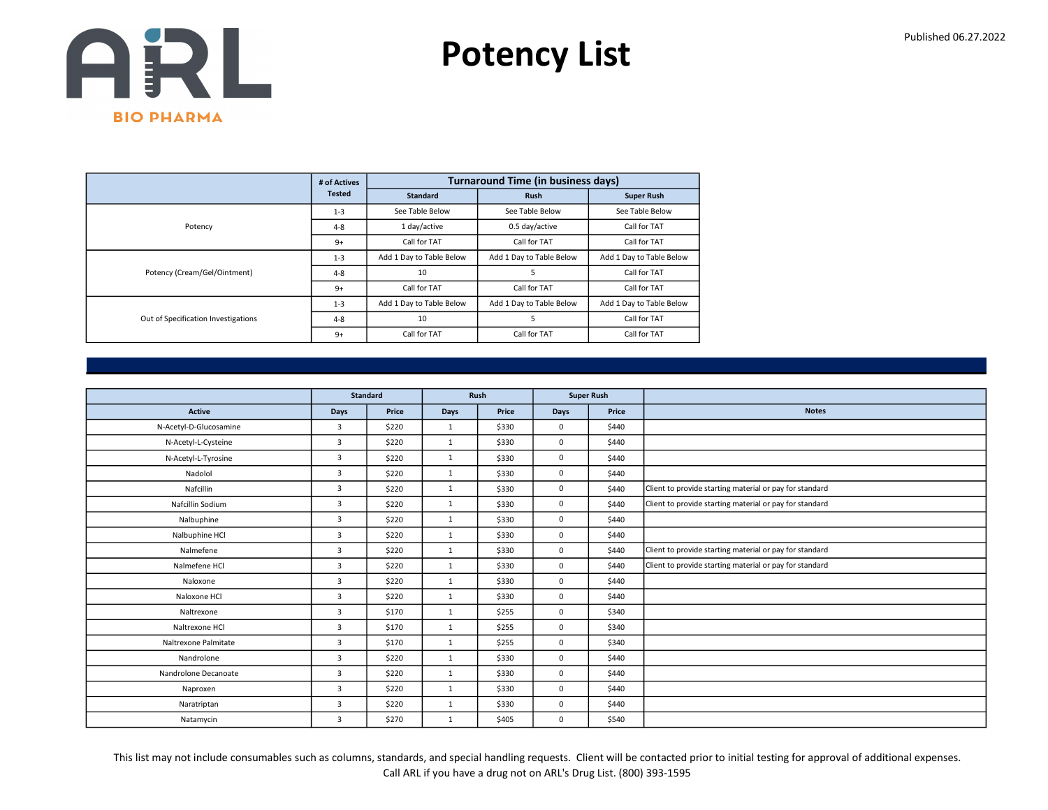# Potency List

Published 06.27.2022

| | # of Actives Tested | Turnaround Time (in business days) | | |
|---|---|---|---|---|
| | | Standard | Rush | Super Rush |
| Potency | 1-3 | See Table Below | See Table Below | See Table Below |
| | 4-8 | 1 day/active | 0.5 day/active | Call for TAT |
| | 9+ | Call for TAT | Call for TAT | Call for TAT |
| Potency (Cream/Gel/Ointment) | 1-3 | Add 1 Day to Table Below | Add 1 Day to Table Below | Add 1 Day to Table Below |
| | 4-8 | 10 | 5 | Call for TAT |
| | 9+ | Call for TAT | Call for TAT | Call for TAT |
| Out of Specification Investigations | 1-3 | Add 1 Day to Table Below | Add 1 Day to Table Below | Add 1 Day to Table Below |
| | 4-8 | 10 | 5 | Call for TAT |
| | 9+ | Call for TAT | Call for TAT | Call for TAT |

| | Standard | | Rush | | Super Rush | | |
|---|---|---|---|---|---|---|---|
| Active | Days | Price | Days | Price | Days | Price | Notes |
| N-Acetyl-D-Glucosamine | 3 | $220 | 1 | $330 | 0 | $440 | |
| N-Acetyl-L-Cysteine | 3 | $220 | 1 | $330 | 0 | $440 | |
| N-Acetyl-L-Tyrosine | 3 | $220 | 1 | $330 | 0 | $440 | |
| Nadolol | 3 | $220 | 1 | $330 | 0 | $440 | |
| Nafcillin | 3 | $220 | 1 | $330 | 0 | $440 | Client to provide starting material or pay for standard |
| Nafcillin Sodium | 3 | $220 | 1 | $330 | 0 | $440 | Client to provide starting material or pay for standard |
| Nalbuphine | 3 | $220 | 1 | $330 | 0 | $440 | |
| Nalbuphine HCl | 3 | $220 | 1 | $330 | 0 | $440 | |
| Nalmefene | 3 | $220 | 1 | $330 | 0 | $440 | Client to provide starting material or pay for standard |
| Nalmefene HCl | 3 | $220 | 1 | $330 | 0 | $440 | Client to provide starting material or pay for standard |
| Naloxone | 3 | $220 | 1 | $330 | 0 | $440 | |
| Naloxone HCl | 3 | $220 | 1 | $330 | 0 | $440 | |
| Naltrexone | 3 | $170 | 1 | $255 | 0 | $340 | |
| Naltrexone HCl | 3 | $170 | 1 | $255 | 0 | $340 | |
| Naltrexone Palmitate | 3 | $170 | 1 | $255 | 0 | $340 | |
| Nandrolone | 3 | $220 | 1 | $330 | 0 | $440 | |
| Nandrolone Decanoate | 3 | $220 | 1 | $330 | 0 | $440 | |
| Naproxen | 3 | $220 | 1 | $330 | 0 | $440 | |
| Naratriptan | 3 | $220 | 1 | $330 | 0 | $440 | |
| Natamycin | 3 | $270 | 1 | $405 | 0 | $540 | |

This list may not include consumables such as columns, standards, and special handling requests. Client will be contacted prior to initial testing for approval of additional expenses.
Call ARL if you have a drug not on ARL's Drug List. (800) 393-1595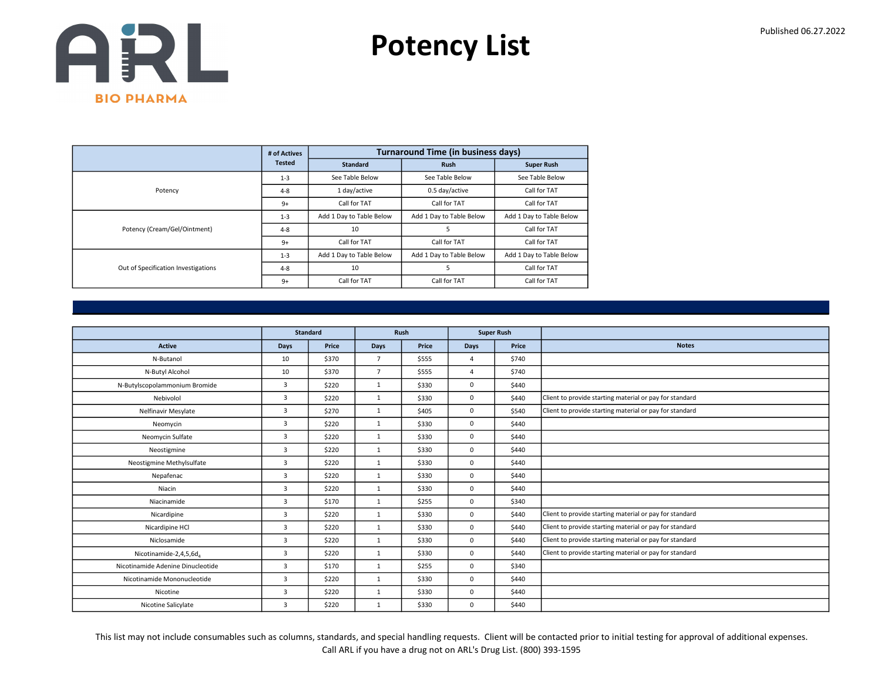# Potency List

Published 06.27.2022

| | # of Actives Tested | Turnaround Time (in business days) | | |
|---|---|---|---|---|
| | | Standard | Rush | Super Rush |
| Potency | 1-3 | See Table Below | See Table Below | See Table Below |
| | 4-8 | 1 day/active | 0.5 day/active | Call for TAT |
| | 9+ | Call for TAT | Call for TAT | Call for TAT |
| Potency (Cream/Gel/Ointment) | 1-3 | Add 1 Day to Table Below | Add 1 Day to Table Below | Add 1 Day to Table Below |
| | 4-8 | 10 | 5 | Call for TAT |
| | 9+ | Call for TAT | Call for TAT | Call for TAT |
| Out of Specification Investigations | 1-3 | Add 1 Day to Table Below | Add 1 Day to Table Below | Add 1 Day to Table Below |
| | 4-8 | 10 | 5 | Call for TAT |
| | 9+ | Call for TAT | Call for TAT | Call for TAT |

| | Standard | | Rush | | Super Rush | | |
|---|---|---|---|---|---|---|---|
| Active | Days | Price | Days | Price | Days | Price | Notes |
| N-Butanol | 10 | $370 | 7 | $555 | 4 | $740 | |
| N-Butyl Alcohol | 10 | $370 | 7 | $555 | 4 | $740 | |
| N-Butylscopolammonium Bromide | 3 | $220 | 1 | $330 | 0 | $440 | |
| Nebivolol | 3 | $220 | 1 | $330 | 0 | $440 | Client to provide starting material or pay for standard |
| Nelfinavir Mesylate | 3 | $270 | 1 | $405 | 0 | $540 | Client to provide starting material or pay for standard |
| Neomycin | 3 | $220 | 1 | $330 | 0 | $440 | |
| Neomycin Sulfate | 3 | $220 | 1 | $330 | 0 | $440 | |
| Neostigmine | 3 | $220 | 1 | $330 | 0 | $440 | |
| Neostigmine Methylsulfate | 3 | $220 | 1 | $330 | 0 | $440 | |
| Nepafenac | 3 | $220 | 1 | $330 | 0 | $440 | |
| Niacin | 3 | $220 | 1 | $330 | 0 | $440 | |
| Niacinamide | 3 | $170 | 1 | $255 | 0 | $340 | |
| Nicardipine | 3 | $220 | 1 | $330 | 0 | $440 | Client to provide starting material or pay for standard |
| Nicardipine HCl | 3 | $220 | 1 | $330 | 0 | $440 | Client to provide starting material or pay for standard |
| Niclosamide | 3 | $220 | 1 | $330 | 0 | $440 | Client to provide starting material or pay for standard |
| Nicotinamide-2,4,5,6$d_4$ | 3 | $220 | 1 | $330 | 0 | $440 | Client to provide starting material or pay for standard |
| Nicotinamide Adenine Dinucleotide | 3 | $170 | 1 | $255 | 0 | $340 | |
| Nicotinamide Mononucleotide | 3 | $220 | 1 | $330 | 0 | $440 | |
| Nicotine | 3 | $220 | 1 | $330 | 0 | $440 | |
| Nicotine Salicylate | 3 | $220 | 1 | $330 | 0 | $440 | |

This list may not include consumables such as columns, standards, and special handling requests. Client will be contacted prior to initial testing for approval of additional expenses.
Call ARL if you have a drug not on ARL's Drug List. (800) 393-1595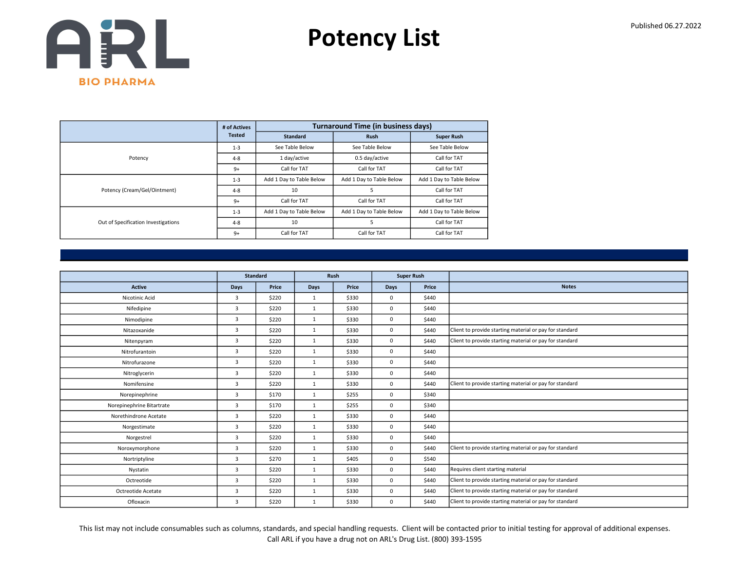# Potency List

Published 06.27.2022

| | # of Actives Tested | Turnaround Time (in business days) | | |
|---|---|---|---|---|
| | | Standard | Rush | Super Rush |
| Potency | 1-3 | See Table Below | See Table Below | See Table Below |
| | 4-8 | 1 day/active | 0.5 day/active | Call for TAT |
| | 9+ | Call for TAT | Call for TAT | Call for TAT |
| Potency (Cream/Gel/Ointment) | 1-3 | Add 1 Day to Table Below | Add 1 Day to Table Below | Add 1 Day to Table Below |
| | 4-8 | 10 | 5 | Call for TAT |
| | 9+ | Call for TAT | Call for TAT | Call for TAT |
| Out of Specification Investigations | 1-3 | Add 1 Day to Table Below | Add 1 Day to Table Below | Add 1 Day to Table Below |
| | 4-8 | 10 | 5 | Call for TAT |
| | 9+ | Call for TAT | Call for TAT | Call for TAT |

| | Standard | | Rush | | Super Rush | | |
|---|---|---|---|---|---|---|---|
| Active | Days | Price | Days | Price | Days | Price | Notes |
| Nicotinic Acid | 3 | $220 | 1 | $330 | 0 | $440 | |
| Nifedipine | 3 | $220 | 1 | $330 | 0 | $440 | |
| Nimodipine | 3 | $220 | 1 | $330 | 0 | $440 | |
| Nitazoxanide | 3 | $220 | 1 | $330 | 0 | $440 | Client to provide starting material or pay for standard |
| Nitenpyram | 3 | $220 | 1 | $330 | 0 | $440 | Client to provide starting material or pay for standard |
| Nitrofurantoin | 3 | $220 | 1 | $330 | 0 | $440 | |
| Nitrofurazone | 3 | $220 | 1 | $330 | 0 | $440 | |
| Nitroglycerin | 3 | $220 | 1 | $330 | 0 | $440 | |
| Nomifensine | 3 | $220 | 1 | $330 | 0 | $440 | Client to provide starting material or pay for standard |
| Norepinephrine | 3 | $170 | 1 | $255 | 0 | $340 | |
| Norepinephrine Bitartrate | 3 | $170 | 1 | $255 | 0 | $340 | |
| Norethindrone Acetate | 3 | $220 | 1 | $330 | 0 | $440 | |
| Norgestimate | 3 | $220 | 1 | $330 | 0 | $440 | |
| Norgestrel | 3 | $220 | 1 | $330 | 0 | $440 | |
| Noroxymorphone | 3 | $220 | 1 | $330 | 0 | $440 | Client to provide starting material or pay for standard |
| Nortriptyline | 3 | $270 | 1 | $405 | 0 | $540 | |
| Nystatin | 3 | $220 | 1 | $330 | 0 | $440 | Requires client starting material |
| Octreotide | 3 | $220 | 1 | $330 | 0 | $440 | Client to provide starting material or pay for standard |
| Octreotide Acetate | 3 | $220 | 1 | $330 | 0 | $440 | Client to provide starting material or pay for standard |
| Ofloxacin | 3 | $220 | 1 | $330 | 0 | $440 | Client to provide starting material or pay for standard |

This list may not include consumables such as columns, standards, and special handling requests. Client will be contacted prior to initial testing for approval of additional expenses.
Call ARL if you have a drug not on ARL's Drug List. (800) 393-1595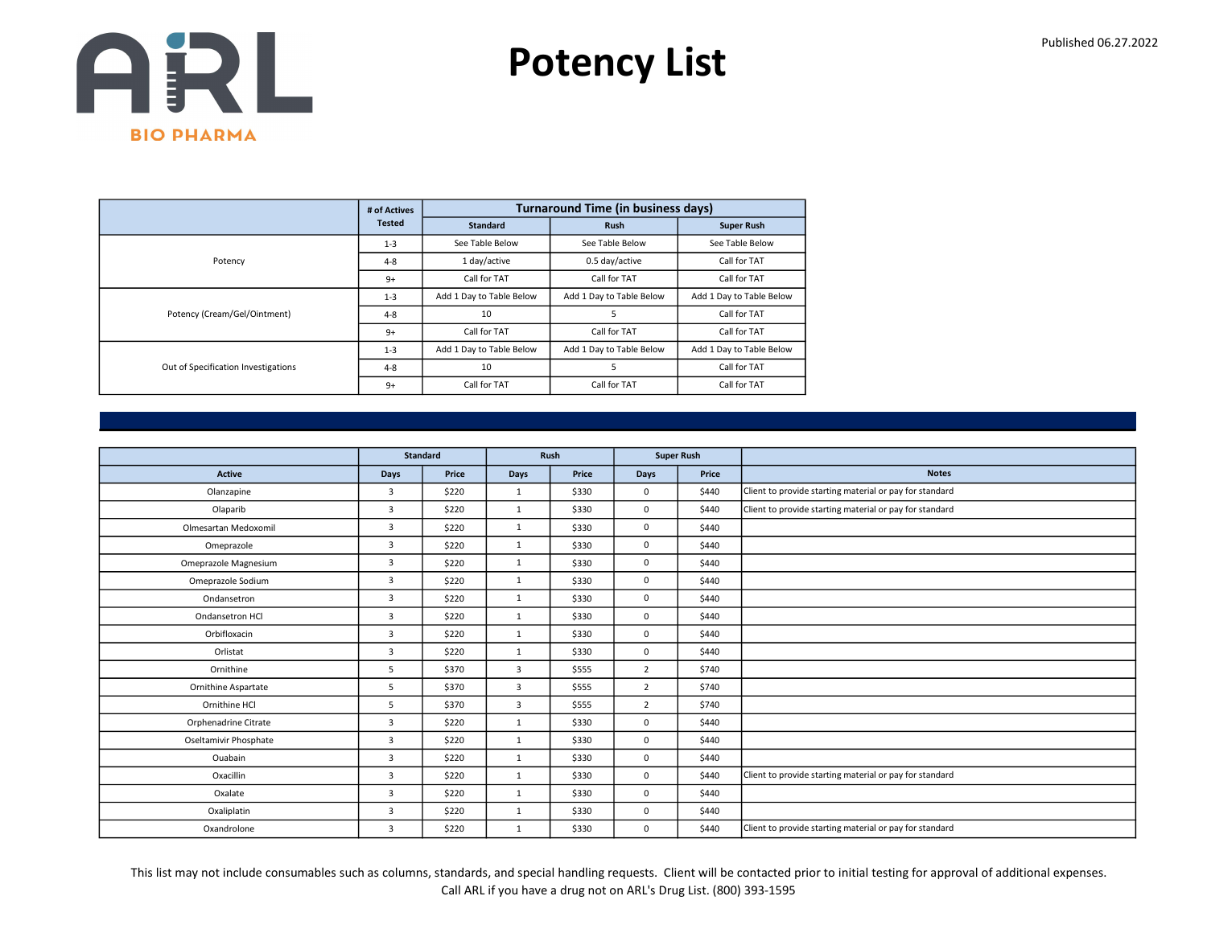# Potency List

Published 06.27.2022

| | # of Actives Tested | Turnaround Time (in business days) | | |
|---|---|---|---|---|
| | | Standard | Rush | Super Rush |
| Potency | 1-3 | See Table Below | See Table Below | See Table Below |
| | 4-8 | 1 day/active | 0.5 day/active | Call for TAT |
| | 9+ | Call for TAT | Call for TAT | Call for TAT |
| Potency (Cream/Gel/Ointment) | 1-3 | Add 1 Day to Table Below | Add 1 Day to Table Below | Add 1 Day to Table Below |
| | 4-8 | 10 | 5 | Call for TAT |
| | 9+ | Call for TAT | Call for TAT | Call for TAT |
| Out of Specification Investigations | 1-3 | Add 1 Day to Table Below | Add 1 Day to Table Below | Add 1 Day to Table Below |
| | 4-8 | 10 | 5 | Call for TAT |
| | 9+ | Call for TAT | Call for TAT | Call for TAT |

| | Standard | | Rush | | Super Rush | | |
|---|---|---|---|---|---|---|---|
| Active | Days | Price | Days | Price | Days | Price | Notes |
| Olanzapine | 3 | $220 | 1 | $330 | 0 | $440 | Client to provide starting material or pay for standard |
| Olaparib | 3 | $220 | 1 | $330 | 0 | $440 | Client to provide starting material or pay for standard |
| Olmesartan Medoxomil | 3 | $220 | 1 | $330 | 0 | $440 | |
| Omeprazole | 3 | $220 | 1 | $330 | 0 | $440 | |
| Omeprazole Magnesium | 3 | $220 | 1 | $330 | 0 | $440 | |
| Omeprazole Sodium | 3 | $220 | 1 | $330 | 0 | $440 | |
| Ondansetron | 3 | $220 | 1 | $330 | 0 | $440 | |
| Ondansetron HCl | 3 | $220 | 1 | $330 | 0 | $440 | |
| Orbifloxacin | 3 | $220 | 1 | $330 | 0 | $440 | |
| Orlistat | 3 | $220 | 1 | $330 | 0 | $440 | |
| Ornithine | 5 | $370 | 3 | $555 | 2 | $740 | |
| Ornithine Aspartate | 5 | $370 | 3 | $555 | 2 | $740 | |
| Ornithine HCl | 5 | $370 | 3 | $555 | 2 | $740 | |
| Orphenadrine Citrate | 3 | $220 | 1 | $330 | 0 | $440 | |
| Oseltamivir Phosphate | 3 | $220 | 1 | $330 | 0 | $440 | |
| Ouabain | 3 | $220 | 1 | $330 | 0 | $440 | |
| Oxacillin | 3 | $220 | 1 | $330 | 0 | $440 | Client to provide starting material or pay for standard |
| Oxalate | 3 | $220 | 1 | $330 | 0 | $440 | |
| Oxaliplatin | 3 | $220 | 1 | $330 | 0 | $440 | |
| Oxandrolone | 3 | $220 | 1 | $330 | 0 | $440 | Client to provide starting material or pay for standard |

This list may not include consumables such as columns, standards, and special handling requests. Client will be contacted prior to initial testing for approval of additional expenses.
Call ARL if you have a drug not on ARL's Drug List. (800) 393-1595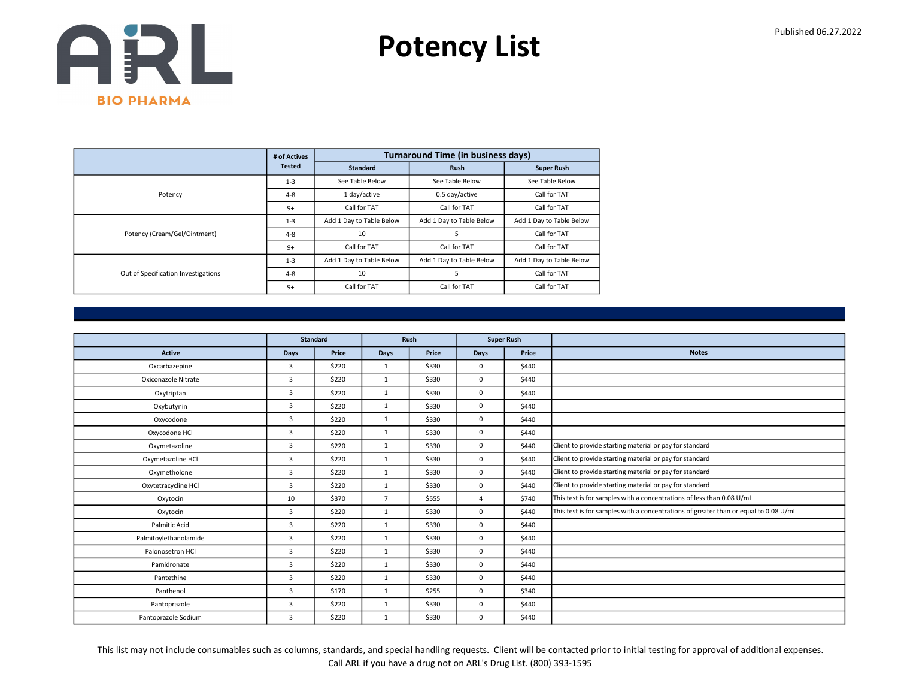ARL BIO PHARMA

# Potency List

Published 06.27.2022

| | # of Actives Tested | Turnaround Time (in business days) | | |
|---|---|---|---|---|
| | | Standard | Rush | Super Rush |
| Potency | 1-3 | See Table Below | See Table Below | See Table Below |
| | 4-8 | 1 day/active | 0.5 day/active | Call for TAT |
| | 9+ | Call for TAT | Call for TAT | Call for TAT |
| Potency (Cream/Gel/Ointment) | 1-3 | Add 1 Day to Table Below | Add 1 Day to Table Below | Add 1 Day to Table Below |
| | 4-8 | 10 | 5 | Call for TAT |
| | 9+ | Call for TAT | Call for TAT | Call for TAT |
| Out of Specification Investigations | 1-3 | Add 1 Day to Table Below | Add 1 Day to Table Below | Add 1 Day to Table Below |
| | 4-8 | 10 | 5 | Call for TAT |
| | 9+ | Call for TAT | Call for TAT | Call for TAT |

| | Standard | | Rush | | Super Rush | | |
|---|---|---|---|---|---|---|---|
| Active | Days | Price | Days | Price | Days | Price | Notes |
| Oxcarbazepine | 3 | $220 | 1 | $330 | 0 | $440 | |
| Oxiconazole Nitrate | 3 | $220 | 1 | $330 | 0 | $440 | |
| Oxytriptan | 3 | $220 | 1 | $330 | 0 | $440 | |
| Oxybutynin | 3 | $220 | 1 | $330 | 0 | $440 | |
| Oxycodone | 3 | $220 | 1 | $330 | 0 | $440 | |
| Oxycodone HCl | 3 | $220 | 1 | $330 | 0 | $440 | |
| Oxymetazoline | 3 | $220 | 1 | $330 | 0 | $440 | Client to provide starting material or pay for standard |
| Oxymetazoline HCl | 3 | $220 | 1 | $330 | 0 | $440 | Client to provide starting material or pay for standard |
| Oxymetholone | 3 | $220 | 1 | $330 | 0 | $440 | Client to provide starting material or pay for standard |
| Oxytetracycline HCl | 3 | $220 | 1 | $330 | 0 | $440 | Client to provide starting material or pay for standard |
| Oxytocin | 10 | $370 | 7 | $555 | 4 | $740 | This test is for samples with a concentrations of less than 0.08 U/mL |
| Oxytocin | 3 | $220 | 1 | $330 | 0 | $440 | This test is for samples with a concentrations of greater than or equal to 0.08 U/mL |
| Palmitic Acid | 3 | $220 | 1 | $330 | 0 | $440 | |
| Palmitoylethanolamide | 3 | $220 | 1 | $330 | 0 | $440 | |
| Palonosetron HCl | 3 | $220 | 1 | $330 | 0 | $440 | |
| Pamidronate | 3 | $220 | 1 | $330 | 0 | $440 | |
| Pantethine | 3 | $220 | 1 | $330 | 0 | $440 | |
| Panthenol | 3 | $170 | 1 | $255 | 0 | $340 | |
| Pantoprazole | 3 | $220 | 1 | $330 | 0 | $440 | |
| Pantoprazole Sodium | 3 | $220 | 1 | $330 | 0 | $440 | |

This list may not include consumables such as columns, standards, and special handling requests. Client will be contacted prior to initial testing for approval of additional expenses. Call ARL if you have a drug not on ARL's Drug List. (800) 393-1595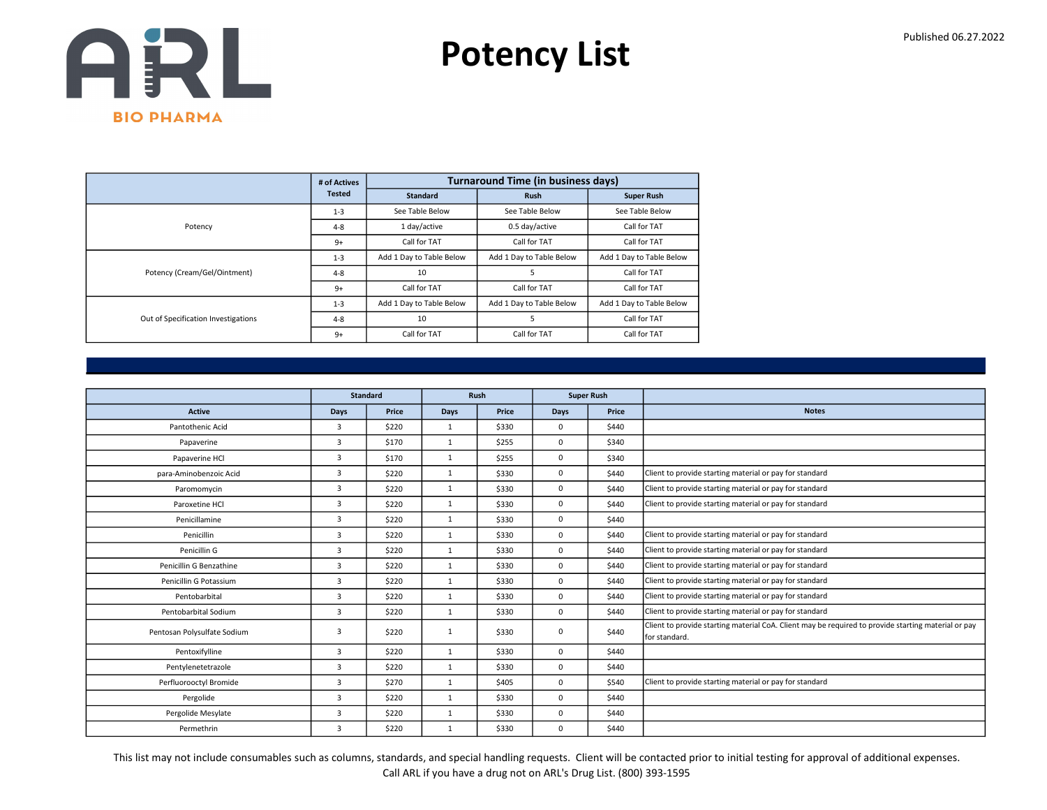ARL BIO PHARMA

# Potency List

Published 06.27.2022

| | # of Actives Tested | Turnaround Time (in business days) | | |
|---|---|---|---|---|
| | | Standard | Rush | Super Rush |
| Potency | 1-3 | See Table Below | See Table Below | See Table Below |
| | 4-8 | 1 day/active | 0.5 day/active | Call for TAT |
| | 9+ | Call for TAT | Call for TAT | Call for TAT |
| Potency (Cream/Gel/Ointment) | 1-3 | Add 1 Day to Table Below | Add 1 Day to Table Below | Add 1 Day to Table Below |
| | 4-8 | 10 | 5 | Call for TAT |
| | 9+ | Call for TAT | Call for TAT | Call for TAT |
| Out of Specification Investigations | 1-3 | Add 1 Day to Table Below | Add 1 Day to Table Below | Add 1 Day to Table Below |
| | 4-8 | 10 | 5 | Call for TAT |
| | 9+ | Call for TAT | Call for TAT | Call for TAT |

| | Standard | | Rush | | Super Rush | | |
|---|---|---|---|---|---|---|---|
| Active | Days | Price | Days | Price | Days | Price | Notes |
| Pantothenic Acid | 3 | $220 | 1 | $330 | 0 | $440 | |
| Papaverine | 3 | $170 | 1 | $255 | 0 | $340 | |
| Papaverine HCl | 3 | $170 | 1 | $255 | 0 | $340 | |
| para-Aminobenzoic Acid | 3 | $220 | 1 | $330 | 0 | $440 | Client to provide starting material or pay for standard |
| Paromomycin | 3 | $220 | 1 | $330 | 0 | $440 | Client to provide starting material or pay for standard |
| Paroxetine HCl | 3 | $220 | 1 | $330 | 0 | $440 | Client to provide starting material or pay for standard |
| Penicillamine | 3 | $220 | 1 | $330 | 0 | $440 | |
| Penicillin | 3 | $220 | 1 | $330 | 0 | $440 | Client to provide starting material or pay for standard |
| Penicillin G | 3 | $220 | 1 | $330 | 0 | $440 | Client to provide starting material or pay for standard |
| Penicillin G Benzathine | 3 | $220 | 1 | $330 | 0 | $440 | Client to provide starting material or pay for standard |
| Penicillin G Potassium | 3 | $220 | 1 | $330 | 0 | $440 | Client to provide starting material or pay for standard |
| Pentobarbital | 3 | $220 | 1 | $330 | 0 | $440 | Client to provide starting material or pay for standard |
| Pentobarbital Sodium | 3 | $220 | 1 | $330 | 0 | $440 | Client to provide starting material or pay for standard |
| Pentosan Polysulfate Sodium | 3 | $220 | 1 | $330 | 0 | $440 | Client to provide starting material CoA. Client may be required to provide starting material or pay for standard. |
| Pentoxifylline | 3 | $220 | 1 | $330 | 0 | $440 | |
| Pentylenetetrazole | 3 | $220 | 1 | $330 | 0 | $440 | |
| Perfluorooctyl Bromide | 3 | $270 | 1 | $405 | 0 | $540 | Client to provide starting material or pay for standard |
| Pergolide | 3 | $220 | 1 | $330 | 0 | $440 | |
| Pergolide Mesylate | 3 | $220 | 1 | $330 | 0 | $440 | |
| Permethrin | 3 | $220 | 1 | $330 | 0 | $440 | |

This list may not include consumables such as columns, standards, and special handling requests. Client will be contacted prior to initial testing for approval of additional expenses.
Call ARL if you have a drug not on ARL's Drug List. (800) 393-1595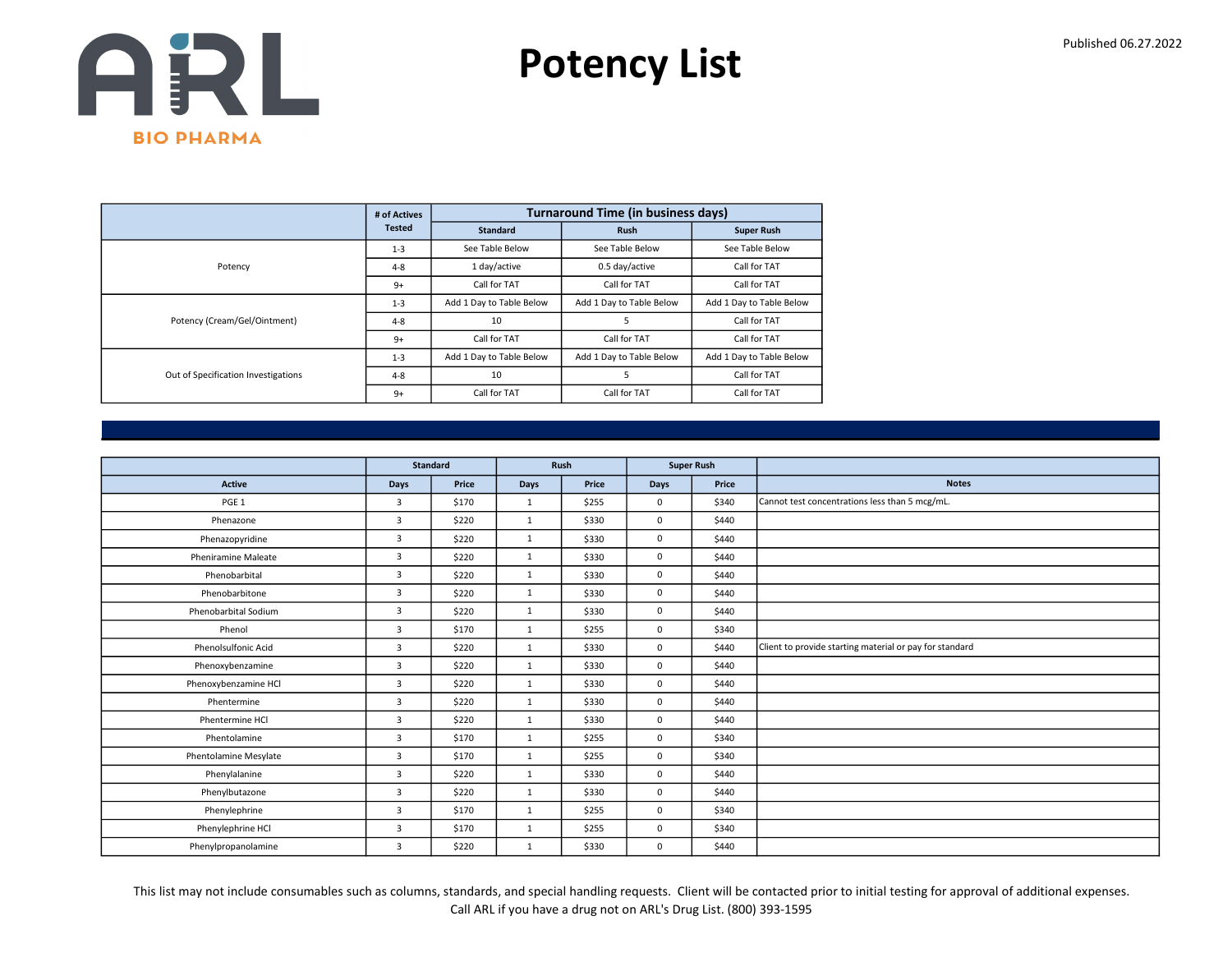# Potency List

Published 06.27.2022

| | # of Actives Tested | Turnaround Time (in business days) | | |
|---|---|---|---|---|
| | | Standard | Rush | Super Rush |
| Potency | 1-3 | See Table Below | See Table Below | See Table Below |
| | 4-8 | 1 day/active | 0.5 day/active | Call for TAT |
| | 9+ | Call for TAT | Call for TAT | Call for TAT |
| Potency (Cream/Gel/Ointment) | 1-3 | Add 1 Day to Table Below | Add 1 Day to Table Below | Add 1 Day to Table Below |
| | 4-8 | 10 | 5 | Call for TAT |
| | 9+ | Call for TAT | Call for TAT | Call for TAT |
| Out of Specification Investigations | 1-3 | Add 1 Day to Table Below | Add 1 Day to Table Below | Add 1 Day to Table Below |
| | 4-8 | 10 | 5 | Call for TAT |
| | 9+ | Call for TAT | Call for TAT | Call for TAT |

| | Standard | | Rush | | Super Rush | | |
|---|---|---|---|---|---|---|---|
| Active | Days | Price | Days | Price | Days | Price | Notes |
| PGE 1 | 3 | $170 | 1 | $255 | 0 | $340 | Cannot test concentrations less than 5 mcg/mL. |
| Phenazone | 3 | $220 | 1 | $330 | 0 | $440 | |
| Phenazopyridine | 3 | $220 | 1 | $330 | 0 | $440 | |
| Pheniramine Maleate | 3 | $220 | 1 | $330 | 0 | $440 | |
| Phenobarbital | 3 | $220 | 1 | $330 | 0 | $440 | |
| Phenobarbitone | 3 | $220 | 1 | $330 | 0 | $440 | |
| Phenobarbital Sodium | 3 | $220 | 1 | $330 | 0 | $440 | |
| Phenol | 3 | $170 | 1 | $255 | 0 | $340 | |
| Phenolsulfonic Acid | 3 | $220 | 1 | $330 | 0 | $440 | Client to provide starting material or pay for standard |
| Phenoxybenzamine | 3 | $220 | 1 | $330 | 0 | $440 | |
| Phenoxybenzamine HCl | 3 | $220 | 1 | $330 | 0 | $440 | |
| Phentermine | 3 | $220 | 1 | $330 | 0 | $440 | |
| Phentermine HCl | 3 | $220 | 1 | $330 | 0 | $440 | |
| Phentolamine | 3 | $170 | 1 | $255 | 0 | $340 | |
| Phentolamine Mesylate | 3 | $170 | 1 | $255 | 0 | $340 | |
| Phenylalanine | 3 | $220 | 1 | $330 | 0 | $440 | |
| Phenylbutazone | 3 | $220 | 1 | $330 | 0 | $440 | |
| Phenylephrine | 3 | $170 | 1 | $255 | 0 | $340 | |
| Phenylephrine HCl | 3 | $170 | 1 | $255 | 0 | $340 | |
| Phenylpropanolamine | 3 | $220 | 1 | $330 | 0 | $440 | |

This list may not include consumables such as columns, standards, and special handling requests. Client will be contacted prior to initial testing for approval of additional expenses.
Call ARL if you have a drug not on ARL's Drug List. (800) 393-1595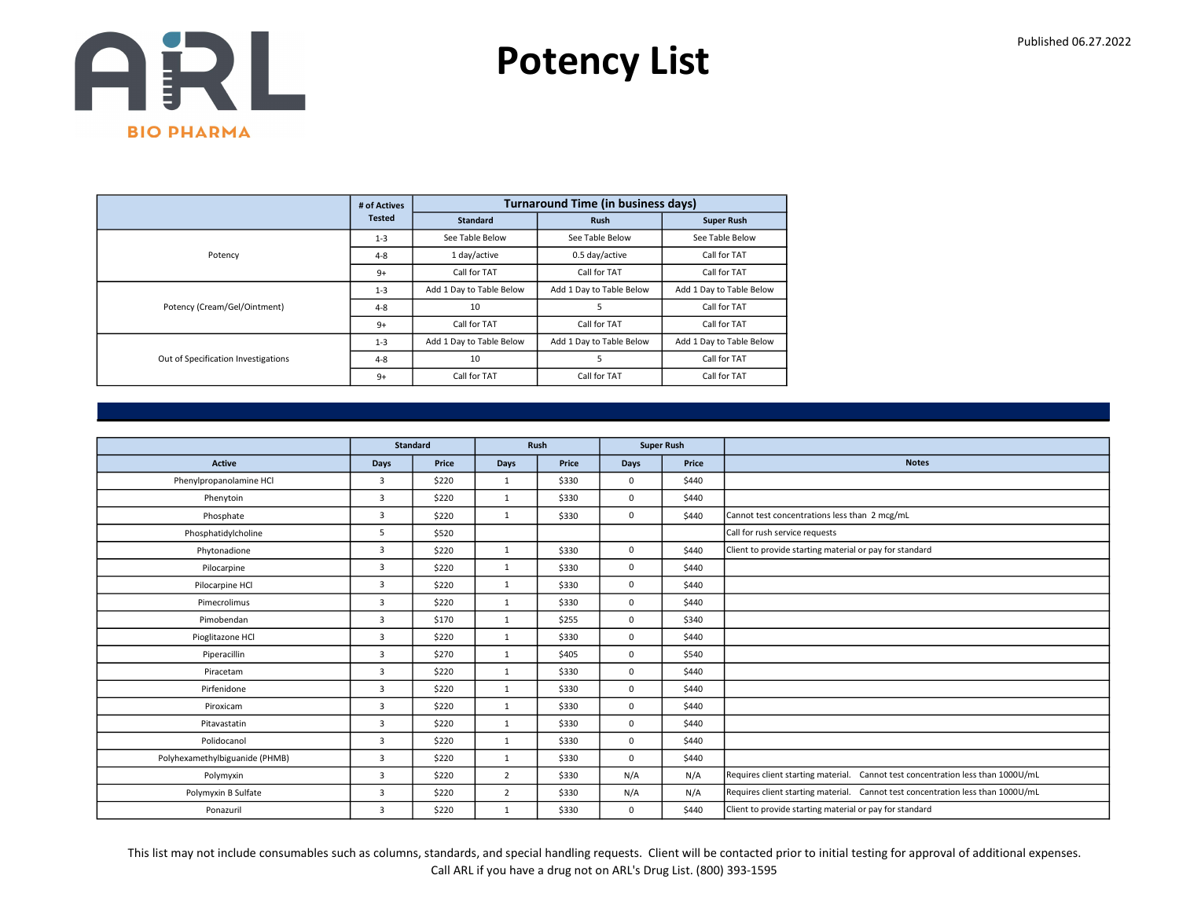# Potency List

Published 06.27.2022

| | # of Actives Tested | Turnaround Time (in business days) | | |
|---|---|---|---|---|
| | | Standard | Rush | Super Rush |
| Potency | 1-3 | See Table Below | See Table Below | See Table Below |
| | 4-8 | 1 day/active | 0.5 day/active | Call for TAT |
| | 9+ | Call for TAT | Call for TAT | Call for TAT |
| Potency (Cream/Gel/Ointment) | 1-3 | Add 1 Day to Table Below | Add 1 Day to Table Below | Add 1 Day to Table Below |
| | 4-8 | 10 | 5 | Call for TAT |
| | 9+ | Call for TAT | Call for TAT | Call for TAT |
| Out of Specification Investigations | 1-3 | Add 1 Day to Table Below | Add 1 Day to Table Below | Add 1 Day to Table Below |
| | 4-8 | 10 | 5 | Call for TAT |
| | 9+ | Call for TAT | Call for TAT | Call for TAT |

| | Standard | | Rush | | Super Rush | | |
|---|---|---|---|---|---|---|---|
| Active | Days | Price | Days | Price | Days | Price | Notes |
| Phenylpropanolamine HCl | 3 | $220 | 1 | $330 | 0 | $440 | |
| Phenytoin | 3 | $220 | 1 | $330 | 0 | $440 | |
| Phosphate | 3 | $220 | 1 | $330 | 0 | $440 | Cannot test concentrations less than 2 mcg/mL |
| Phosphatidylcholine | 5 | $520 | | | | | Call for rush service requests |
| Phytonadione | 3 | $220 | 1 | $330 | 0 | $440 | Client to provide starting material or pay for standard |
| Pilocarpine | 3 | $220 | 1 | $330 | 0 | $440 | |
| Pilocarpine HCl | 3 | $220 | 1 | $330 | 0 | $440 | |
| Pimecrolimus | 3 | $220 | 1 | $330 | 0 | $440 | |
| Pimobendan | 3 | $170 | 1 | $255 | 0 | $340 | |
| Pioglitazone HCl | 3 | $220 | 1 | $330 | 0 | $440 | |
| Piperacillin | 3 | $270 | 1 | $405 | 0 | $540 | |
| Piracetam | 3 | $220 | 1 | $330 | 0 | $440 | |
| Pirfenidone | 3 | $220 | 1 | $330 | 0 | $440 | |
| Piroxicam | 3 | $220 | 1 | $330 | 0 | $440 | |
| Pitavastatin | 3 | $220 | 1 | $330 | 0 | $440 | |
| Polidocanol | 3 | $220 | 1 | $330 | 0 | $440 | |
| Polyhexamethylbiguanide (PHMB) | 3 | $220 | 1 | $330 | 0 | $440 | |
| Polymyxin | 3 | $220 | 2 | $330 | N/A | N/A | Requires client starting material. Cannot test concentration less than 1000U/mL |
| Polymyxin B Sulfate | 3 | $220 | 2 | $330 | N/A | N/A | Requires client starting material. Cannot test concentration less than 1000U/mL |
| Ponazuril | 3 | $220 | 1 | $330 | 0 | $440 | Client to provide starting material or pay for standard |

This list may not include consumables such as columns, standards, and special handling requests. Client will be contacted prior to initial testing for approval of additional expenses.
Call ARL if you have a drug not on ARL's Drug List. (800) 393-1595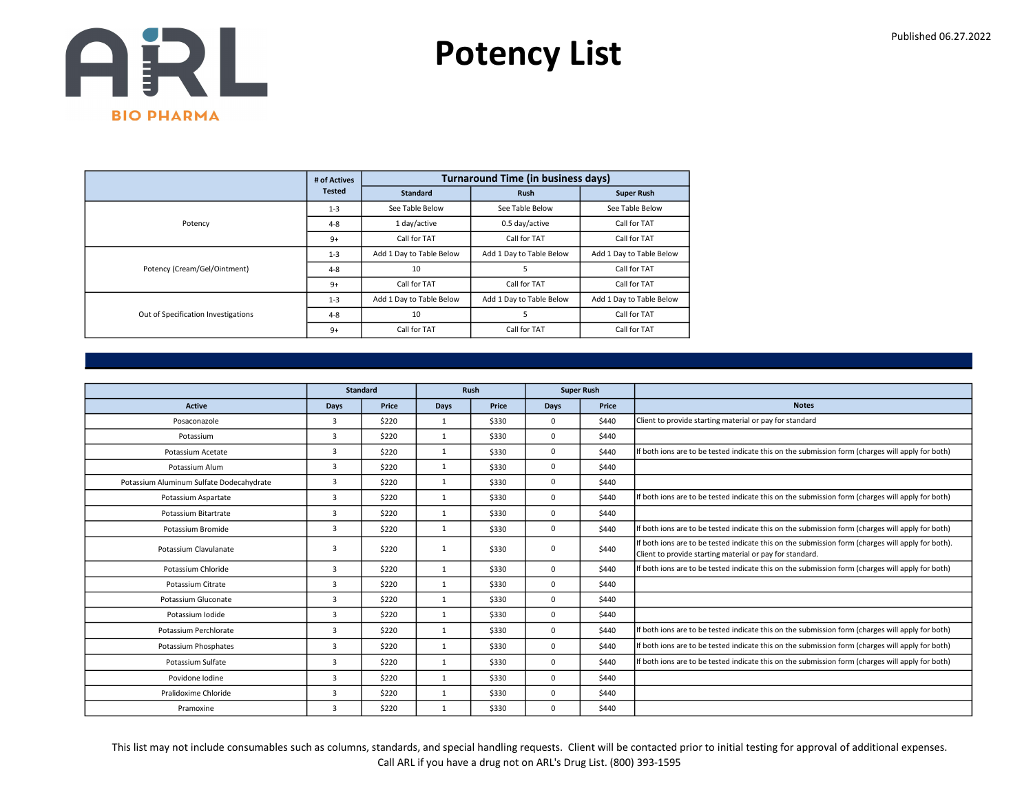# Potency List

Published 06.27.2022

| | # of Actives Tested | Turnaround Time (in business days) | | |
|---|---|---|---|---|
| | | Standard | Rush | Super Rush |
| Potency | 1-3 | See Table Below | See Table Below | See Table Below |
| | 4-8 | 1 day/active | 0.5 day/active | Call for TAT |
| | 9+ | Call for TAT | Call for TAT | Call for TAT |
| Potency (Cream/Gel/Ointment) | 1-3 | Add 1 Day to Table Below | Add 1 Day to Table Below | Add 1 Day to Table Below |
| | 4-8 | 10 | 5 | Call for TAT |
| | 9+ | Call for TAT | Call for TAT | Call for TAT |
| Out of Specification Investigations | 1-3 | Add 1 Day to Table Below | Add 1 Day to Table Below | Add 1 Day to Table Below |
| | 4-8 | 10 | 5 | Call for TAT |
| | 9+ | Call for TAT | Call for TAT | Call for TAT |

| | Standard | | Rush | | Super Rush | | |
|---|---|---|---|---|---|---|---|
| Active | Days | Price | Days | Price | Days | Price | Notes |
| Posaconazole | 3 | $220 | 1 | $330 | 0 | $440 | Client to provide starting material or pay for standard |
| Potassium | 3 | $220 | 1 | $330 | 0 | $440 | |
| Potassium Acetate | 3 | $220 | 1 | $330 | 0 | $440 | If both ions are to be tested indicate this on the submission form (charges will apply for both) |
| Potassium Alum | 3 | $220 | 1 | $330 | 0 | $440 | |
| Potassium Aluminum Sulfate Dodecahydrate | 3 | $220 | 1 | $330 | 0 | $440 | |
| Potassium Aspartate | 3 | $220 | 1 | $330 | 0 | $440 | If both ions are to be tested indicate this on the submission form (charges will apply for both) |
| Potassium Bitartrate | 3 | $220 | 1 | $330 | 0 | $440 | |
| Potassium Bromide | 3 | $220 | 1 | $330 | 0 | $440 | If both ions are to be tested indicate this on the submission form (charges will apply for both) |
| Potassium Clavulanate | 3 | $220 | 1 | $330 | 0 | $440 | If both ions are to be tested indicate this on the submission form (charges will apply for both). Client to provide starting material or pay for standard. |
| Potassium Chloride | 3 | $220 | 1 | $330 | 0 | $440 | If both ions are to be tested indicate this on the submission form (charges will apply for both) |
| Potassium Citrate | 3 | $220 | 1 | $330 | 0 | $440 | |
| Potassium Gluconate | 3 | $220 | 1 | $330 | 0 | $440 | |
| Potassium Iodide | 3 | $220 | 1 | $330 | 0 | $440 | |
| Potassium Perchlorate | 3 | $220 | 1 | $330 | 0 | $440 | If both ions are to be tested indicate this on the submission form (charges will apply for both) |
| Potassium Phosphates | 3 | $220 | 1 | $330 | 0 | $440 | If both ions are to be tested indicate this on the submission form (charges will apply for both) |
| Potassium Sulfate | 3 | $220 | 1 | $330 | 0 | $440 | If both ions are to be tested indicate this on the submission form (charges will apply for both) |
| Povidone Iodine | 3 | $220 | 1 | $330 | 0 | $440 | |
| Pralidoxime Chloride | 3 | $220 | 1 | $330 | 0 | $440 | |
| Pramoxine | 3 | $220 | 1 | $330 | 0 | $440 | |

This list may not include consumables such as columns, standards, and special handling requests. Client will be contacted prior to initial testing for approval of additional expenses.
Call ARL if you have a drug not on ARL's Drug List. (800) 393-1595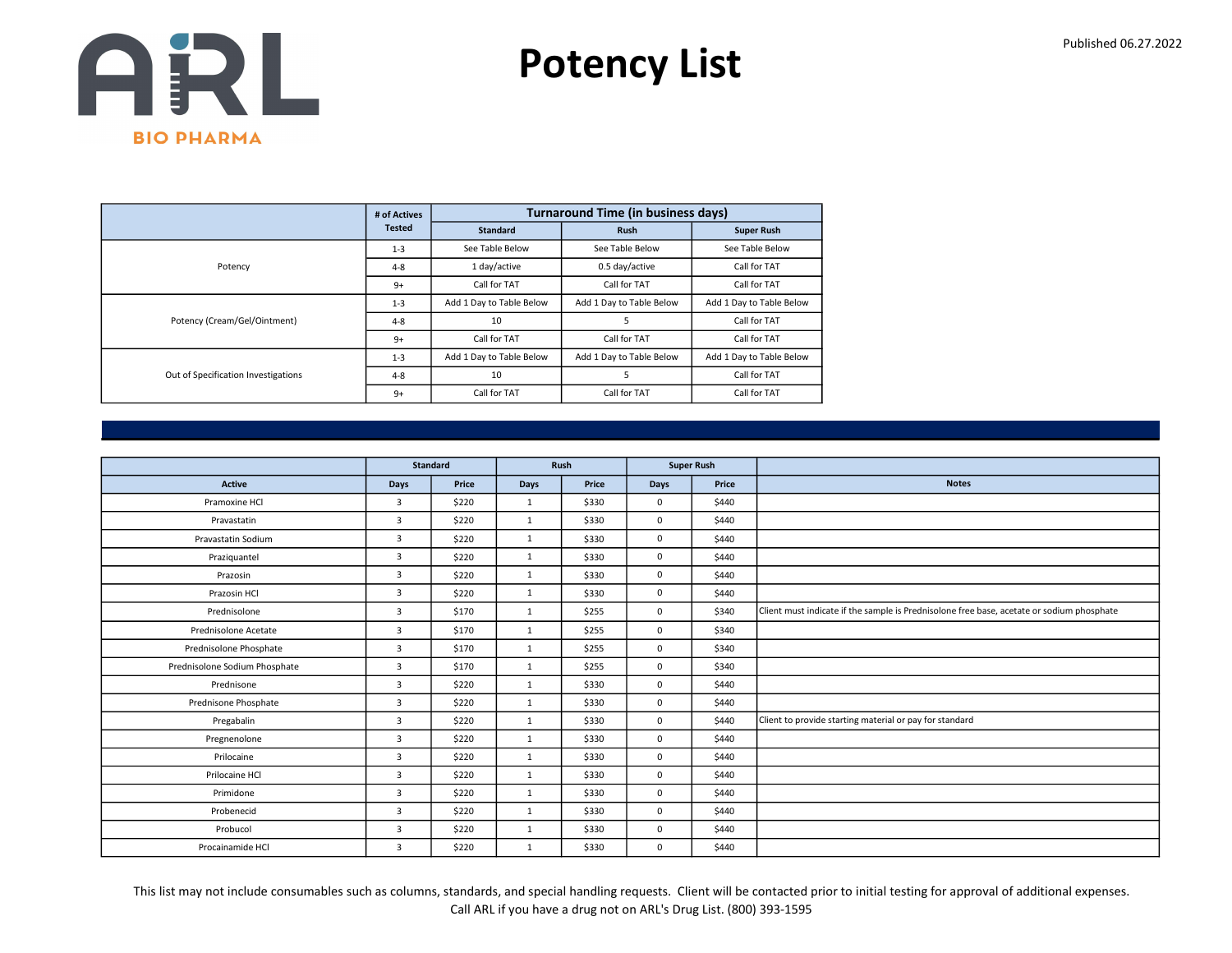# Potency List

Published 06.27.2022

| | # of Actives Tested | Turnaround Time (in business days) | | |
|---|---|---|---|---|
| | | Standard | Rush | Super Rush |
| Potency | 1-3 | See Table Below | See Table Below | See Table Below |
| | 4-8 | 1 day/active | 0.5 day/active | Call for TAT |
| | 9+ | Call for TAT | Call for TAT | Call for TAT |
| Potency (Cream/Gel/Ointment) | 1-3 | Add 1 Day to Table Below | Add 1 Day to Table Below | Add 1 Day to Table Below |
| | 4-8 | 10 | 5 | Call for TAT |
| | 9+ | Call for TAT | Call for TAT | Call for TAT |
| Out of Specification Investigations | 1-3 | Add 1 Day to Table Below | Add 1 Day to Table Below | Add 1 Day to Table Below |
| | 4-8 | 10 | 5 | Call for TAT |
| | 9+ | Call for TAT | Call for TAT | Call for TAT |

| | Standard | | Rush | | Super Rush | | |
|---|---|---|---|---|---|---|---|
| Active | Days | Price | Days | Price | Days | Price | Notes |
| Pramoxine HCl | 3 | $220 | 1 | $330 | 0 | $440 | |
| Pravastatin | 3 | $220 | 1 | $330 | 0 | $440 | |
| Pravastatin Sodium | 3 | $220 | 1 | $330 | 0 | $440 | |
| Praziquantel | 3 | $220 | 1 | $330 | 0 | $440 | |
| Prazosin | 3 | $220 | 1 | $330 | 0 | $440 | |
| Prazosin HCl | 3 | $220 | 1 | $330 | 0 | $440 | |
| Prednisolone | 3 | $170 | 1 | $255 | 0 | $340 | Client must indicate if the sample is Prednisolone free base, acetate or sodium phosphate |
| Prednisolone Acetate | 3 | $170 | 1 | $255 | 0 | $340 | |
| Prednisolone Phosphate | 3 | $170 | 1 | $255 | 0 | $340 | |
| Prednisolone Sodium Phosphate | 3 | $170 | 1 | $255 | 0 | $340 | |
| Prednisone | 3 | $220 | 1 | $330 | 0 | $440 | |
| Prednisone Phosphate | 3 | $220 | 1 | $330 | 0 | $440 | |
| Pregabalin | 3 | $220 | 1 | $330 | 0 | $440 | Client to provide starting material or pay for standard |
| Pregnenolone | 3 | $220 | 1 | $330 | 0 | $440 | |
| Prilocaine | 3 | $220 | 1 | $330 | 0 | $440 | |
| Prilocaine HCl | 3 | $220 | 1 | $330 | 0 | $440 | |
| Primidone | 3 | $220 | 1 | $330 | 0 | $440 | |
| Probenecid | 3 | $220 | 1 | $330 | 0 | $440 | |
| Probucol | 3 | $220 | 1 | $330 | 0 | $440 | |
| Procainamide HCl | 3 | $220 | 1 | $330 | 0 | $440 | |

This list may not include consumables such as columns, standards, and special handling requests. Client will be contacted prior to initial testing for approval of additional expenses.
Call ARL if you have a drug not on ARL's Drug List. (800) 393-1595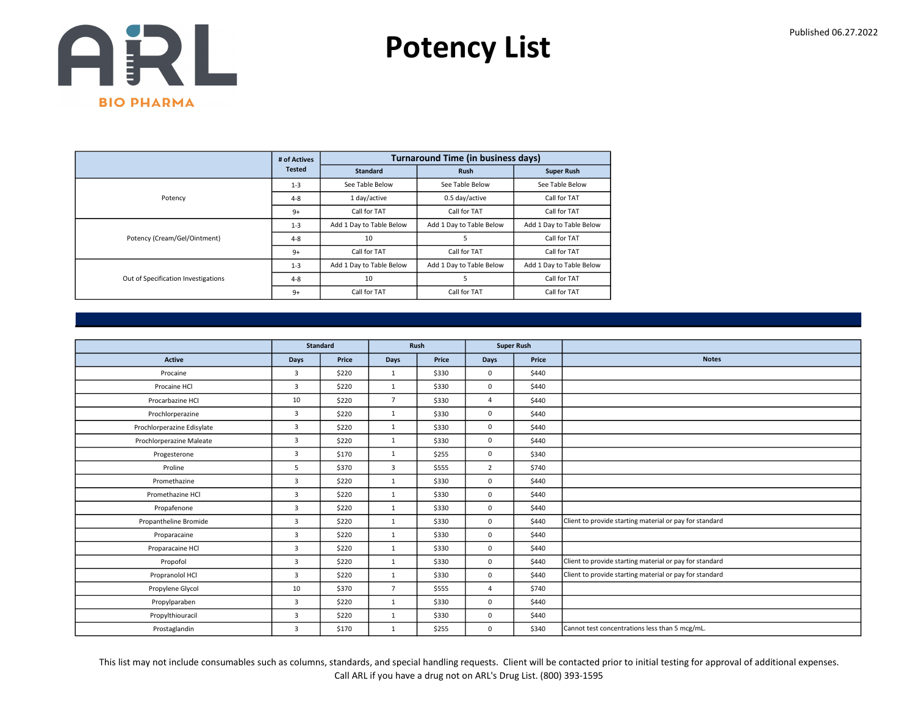# Potency List

Published 06.27.2022

| | # of Actives Tested | Turnaround Time (in business days) | | |
|---|---|---|---|---|
| | | Standard | Rush | Super Rush |
| Potency | 1-3 | See Table Below | See Table Below | See Table Below |
| | 4-8 | 1 day/active | 0.5 day/active | Call for TAT |
| | 9+ | Call for TAT | Call for TAT | Call for TAT |
| Potency (Cream/Gel/Ointment) | 1-3 | Add 1 Day to Table Below | Add 1 Day to Table Below | Add 1 Day to Table Below |
| | 4-8 | 10 | 5 | Call for TAT |
| | 9+ | Call for TAT | Call for TAT | Call for TAT |
| Out of Specification Investigations | 1-3 | Add 1 Day to Table Below | Add 1 Day to Table Below | Add 1 Day to Table Below |
| | 4-8 | 10 | 5 | Call for TAT |
| | 9+ | Call for TAT | Call for TAT | Call for TAT |

| | Standard | | Rush | | Super Rush | | |
|---|---|---|---|---|---|---|---|
| Active | Days | Price | Days | Price | Days | Price | Notes |
| Procaine | 3 | $220 | 1 | $330 | 0 | $440 | |
| Procaine HCl | 3 | $220 | 1 | $330 | 0 | $440 | |
| Procarbazine HCl | 10 | $220 | 7 | $330 | 4 | $440 | |
| Prochlorperazine | 3 | $220 | 1 | $330 | 0 | $440 | |
| Prochlorperazine Edisylate | 3 | $220 | 1 | $330 | 0 | $440 | |
| Prochlorperazine Maleate | 3 | $220 | 1 | $330 | 0 | $440 | |
| Progesterone | 3 | $170 | 1 | $255 | 0 | $340 | |
| Proline | 5 | $370 | 3 | $555 | 2 | $740 | |
| Promethazine | 3 | $220 | 1 | $330 | 0 | $440 | |
| Promethazine HCl | 3 | $220 | 1 | $330 | 0 | $440 | |
| Propafenone | 3 | $220 | 1 | $330 | 0 | $440 | |
| Propantheline Bromide | 3 | $220 | 1 | $330 | 0 | $440 | Client to provide starting material or pay for standard |
| Proparacaine | 3 | $220 | 1 | $330 | 0 | $440 | |
| Proparacaine HCl | 3 | $220 | 1 | $330 | 0 | $440 | |
| Propofol | 3 | $220 | 1 | $330 | 0 | $440 | Client to provide starting material or pay for standard |
| Propranolol HCl | 3 | $220 | 1 | $330 | 0 | $440 | Client to provide starting material or pay for standard |
| Propylene Glycol | 10 | $370 | 7 | $555 | 4 | $740 | |
| Propylparaben | 3 | $220 | 1 | $330 | 0 | $440 | |
| Propylthiouracil | 3 | $220 | 1 | $330 | 0 | $440 | |
| Prostaglandin | 3 | $170 | 1 | $255 | 0 | $340 | Cannot test concentrations less than 5 mcg/mL. |

This list may not include consumables such as columns, standards, and special handling requests. Client will be contacted prior to initial testing for approval of additional expenses.
Call ARL if you have a drug not on ARL's Drug List. (800) 393-1595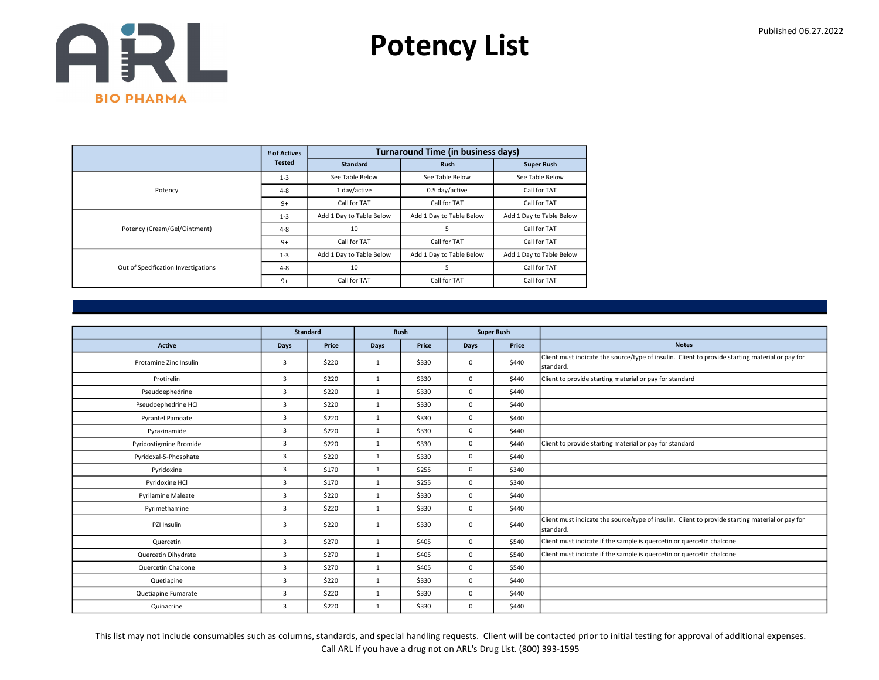ARL BIO PHARMA

# Potency List

Published 06.27.2022

| | # of Actives Tested | Turnaround Time (in business days) | | |
|---|---|---|---|---|
| | | Standard | Rush | Super Rush |
| Potency | 1-3 | See Table Below | See Table Below | See Table Below |
| | 4-8 | 1 day/active | 0.5 day/active | Call for TAT |
| | 9+ | Call for TAT | Call for TAT | Call for TAT |
| Potency (Cream/Gel/Ointment) | 1-3 | Add 1 Day to Table Below | Add 1 Day to Table Below | Add 1 Day to Table Below |
| | 4-8 | 10 | 5 | Call for TAT |
| | 9+ | Call for TAT | Call for TAT | Call for TAT |
| Out of Specification Investigations | 1-3 | Add 1 Day to Table Below | Add 1 Day to Table Below | Add 1 Day to Table Below |
| | 4-8 | 10 | 5 | Call for TAT |
| | 9+ | Call for TAT | Call for TAT | Call for TAT |

| | Standard | | Rush | | Super Rush | | |
|---|---|---|---|---|---|---|---|
| Active | Days | Price | Days | Price | Days | Price | Notes |
| Protamine Zinc Insulin | 3 | $220 | 1 | $330 | 0 | $440 | Client must indicate the source/type of insulin. Client to provide starting material or pay for standard. |
| Protirelin | 3 | $220 | 1 | $330 | 0 | $440 | Client to provide starting material or pay for standard |
| Pseudoephedrine | 3 | $220 | 1 | $330 | 0 | $440 | |
| Pseudoephedrine HCl | 3 | $220 | 1 | $330 | 0 | $440 | |
| Pyrantel Pamoate | 3 | $220 | 1 | $330 | 0 | $440 | |
| Pyrazinamide | 3 | $220 | 1 | $330 | 0 | $440 | |
| Pyridostigmine Bromide | 3 | $220 | 1 | $330 | 0 | $440 | Client to provide starting material or pay for standard |
| Pyridoxal-5-Phosphate | 3 | $220 | 1 | $330 | 0 | $440 | |
| Pyridoxine | 3 | $170 | 1 | $255 | 0 | $340 | |
| Pyridoxine HCl | 3 | $170 | 1 | $255 | 0 | $340 | |
| Pyrilamine Maleate | 3 | $220 | 1 | $330 | 0 | $440 | |
| Pyrimethamine | 3 | $220 | 1 | $330 | 0 | $440 | |
| PZI Insulin | 3 | $220 | 1 | $330 | 0 | $440 | Client must indicate the source/type of insulin. Client to provide starting material or pay for standard. |
| Quercetin | 3 | $270 | 1 | $405 | 0 | $540 | Client must indicate if the sample is quercetin or quercetin chalcone |
| Quercetin Dihydrate | 3 | $270 | 1 | $405 | 0 | $540 | Client must indicate if the sample is quercetin or quercetin chalcone |
| Quercetin Chalcone | 3 | $270 | 1 | $405 | 0 | $540 | |
| Quetiapine | 3 | $220 | 1 | $330 | 0 | $440 | |
| Quetiapine Fumarate | 3 | $220 | 1 | $330 | 0 | $440 | |
| Quinacrine | 3 | $220 | 1 | $330 | 0 | $440 | |

This list may not include consumables such as columns, standards, and special handling requests. Client will be contacted prior to initial testing for approval of additional expenses.
Call ARL if you have a drug not on ARL's Drug List. (800) 393-1595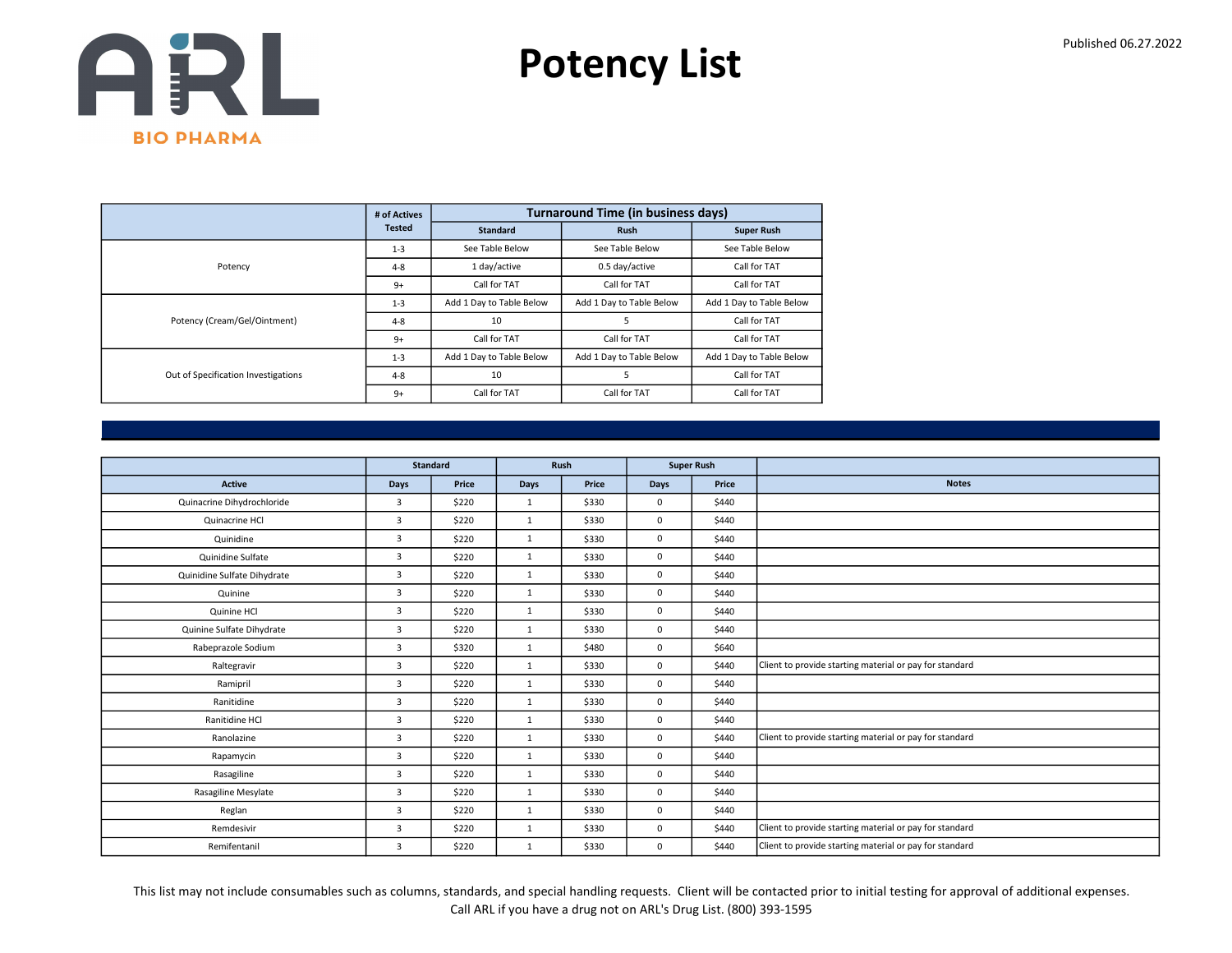# Potency List

Published 06.27.2022

| | # of Actives Tested | Turnaround Time (in business days) | | |
|---|---|---|---|---|
| | | Standard | Rush | Super Rush |
| Potency | 1-3 | See Table Below | See Table Below | See Table Below |
| | 4-8 | 1 day/active | 0.5 day/active | Call for TAT |
| | 9+ | Call for TAT | Call for TAT | Call for TAT |
| Potency (Cream/Gel/Ointment) | 1-3 | Add 1 Day to Table Below | Add 1 Day to Table Below | Add 1 Day to Table Below |
| | 4-8 | 10 | 5 | Call for TAT |
| | 9+ | Call for TAT | Call for TAT | Call for TAT |
| Out of Specification Investigations | 1-3 | Add 1 Day to Table Below | Add 1 Day to Table Below | Add 1 Day to Table Below |
| | 4-8 | 10 | 5 | Call for TAT |
| | 9+ | Call for TAT | Call for TAT | Call for TAT |

| | Standard | | Rush | | Super Rush | | |
|---|---|---|---|---|---|---|---|
| Active | Days | Price | Days | Price | Days | Price | Notes |
| Quinacrine Dihydrochloride | 3 | $220 | 1 | $330 | 0 | $440 | |
| Quinacrine HCl | 3 | $220 | 1 | $330 | 0 | $440 | |
| Quinidine | 3 | $220 | 1 | $330 | 0 | $440 | |
| Quinidine Sulfate | 3 | $220 | 1 | $330 | 0 | $440 | |
| Quinidine Sulfate Dihydrate | 3 | $220 | 1 | $330 | 0 | $440 | |
| Quinine | 3 | $220 | 1 | $330 | 0 | $440 | |
| Quinine HCl | 3 | $220 | 1 | $330 | 0 | $440 | |
| Quinine Sulfate Dihydrate | 3 | $220 | 1 | $330 | 0 | $440 | |
| Rabeprazole Sodium | 3 | $320 | 1 | $480 | 0 | $640 | |
| Raltegravir | 3 | $220 | 1 | $330 | 0 | $440 | Client to provide starting material or pay for standard |
| Ramipril | 3 | $220 | 1 | $330 | 0 | $440 | |
| Ranitidine | 3 | $220 | 1 | $330 | 0 | $440 | |
| Ranitidine HCl | 3 | $220 | 1 | $330 | 0 | $440 | |
| Ranolazine | 3 | $220 | 1 | $330 | 0 | $440 | Client to provide starting material or pay for standard |
| Rapamycin | 3 | $220 | 1 | $330 | 0 | $440 | |
| Rasagiline | 3 | $220 | 1 | $330 | 0 | $440 | |
| Rasagiline Mesylate | 3 | $220 | 1 | $330 | 0 | $440 | |
| Reglan | 3 | $220 | 1 | $330 | 0 | $440 | |
| Remdesivir | 3 | $220 | 1 | $330 | 0 | $440 | Client to provide starting material or pay for standard |
| Remifentanil | 3 | $220 | 1 | $330 | 0 | $440 | Client to provide starting material or pay for standard |

This list may not include consumables such as columns, standards, and special handling requests. Client will be contacted prior to initial testing for approval of additional expenses.
Call ARL if you have a drug not on ARL's Drug List. (800) 393-1595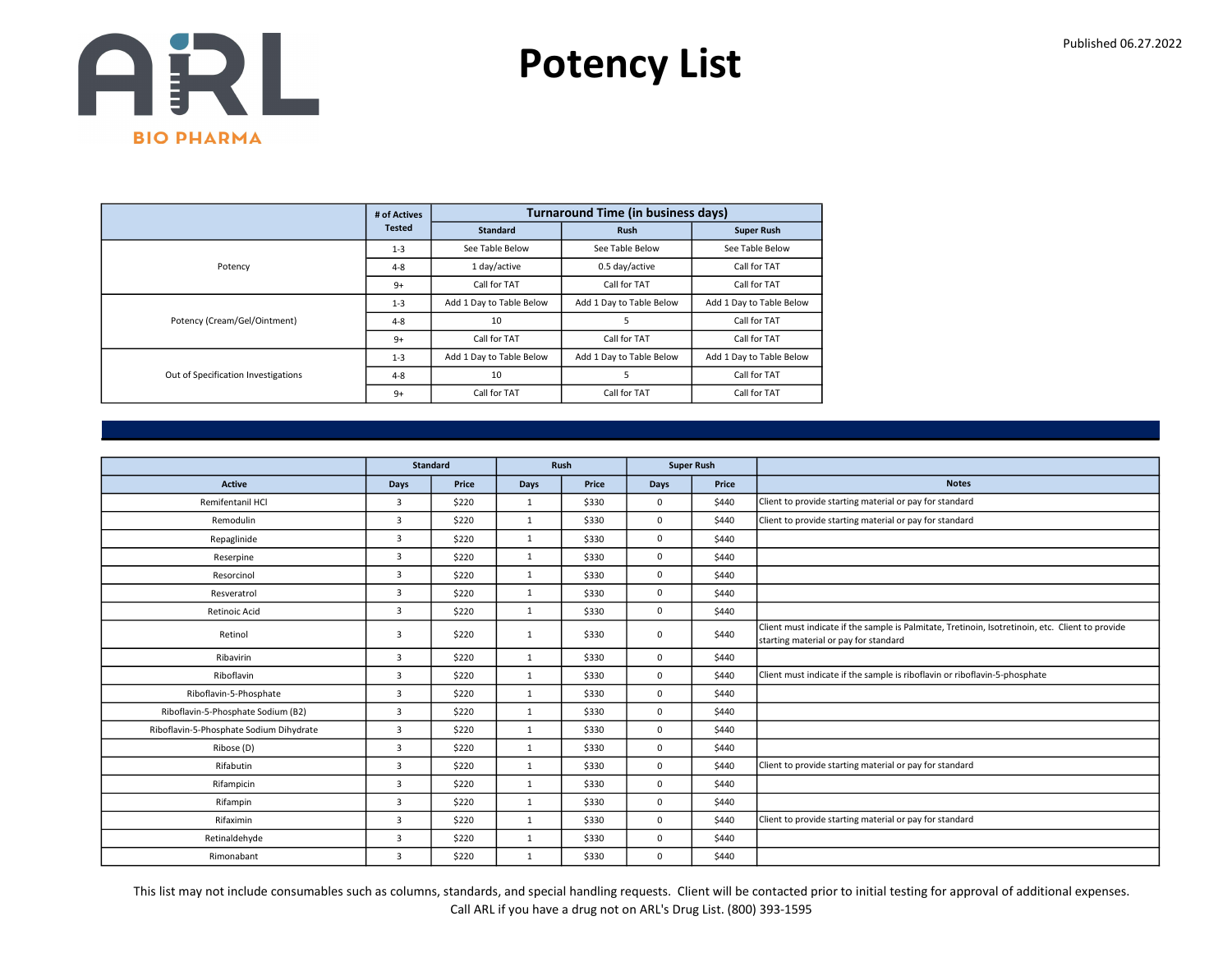ARL BIO PHARMA

# Potency List

Published 06.27.2022

| | # of Actives Tested | Turnaround Time (in business days) | | |
|---|---|---|---|---|
| | | Standard | Rush | Super Rush |
| Potency | 1-3 | See Table Below | See Table Below | See Table Below |
| | 4-8 | 1 day/active | 0.5 day/active | Call for TAT |
| | 9+ | Call for TAT | Call for TAT | Call for TAT |
| Potency (Cream/Gel/Ointment) | 1-3 | Add 1 Day to Table Below | Add 1 Day to Table Below | Add 1 Day to Table Below |
| | 4-8 | 10 | 5 | Call for TAT |
| | 9+ | Call for TAT | Call for TAT | Call for TAT |
| Out of Specification Investigations | 1-3 | Add 1 Day to Table Below | Add 1 Day to Table Below | Add 1 Day to Table Below |
| | 4-8 | 10 | 5 | Call for TAT |
| | 9+ | Call for TAT | Call for TAT | Call for TAT |

| | Standard | | Rush | | Super Rush | | |
|---|---|---|---|---|---|---|---|
| Active | Days | Price | Days | Price | Days | Price | Notes |
| Remifentanil HCl | 3 | $220 | 1 | $330 | 0 | $440 | Client to provide starting material or pay for standard |
| Remodulin | 3 | $220 | 1 | $330 | 0 | $440 | Client to provide starting material or pay for standard |
| Repaglinide | 3 | $220 | 1 | $330 | 0 | $440 | |
| Reserpine | 3 | $220 | 1 | $330 | 0 | $440 | |
| Resorcinol | 3 | $220 | 1 | $330 | 0 | $440 | |
| Resveratrol | 3 | $220 | 1 | $330 | 0 | $440 | |
| Retinoic Acid | 3 | $220 | 1 | $330 | 0 | $440 | |
| Retinol | 3 | $220 | 1 | $330 | 0 | $440 | Client must indicate if the sample is Palmitate, Tretinoin, Isotretinoin, etc. Client to provide starting material or pay for standard |
| Ribavirin | 3 | $220 | 1 | $330 | 0 | $440 | |
| Riboflavin | 3 | $220 | 1 | $330 | 0 | $440 | Client must indicate if the sample is riboflavin or riboflavin-5-phosphate |
| Riboflavin-5-Phosphate | 3 | $220 | 1 | $330 | 0 | $440 | |
| Riboflavin-5-Phosphate Sodium (B2) | 3 | $220 | 1 | $330 | 0 | $440 | |
| Riboflavin-5-Phosphate Sodium Dihydrate | 3 | $220 | 1 | $330 | 0 | $440 | |
| Ribose (D) | 3 | $220 | 1 | $330 | 0 | $440 | |
| Rifabutin | 3 | $220 | 1 | $330 | 0 | $440 | Client to provide starting material or pay for standard |
| Rifampicin | 3 | $220 | 1 | $330 | 0 | $440 | |
| Rifampin | 3 | $220 | 1 | $330 | 0 | $440 | |
| Rifaximin | 3 | $220 | 1 | $330 | 0 | $440 | Client to provide starting material or pay for standard |
| Retinaldehyde | 3 | $220 | 1 | $330 | 0 | $440 | |
| Rimonabant | 3 | $220 | 1 | $330 | 0 | $440 | |

This list may not include consumables such as columns, standards, and special handling requests. Client will be contacted prior to initial testing for approval of additional expenses.
Call ARL if you have a drug not on ARL's Drug List. (800) 393-1595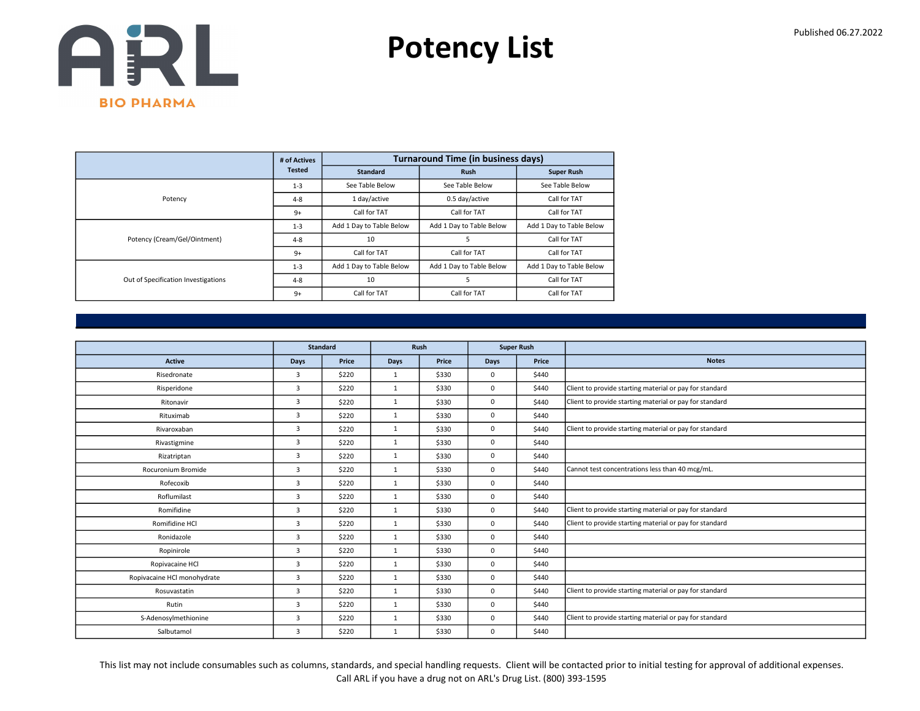# Potency List

Published 06.27.2022

| | # of Actives Tested | Turnaround Time (in business days) | | |
|---|---|---|---|---|
| | | Standard | Rush | Super Rush |
| Potency | 1-3 | See Table Below | See Table Below | See Table Below |
| | 4-8 | 1 day/active | 0.5 day/active | Call for TAT |
| | 9+ | Call for TAT | Call for TAT | Call for TAT |
| Potency (Cream/Gel/Ointment) | 1-3 | Add 1 Day to Table Below | Add 1 Day to Table Below | Add 1 Day to Table Below |
| | 4-8 | 10 | 5 | Call for TAT |
| | 9+ | Call for TAT | Call for TAT | Call for TAT |
| Out of Specification Investigations | 1-3 | Add 1 Day to Table Below | Add 1 Day to Table Below | Add 1 Day to Table Below |
| | 4-8 | 10 | 5 | Call for TAT |
| | 9+ | Call for TAT | Call for TAT | Call for TAT |

| | Standard | | Rush | | Super Rush | | |
|---|---|---|---|---|---|---|---|
| Active | Days | Price | Days | Price | Days | Price | Notes |
| Risedronate | 3 | $220 | 1 | $330 | 0 | $440 | |
| Risperidone | 3 | $220 | 1 | $330 | 0 | $440 | Client to provide starting material or pay for standard |
| Ritonavir | 3 | $220 | 1 | $330 | 0 | $440 | Client to provide starting material or pay for standard |
| Rituximab | 3 | $220 | 1 | $330 | 0 | $440 | |
| Rivaroxaban | 3 | $220 | 1 | $330 | 0 | $440 | Client to provide starting material or pay for standard |
| Rivastigmine | 3 | $220 | 1 | $330 | 0 | $440 | |
| Rizatriptan | 3 | $220 | 1 | $330 | 0 | $440 | |
| Rocuronium Bromide | 3 | $220 | 1 | $330 | 0 | $440 | Cannot test concentrations less than 40 mcg/mL. |
| Rofecoxib | 3 | $220 | 1 | $330 | 0 | $440 | |
| Roflumilast | 3 | $220 | 1 | $330 | 0 | $440 | |
| Romifidine | 3 | $220 | 1 | $330 | 0 | $440 | Client to provide starting material or pay for standard |
| Romifidine HCl | 3 | $220 | 1 | $330 | 0 | $440 | Client to provide starting material or pay for standard |
| Ronidazole | 3 | $220 | 1 | $330 | 0 | $440 | |
| Ropinirole | 3 | $220 | 1 | $330 | 0 | $440 | |
| Ropivacaine HCl | 3 | $220 | 1 | $330 | 0 | $440 | |
| Ropivacaine HCl monohydrate | 3 | $220 | 1 | $330 | 0 | $440 | |
| Rosuvastatin | 3 | $220 | 1 | $330 | 0 | $440 | Client to provide starting material or pay for standard |
| Rutin | 3 | $220 | 1 | $330 | 0 | $440 | |
| S-Adenosylmethionine | 3 | $220 | 1 | $330 | 0 | $440 | Client to provide starting material or pay for standard |
| Salbutamol | 3 | $220 | 1 | $330 | 0 | $440 | |

This list may not include consumables such as columns, standards, and special handling requests. Client will be contacted prior to initial testing for approval of additional expenses.
Call ARL if you have a drug not on ARL's Drug List. (800) 393-1595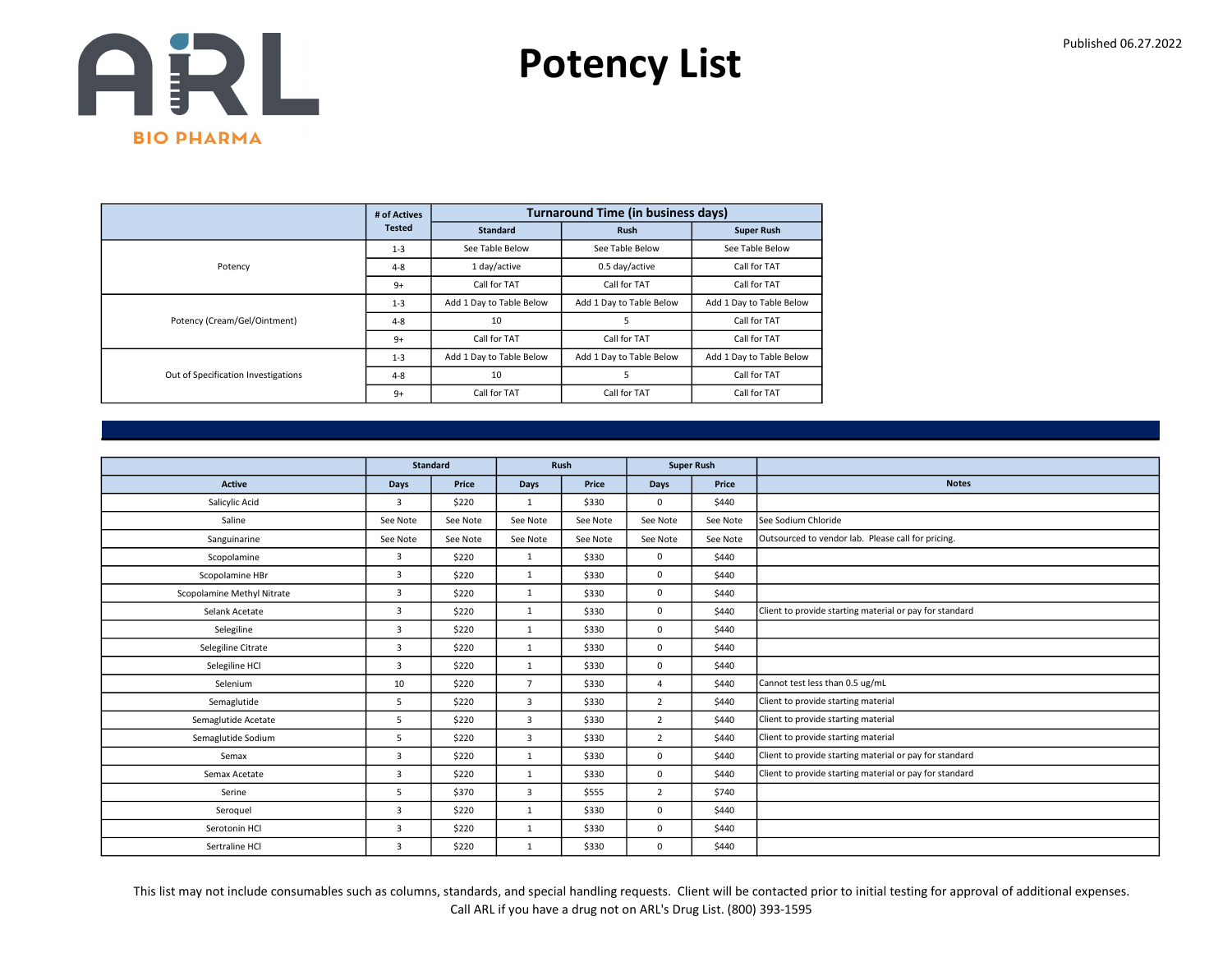# Potency List

Published 06.27.2022

| | # of Actives Tested | Turnaround Time (in business days) | | |
|---|---|---|---|---|
| | | Standard | Rush | Super Rush |
| Potency | 1-3 | See Table Below | See Table Below | See Table Below |
| | 4-8 | 1 day/active | 0.5 day/active | Call for TAT |
| | 9+ | Call for TAT | Call for TAT | Call for TAT |
| Potency (Cream/Gel/Ointment) | 1-3 | Add 1 Day to Table Below | Add 1 Day to Table Below | Add 1 Day to Table Below |
| | 4-8 | 10 | 5 | Call for TAT |
| | 9+ | Call for TAT | Call for TAT | Call for TAT |
| Out of Specification Investigations | 1-3 | Add 1 Day to Table Below | Add 1 Day to Table Below | Add 1 Day to Table Below |
| | 4-8 | 10 | 5 | Call for TAT |
| | 9+ | Call for TAT | Call for TAT | Call for TAT |

| | Standard | | Rush | | Super Rush | | |
|---|---|---|---|---|---|---|---|
| Active | Days | Price | Days | Price | Days | Price | Notes |
| Salicylic Acid | 3 | $220 | 1 | $330 | 0 | $440 | |
| Saline | See Note | See Note | See Note | See Note | See Note | See Note | See Sodium Chloride |
| Sanguinarine | See Note | See Note | See Note | See Note | See Note | See Note | Outsourced to vendor lab. Please call for pricing. |
| Scopolamine | 3 | $220 | 1 | $330 | 0 | $440 | |
| Scopolamine HBr | 3 | $220 | 1 | $330 | 0 | $440 | |
| Scopolamine Methyl Nitrate | 3 | $220 | 1 | $330 | 0 | $440 | |
| Selank Acetate | 3 | $220 | 1 | $330 | 0 | $440 | Client to provide starting material or pay for standard |
| Selegiline | 3 | $220 | 1 | $330 | 0 | $440 | |
| Selegiline Citrate | 3 | $220 | 1 | $330 | 0 | $440 | |
| Selegiline HCl | 3 | $220 | 1 | $330 | 0 | $440 | |
| Selenium | 10 | $220 | 7 | $330 | 4 | $440 | Cannot test less than 0.5 ug/mL |
| Semaglutide | 5 | $220 | 3 | $330 | 2 | $440 | Client to provide starting material |
| Semaglutide Acetate | 5 | $220 | 3 | $330 | 2 | $440 | Client to provide starting material |
| Semaglutide Sodium | 5 | $220 | 3 | $330 | 2 | $440 | Client to provide starting material |
| Semax | 3 | $220 | 1 | $330 | 0 | $440 | Client to provide starting material or pay for standard |
| Semax Acetate | 3 | $220 | 1 | $330 | 0 | $440 | Client to provide starting material or pay for standard |
| Serine | 5 | $370 | 3 | $555 | 2 | $740 | |
| Seroquel | 3 | $220 | 1 | $330 | 0 | $440 | |
| Serotonin HCl | 3 | $220 | 1 | $330 | 0 | $440 | |
| Sertraline HCl | 3 | $220 | 1 | $330 | 0 | $440 | |

This list may not include consumables such as columns, standards, and special handling requests. Client will be contacted prior to initial testing for approval of additional expenses.
Call ARL if you have a drug not on ARL's Drug List. (800) 393-1595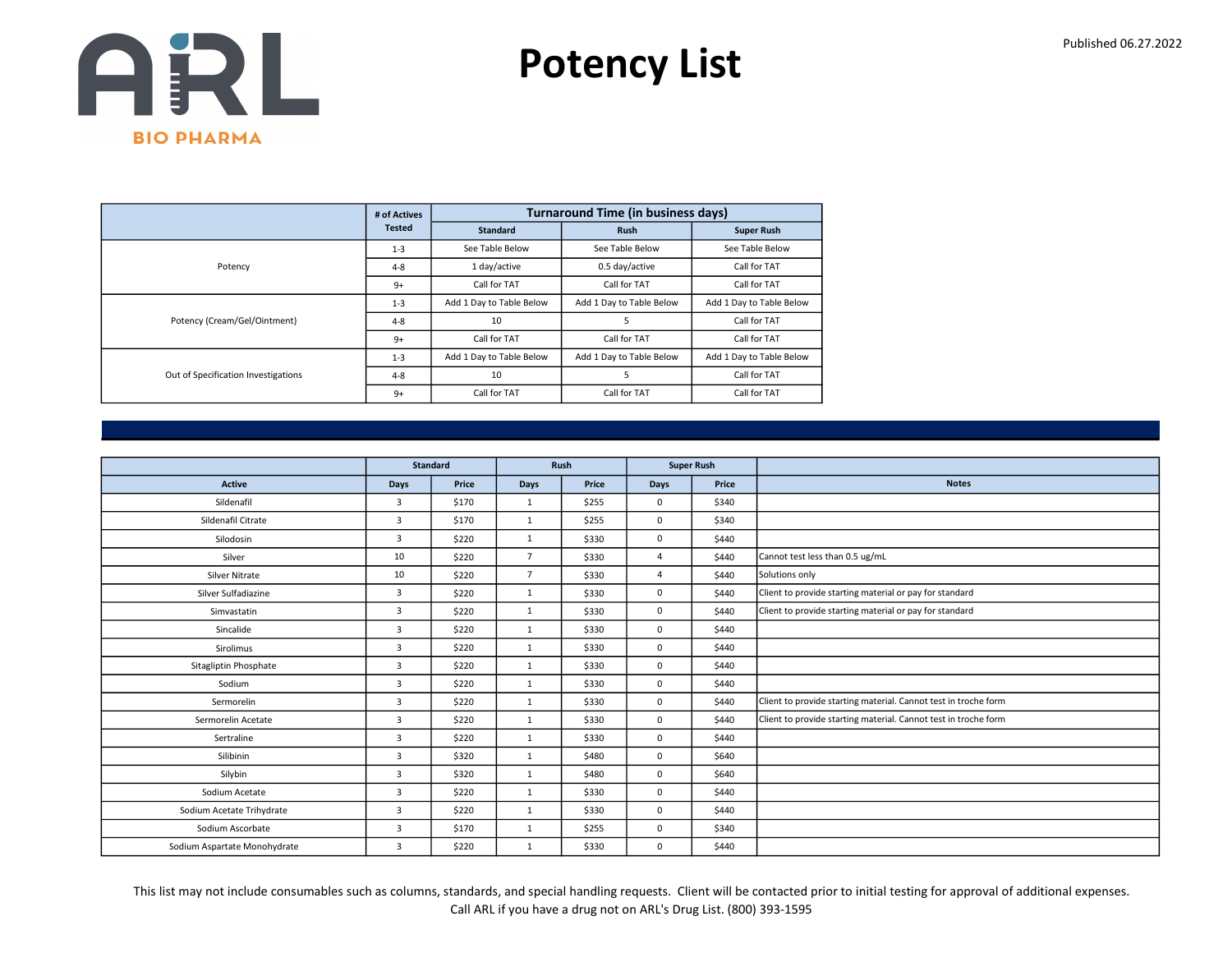# Potency List

Published 06.27.2022

| | # of Actives Tested | Turnaround Time (in business days) | | |
|---|---|---|---|---|
| | | Standard | Rush | Super Rush |
| Potency | 1-3 | See Table Below | See Table Below | See Table Below |
| | 4-8 | 1 day/active | 0.5 day/active | Call for TAT |
| | 9+ | Call for TAT | Call for TAT | Call for TAT |
| Potency (Cream/Gel/Ointment) | 1-3 | Add 1 Day to Table Below | Add 1 Day to Table Below | Add 1 Day to Table Below |
| | 4-8 | 10 | 5 | Call for TAT |
| | 9+ | Call for TAT | Call for TAT | Call for TAT |
| Out of Specification Investigations | 1-3 | Add 1 Day to Table Below | Add 1 Day to Table Below | Add 1 Day to Table Below |
| | 4-8 | 10 | 5 | Call for TAT |
| | 9+ | Call for TAT | Call for TAT | Call for TAT |

| | Standard | | Rush | | Super Rush | | |
|---|---|---|---|---|---|---|---|
| Active | Days | Price | Days | Price | Days | Price | Notes |
| Sildenafil | 3 | $170 | 1 | $255 | 0 | $340 | |
| Sildenafil Citrate | 3 | $170 | 1 | $255 | 0 | $340 | |
| Silodosin | 3 | $220 | 1 | $330 | 0 | $440 | |
| Silver | 10 | $220 | 7 | $330 | 4 | $440 | Cannot test less than 0.5 ug/mL |
| Silver Nitrate | 10 | $220 | 7 | $330 | 4 | $440 | Solutions only |
| Silver Sulfadiazine | 3 | $220 | 1 | $330 | 0 | $440 | Client to provide starting material or pay for standard |
| Simvastatin | 3 | $220 | 1 | $330 | 0 | $440 | Client to provide starting material or pay for standard |
| Sincalide | 3 | $220 | 1 | $330 | 0 | $440 | |
| Sirolimus | 3 | $220 | 1 | $330 | 0 | $440 | |
| Sitagliptin Phosphate | 3 | $220 | 1 | $330 | 0 | $440 | |
| Sodium | 3 | $220 | 1 | $330 | 0 | $440 | |
| Sermorelin | 3 | $220 | 1 | $330 | 0 | $440 | Client to provide starting material. Cannot test in troche form |
| Sermorelin Acetate | 3 | $220 | 1 | $330 | 0 | $440 | Client to provide starting material. Cannot test in troche form |
| Sertraline | 3 | $220 | 1 | $330 | 0 | $440 | |
| Silibinin | 3 | $320 | 1 | $480 | 0 | $640 | |
| Silybin | 3 | $320 | 1 | $480 | 0 | $640 | |
| Sodium Acetate | 3 | $220 | 1 | $330 | 0 | $440 | |
| Sodium Acetate Trihydrate | 3 | $220 | 1 | $330 | 0 | $440 | |
| Sodium Ascorbate | 3 | $170 | 1 | $255 | 0 | $340 | |
| Sodium Aspartate Monohydrate | 3 | $220 | 1 | $330 | 0 | $440 | |

This list may not include consumables such as columns, standards, and special handling requests. Client will be contacted prior to initial testing for approval of additional expenses.
Call ARL if you have a drug not on ARL's Drug List. (800) 393-1595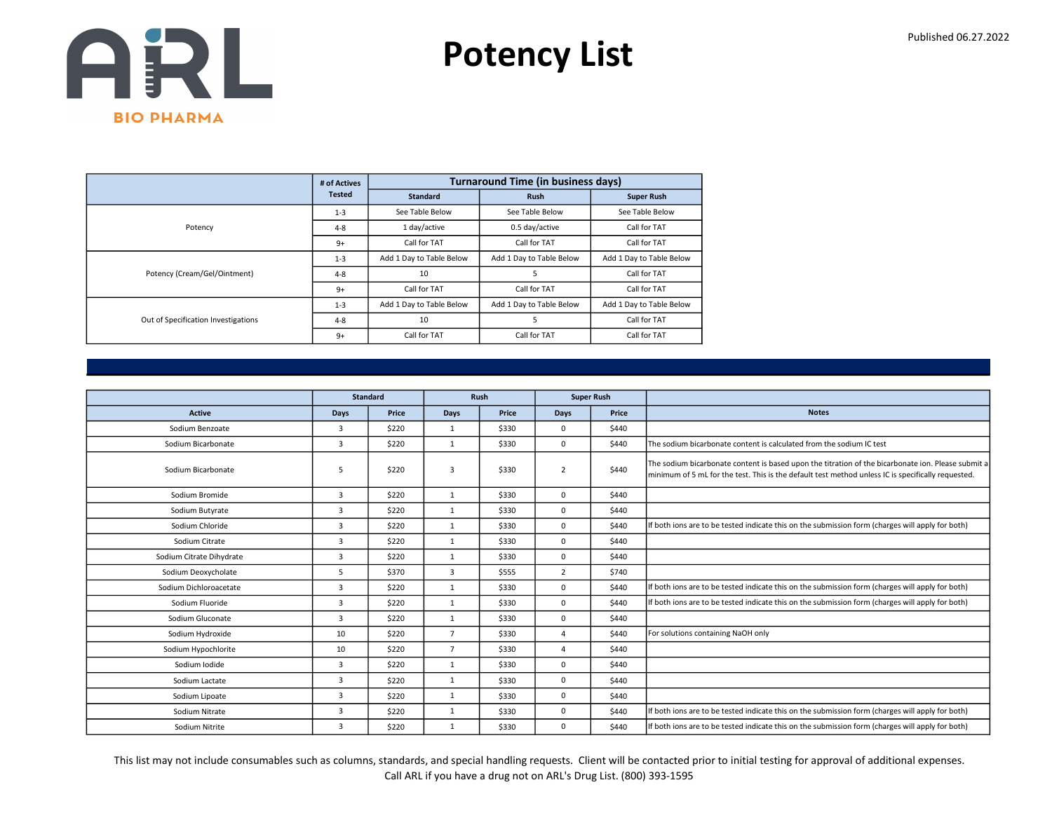# Potency List

Published 06.27.2022

| | # of Actives Tested | Turnaround Time (in business days) | | |
|---|---|---|---|---|
| | | Standard | Rush | Super Rush |
| Potency | 1-3 | See Table Below | See Table Below | See Table Below |
| | 4-8 | 1 day/active | 0.5 day/active | Call for TAT |
| | 9+ | Call for TAT | Call for TAT | Call for TAT |
| Potency (Cream/Gel/Ointment) | 1-3 | Add 1 Day to Table Below | Add 1 Day to Table Below | Add 1 Day to Table Below |
| | 4-8 | 10 | 5 | Call for TAT |
| | 9+ | Call for TAT | Call for TAT | Call for TAT |
| Out of Specification Investigations | 1-3 | Add 1 Day to Table Below | Add 1 Day to Table Below | Add 1 Day to Table Below |
| | 4-8 | 10 | 5 | Call for TAT |
| | 9+ | Call for TAT | Call for TAT | Call for TAT |

| | Standard | | Rush | | Super Rush | | |
|---|---|---|---|---|---|---|---|
| Active | Days | Price | Days | Price | Days | Price | Notes |
| Sodium Benzoate | 3 | $220 | 1 | $330 | 0 | $440 | |
| Sodium Bicarbonate | 3 | $220 | 1 | $330 | 0 | $440 | The sodium bicarbonate content is calculated from the sodium IC test |
| Sodium Bicarbonate | 5 | $220 | 3 | $330 | 2 | $440 | The sodium bicarbonate content is based upon the titration of the bicarbonate ion. Please submit a minimum of 5 mL for the test. This is the default test method unless IC is specifically requested. |
| Sodium Bromide | 3 | $220 | 1 | $330 | 0 | $440 | |
| Sodium Butyrate | 3 | $220 | 1 | $330 | 0 | $440 | |
| Sodium Chloride | 3 | $220 | 1 | $330 | 0 | $440 | If both ions are to be tested indicate this on the submission form (charges will apply for both) |
| Sodium Citrate | 3 | $220 | 1 | $330 | 0 | $440 | |
| Sodium Citrate Dihydrate | 3 | $220 | 1 | $330 | 0 | $440 | |
| Sodium Deoxycholate | 5 | $370 | 3 | $555 | 2 | $740 | |
| Sodium Dichloroacetate | 3 | $220 | 1 | $330 | 0 | $440 | If both ions are to be tested indicate this on the submission form (charges will apply for both) |
| Sodium Fluoride | 3 | $220 | 1 | $330 | 0 | $440 | If both ions are to be tested indicate this on the submission form (charges will apply for both) |
| Sodium Gluconate | 3 | $220 | 1 | $330 | 0 | $440 | |
| Sodium Hydroxide | 10 | $220 | 7 | $330 | 4 | $440 | For solutions containing NaOH only |
| Sodium Hypochlorite | 10 | $220 | 7 | $330 | 4 | $440 | |
| Sodium Iodide | 3 | $220 | 1 | $330 | 0 | $440 | |
| Sodium Lactate | 3 | $220 | 1 | $330 | 0 | $440 | |
| Sodium Lipoate | 3 | $220 | 1 | $330 | 0 | $440 | |
| Sodium Nitrate | 3 | $220 | 1 | $330 | 0 | $440 | If both ions are to be tested indicate this on the submission form (charges will apply for both) |
| Sodium Nitrite | 3 | $220 | 1 | $330 | 0 | $440 | If both ions are to be tested indicate this on the submission form (charges will apply for both) |

This list may not include consumables such as columns, standards, and special handling requests. Client will be contacted prior to initial testing for approval of additional expenses.
Call ARL if you have a drug not on ARL's Drug List. (800) 393-1595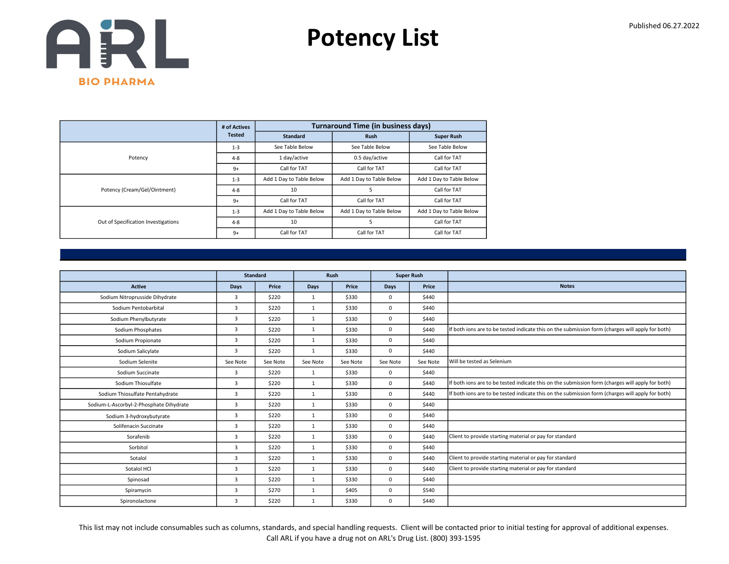# Potency List

Published 06.27.2022

| | # of Actives Tested | Turnaround Time (in business days) | | |
|---|---|---|---|---|
| | | Standard | Rush | Super Rush |
| Potency | 1-3 | See Table Below | See Table Below | See Table Below |
| | 4-8 | 1 day/active | 0.5 day/active | Call for TAT |
| | 9+ | Call for TAT | Call for TAT | Call for TAT |
| Potency (Cream/Gel/Ointment) | 1-3 | Add 1 Day to Table Below | Add 1 Day to Table Below | Add 1 Day to Table Below |
| | 4-8 | 10 | 5 | Call for TAT |
| | 9+ | Call for TAT | Call for TAT | Call for TAT |
| Out of Specification Investigations | 1-3 | Add 1 Day to Table Below | Add 1 Day to Table Below | Add 1 Day to Table Below |
| | 4-8 | 10 | 5 | Call for TAT |
| | 9+ | Call for TAT | Call for TAT | Call for TAT |

| | Standard | | Rush | | Super Rush | | |
|---|---|---|---|---|---|---|---|
| Active | Days | Price | Days | Price | Days | Price | Notes |
| Sodium Nitroprusside Dihydrate | 3 | $220 | 1 | $330 | 0 | $440 | |
| Sodium Pentobarbital | 3 | $220 | 1 | $330 | 0 | $440 | |
| Sodium Phenylbutyrate | 3 | $220 | 1 | $330 | 0 | $440 | |
| Sodium Phosphates | 3 | $220 | 1 | $330 | 0 | $440 | If both ions are to be tested indicate this on the submission form (charges will apply for both) |
| Sodium Propionate | 3 | $220 | 1 | $330 | 0 | $440 | |
| Sodium Salicylate | 3 | $220 | 1 | $330 | 0 | $440 | |
| Sodium Selenite | See Note | See Note | See Note | See Note | See Note | See Note | Will be tested as Selenium |
| Sodium Succinate | 3 | $220 | 1 | $330 | 0 | $440 | |
| Sodium Thiosulfate | 3 | $220 | 1 | $330 | 0 | $440 | If both ions are to be tested indicate this on the submission form (charges will apply for both) |
| Sodium Thiosulfate Pentahydrate | 3 | $220 | 1 | $330 | 0 | $440 | If both ions are to be tested indicate this on the submission form (charges will apply for both) |
| Sodium-L-Ascorbyl-2-Phosphate Dihydrate | 3 | $220 | 1 | $330 | 0 | $440 | |
| Sodium 3-hydroxybutyrate | 3 | $220 | 1 | $330 | 0 | $440 | |
| Solifenacin Succinate | 3 | $220 | 1 | $330 | 0 | $440 | |
| Sorafenib | 3 | $220 | 1 | $330 | 0 | $440 | Client to provide starting material or pay for standard |
| Sorbitol | 3 | $220 | 1 | $330 | 0 | $440 | |
| Sotalol | 3 | $220 | 1 | $330 | 0 | $440 | Client to provide starting material or pay for standard |
| Sotalol HCl | 3 | $220 | 1 | $330 | 0 | $440 | Client to provide starting material or pay for standard |
| Spinosad | 3 | $220 | 1 | $330 | 0 | $440 | |
| Spiramycin | 3 | $270 | 1 | $405 | 0 | $540 | |
| Spironolactone | 3 | $220 | 1 | $330 | 0 | $440 | |

This list may not include consumables such as columns, standards, and special handling requests. Client will be contacted prior to initial testing for approval of additional expenses. Call ARL if you have a drug not on ARL's Drug List. (800) 393-1595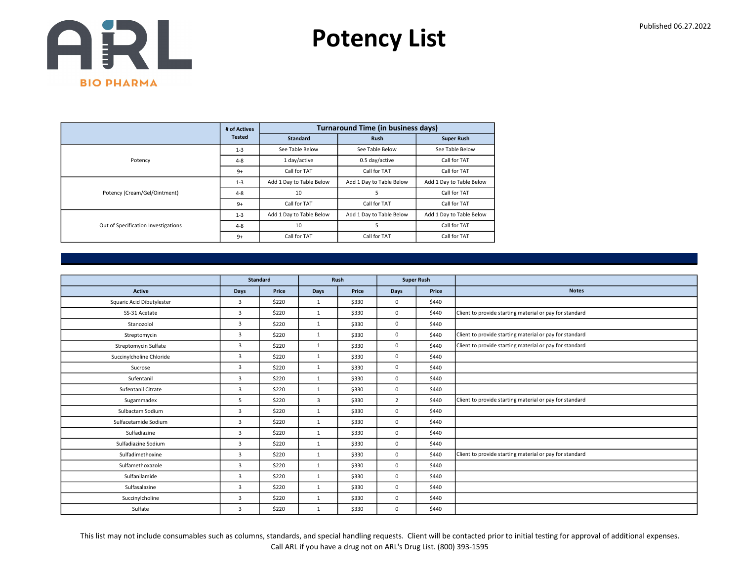# Potency List

Published 06.27.2022

| | # of Actives Tested | Turnaround Time (in business days) | | |
|---|---|---|---|---|
| | | Standard | Rush | Super Rush |
| Potency | 1-3 | See Table Below | See Table Below | See Table Below |
| | 4-8 | 1 day/active | 0.5 day/active | Call for TAT |
| | 9+ | Call for TAT | Call for TAT | Call for TAT |
| Potency (Cream/Gel/Ointment) | 1-3 | Add 1 Day to Table Below | Add 1 Day to Table Below | Add 1 Day to Table Below |
| | 4-8 | 10 | 5 | Call for TAT |
| | 9+ | Call for TAT | Call for TAT | Call for TAT |
| Out of Specification Investigations | 1-3 | Add 1 Day to Table Below | Add 1 Day to Table Below | Add 1 Day to Table Below |
| | 4-8 | 10 | 5 | Call for TAT |
| | 9+ | Call for TAT | Call for TAT | Call for TAT |

| | Standard | | Rush | | Super Rush | | |
|---|---|---|---|---|---|---|---|
| Active | Days | Price | Days | Price | Days | Price | Notes |
| Squaric Acid Dibutylester | 3 | $220 | 1 | $330 | 0 | $440 | |
| SS-31 Acetate | 3 | $220 | 1 | $330 | 0 | $440 | Client to provide starting material or pay for standard |
| Stanozolol | 3 | $220 | 1 | $330 | 0 | $440 | |
| Streptomycin | 3 | $220 | 1 | $330 | 0 | $440 | Client to provide starting material or pay for standard |
| Streptomycin Sulfate | 3 | $220 | 1 | $330 | 0 | $440 | Client to provide starting material or pay for standard |
| Succinylcholine Chloride | 3 | $220 | 1 | $330 | 0 | $440 | |
| Sucrose | 3 | $220 | 1 | $330 | 0 | $440 | |
| Sufentanil | 3 | $220 | 1 | $330 | 0 | $440 | |
| Sufentanil Citrate | 3 | $220 | 1 | $330 | 0 | $440 | |
| Sugammadex | 5 | $220 | 3 | $330 | 2 | $440 | Client to provide starting material or pay for standard |
| Sulbactam Sodium | 3 | $220 | 1 | $330 | 0 | $440 | |
| Sulfacetamide Sodium | 3 | $220 | 1 | $330 | 0 | $440 | |
| Sulfadiazine | 3 | $220 | 1 | $330 | 0 | $440 | |
| Sulfadiazine Sodium | 3 | $220 | 1 | $330 | 0 | $440 | |
| Sulfadimethoxine | 3 | $220 | 1 | $330 | 0 | $440 | Client to provide starting material or pay for standard |
| Sulfamethoxazole | 3 | $220 | 1 | $330 | 0 | $440 | |
| Sulfanilamide | 3 | $220 | 1 | $330 | 0 | $440 | |
| Sulfasalazine | 3 | $220 | 1 | $330 | 0 | $440 | |
| Succinylcholine | 3 | $220 | 1 | $330 | 0 | $440 | |
| Sulfate | 3 | $220 | 1 | $330 | 0 | $440 | |

This list may not include consumables such as columns, standards, and special handling requests. Client will be contacted prior to initial testing for approval of additional expenses.
Call ARL if you have a drug not on ARL's Drug List. (800) 393-1595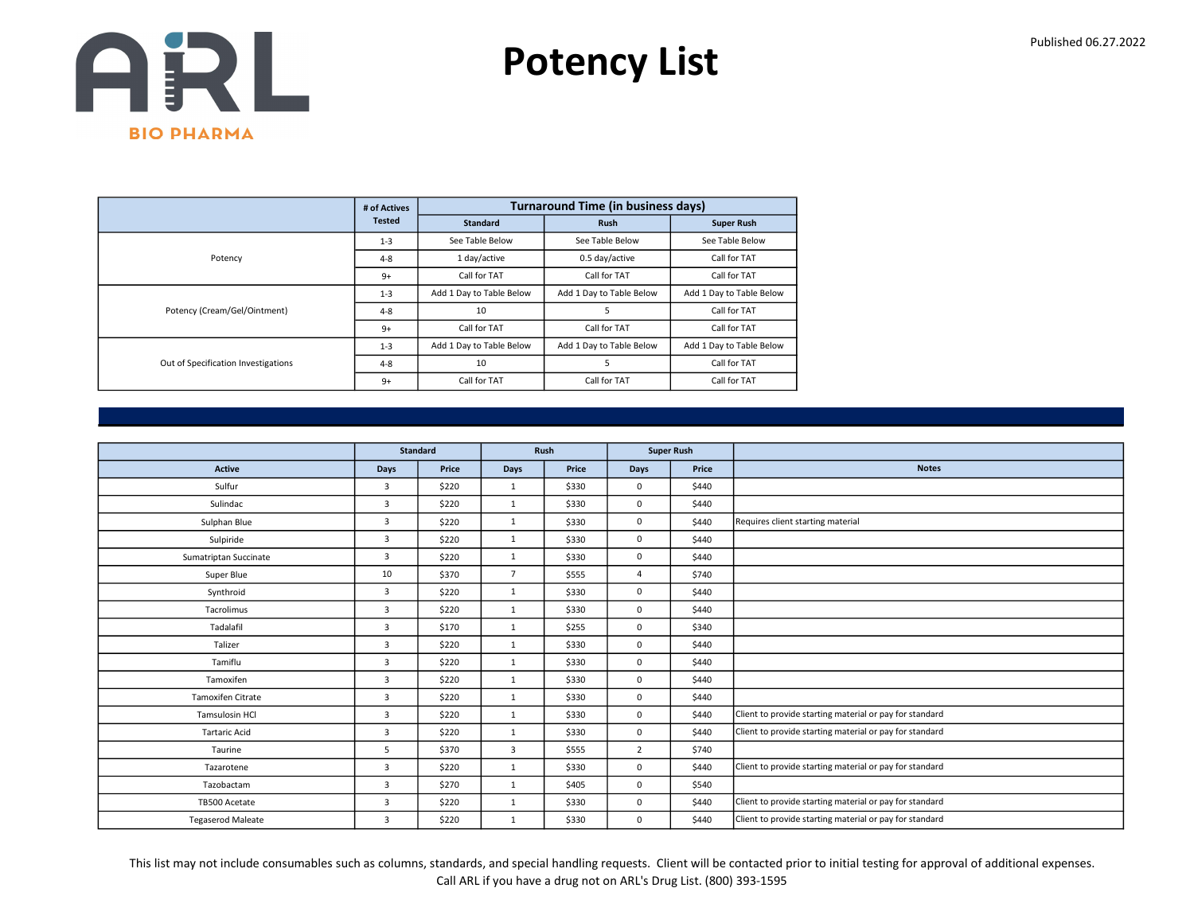ARL BIO PHARMA

# Potency List

Published 06.27.2022

| | # of Actives Tested | Turnaround Time (in business days) | | |
|---|---|---|---|---|
| | | Standard | Rush | Super Rush |
| Potency | 1-3 | See Table Below | See Table Below | See Table Below |
| | 4-8 | 1 day/active | 0.5 day/active | Call for TAT |
| | 9+ | Call for TAT | Call for TAT | Call for TAT |
| Potency (Cream/Gel/Ointment) | 1-3 | Add 1 Day to Table Below | Add 1 Day to Table Below | Add 1 Day to Table Below |
| | 4-8 | 10 | 5 | Call for TAT |
| | 9+ | Call for TAT | Call for TAT | Call for TAT |
| Out of Specification Investigations | 1-3 | Add 1 Day to Table Below | Add 1 Day to Table Below | Add 1 Day to Table Below |
| | 4-8 | 10 | 5 | Call for TAT |
| | 9+ | Call for TAT | Call for TAT | Call for TAT |

| | Standard | | Rush | | Super Rush | | |
|---|---|---|---|---|---|---|---|
| Active | Days | Price | Days | Price | Days | Price | Notes |
| Sulfur | 3 | $220 | 1 | $330 | 0 | $440 | |
| Sulindac | 3 | $220 | 1 | $330 | 0 | $440 | |
| Sulphan Blue | 3 | $220 | 1 | $330 | 0 | $440 | Requires client starting material |
| Sulpiride | 3 | $220 | 1 | $330 | 0 | $440 | |
| Sumatriptan Succinate | 3 | $220 | 1 | $330 | 0 | $440 | |
| Super Blue | 10 | $370 | 7 | $555 | 4 | $740 | |
| Synthroid | 3 | $220 | 1 | $330 | 0 | $440 | |
| Tacrolimus | 3 | $220 | 1 | $330 | 0 | $440 | |
| Tadalafil | 3 | $170 | 1 | $255 | 0 | $340 | |
| Talizer | 3 | $220 | 1 | $330 | 0 | $440 | |
| Tamiflu | 3 | $220 | 1 | $330 | 0 | $440 | |
| Tamoxifen | 3 | $220 | 1 | $330 | 0 | $440 | |
| Tamoxifen Citrate | 3 | $220 | 1 | $330 | 0 | $440 | |
| Tamsulosin HCl | 3 | $220 | 1 | $330 | 0 | $440 | Client to provide starting material or pay for standard |
| Tartaric Acid | 3 | $220 | 1 | $330 | 0 | $440 | Client to provide starting material or pay for standard |
| Taurine | 5 | $370 | 3 | $555 | 2 | $740 | |
| Tazarotene | 3 | $220 | 1 | $330 | 0 | $440 | Client to provide starting material or pay for standard |
| Tazobactam | 3 | $270 | 1 | $405 | 0 | $540 | |
| TB500 Acetate | 3 | $220 | 1 | $330 | 0 | $440 | Client to provide starting material or pay for standard |
| Tegaserod Maleate | 3 | $220 | 1 | $330 | 0 | $440 | Client to provide starting material or pay for standard |

This list may not include consumables such as columns, standards, and special handling requests. Client will be contacted prior to initial testing for approval of additional expenses.
Call ARL if you have a drug not on ARL's Drug List. (800) 393-1595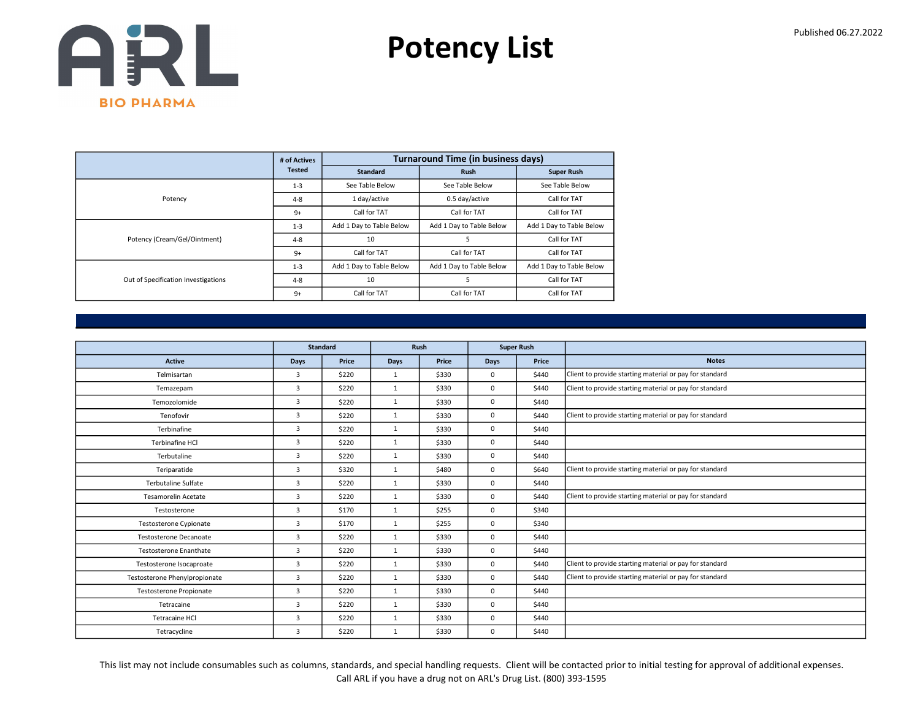# Potency List

Published 06.27.2022

| | # of Actives Tested | Turnaround Time (in business days) | | |
|---|---|---|---|---|
| | | Standard | Rush | Super Rush |
| Potency | 1-3 | See Table Below | See Table Below | See Table Below |
| | 4-8 | 1 day/active | 0.5 day/active | Call for TAT |
| | 9+ | Call for TAT | Call for TAT | Call for TAT |
| Potency (Cream/Gel/Ointment) | 1-3 | Add 1 Day to Table Below | Add 1 Day to Table Below | Add 1 Day to Table Below |
| | 4-8 | 10 | 5 | Call for TAT |
| | 9+ | Call for TAT | Call for TAT | Call for TAT |
| Out of Specification Investigations | 1-3 | Add 1 Day to Table Below | Add 1 Day to Table Below | Add 1 Day to Table Below |
| | 4-8 | 10 | 5 | Call for TAT |
| | 9+ | Call for TAT | Call for TAT | Call for TAT |

| | Standard | | Rush | | Super Rush | | |
|---|---|---|---|---|---|---|---|
| Active | Days | Price | Days | Price | Days | Price | Notes |
| Telmisartan | 3 | $220 | 1 | $330 | 0 | $440 | Client to provide starting material or pay for standard |
| Temazepam | 3 | $220 | 1 | $330 | 0 | $440 | Client to provide starting material or pay for standard |
| Temozolomide | 3 | $220 | 1 | $330 | 0 | $440 | |
| Tenofovir | 3 | $220 | 1 | $330 | 0 | $440 | Client to provide starting material or pay for standard |
| Terbinafine | 3 | $220 | 1 | $330 | 0 | $440 | |
| Terbinafine HCl | 3 | $220 | 1 | $330 | 0 | $440 | |
| Terbutaline | 3 | $220 | 1 | $330 | 0 | $440 | |
| Teriparatide | 3 | $320 | 1 | $480 | 0 | $640 | Client to provide starting material or pay for standard |
| Terbutaline Sulfate | 3 | $220 | 1 | $330 | 0 | $440 | |
| Tesamorelin Acetate | 3 | $220 | 1 | $330 | 0 | $440 | Client to provide starting material or pay for standard |
| Testosterone | 3 | $170 | 1 | $255 | 0 | $340 | |
| Testosterone Cypionate | 3 | $170 | 1 | $255 | 0 | $340 | |
| Testosterone Decanoate | 3 | $220 | 1 | $330 | 0 | $440 | |
| Testosterone Enanthate | 3 | $220 | 1 | $330 | 0 | $440 | |
| Testosterone Isocaproate | 3 | $220 | 1 | $330 | 0 | $440 | Client to provide starting material or pay for standard |
| Testosterone Phenylpropionate | 3 | $220 | 1 | $330 | 0 | $440 | Client to provide starting material or pay for standard |
| Testosterone Propionate | 3 | $220 | 1 | $330 | 0 | $440 | |
| Tetracaine | 3 | $220 | 1 | $330 | 0 | $440 | |
| Tetracaine HCl | 3 | $220 | 1 | $330 | 0 | $440 | |
| Tetracycline | 3 | $220 | 1 | $330 | 0 | $440 | |

This list may not include consumables such as columns, standards, and special handling requests. Client will be contacted prior to initial testing for approval of additional expenses.
Call ARL if you have a drug not on ARL's Drug List. (800) 393-1595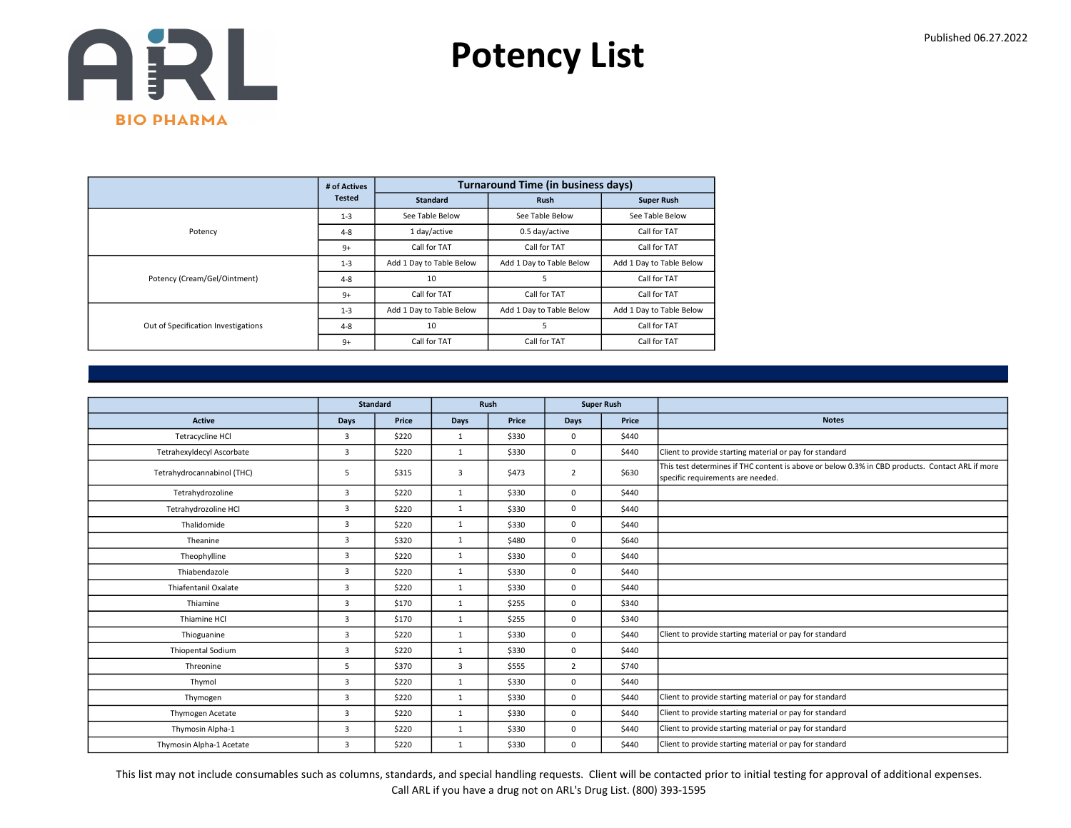# Potency List

Published 06.27.2022

| | # of Actives Tested | Turnaround Time (in business days) | | |
|---|---|---|---|---|
| | | Standard | Rush | Super Rush |
| Potency | 1-3 | See Table Below | See Table Below | See Table Below |
| | 4-8 | 1 day/active | 0.5 day/active | Call for TAT |
| | 9+ | Call for TAT | Call for TAT | Call for TAT |
| Potency (Cream/Gel/Ointment) | 1-3 | Add 1 Day to Table Below | Add 1 Day to Table Below | Add 1 Day to Table Below |
| | 4-8 | 10 | 5 | Call for TAT |
| | 9+ | Call for TAT | Call for TAT | Call for TAT |
| Out of Specification Investigations | 1-3 | Add 1 Day to Table Below | Add 1 Day to Table Below | Add 1 Day to Table Below |
| | 4-8 | 10 | 5 | Call for TAT |
| | 9+ | Call for TAT | Call for TAT | Call for TAT |

| | Standard | | Rush | | Super Rush | | |
|---|---|---|---|---|---|---|---|
| Active | Days | Price | Days | Price | Days | Price | Notes |
| Tetracycline HCl | 3 | $220 | 1 | $330 | 0 | $440 | |
| Tetrahexyldecyl Ascorbate | 3 | $220 | 1 | $330 | 0 | $440 | Client to provide starting material or pay for standard |
| Tetrahydrocannabinol (THC) | 5 | $315 | 3 | $473 | 2 | $630 | This test determines if THC content is above or below 0.3% in CBD products. Contact ARL if more specific requirements are needed. |
| Tetrahydrozoline | 3 | $220 | 1 | $330 | 0 | $440 | |
| Tetrahydrozoline HCl | 3 | $220 | 1 | $330 | 0 | $440 | |
| Thalidomide | 3 | $220 | 1 | $330 | 0 | $440 | |
| Theanine | 3 | $320 | 1 | $480 | 0 | $640 | |
| Theophylline | 3 | $220 | 1 | $330 | 0 | $440 | |
| Thiabendazole | 3 | $220 | 1 | $330 | 0 | $440 | |
| Thiafentanil Oxalate | 3 | $220 | 1 | $330 | 0 | $440 | |
| Thiamine | 3 | $170 | 1 | $255 | 0 | $340 | |
| Thiamine HCl | 3 | $170 | 1 | $255 | 0 | $340 | |
| Thioguanine | 3 | $220 | 1 | $330 | 0 | $440 | Client to provide starting material or pay for standard |
| Thiopental Sodium | 3 | $220 | 1 | $330 | 0 | $440 | |
| Threonine | 5 | $370 | 3 | $555 | 2 | $740 | |
| Thymol | 3 | $220 | 1 | $330 | 0 | $440 | |
| Thymogen | 3 | $220 | 1 | $330 | 0 | $440 | Client to provide starting material or pay for standard |
| Thymogen Acetate | 3 | $220 | 1 | $330 | 0 | $440 | Client to provide starting material or pay for standard |
| Thymosin Alpha-1 | 3 | $220 | 1 | $330 | 0 | $440 | Client to provide starting material or pay for standard |
| Thymosin Alpha-1 Acetate | 3 | $220 | 1 | $330 | 0 | $440 | Client to provide starting material or pay for standard |

This list may not include consumables such as columns, standards, and special handling requests. Client will be contacted prior to initial testing for approval of additional expenses.
Call ARL if you have a drug not on ARL's Drug List. (800) 393-1595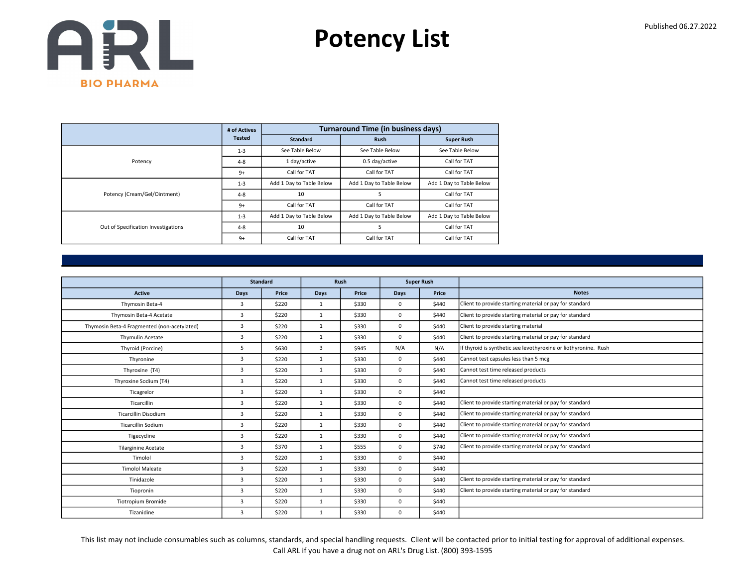# Potency List

Published 06.27.2022

| | # of Actives Tested | Turnaround Time (in business days) | | |
|---|---|---|---|---|
| | | Standard | Rush | Super Rush |
| Potency | 1-3 | See Table Below | See Table Below | See Table Below |
| | 4-8 | 1 day/active | 0.5 day/active | Call for TAT |
| | 9+ | Call for TAT | Call for TAT | Call for TAT |
| Potency (Cream/Gel/Ointment) | 1-3 | Add 1 Day to Table Below | Add 1 Day to Table Below | Add 1 Day to Table Below |
| | 4-8 | 10 | 5 | Call for TAT |
| | 9+ | Call for TAT | Call for TAT | Call for TAT |
| Out of Specification Investigations | 1-3 | Add 1 Day to Table Below | Add 1 Day to Table Below | Add 1 Day to Table Below |
| | 4-8 | 10 | 5 | Call for TAT |
| | 9+ | Call for TAT | Call for TAT | Call for TAT |

| | Standard | | Rush | | Super Rush | | |
|---|---|---|---|---|---|---|---|
| Active | Days | Price | Days | Price | Days | Price | Notes |
| Thymosin Beta-4 | 3 | $220 | 1 | $330 | 0 | $440 | Client to provide starting material or pay for standard |
| Thymosin Beta-4 Acetate | 3 | $220 | 1 | $330 | 0 | $440 | Client to provide starting material or pay for standard |
| Thymosin Beta-4 Fragmented (non-acetylated) | 3 | $220 | 1 | $330 | 0 | $440 | Client to provide starting material |
| Thymulin Acetate | 3 | $220 | 1 | $330 | 0 | $440 | Client to provide starting material or pay for standard |
| Thyroid (Porcine) | 5 | $630 | 3 | $945 | N/A | N/A | If thyroid is synthetic see levothyroxine or liothyronine. Rush |
| Thyronine | 3 | $220 | 1 | $330 | 0 | $440 | Cannot test capsules less than 5 mcg |
| Thyroxine (T4) | 3 | $220 | 1 | $330 | 0 | $440 | Cannot test time released products |
| Thyroxine Sodium (T4) | 3 | $220 | 1 | $330 | 0 | $440 | Cannot test time released products |
| Ticagrelor | 3 | $220 | 1 | $330 | 0 | $440 | |
| Ticarcillin | 3 | $220 | 1 | $330 | 0 | $440 | Client to provide starting material or pay for standard |
| Ticarcillin Disodium | 3 | $220 | 1 | $330 | 0 | $440 | Client to provide starting material or pay for standard |
| Ticarcillin Sodium | 3 | $220 | 1 | $330 | 0 | $440 | Client to provide starting material or pay for standard |
| Tigecycline | 3 | $220 | 1 | $330 | 0 | $440 | Client to provide starting material or pay for standard |
| Tilarginine Acetate | 3 | $370 | 1 | $555 | 0 | $740 | Client to provide starting material or pay for standard |
| Timolol | 3 | $220 | 1 | $330 | 0 | $440 | |
| Timolol Maleate | 3 | $220 | 1 | $330 | 0 | $440 | |
| Tinidazole | 3 | $220 | 1 | $330 | 0 | $440 | Client to provide starting material or pay for standard |
| Tiopronin | 3 | $220 | 1 | $330 | 0 | $440 | Client to provide starting material or pay for standard |
| Tiotropium Bromide | 3 | $220 | 1 | $330 | 0 | $440 | |
| Tizanidine | 3 | $220 | 1 | $330 | 0 | $440 | |

This list may not include consumables such as columns, standards, and special handling requests. Client will be contacted prior to initial testing for approval of additional expenses.
Call ARL if you have a drug not on ARL's Drug List. (800) 393-1595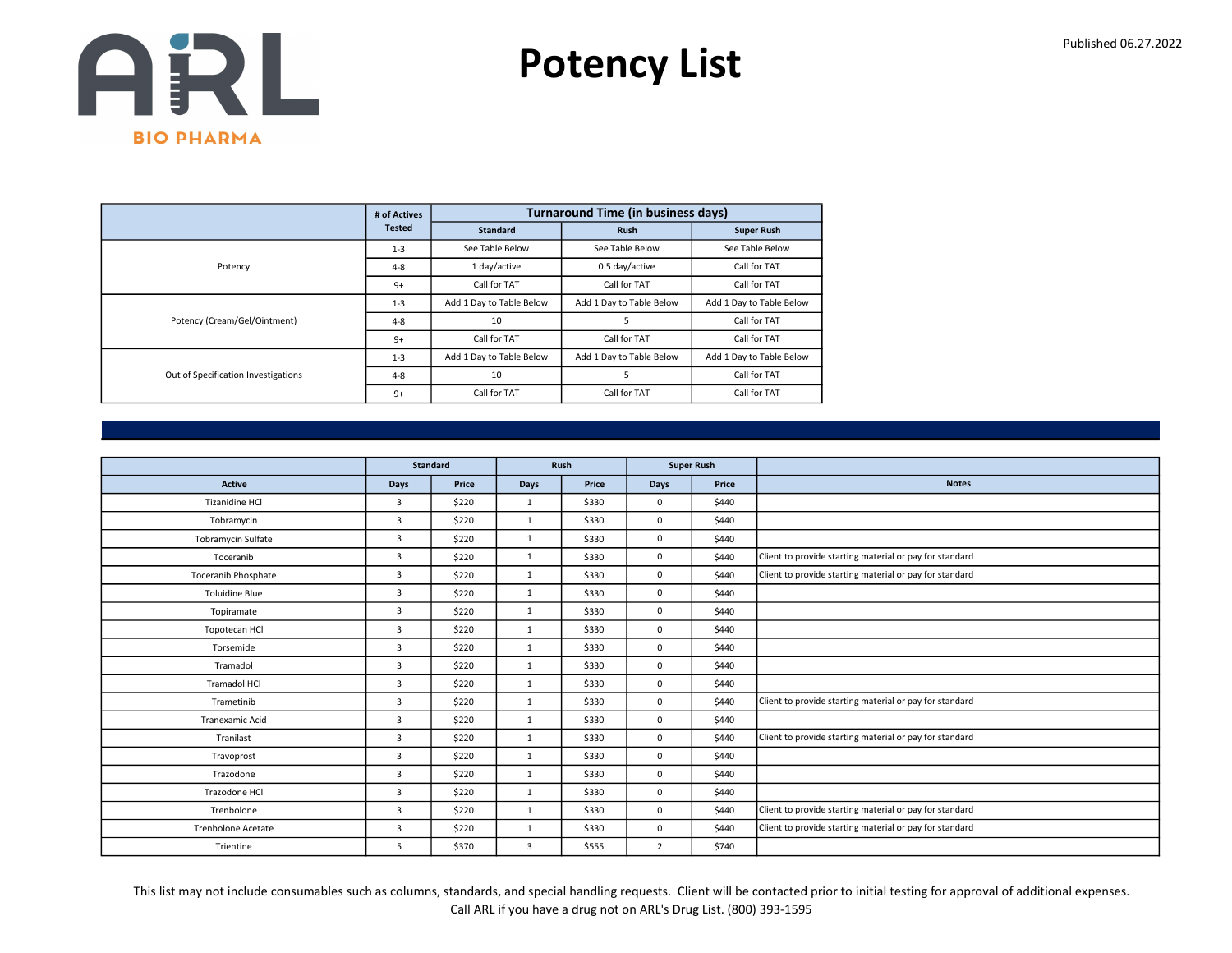# Potency List

Published 06.27.2022

| | # of Actives Tested | Turnaround Time (in business days) | | |
|---|---|---|---|---|
| | | Standard | Rush | Super Rush |
| Potency | 1-3 | See Table Below | See Table Below | See Table Below |
| | 4-8 | 1 day/active | 0.5 day/active | Call for TAT |
| | 9+ | Call for TAT | Call for TAT | Call for TAT |
| Potency (Cream/Gel/Ointment) | 1-3 | Add 1 Day to Table Below | Add 1 Day to Table Below | Add 1 Day to Table Below |
| | 4-8 | 10 | 5 | Call for TAT |
| | 9+ | Call for TAT | Call for TAT | Call for TAT |
| Out of Specification Investigations | 1-3 | Add 1 Day to Table Below | Add 1 Day to Table Below | Add 1 Day to Table Below |
| | 4-8 | 10 | 5 | Call for TAT |
| | 9+ | Call for TAT | Call for TAT | Call for TAT |

| | Standard | | Rush | | Super Rush | | |
|---|---|---|---|---|---|---|---|
| Active | Days | Price | Days | Price | Days | Price | Notes |
| Tizanidine HCl | 3 | $220 | 1 | $330 | 0 | $440 | |
| Tobramycin | 3 | $220 | 1 | $330 | 0 | $440 | |
| Tobramycin Sulfate | 3 | $220 | 1 | $330 | 0 | $440 | |
| Toceranib | 3 | $220 | 1 | $330 | 0 | $440 | Client to provide starting material or pay for standard |
| Toceranib Phosphate | 3 | $220 | 1 | $330 | 0 | $440 | Client to provide starting material or pay for standard |
| Toluidine Blue | 3 | $220 | 1 | $330 | 0 | $440 | |
| Topiramate | 3 | $220 | 1 | $330 | 0 | $440 | |
| Topotecan HCl | 3 | $220 | 1 | $330 | 0 | $440 | |
| Torsemide | 3 | $220 | 1 | $330 | 0 | $440 | |
| Tramadol | 3 | $220 | 1 | $330 | 0 | $440 | |
| Tramadol HCl | 3 | $220 | 1 | $330 | 0 | $440 | |
| Trametinib | 3 | $220 | 1 | $330 | 0 | $440 | Client to provide starting material or pay for standard |
| Tranexamic Acid | 3 | $220 | 1 | $330 | 0 | $440 | |
| Tranilast | 3 | $220 | 1 | $330 | 0 | $440 | Client to provide starting material or pay for standard |
| Travoprost | 3 | $220 | 1 | $330 | 0 | $440 | |
| Trazodone | 3 | $220 | 1 | $330 | 0 | $440 | |
| Trazodone HCl | 3 | $220 | 1 | $330 | 0 | $440 | |
| Trenbolone | 3 | $220 | 1 | $330 | 0 | $440 | Client to provide starting material or pay for standard |
| Trenbolone Acetate | 3 | $220 | 1 | $330 | 0 | $440 | Client to provide starting material or pay for standard |
| Trientine | 5 | $370 | 3 | $555 | 2 | $740 | |

This list may not include consumables such as columns, standards, and special handling requests. Client will be contacted prior to initial testing for approval of additional expenses.
Call ARL if you have a drug not on ARL's Drug List. (800) 393-1595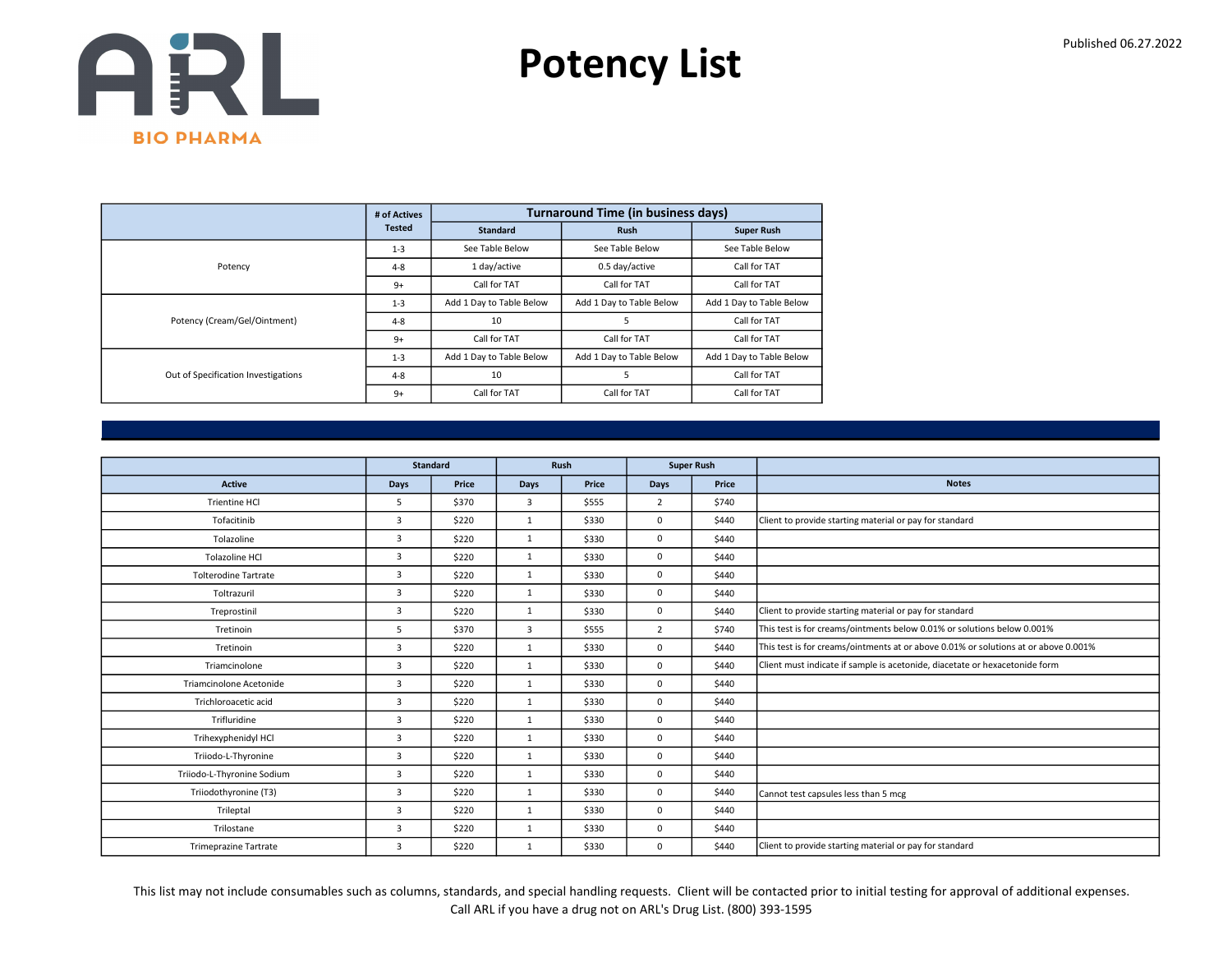# Potency List

Published 06.27.2022

| | # of Actives Tested | Turnaround Time (in business days) | | |
|---|---|---|---|---|
| | | Standard | Rush | Super Rush |
| Potency | 1-3 | See Table Below | See Table Below | See Table Below |
| | 4-8 | 1 day/active | 0.5 day/active | Call for TAT |
| | 9+ | Call for TAT | Call for TAT | Call for TAT |
| Potency (Cream/Gel/Ointment) | 1-3 | Add 1 Day to Table Below | Add 1 Day to Table Below | Add 1 Day to Table Below |
| | 4-8 | 10 | 5 | Call for TAT |
| | 9+ | Call for TAT | Call for TAT | Call for TAT |
| Out of Specification Investigations | 1-3 | Add 1 Day to Table Below | Add 1 Day to Table Below | Add 1 Day to Table Below |
| | 4-8 | 10 | 5 | Call for TAT |
| | 9+ | Call for TAT | Call for TAT | Call for TAT |

| | Standard | | Rush | | Super Rush | | |
|---|---|---|---|---|---|---|---|
| Active | Days | Price | Days | Price | Days | Price | Notes |
| Trientine HCl | 5 | $370 | 3 | $555 | 2 | $740 | |
| Tofacitinib | 3 | $220 | 1 | $330 | 0 | $440 | Client to provide starting material or pay for standard |
| Tolazoline | 3 | $220 | 1 | $330 | 0 | $440 | |
| Tolazoline HCl | 3 | $220 | 1 | $330 | 0 | $440 | |
| Tolterodine Tartrate | 3 | $220 | 1 | $330 | 0 | $440 | |
| Toltrazuril | 3 | $220 | 1 | $330 | 0 | $440 | |
| Treprostinil | 3 | $220 | 1 | $330 | 0 | $440 | Client to provide starting material or pay for standard |
| Tretinoin | 5 | $370 | 3 | $555 | 2 | $740 | This test is for creams/ointments below 0.01% or solutions below 0.001% |
| Tretinoin | 3 | $220 | 1 | $330 | 0 | $440 | This test is for creams/ointments at or above 0.01% or solutions at or above 0.001% |
| Triamcinolone | 3 | $220 | 1 | $330 | 0 | $440 | Client must indicate if sample is acetonide, diacetate or hexacetonide form |
| Triamcinolone Acetonide | 3 | $220 | 1 | $330 | 0 | $440 | |
| Trichloroacetic acid | 3 | $220 | 1 | $330 | 0 | $440 | |
| Trifluridine | 3 | $220 | 1 | $330 | 0 | $440 | |
| Trihexyphenidyl HCl | 3 | $220 | 1 | $330 | 0 | $440 | |
| Triiodo-L-Thyronine | 3 | $220 | 1 | $330 | 0 | $440 | |
| Triiodo-L-Thyronine Sodium | 3 | $220 | 1 | $330 | 0 | $440 | |
| Triiodothyronine (T3) | 3 | $220 | 1 | $330 | 0 | $440 | Cannot test capsules less than 5 mcg |
| Trileptal | 3 | $220 | 1 | $330 | 0 | $440 | |
| Trilostane | 3 | $220 | 1 | $330 | 0 | $440 | |
| Trimeprazine Tartrate | 3 | $220 | 1 | $330 | 0 | $440 | Client to provide starting material or pay for standard |

This list may not include consumables such as columns, standards, and special handling requests. Client will be contacted prior to initial testing for approval of additional expenses.
Call ARL if you have a drug not on ARL's Drug List. (800) 393-1595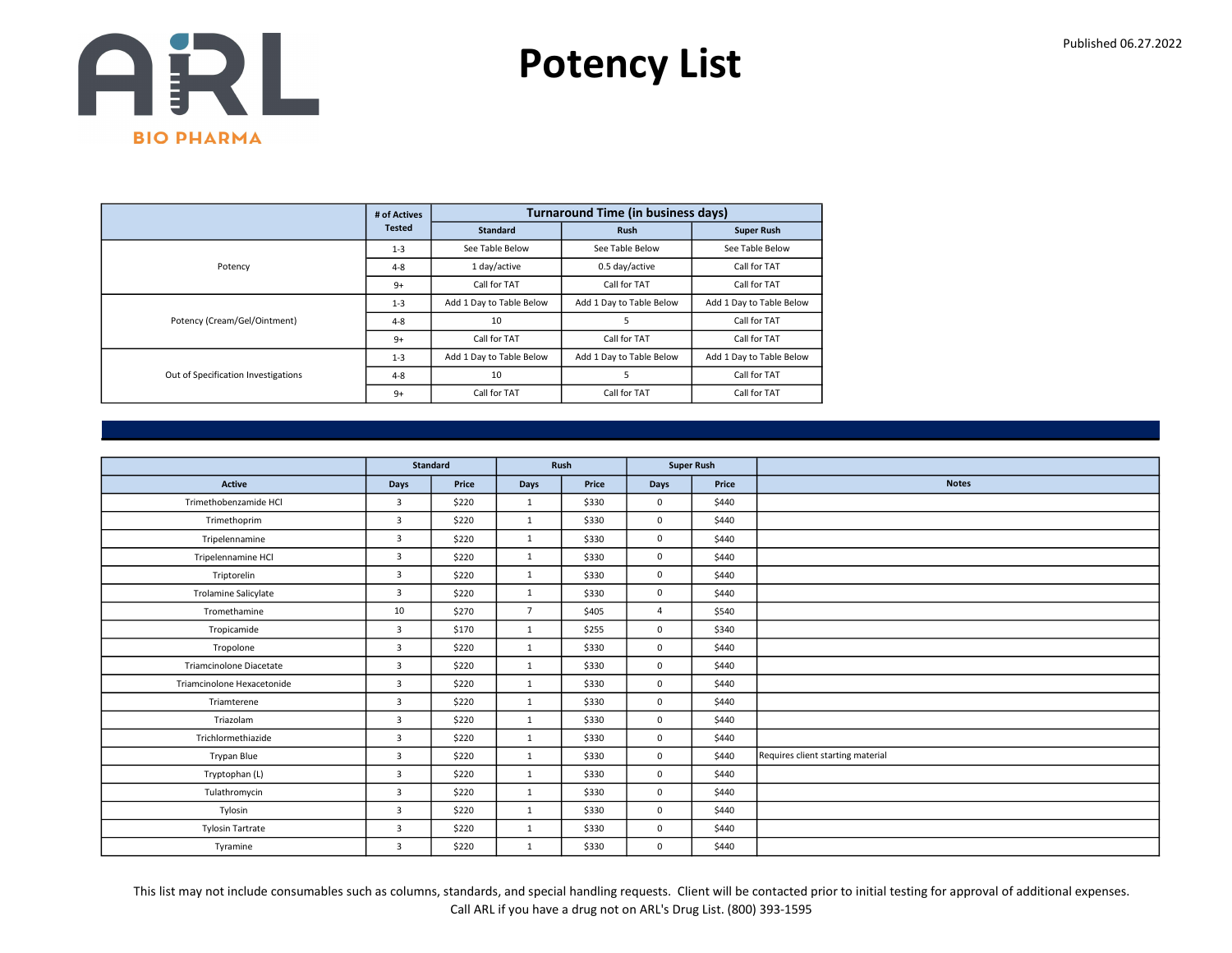# Potency List

Published 06.27.2022

| | # of Actives Tested | Turnaround Time (in business days) | | |
|---|---|---|---|---|
| | | Standard | Rush | Super Rush |
| Potency | 1-3 | See Table Below | See Table Below | See Table Below |
| | 4-8 | 1 day/active | 0.5 day/active | Call for TAT |
| | 9+ | Call for TAT | Call for TAT | Call for TAT |
| Potency (Cream/Gel/Ointment) | 1-3 | Add 1 Day to Table Below | Add 1 Day to Table Below | Add 1 Day to Table Below |
| | 4-8 | 10 | 5 | Call for TAT |
| | 9+ | Call for TAT | Call for TAT | Call for TAT |
| Out of Specification Investigations | 1-3 | Add 1 Day to Table Below | Add 1 Day to Table Below | Add 1 Day to Table Below |
| | 4-8 | 10 | 5 | Call for TAT |
| | 9+ | Call for TAT | Call for TAT | Call for TAT |

| | Standard | | Rush | | Super Rush | | |
|---|---|---|---|---|---|---|---|
| Active | Days | Price | Days | Price | Days | Price | Notes |
| Trimethobenzamide HCl | 3 | $220 | 1 | $330 | 0 | $440 | |
| Trimethoprim | 3 | $220 | 1 | $330 | 0 | $440 | |
| Tripelennamine | 3 | $220 | 1 | $330 | 0 | $440 | |
| Tripelennamine HCl | 3 | $220 | 1 | $330 | 0 | $440 | |
| Triptorelin | 3 | $220 | 1 | $330 | 0 | $440 | |
| Trolamine Salicylate | 3 | $220 | 1 | $330 | 0 | $440 | |
| Tromethamine | 10 | $270 | 7 | $405 | 4 | $540 | |
| Tropicamide | 3 | $170 | 1 | $255 | 0 | $340 | |
| Tropolone | 3 | $220 | 1 | $330 | 0 | $440 | |
| Triamcinolone Diacetate | 3 | $220 | 1 | $330 | 0 | $440 | |
| Triamcinolone Hexacetonide | 3 | $220 | 1 | $330 | 0 | $440 | |
| Triamterene | 3 | $220 | 1 | $330 | 0 | $440 | |
| Triazolam | 3 | $220 | 1 | $330 | 0 | $440 | |
| Trichlormethiazide | 3 | $220 | 1 | $330 | 0 | $440 | |
| Trypan Blue | 3 | $220 | 1 | $330 | 0 | $440 | Requires client starting material |
| Tryptophan (L) | 3 | $220 | 1 | $330 | 0 | $440 | |
| Tulathromycin | 3 | $220 | 1 | $330 | 0 | $440 | |
| Tylosin | 3 | $220 | 1 | $330 | 0 | $440 | |
| Tylosin Tartrate | 3 | $220 | 1 | $330 | 0 | $440 | |
| Tyramine | 3 | $220 | 1 | $330 | 0 | $440 | |

This list may not include consumables such as columns, standards, and special handling requests. Client will be contacted prior to initial testing for approval of additional expenses.
Call ARL if you have a drug not on ARL's Drug List. (800) 393-1595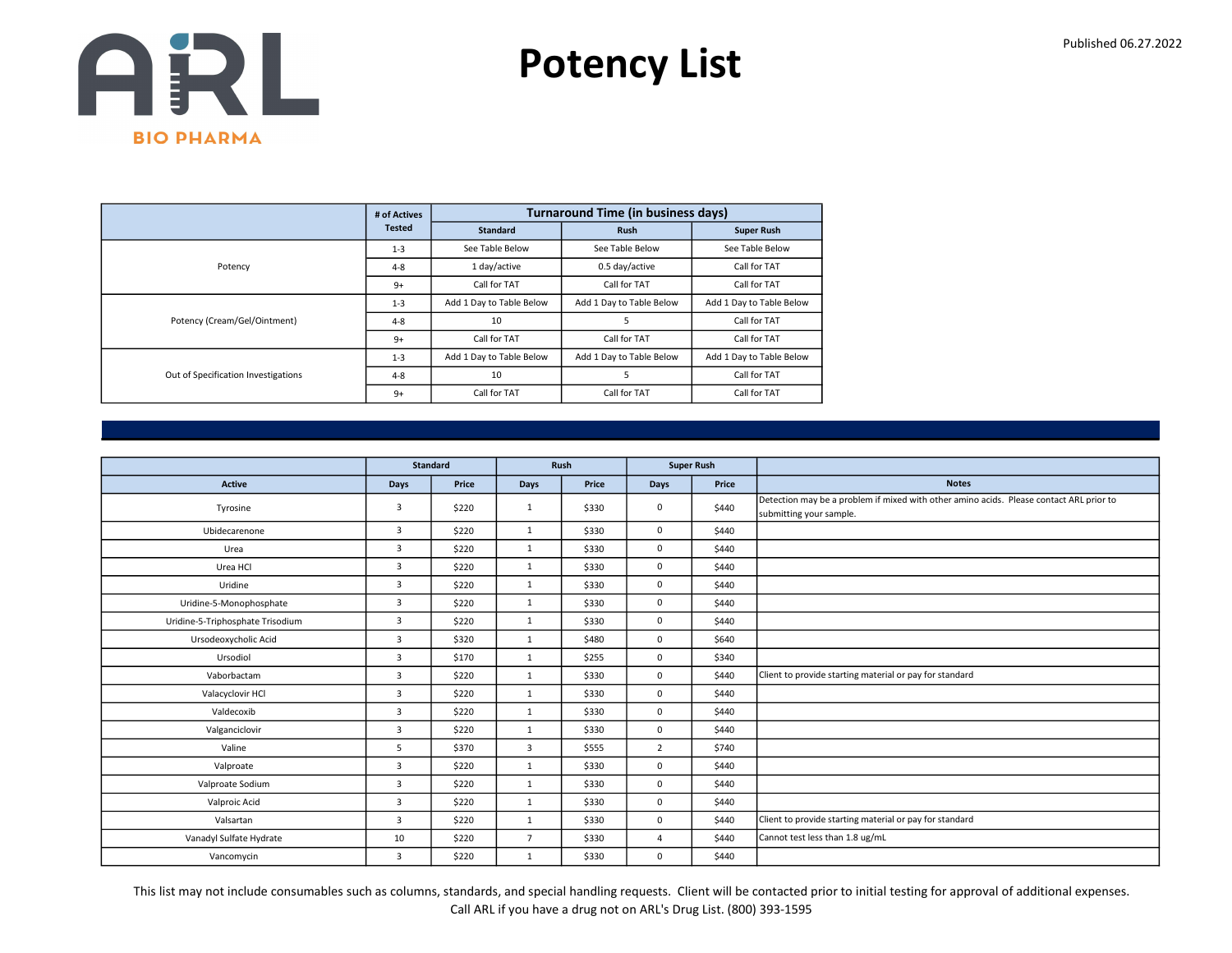# Potency List

Published 06.27.2022

ARL BIO PHARMA

| | # of Actives Tested | Turnaround Time (in business days) | | |
|---|---|---|---|---|
| | | Standard | Rush | Super Rush |
| Potency | 1-3 | See Table Below | See Table Below | See Table Below |
| | 4-8 | 1 day/active | 0.5 day/active | Call for TAT |
| | 9+ | Call for TAT | Call for TAT | Call for TAT |
| Potency (Cream/Gel/Ointment) | 1-3 | Add 1 Day to Table Below | Add 1 Day to Table Below | Add 1 Day to Table Below |
| | 4-8 | 10 | 5 | Call for TAT |
| | 9+ | Call for TAT | Call for TAT | Call for TAT |
| Out of Specification Investigations | 1-3 | Add 1 Day to Table Below | Add 1 Day to Table Below | Add 1 Day to Table Below |
| | 4-8 | 10 | 5 | Call for TAT |
| | 9+ | Call for TAT | Call for TAT | Call for TAT |

| | Standard | | Rush | | Super Rush | | |
|---|---|---|---|---|---|---|---|
| Active | Days | Price | Days | Price | Days | Price | Notes |
| Tyrosine | 3 | $220 | 1 | $330 | 0 | $440 | Detection may be a problem if mixed with other amino acids. Please contact ARL prior to submitting your sample. |
| Ubidecarenone | 3 | $220 | 1 | $330 | 0 | $440 | |
| Urea | 3 | $220 | 1 | $330 | 0 | $440 | |
| Urea HCl | 3 | $220 | 1 | $330 | 0 | $440 | |
| Uridine | 3 | $220 | 1 | $330 | 0 | $440 | |
| Uridine-5-Monophosphate | 3 | $220 | 1 | $330 | 0 | $440 | |
| Uridine-5-Triphosphate Trisodium | 3 | $220 | 1 | $330 | 0 | $440 | |
| Ursodeoxycholic Acid | 3 | $320 | 1 | $480 | 0 | $640 | |
| Ursodiol | 3 | $170 | 1 | $255 | 0 | $340 | |
| Vaborbactam | 3 | $220 | 1 | $330 | 0 | $440 | Client to provide starting material or pay for standard |
| Valacyclovir HCl | 3 | $220 | 1 | $330 | 0 | $440 | |
| Valdecoxib | 3 | $220 | 1 | $330 | 0 | $440 | |
| Valganciclovir | 3 | $220 | 1 | $330 | 0 | $440 | |
| Valine | 5 | $370 | 3 | $555 | 2 | $740 | |
| Valproate | 3 | $220 | 1 | $330 | 0 | $440 | |
| Valproate Sodium | 3 | $220 | 1 | $330 | 0 | $440 | |
| Valproic Acid | 3 | $220 | 1 | $330 | 0 | $440 | |
| Valsartan | 3 | $220 | 1 | $330 | 0 | $440 | Client to provide starting material or pay for standard |
| Vanadyl Sulfate Hydrate | 10 | $220 | 7 | $330 | 4 | $440 | Cannot test less than 1.8 ug/mL |
| Vancomycin | 3 | $220 | 1 | $330 | 0 | $440 | |

This list may not include consumables such as columns, standards, and special handling requests. Client will be contacted prior to initial testing for approval of additional expenses.
Call ARL if you have a drug not on ARL's Drug List. (800) 393-1595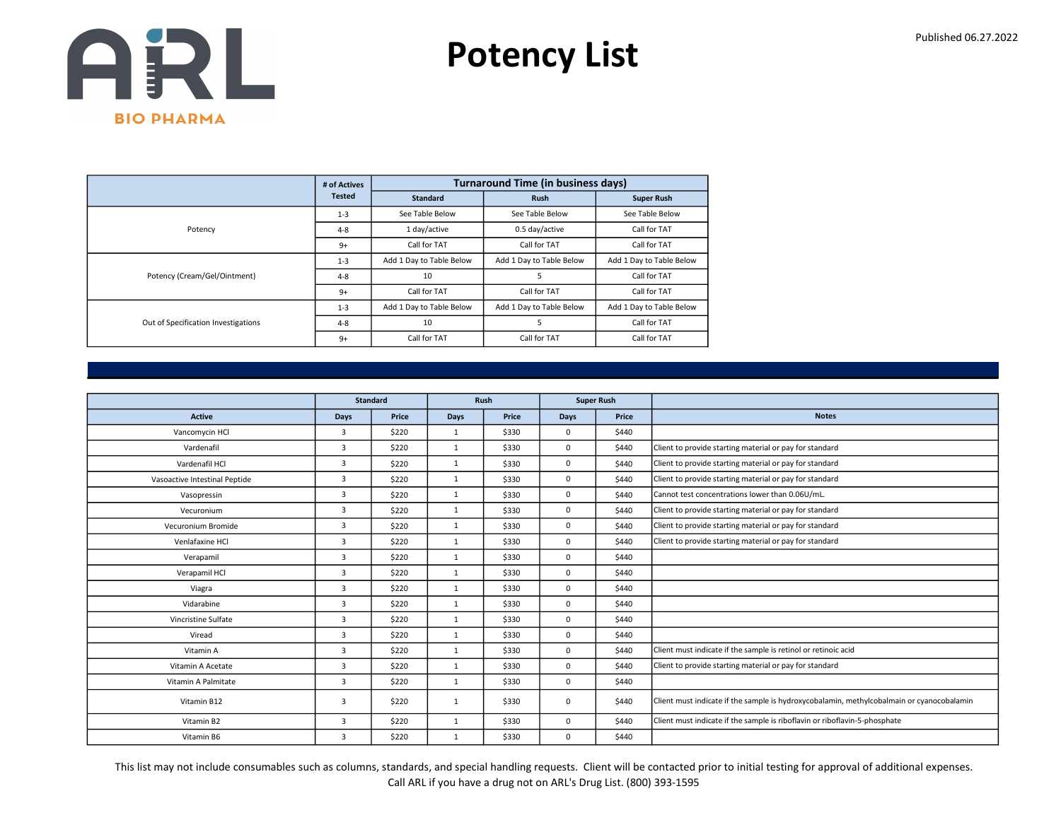# Potency List

Published 06.27.2022

| | # of Actives Tested | Turnaround Time (in business days) | | |
|---|---|---|---|---|
| | | Standard | Rush | Super Rush |
| Potency | 1-3 | See Table Below | See Table Below | See Table Below |
| | 4-8 | 1 day/active | 0.5 day/active | Call for TAT |
| | 9+ | Call for TAT | Call for TAT | Call for TAT |
| Potency (Cream/Gel/Ointment) | 1-3 | Add 1 Day to Table Below | Add 1 Day to Table Below | Add 1 Day to Table Below |
| | 4-8 | 10 | 5 | Call for TAT |
| | 9+ | Call for TAT | Call for TAT | Call for TAT |
| Out of Specification Investigations | 1-3 | Add 1 Day to Table Below | Add 1 Day to Table Below | Add 1 Day to Table Below |
| | 4-8 | 10 | 5 | Call for TAT |
| | 9+ | Call for TAT | Call for TAT | Call for TAT |

| | Standard | | Rush | | Super Rush | | |
|---|---|---|---|---|---|---|---|
| Active | Days | Price | Days | Price | Days | Price | Notes |
| Vancomycin HCl | 3 | $220 | 1 | $330 | 0 | $440 | |
| Vardenafil | 3 | $220 | 1 | $330 | 0 | $440 | Client to provide starting material or pay for standard |
| Vardenafil HCl | 3 | $220 | 1 | $330 | 0 | $440 | Client to provide starting material or pay for standard |
| Vasoactive Intestinal Peptide | 3 | $220 | 1 | $330 | 0 | $440 | Client to provide starting material or pay for standard |
| Vasopressin | 3 | $220 | 1 | $330 | 0 | $440 | Cannot test concentrations lower than 0.06U/mL. |
| Vecuronium | 3 | $220 | 1 | $330 | 0 | $440 | Client to provide starting material or pay for standard |
| Vecuronium Bromide | 3 | $220 | 1 | $330 | 0 | $440 | Client to provide starting material or pay for standard |
| Venlafaxine HCl | 3 | $220 | 1 | $330 | 0 | $440 | Client to provide starting material or pay for standard |
| Verapamil | 3 | $220 | 1 | $330 | 0 | $440 | |
| Verapamil HCl | 3 | $220 | 1 | $330 | 0 | $440 | |
| Viagra | 3 | $220 | 1 | $330 | 0 | $440 | |
| Vidarabine | 3 | $220 | 1 | $330 | 0 | $440 | |
| Vincristine Sulfate | 3 | $220 | 1 | $330 | 0 | $440 | |
| Viread | 3 | $220 | 1 | $330 | 0 | $440 | |
| Vitamin A | 3 | $220 | 1 | $330 | 0 | $440 | Client must indicate if the sample is retinol or retinoic acid |
| Vitamin A Acetate | 3 | $220 | 1 | $330 | 0 | $440 | Client to provide starting material or pay for standard |
| Vitamin A Palmitate | 3 | $220 | 1 | $330 | 0 | $440 | |
| Vitamin B12 | 3 | $220 | 1 | $330 | 0 | $440 | Client must indicate if the sample is hydroxycobalamin, methylcobalmain or cyanocobalamin |
| Vitamin B2 | 3 | $220 | 1 | $330 | 0 | $440 | Client must indicate if the sample is riboflavin or riboflavin-5-phosphate |
| Vitamin B6 | 3 | $220 | 1 | $330 | 0 | $440 | |

This list may not include consumables such as columns, standards, and special handling requests. Client will be contacted prior to initial testing for approval of additional expenses.
Call ARL if you have a drug not on ARL's Drug List. (800) 393-1595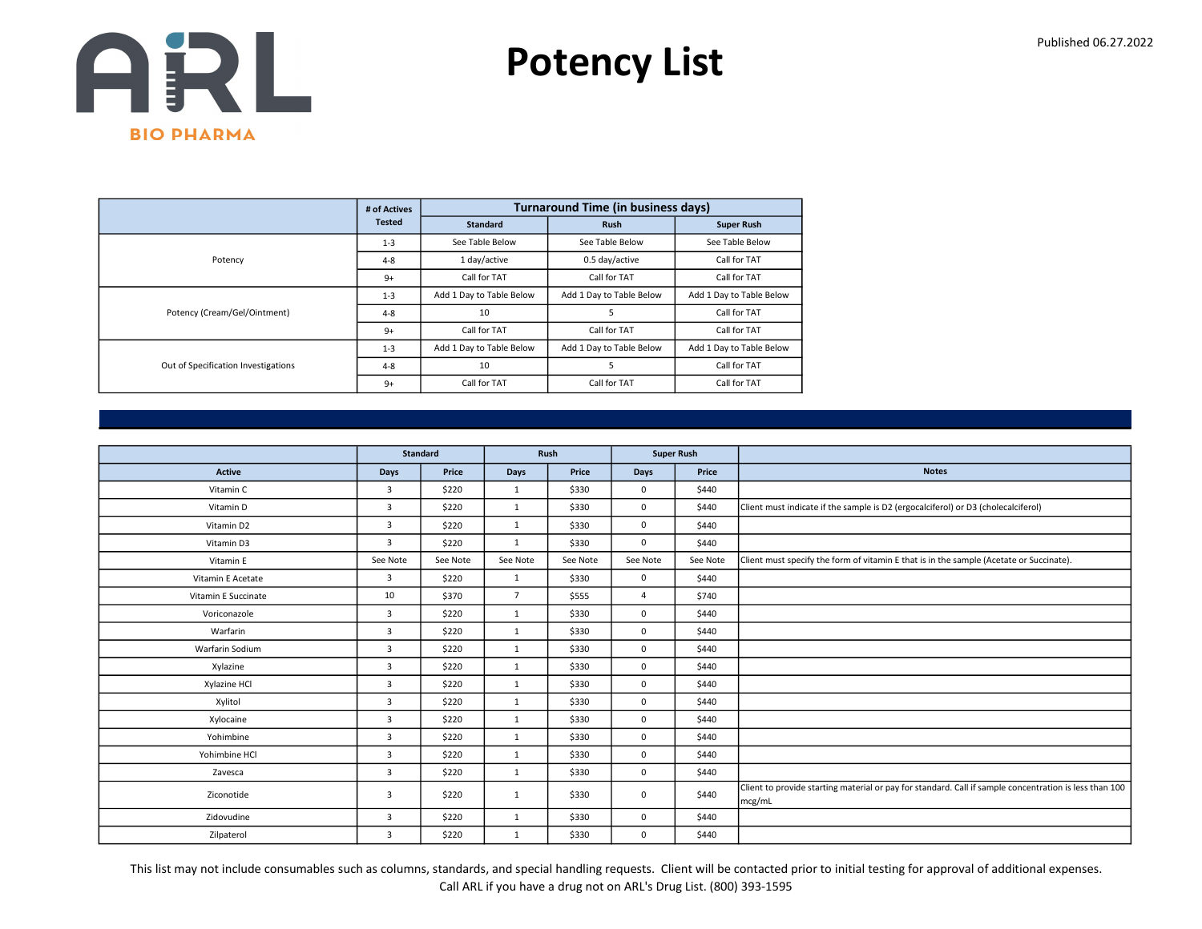# Potency List

Published 06.27.2022

| | # of Actives Tested | Turnaround Time (in business days) | | |
|---|---|---|---|---|
| | | Standard | Rush | Super Rush |
| Potency | 1-3 | See Table Below | See Table Below | See Table Below |
| | 4-8 | 1 day/active | 0.5 day/active | Call for TAT |
| | 9+ | Call for TAT | Call for TAT | Call for TAT |
| Potency (Cream/Gel/Ointment) | 1-3 | Add 1 Day to Table Below | Add 1 Day to Table Below | Add 1 Day to Table Below |
| | 4-8 | 10 | 5 | Call for TAT |
| | 9+ | Call for TAT | Call for TAT | Call for TAT |
| Out of Specification Investigations | 1-3 | Add 1 Day to Table Below | Add 1 Day to Table Below | Add 1 Day to Table Below |
| | 4-8 | 10 | 5 | Call for TAT |
| | 9+ | Call for TAT | Call for TAT | Call for TAT |

| | Standard | | Rush | | Super Rush | | |
|---|---|---|---|---|---|---|---|
| Active | Days | Price | Days | Price | Days | Price | Notes |
| Vitamin C | 3 | $220 | 1 | $330 | 0 | $440 | |
| Vitamin D | 3 | $220 | 1 | $330 | 0 | $440 | Client must indicate if the sample is D2 (ergocalciferol) or D3 (cholecalciferol) |
| Vitamin D2 | 3 | $220 | 1 | $330 | 0 | $440 | |
| Vitamin D3 | 3 | $220 | 1 | $330 | 0 | $440 | |
| Vitamin E | See Note | See Note | See Note | See Note | See Note | See Note | Client must specify the form of vitamin E that is in the sample (Acetate or Succinate). |
| Vitamin E Acetate | 3 | $220 | 1 | $330 | 0 | $440 | |
| Vitamin E Succinate | 10 | $370 | 7 | $555 | 4 | $740 | |
| Voriconazole | 3 | $220 | 1 | $330 | 0 | $440 | |
| Warfarin | 3 | $220 | 1 | $330 | 0 | $440 | |
| Warfarin Sodium | 3 | $220 | 1 | $330 | 0 | $440 | |
| Xylazine | 3 | $220 | 1 | $330 | 0 | $440 | |
| Xylazine HCl | 3 | $220 | 1 | $330 | 0 | $440 | |
| Xylitol | 3 | $220 | 1 | $330 | 0 | $440 | |
| Xylocaine | 3 | $220 | 1 | $330 | 0 | $440 | |
| Yohimbine | 3 | $220 | 1 | $330 | 0 | $440 | |
| Yohimbine HCl | 3 | $220 | 1 | $330 | 0 | $440 | |
| Zavesca | 3 | $220 | 1 | $330 | 0 | $440 | |
| Ziconotide | 3 | $220 | 1 | $330 | 0 | $440 | Client to provide starting material or pay for standard. Call if sample concentration is less than 100 mcg/mL |
| Zidovudine | 3 | $220 | 1 | $330 | 0 | $440 | |
| Zilpaterol | 3 | $220 | 1 | $330 | 0 | $440 | |

This list may not include consumables such as columns, standards, and special handling requests. Client will be contacted prior to initial testing for approval of additional expenses.
Call ARL if you have a drug not on ARL's Drug List. (800) 393-1595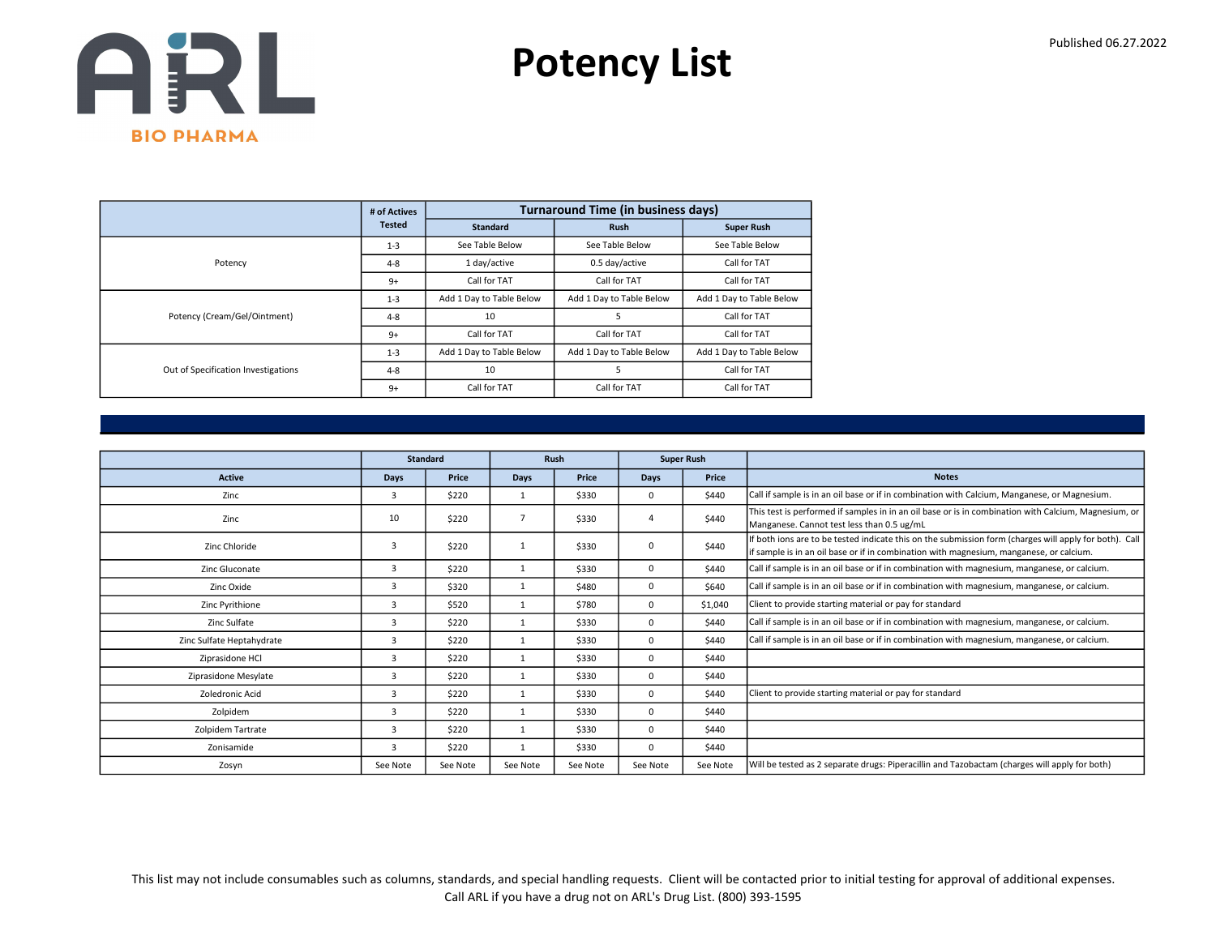ARL BIO PHARMA

# Potency List

Published 06.27.2022

| | # of Actives Tested | Turnaround Time (in business days) | | |
|---|---|---|---|---|
| | | Standard | Rush | Super Rush |
| Potency | 1-3 | See Table Below | See Table Below | See Table Below |
| | 4-8 | 1 day/active | 0.5 day/active | Call for TAT |
| | 9+ | Call for TAT | Call for TAT | Call for TAT |
| Potency (Cream/Gel/Ointment) | 1-3 | Add 1 Day to Table Below | Add 1 Day to Table Below | Add 1 Day to Table Below |
| | 4-8 | 10 | 5 | Call for TAT |
| | 9+ | Call for TAT | Call for TAT | Call for TAT |
| Out of Specification Investigations | 1-3 | Add 1 Day to Table Below | Add 1 Day to Table Below | Add 1 Day to Table Below |
| | 4-8 | 10 | 5 | Call for TAT |
| | 9+ | Call for TAT | Call for TAT | Call for TAT |

| | Standard | | Rush | | Super Rush | | |
|---|---|---|---|---|---|---|---|
| Active | Days | Price | Days | Price | Days | Price | Notes |
| Zinc | 3 | $220 | 1 | $330 | 0 | $440 | Call if sample is in an oil base or if in combination with Calcium, Manganese, or Magnesium. |
| Zinc | 10 | $220 | 7 | $330 | 4 | $440 | This test is performed if samples in in an oil base or is in combination with Calcium, Magnesium, or Manganese. Cannot test less than 0.5 ug/mL |
| Zinc Chloride | 3 | $220 | 1 | $330 | 0 | $440 | If both ions are to be tested indicate this on the submission form (charges will apply for both). Call if sample is in an oil base or if in combination with magnesium, manganese, or calcium. |
| Zinc Gluconate | 3 | $220 | 1 | $330 | 0 | $440 | Call if sample is in an oil base or if in combination with magnesium, manganese, or calcium. |
| Zinc Oxide | 3 | $320 | 1 | $480 | 0 | $640 | Call if sample is in an oil base or if in combination with magnesium, manganese, or calcium. |
| Zinc Pyrithione | 3 | $520 | 1 | $780 | 0 | $1,040 | Client to provide starting material or pay for standard |
| Zinc Sulfate | 3 | $220 | 1 | $330 | 0 | $440 | Call if sample is in an oil base or if in combination with magnesium, manganese, or calcium. |
| Zinc Sulfate Heptahydrate | 3 | $220 | 1 | $330 | 0 | $440 | Call if sample is in an oil base or if in combination with magnesium, manganese, or calcium. |
| Ziprasidone HCl | 3 | $220 | 1 | $330 | 0 | $440 | |
| Ziprasidone Mesylate | 3 | $220 | 1 | $330 | 0 | $440 | |
| Zoledronic Acid | 3 | $220 | 1 | $330 | 0 | $440 | Client to provide starting material or pay for standard |
| Zolpidem | 3 | $220 | 1 | $330 | 0 | $440 | |
| Zolpidem Tartrate | 3 | $220 | 1 | $330 | 0 | $440 | |
| Zonisamide | 3 | $220 | 1 | $330 | 0 | $440 | |
| Zosyn | See Note | See Note | See Note | See Note | See Note | See Note | Will be tested as 2 separate drugs: Piperacillin and Tazobactam (charges will apply for both) |

This list may not include consumables such as columns, standards, and special handling requests. Client will be contacted prior to initial testing for approval of additional expenses. Call ARL if you have a drug not on ARL's Drug List. (800) 393-1595